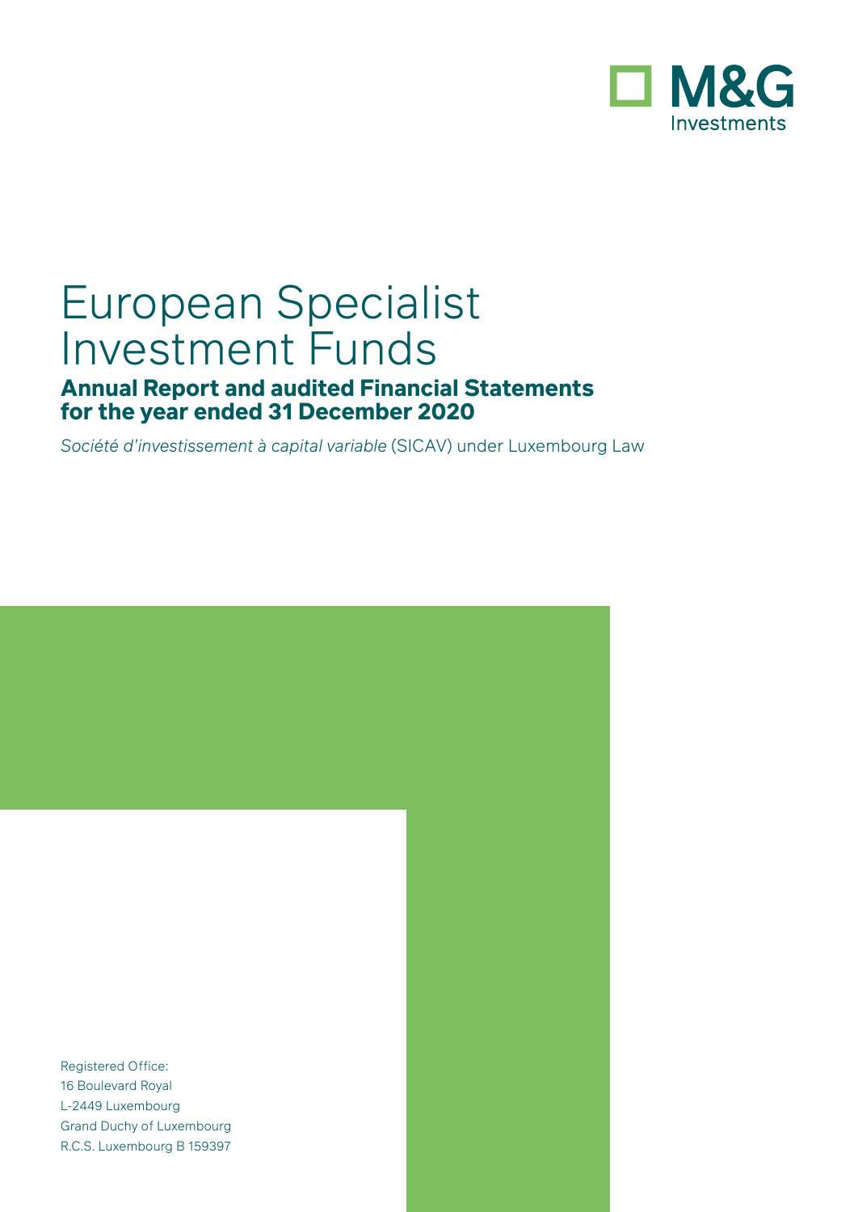M&G Investments

# European Specialist Investment Funds

## Annual Report and audited Financial Statements for the year ended 31 December 2020

*Société d'investissement à capital variable* (SICAV) under Luxembourg Law

Registered Office:
16 Boulevard Royal
L-2449 Luxembourg
Grand Duchy of Luxembourg
R.C.S. Luxembourg B 159397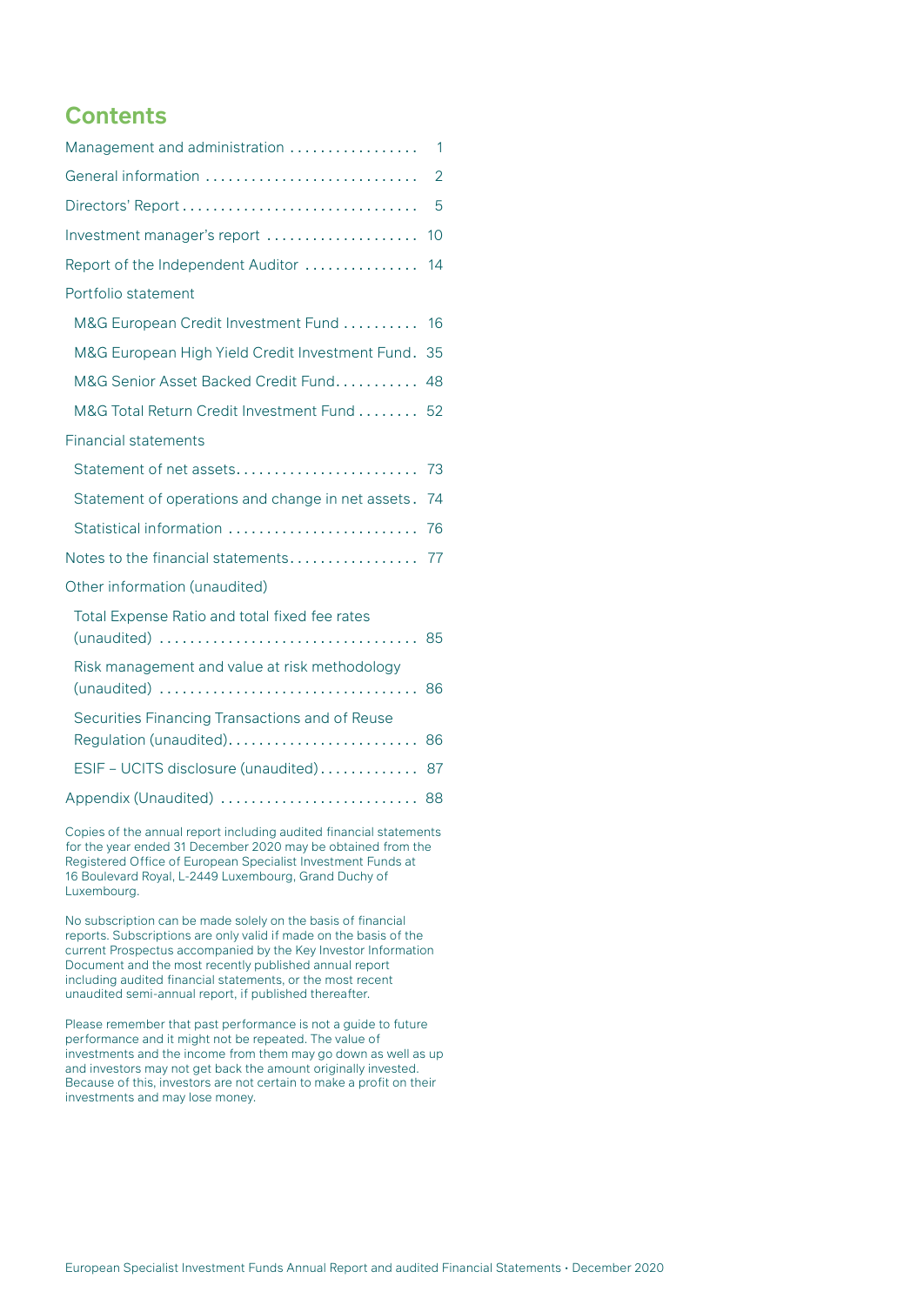# Contents

| | |
|---|---|
| Management and administration | 1 |
| General information | 2 |
| Directors' Report | 5 |
| Investment manager's report | 10 |
| Report of the Independent Auditor | 14 |
| Portfolio statement | |
| M&G European Credit Investment Fund | 16 |
| M&G European High Yield Credit Investment Fund | 35 |
| M&G Senior Asset Backed Credit Fund | 48 |
| M&G Total Return Credit Investment Fund | 52 |
| Financial statements | |
| Statement of net assets | 73 |
| Statement of operations and change in net assets | 74 |
| Statistical information | 76 |
| Notes to the financial statements | 77 |
| Other information (unaudited) | |
| Total Expense Ratio and total fixed fee rates (unaudited) | 85 |
| Risk management and value at risk methodology (unaudited) | 86 |
| Securities Financing Transactions and of Reuse Regulation (unaudited) | 86 |
| ESIF – UCITS disclosure (unaudited) | 87 |
| Appendix (Unaudited) | 88 |

Copies of the annual report including audited financial statements for the year ended 31 December 2020 may be obtained from the Registered Office of European Specialist Investment Funds at 16 Boulevard Royal, L-2449 Luxembourg, Grand Duchy of Luxembourg.

No subscription can be made solely on the basis of financial reports. Subscriptions are only valid if made on the basis of the current Prospectus accompanied by the Key Investor Information Document and the most recently published annual report including audited financial statements, or the most recent unaudited semi-annual report, if published thereafter.

Please remember that past performance is not a guide to future performance and it might not be repeated. The value of investments and the income from them may go down as well as up and investors may not get back the amount originally invested. Because of this, investors are not certain to make a profit on their investments and may lose money.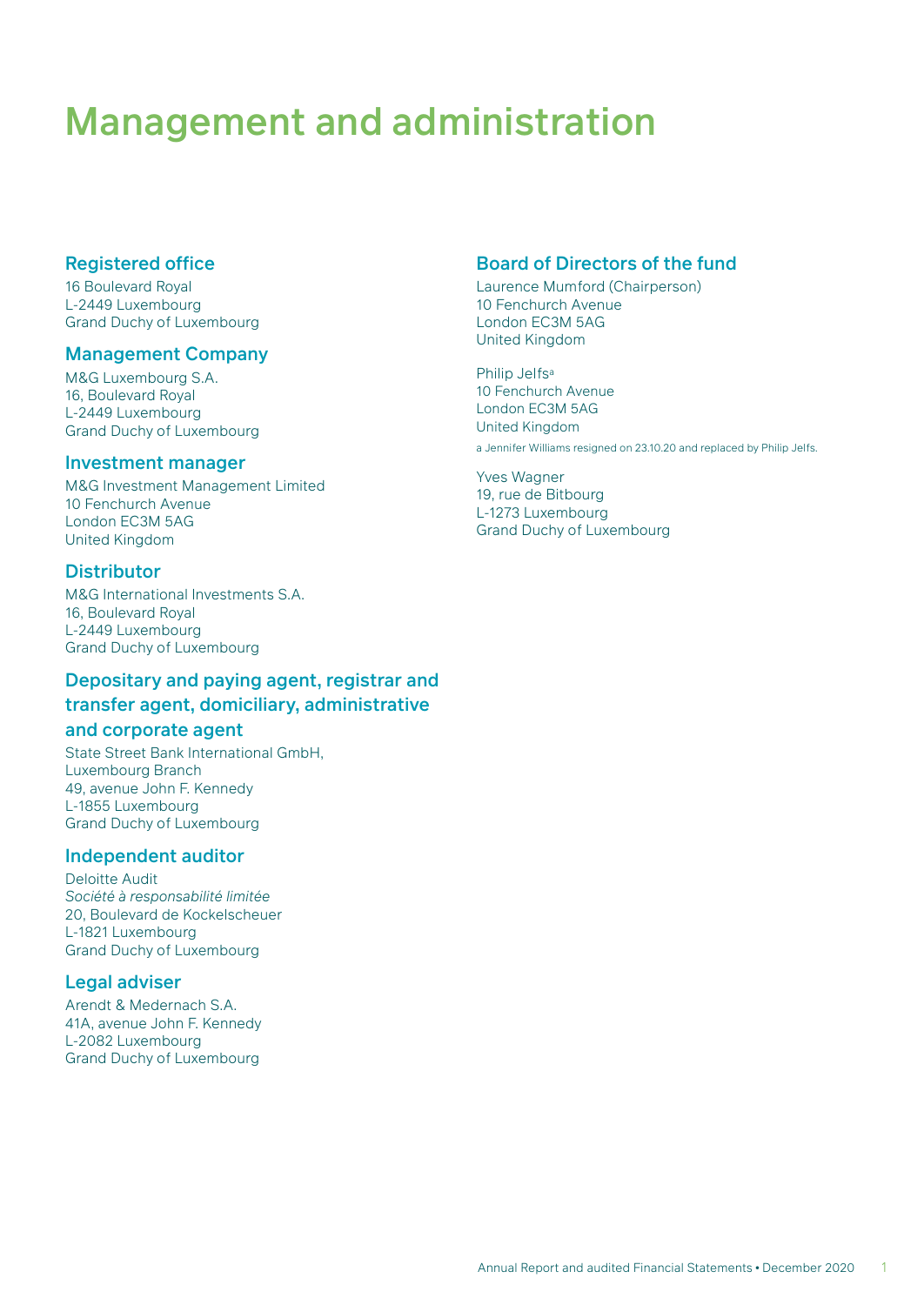# Management and administration

## Registered office

16 Boulevard Royal
L-2449 Luxembourg
Grand Duchy of Luxembourg

## Management Company

M&G Luxembourg S.A.
16, Boulevard Royal
L-2449 Luxembourg
Grand Duchy of Luxembourg

## Investment manager

M&G Investment Management Limited
10 Fenchurch Avenue
London EC3M 5AG
United Kingdom

## Distributor

M&G International Investments S.A.
16, Boulevard Royal
L-2449 Luxembourg
Grand Duchy of Luxembourg

## Depositary and paying agent, registrar and transfer agent, domiciliary, administrative and corporate agent

State Street Bank International GmbH,
Luxembourg Branch
49, avenue John F. Kennedy
L-1855 Luxembourg
Grand Duchy of Luxembourg

## Independent auditor

Deloitte Audit
*Société à responsabilité limitée*
20, Boulevard de Kockelscheuer
L-1821 Luxembourg
Grand Duchy of Luxembourg

## Legal adviser

Arendt & Medernach S.A.
41A, avenue John F. Kennedy
L-2082 Luxembourg
Grand Duchy of Luxembourg

## Board of Directors of the fund

Laurence Mumford (Chairperson)
10 Fenchurch Avenue
London EC3M 5AG
United Kingdom

Philip Jelfs[a]
10 Fenchurch Avenue
London EC3M 5AG
United Kingdom

a Jennifer Williams resigned on 23.10.20 and replaced by Philip Jelfs.

Yves Wagner
19, rue de Bitbourg
L-1273 Luxembourg
Grand Duchy of Luxembourg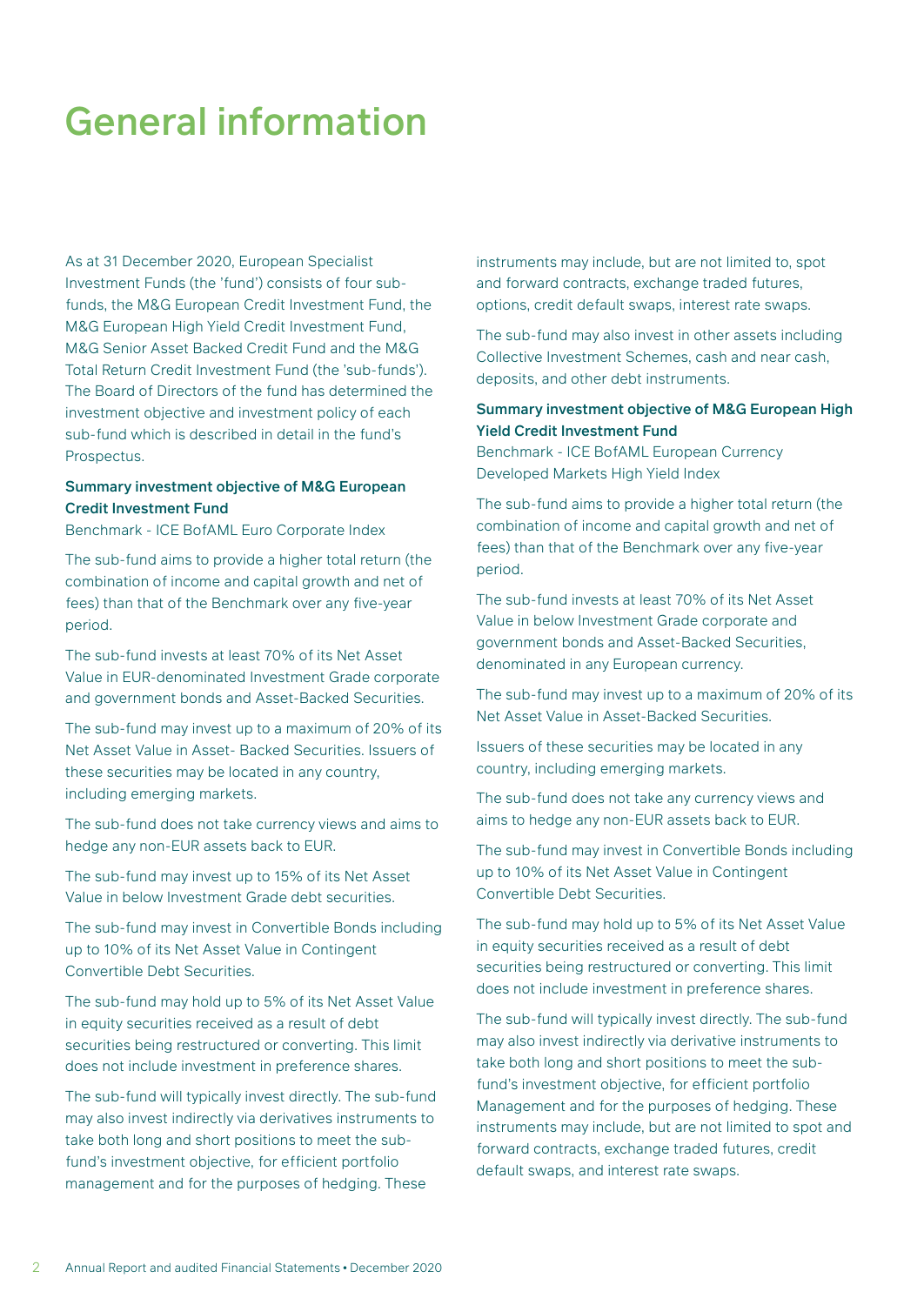# General information

As at 31 December 2020, European Specialist Investment Funds (the 'fund') consists of four sub-funds, the M&G European Credit Investment Fund, the M&G European High Yield Credit Investment Fund, M&G Senior Asset Backed Credit Fund and the M&G Total Return Credit Investment Fund (the 'sub-funds'). The Board of Directors of the fund has determined the investment objective and investment policy of each sub-fund which is described in detail in the fund's Prospectus.

**Summary investment objective of M&G European Credit Investment Fund**

Benchmark - ICE BofAML Euro Corporate Index

The sub-fund aims to provide a higher total return (the combination of income and capital growth and net of fees) than that of the Benchmark over any five-year period.

The sub-fund invests at least 70% of its Net Asset Value in EUR-denominated Investment Grade corporate and government bonds and Asset-Backed Securities.

The sub-fund may invest up to a maximum of 20% of its Net Asset Value in Asset- Backed Securities. Issuers of these securities may be located in any country, including emerging markets.

The sub-fund does not take currency views and aims to hedge any non-EUR assets back to EUR.

The sub-fund may invest up to 15% of its Net Asset Value in below Investment Grade debt securities.

The sub-fund may invest in Convertible Bonds including up to 10% of its Net Asset Value in Contingent Convertible Debt Securities.

The sub-fund may hold up to 5% of its Net Asset Value in equity securities received as a result of debt securities being restructured or converting. This limit does not include investment in preference shares.

The sub-fund will typically invest directly. The sub-fund may also invest indirectly via derivatives instruments to take both long and short positions to meet the sub-fund's investment objective, for efficient portfolio management and for the purposes of hedging. These instruments may include, but are not limited to, spot and forward contracts, exchange traded futures, options, credit default swaps, interest rate swaps.

The sub-fund may also invest in other assets including Collective Investment Schemes, cash and near cash, deposits, and other debt instruments.

**Summary investment objective of M&G European High Yield Credit Investment Fund**

Benchmark - ICE BofAML European Currency Developed Markets High Yield Index

The sub-fund aims to provide a higher total return (the combination of income and capital growth and net of fees) than that of the Benchmark over any five-year period.

The sub-fund invests at least 70% of its Net Asset Value in below Investment Grade corporate and government bonds and Asset-Backed Securities, denominated in any European currency.

The sub-fund may invest up to a maximum of 20% of its Net Asset Value in Asset-Backed Securities.

Issuers of these securities may be located in any country, including emerging markets.

The sub-fund does not take any currency views and aims to hedge any non-EUR assets back to EUR.

The sub-fund may invest in Convertible Bonds including up to 10% of its Net Asset Value in Contingent Convertible Debt Securities.

The sub-fund may hold up to 5% of its Net Asset Value in equity securities received as a result of debt securities being restructured or converting. This limit does not include investment in preference shares.

The sub-fund will typically invest directly. The sub-fund may also invest indirectly via derivative instruments to take both long and short positions to meet the sub-fund's investment objective, for efficient portfolio Management and for the purposes of hedging. These instruments may include, but are not limited to spot and forward contracts, exchange traded futures, credit default swaps, and interest rate swaps.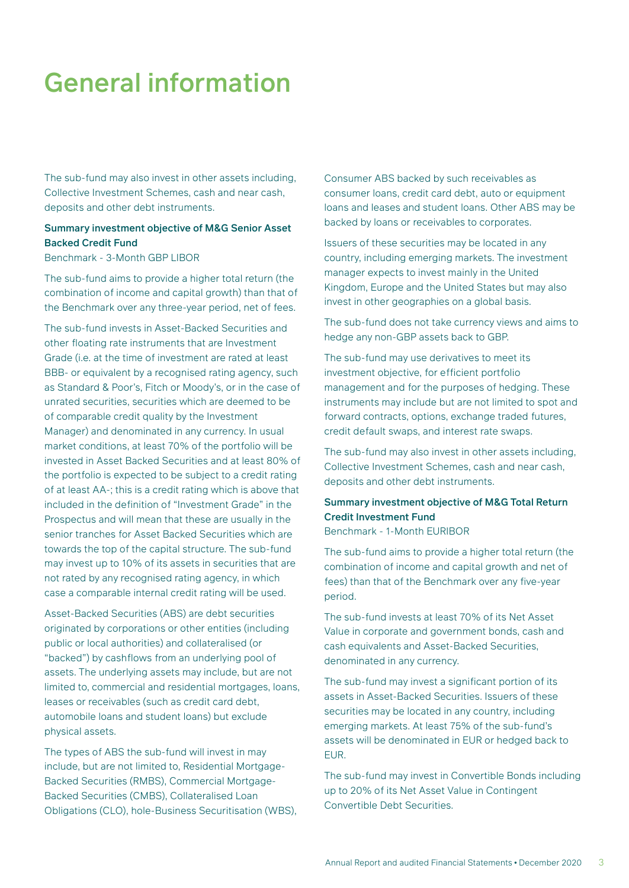# General information

The sub-fund may also invest in other assets including, Collective Investment Schemes, cash and near cash, deposits and other debt instruments.

**Summary investment objective of M&G Senior Asset Backed Credit Fund**
Benchmark - 3-Month GBP LIBOR

The sub-fund aims to provide a higher total return (the combination of income and capital growth) than that of the Benchmark over any three-year period, net of fees.

The sub-fund invests in Asset-Backed Securities and other floating rate instruments that are Investment Grade (i.e. at the time of investment are rated at least BBB- or equivalent by a recognised rating agency, such as Standard & Poor's, Fitch or Moody's, or in the case of unrated securities, securities which are deemed to be of comparable credit quality by the Investment Manager) and denominated in any currency. In usual market conditions, at least 70% of the portfolio will be invested in Asset Backed Securities and at least 80% of the portfolio is expected to be subject to a credit rating of at least AA-; this is a credit rating which is above that included in the definition of "Investment Grade" in the Prospectus and will mean that these are usually in the senior tranches for Asset Backed Securities which are towards the top of the capital structure. The sub-fund may invest up to 10% of its assets in securities that are not rated by any recognised rating agency, in which case a comparable internal credit rating will be used.

Asset-Backed Securities (ABS) are debt securities originated by corporations or other entities (including public or local authorities) and collateralised (or "backed") by cashflows from an underlying pool of assets. The underlying assets may include, but are not limited to, commercial and residential mortgages, loans, leases or receivables (such as credit card debt, automobile loans and student loans) but exclude physical assets.

The types of ABS the sub-fund will invest in may include, but are not limited to, Residential Mortgage-Backed Securities (RMBS), Commercial Mortgage-Backed Securities (CMBS), Collateralised Loan Obligations (CLO), hole-Business Securitisation (WBS), Consumer ABS backed by such receivables as consumer loans, credit card debt, auto or equipment loans and leases and student loans. Other ABS may be backed by loans or receivables to corporates.

Issuers of these securities may be located in any country, including emerging markets. The investment manager expects to invest mainly in the United Kingdom, Europe and the United States but may also invest in other geographies on a global basis.

The sub-fund does not take currency views and aims to hedge any non-GBP assets back to GBP.

The sub-fund may use derivatives to meet its investment objective, for efficient portfolio management and for the purposes of hedging. These instruments may include but are not limited to spot and forward contracts, options, exchange traded futures, credit default swaps, and interest rate swaps.

The sub-fund may also invest in other assets including, Collective Investment Schemes, cash and near cash, deposits and other debt instruments.

**Summary investment objective of M&G Total Return Credit Investment Fund**
Benchmark - 1-Month EURIBOR

The sub-fund aims to provide a higher total return (the combination of income and capital growth and net of fees) than that of the Benchmark over any five-year period.

The sub-fund invests at least 70% of its Net Asset Value in corporate and government bonds, cash and cash equivalents and Asset-Backed Securities, denominated in any currency.

The sub-fund may invest a significant portion of its assets in Asset-Backed Securities. Issuers of these securities may be located in any country, including emerging markets. At least 75% of the sub-fund's assets will be denominated in EUR or hedged back to EUR.

The sub-fund may invest in Convertible Bonds including up to 20% of its Net Asset Value in Contingent Convertible Debt Securities.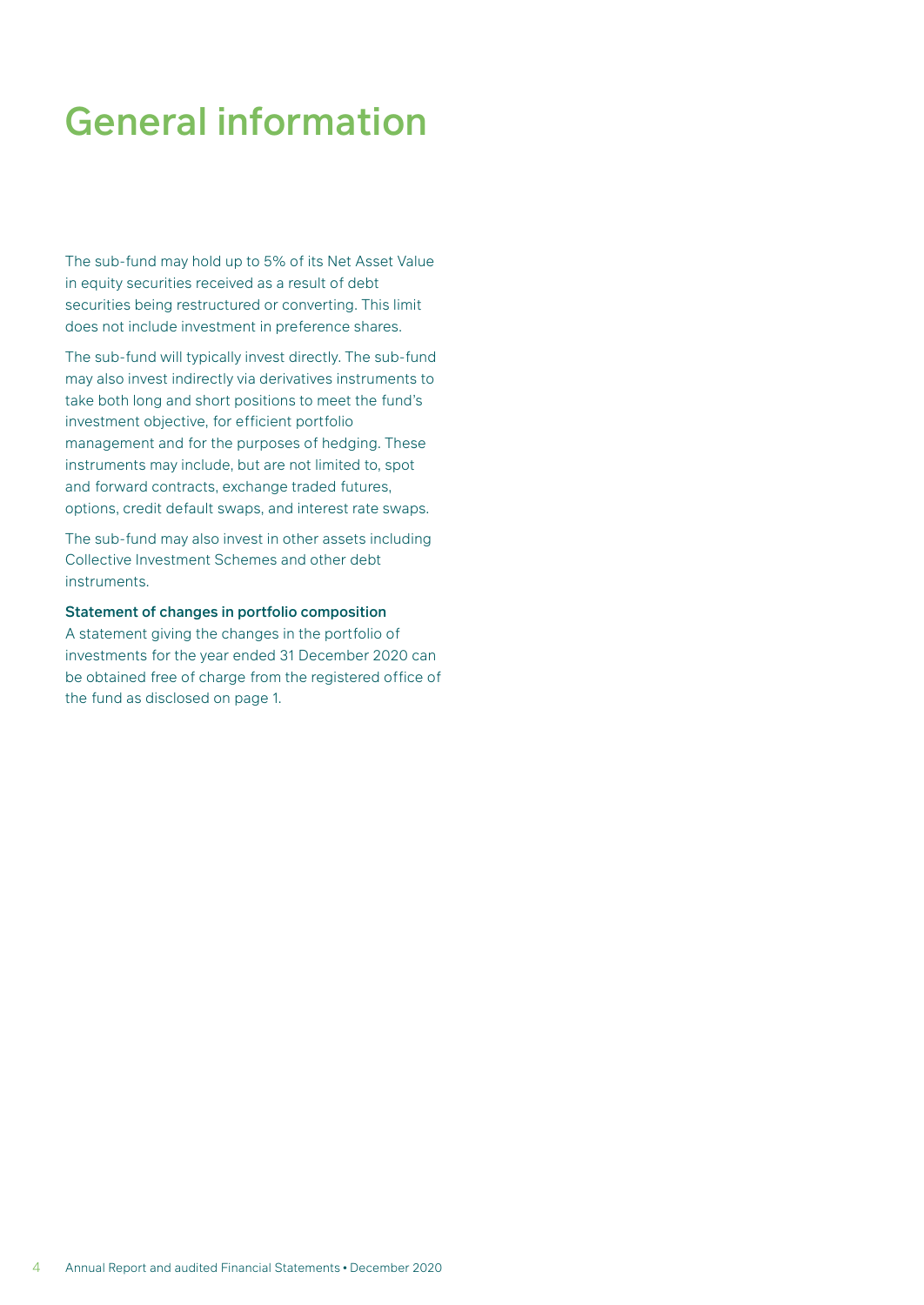# General information

The sub-fund may hold up to 5% of its Net Asset Value in equity securities received as a result of debt securities being restructured or converting. This limit does not include investment in preference shares.

The sub-fund will typically invest directly. The sub-fund may also invest indirectly via derivatives instruments to take both long and short positions to meet the fund's investment objective, for efficient portfolio management and for the purposes of hedging. These instruments may include, but are not limited to, spot and forward contracts, exchange traded futures, options, credit default swaps, and interest rate swaps.

The sub-fund may also invest in other assets including Collective Investment Schemes and other debt instruments.

**Statement of changes in portfolio composition**

A statement giving the changes in the portfolio of investments for the year ended 31 December 2020 can be obtained free of charge from the registered office of the fund as disclosed on page 1.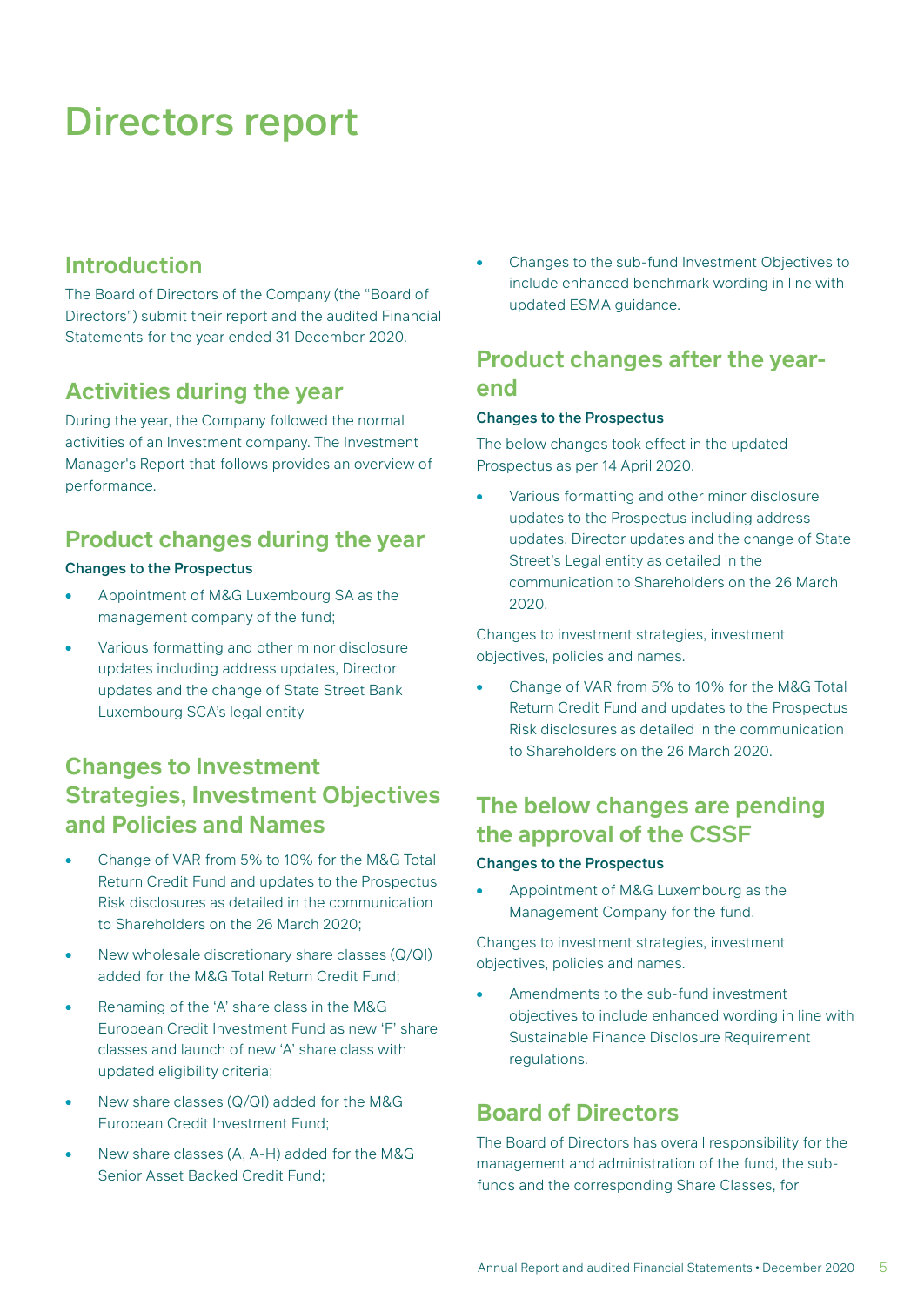# Directors report

## Introduction

The Board of Directors of the Company (the "Board of Directors") submit their report and the audited Financial Statements for the year ended 31 December 2020.

## Activities during the year

During the year, the Company followed the normal activities of an Investment company. The Investment Manager's Report that follows provides an overview of performance.

## Product changes during the year

**Changes to the Prospectus**

- Appointment of M&G Luxembourg SA as the management company of the fund;
- Various formatting and other minor disclosure updates including address updates, Director updates and the change of State Street Bank Luxembourg SCA's legal entity

## Changes to Investment Strategies, Investment Objectives and Policies and Names

- Change of VAR from 5% to 10% for the M&G Total Return Credit Fund and updates to the Prospectus Risk disclosures as detailed in the communication to Shareholders on the 26 March 2020;
- New wholesale discretionary share classes (Q/QI) added for the M&G Total Return Credit Fund;
- Renaming of the 'A' share class in the M&G European Credit Investment Fund as new 'F' share classes and launch of new 'A' share class with updated eligibility criteria;
- New share classes (Q/QI) added for the M&G European Credit Investment Fund;
- New share classes (A, A-H) added for the M&G Senior Asset Backed Credit Fund;
- Changes to the sub-fund Investment Objectives to include enhanced benchmark wording in line with updated ESMA guidance.

## Product changes after the year-end

**Changes to the Prospectus**

The below changes took effect in the updated Prospectus as per 14 April 2020.

- Various formatting and other minor disclosure updates to the Prospectus including address updates, Director updates and the change of State Street's Legal entity as detailed in the communication to Shareholders on the 26 March 2020.

Changes to investment strategies, investment objectives, policies and names.

- Change of VAR from 5% to 10% for the M&G Total Return Credit Fund and updates to the Prospectus Risk disclosures as detailed in the communication to Shareholders on the 26 March 2020.

## The below changes are pending the approval of the CSSF

**Changes to the Prospectus**

- Appointment of M&G Luxembourg as the Management Company for the fund.

Changes to investment strategies, investment objectives, policies and names.

- Amendments to the sub-fund investment objectives to include enhanced wording in line with Sustainable Finance Disclosure Requirement regulations.

## Board of Directors

The Board of Directors has overall responsibility for the management and administration of the fund, the sub-funds and the corresponding Share Classes, for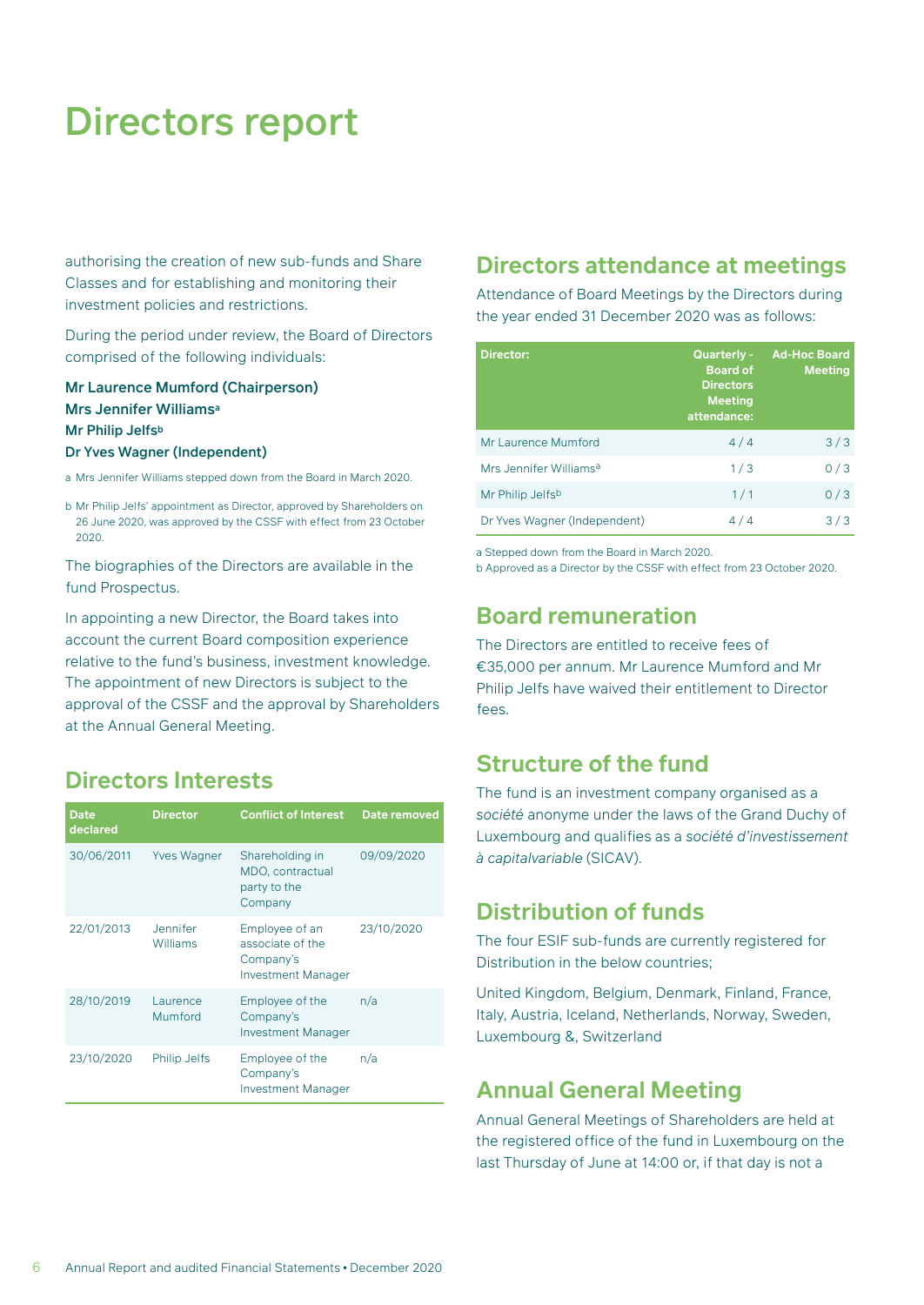# Directors report

authorising the creation of new sub-funds and Share Classes and for establishing and monitoring their investment policies and restrictions.

During the period under review, the Board of Directors comprised of the following individuals:

**Mr Laurence Mumford (Chairperson)**
**Mrs Jennifer Williams[a]**
**Mr Philip Jelfs[b]**
**Dr Yves Wagner (Independent)**

a Mrs Jennifer Williams stepped down from the Board in March 2020.

b Mr Philip Jelfs' appointment as Director, approved by Shareholders on 26 June 2020, was approved by the CSSF with effect from 23 October 2020.

The biographies of the Directors are available in the fund Prospectus.

In appointing a new Director, the Board takes into account the current Board composition experience relative to the fund's business, investment knowledge. The appointment of new Directors is subject to the approval of the CSSF and the approval by Shareholders at the Annual General Meeting.

## Directors Interests

| Date declared | Director | Conflict of Interest | Date removed |
|---|---|---|---|
| 30/06/2011 | Yves Wagner | Shareholding in MDO, contractual party to the Company | 09/09/2020 |
| 22/01/2013 | Jennifer Williams | Employee of an associate of the Company's Investment Manager | 23/10/2020 |
| 28/10/2019 | Laurence Mumford | Employee of the Company's Investment Manager | n/a |
| 23/10/2020 | Philip Jelfs | Employee of the Company's Investment Manager | n/a |

## Directors attendance at meetings

Attendance of Board Meetings by the Directors during the year ended 31 December 2020 was as follows:

| Director: | Quarterly - Board of Directors Meeting attendance: | Ad-Hoc Board Meeting |
|---|---|---|
| Mr Laurence Mumford | 4 / 4 | 3 / 3 |
| Mrs Jennifer Williams[a] | 1 / 3 | 0 / 3 |
| Mr Philip Jelfs[b] | 1 / 1 | 0 / 3 |
| Dr Yves Wagner (Independent) | 4 / 4 | 3 / 3 |

a Stepped down from the Board in March 2020.
b Approved as a Director by the CSSF with effect from 23 October 2020.

## Board remuneration

The Directors are entitled to receive fees of €35,000 per annum. Mr Laurence Mumford and Mr Philip Jelfs have waived their entitlement to Director fees.

## Structure of the fund

The fund is an investment company organised as a *société* anonyme under the laws of the Grand Duchy of Luxembourg and qualifies as a *société d'investissement à capitalvariable* (SICAV).

## Distribution of funds

The four ESIF sub-funds are currently registered for Distribution in the below countries;

United Kingdom, Belgium, Denmark, Finland, France, Italy, Austria, Iceland, Netherlands, Norway, Sweden, Luxembourg &, Switzerland

## Annual General Meeting

Annual General Meetings of Shareholders are held at the registered office of the fund in Luxembourg on the last Thursday of June at 14:00 or, if that day is not a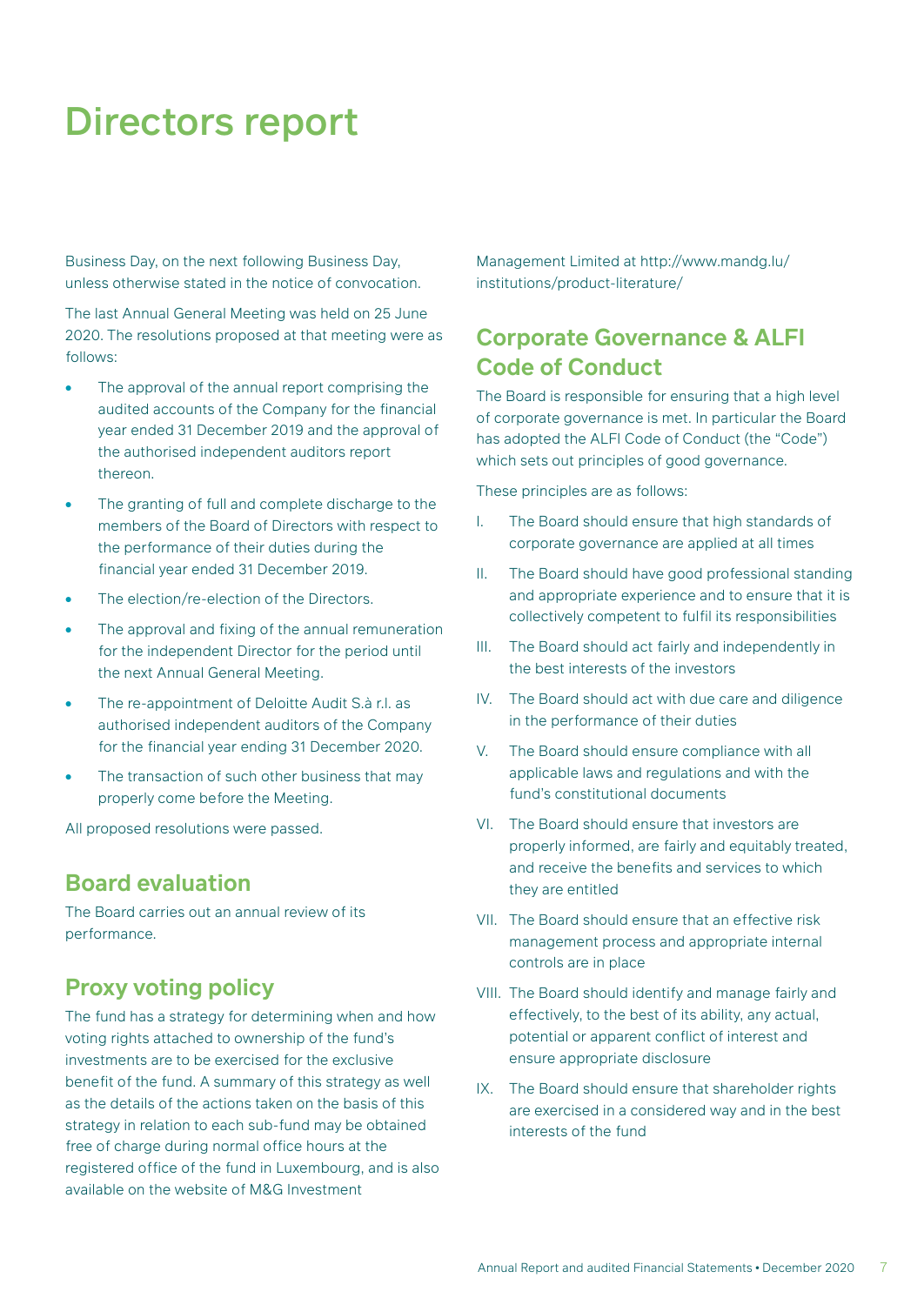# Directors report

Business Day, on the next following Business Day, unless otherwise stated in the notice of convocation.

The last Annual General Meeting was held on 25 June 2020. The resolutions proposed at that meeting were as follows:

- The approval of the annual report comprising the audited accounts of the Company for the financial year ended 31 December 2019 and the approval of the authorised independent auditors report thereon.
- The granting of full and complete discharge to the members of the Board of Directors with respect to the performance of their duties during the financial year ended 31 December 2019.
- The election/re-election of the Directors.
- The approval and fixing of the annual remuneration for the independent Director for the period until the next Annual General Meeting.
- The re-appointment of Deloitte Audit S.à r.l. as authorised independent auditors of the Company for the financial year ending 31 December 2020.
- The transaction of such other business that may properly come before the Meeting.

All proposed resolutions were passed.

## Board evaluation

The Board carries out an annual review of its performance.

## Proxy voting policy

The fund has a strategy for determining when and how voting rights attached to ownership of the fund's investments are to be exercised for the exclusive benefit of the fund. A summary of this strategy as well as the details of the actions taken on the basis of this strategy in relation to each sub-fund may be obtained free of charge during normal office hours at the registered office of the fund in Luxembourg, and is also available on the website of M&G Investment Management Limited at http://www.mandg.lu/institutions/product-literature/

## Corporate Governance & ALFI Code of Conduct

The Board is responsible for ensuring that a high level of corporate governance is met. In particular the Board has adopted the ALFI Code of Conduct (the "Code") which sets out principles of good governance.

These principles are as follows:

I. The Board should ensure that high standards of corporate governance are applied at all times

II. The Board should have good professional standing and appropriate experience and to ensure that it is collectively competent to fulfil its responsibilities

III. The Board should act fairly and independently in the best interests of the investors

IV. The Board should act with due care and diligence in the performance of their duties

V. The Board should ensure compliance with all applicable laws and regulations and with the fund's constitutional documents

VI. The Board should ensure that investors are properly informed, are fairly and equitably treated, and receive the benefits and services to which they are entitled

VII. The Board should ensure that an effective risk management process and appropriate internal controls are in place

VIII. The Board should identify and manage fairly and effectively, to the best of its ability, any actual, potential or apparent conflict of interest and ensure appropriate disclosure

IX. The Board should ensure that shareholder rights are exercised in a considered way and in the best interests of the fund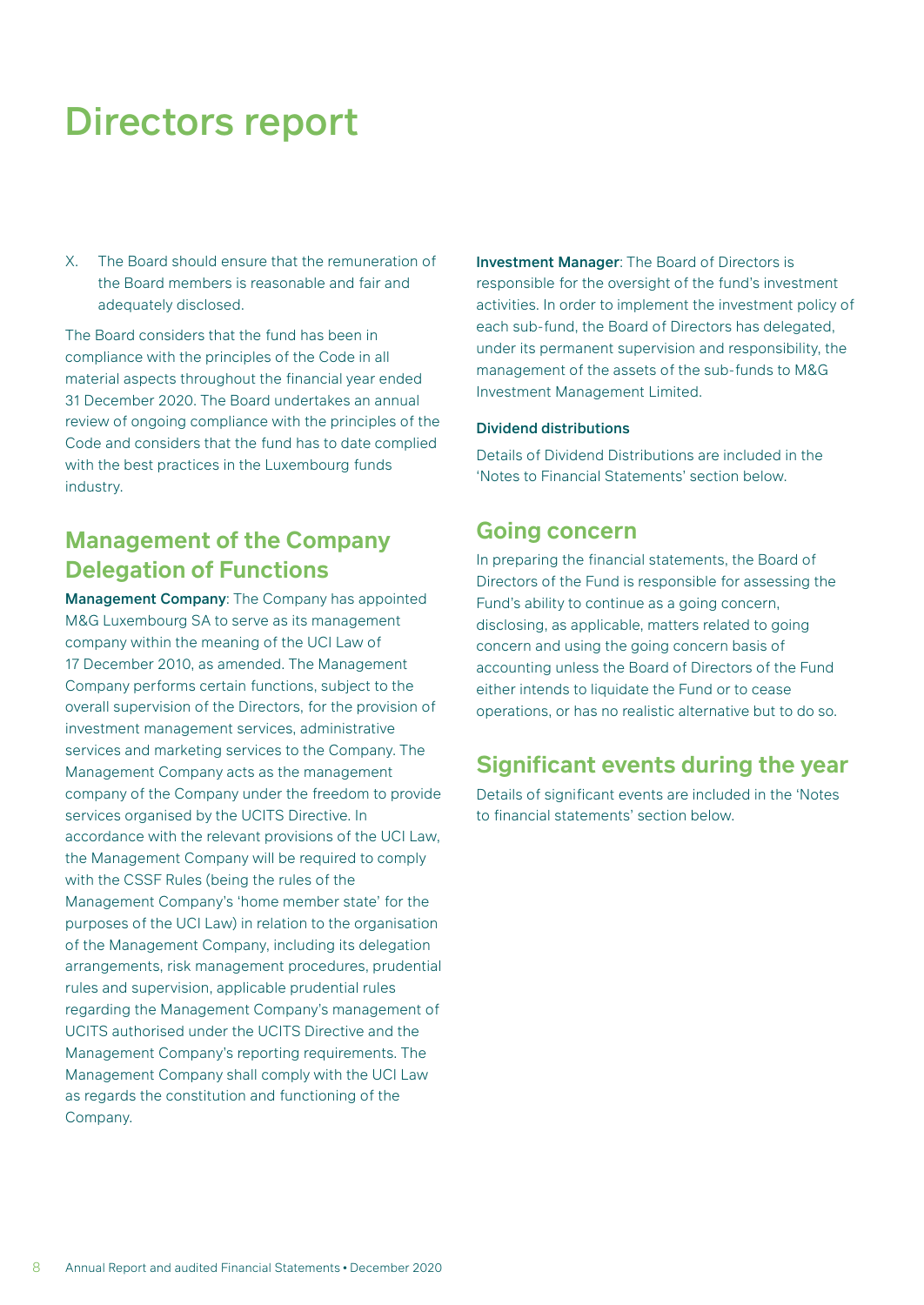# Directors report

X. The Board should ensure that the remuneration of the Board members is reasonable and fair and adequately disclosed.

The Board considers that the fund has been in compliance with the principles of the Code in all material aspects throughout the financial year ended 31 December 2020. The Board undertakes an annual review of ongoing compliance with the principles of the Code and considers that the fund has to date complied with the best practices in the Luxembourg funds industry.

## Management of the Company Delegation of Functions

**Management Company**: The Company has appointed M&G Luxembourg SA to serve as its management company within the meaning of the UCI Law of 17 December 2010, as amended. The Management Company performs certain functions, subject to the overall supervision of the Directors, for the provision of investment management services, administrative services and marketing services to the Company. The Management Company acts as the management company of the Company under the freedom to provide services organised by the UCITS Directive. In accordance with the relevant provisions of the UCI Law, the Management Company will be required to comply with the CSSF Rules (being the rules of the Management Company's 'home member state' for the purposes of the UCI Law) in relation to the organisation of the Management Company, including its delegation arrangements, risk management procedures, prudential rules and supervision, applicable prudential rules regarding the Management Company's management of UCITS authorised under the UCITS Directive and the Management Company's reporting requirements. The Management Company shall comply with the UCI Law as regards the constitution and functioning of the Company.

**Investment Manager**: The Board of Directors is responsible for the oversight of the fund's investment activities. In order to implement the investment policy of each sub-fund, the Board of Directors has delegated, under its permanent supervision and responsibility, the management of the assets of the sub-funds to M&G Investment Management Limited.

### Dividend distributions

Details of Dividend Distributions are included in the 'Notes to Financial Statements' section below.

## Going concern

In preparing the financial statements, the Board of Directors of the Fund is responsible for assessing the Fund's ability to continue as a going concern, disclosing, as applicable, matters related to going concern and using the going concern basis of accounting unless the Board of Directors of the Fund either intends to liquidate the Fund or to cease operations, or has no realistic alternative but to do so.

## Significant events during the year

Details of significant events are included in the 'Notes to financial statements' section below.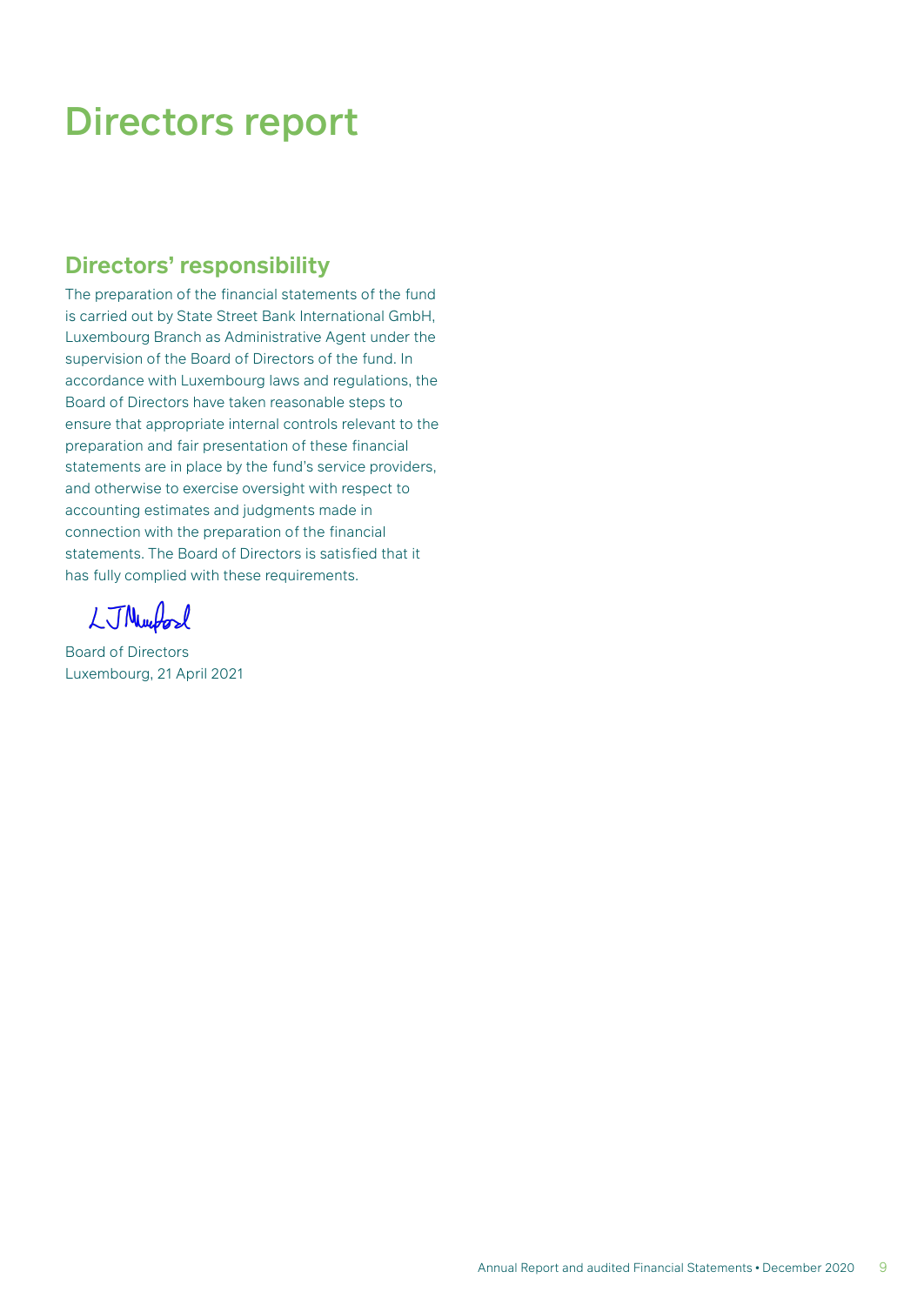# Directors report

## Directors' responsibility

The preparation of the financial statements of the fund is carried out by State Street Bank International GmbH, Luxembourg Branch as Administrative Agent under the supervision of the Board of Directors of the fund. In accordance with Luxembourg laws and regulations, the Board of Directors have taken reasonable steps to ensure that appropriate internal controls relevant to the preparation and fair presentation of these financial statements are in place by the fund's service providers, and otherwise to exercise oversight with respect to accounting estimates and judgments made in connection with the preparation of the financial statements. The Board of Directors is satisfied that it has fully complied with these requirements.

Board of Directors
Luxembourg, 21 April 2021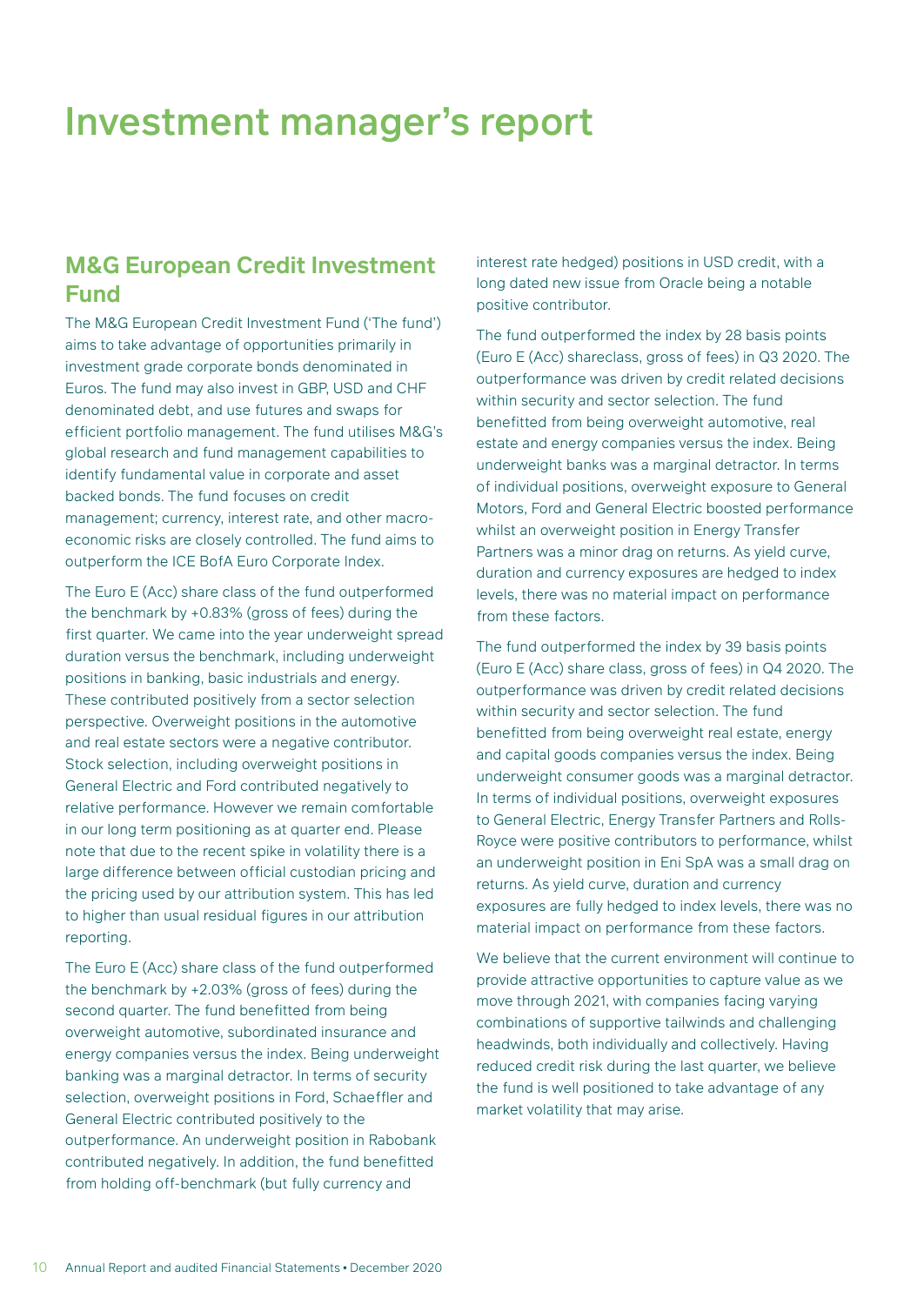# Investment manager's report

## M&G European Credit Investment Fund

The M&G European Credit Investment Fund ('The fund') aims to take advantage of opportunities primarily in investment grade corporate bonds denominated in Euros. The fund may also invest in GBP, USD and CHF denominated debt, and use futures and swaps for efficient portfolio management. The fund utilises M&G's global research and fund management capabilities to identify fundamental value in corporate and asset backed bonds. The fund focuses on credit management; currency, interest rate, and other macro-economic risks are closely controlled. The fund aims to outperform the ICE BofA Euro Corporate Index.

The Euro E (Acc) share class of the fund outperformed the benchmark by +0.83% (gross of fees) during the first quarter. We came into the year underweight spread duration versus the benchmark, including underweight positions in banking, basic industrials and energy. These contributed positively from a sector selection perspective. Overweight positions in the automotive and real estate sectors were a negative contributor. Stock selection, including overweight positions in General Electric and Ford contributed negatively to relative performance. However we remain comfortable in our long term positioning as at quarter end. Please note that due to the recent spike in volatility there is a large difference between official custodian pricing and the pricing used by our attribution system. This has led to higher than usual residual figures in our attribution reporting.

The Euro E (Acc) share class of the fund outperformed the benchmark by +2.03% (gross of fees) during the second quarter. The fund benefitted from being overweight automotive, subordinated insurance and energy companies versus the index. Being underweight banking was a marginal detractor. In terms of security selection, overweight positions in Ford, Schaeffler and General Electric contributed positively to the outperformance. An underweight position in Rabobank contributed negatively. In addition, the fund benefitted from holding off-benchmark (but fully currency and interest rate hedged) positions in USD credit, with a long dated new issue from Oracle being a notable positive contributor.

The fund outperformed the index by 28 basis points (Euro E (Acc) shareclass, gross of fees) in Q3 2020. The outperformance was driven by credit related decisions within security and sector selection. The fund benefitted from being overweight automotive, real estate and energy companies versus the index. Being underweight banks was a marginal detractor. In terms of individual positions, overweight exposure to General Motors, Ford and General Electric boosted performance whilst an overweight position in Energy Transfer Partners was a minor drag on returns. As yield curve, duration and currency exposures are hedged to index levels, there was no material impact on performance from these factors.

The fund outperformed the index by 39 basis points (Euro E (Acc) share class, gross of fees) in Q4 2020. The outperformance was driven by credit related decisions within security and sector selection. The fund benefitted from being overweight real estate, energy and capital goods companies versus the index. Being underweight consumer goods was a marginal detractor. In terms of individual positions, overweight exposures to General Electric, Energy Transfer Partners and Rolls-Royce were positive contributors to performance, whilst an underweight position in Eni SpA was a small drag on returns. As yield curve, duration and currency exposures are fully hedged to index levels, there was no material impact on performance from these factors.

We believe that the current environment will continue to provide attractive opportunities to capture value as we move through 2021, with companies facing varying combinations of supportive tailwinds and challenging headwinds, both individually and collectively. Having reduced credit risk during the last quarter, we believe the fund is well positioned to take advantage of any market volatility that may arise.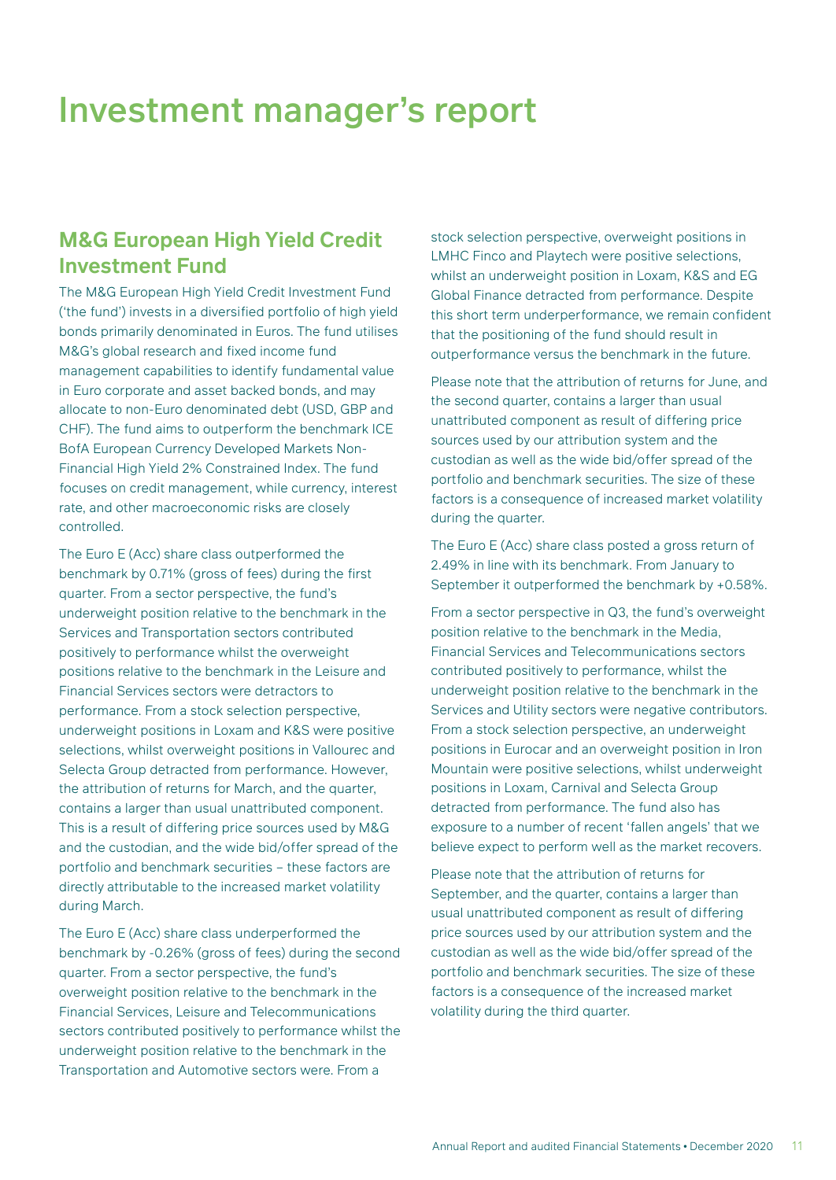# Investment manager's report

## M&G European High Yield Credit Investment Fund

The M&G European High Yield Credit Investment Fund ('the fund') invests in a diversified portfolio of high yield bonds primarily denominated in Euros. The fund utilises M&G's global research and fixed income fund management capabilities to identify fundamental value in Euro corporate and asset backed bonds, and may allocate to non-Euro denominated debt (USD, GBP and CHF). The fund aims to outperform the benchmark ICE BofA European Currency Developed Markets Non-Financial High Yield 2% Constrained Index. The fund focuses on credit management, while currency, interest rate, and other macroeconomic risks are closely controlled.

The Euro E (Acc) share class outperformed the benchmark by 0.71% (gross of fees) during the first quarter. From a sector perspective, the fund's underweight position relative to the benchmark in the Services and Transportation sectors contributed positively to performance whilst the overweight positions relative to the benchmark in the Leisure and Financial Services sectors were detractors to performance. From a stock selection perspective, underweight positions in Loxam and K&S were positive selections, whilst overweight positions in Vallourec and Selecta Group detracted from performance. However, the attribution of returns for March, and the quarter, contains a larger than usual unattributed component. This is a result of differing price sources used by M&G and the custodian, and the wide bid/offer spread of the portfolio and benchmark securities – these factors are directly attributable to the increased market volatility during March.

The Euro E (Acc) share class underperformed the benchmark by -0.26% (gross of fees) during the second quarter. From a sector perspective, the fund's overweight position relative to the benchmark in the Financial Services, Leisure and Telecommunications sectors contributed positively to performance whilst the underweight position relative to the benchmark in the Transportation and Automotive sectors were. From a stock selection perspective, overweight positions in LMHC Finco and Playtech were positive selections, whilst an underweight position in Loxam, K&S and EG Global Finance detracted from performance. Despite this short term underperformance, we remain confident that the positioning of the fund should result in outperformance versus the benchmark in the future.

Please note that the attribution of returns for June, and the second quarter, contains a larger than usual unattributed component as result of differing price sources used by our attribution system and the custodian as well as the wide bid/offer spread of the portfolio and benchmark securities. The size of these factors is a consequence of increased market volatility during the quarter.

The Euro E (Acc) share class posted a gross return of 2.49% in line with its benchmark. From January to September it outperformed the benchmark by +0.58%.

From a sector perspective in Q3, the fund's overweight position relative to the benchmark in the Media, Financial Services and Telecommunications sectors contributed positively to performance, whilst the underweight position relative to the benchmark in the Services and Utility sectors were negative contributors. From a stock selection perspective, an underweight positions in Eurocar and an overweight position in Iron Mountain were positive selections, whilst underweight positions in Loxam, Carnival and Selecta Group detracted from performance. The fund also has exposure to a number of recent 'fallen angels' that we believe expect to perform well as the market recovers.

Please note that the attribution of returns for September, and the quarter, contains a larger than usual unattributed component as result of differing price sources used by our attribution system and the custodian as well as the wide bid/offer spread of the portfolio and benchmark securities. The size of these factors is a consequence of the increased market volatility during the third quarter.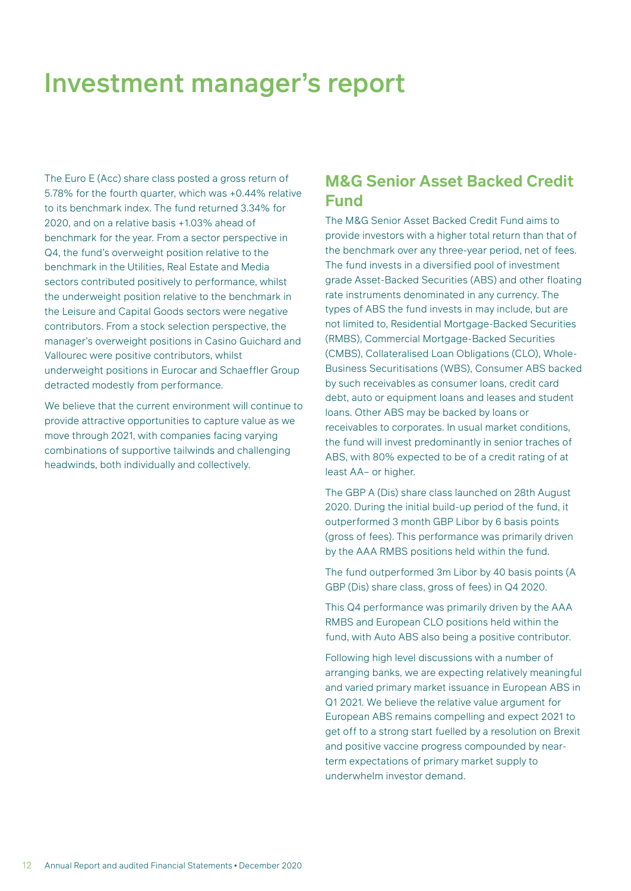# Investment manager's report

The Euro E (Acc) share class posted a gross return of 5.78% for the fourth quarter, which was +0.44% relative to its benchmark index. The fund returned 3.34% for 2020, and on a relative basis +1.03% ahead of benchmark for the year. From a sector perspective in Q4, the fund's overweight position relative to the benchmark in the Utilities, Real Estate and Media sectors contributed positively to performance, whilst the underweight position relative to the benchmark in the Leisure and Capital Goods sectors were negative contributors. From a stock selection perspective, the manager's overweight positions in Casino Guichard and Vallourec were positive contributors, whilst underweight positions in Eurocar and Schaeffler Group detracted modestly from performance.

We believe that the current environment will continue to provide attractive opportunities to capture value as we move through 2021, with companies facing varying combinations of supportive tailwinds and challenging headwinds, both individually and collectively.

## M&G Senior Asset Backed Credit Fund

The M&G Senior Asset Backed Credit Fund aims to provide investors with a higher total return than that of the benchmark over any three-year period, net of fees. The fund invests in a diversified pool of investment grade Asset-Backed Securities (ABS) and other floating rate instruments denominated in any currency. The types of ABS the fund invests in may include, but are not limited to, Residential Mortgage-Backed Securities (RMBS), Commercial Mortgage-Backed Securities (CMBS), Collateralised Loan Obligations (CLO), Whole-Business Securitisations (WBS), Consumer ABS backed by such receivables as consumer loans, credit card debt, auto or equipment loans and leases and student loans. Other ABS may be backed by loans or receivables to corporates. In usual market conditions, the fund will invest predominantly in senior traches of ABS, with 80% expected to be of a credit rating of at least AA– or higher.

The GBP A (Dis) share class launched on 28th August 2020. During the initial build-up period of the fund, it outperformed 3 month GBP Libor by 6 basis points (gross of fees). This performance was primarily driven by the AAA RMBS positions held within the fund.

The fund outperformed 3m Libor by 40 basis points (A GBP (Dis) share class, gross of fees) in Q4 2020.

This Q4 performance was primarily driven by the AAA RMBS and European CLO positions held within the fund, with Auto ABS also being a positive contributor.

Following high level discussions with a number of arranging banks, we are expecting relatively meaningful and varied primary market issuance in European ABS in Q1 2021. We believe the relative value argument for European ABS remains compelling and expect 2021 to get off to a strong start fuelled by a resolution on Brexit and positive vaccine progress compounded by near-term expectations of primary market supply to underwhelm investor demand.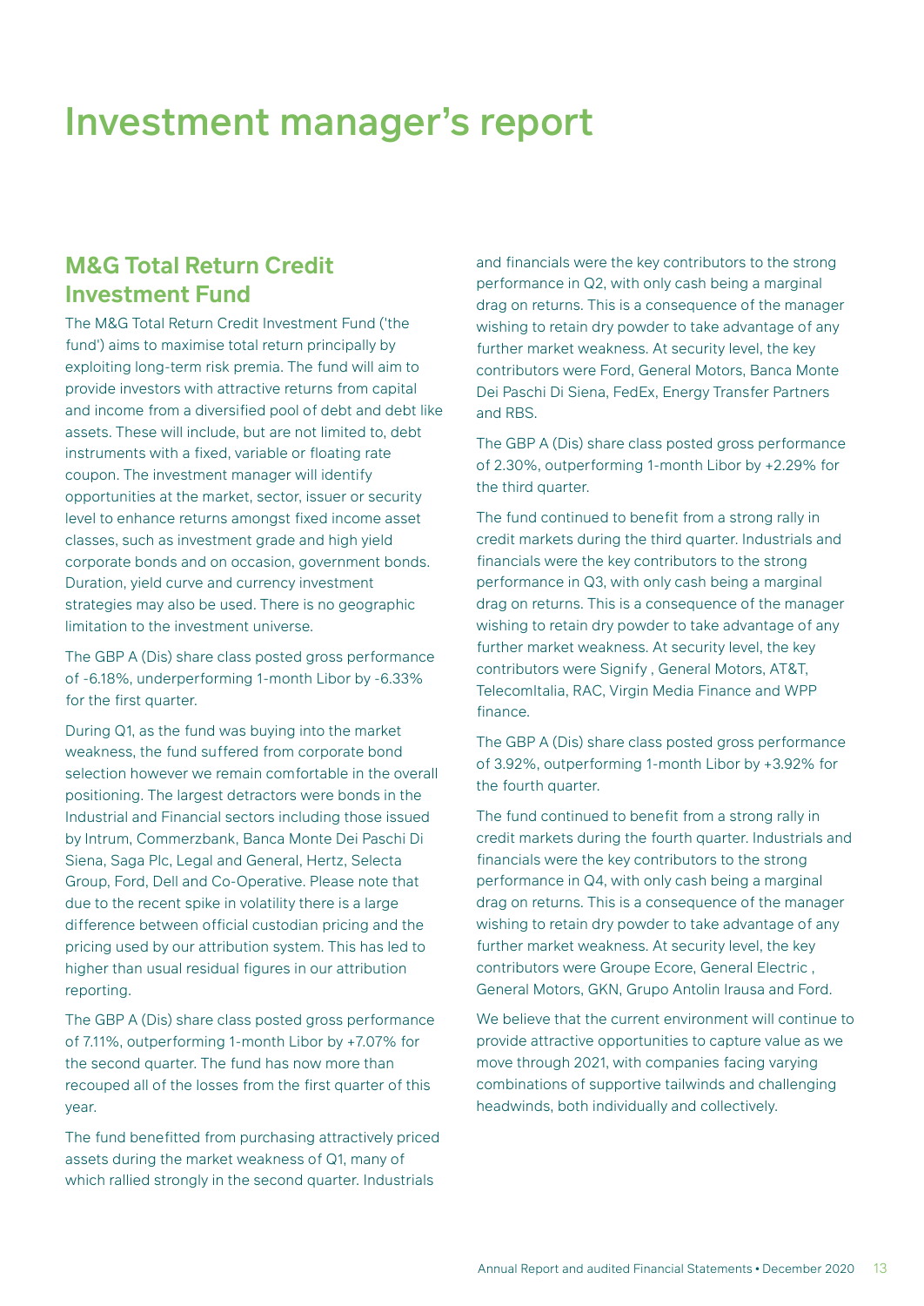# Investment manager's report

## M&G Total Return Credit Investment Fund

The M&G Total Return Credit Investment Fund ('the fund') aims to maximise total return principally by exploiting long-term risk premia. The fund will aim to provide investors with attractive returns from capital and income from a diversified pool of debt and debt like assets. These will include, but are not limited to, debt instruments with a fixed, variable or floating rate coupon. The investment manager will identify opportunities at the market, sector, issuer or security level to enhance returns amongst fixed income asset classes, such as investment grade and high yield corporate bonds and on occasion, government bonds. Duration, yield curve and currency investment strategies may also be used. There is no geographic limitation to the investment universe.

The GBP A (Dis) share class posted gross performance of -6.18%, underperforming 1-month Libor by -6.33% for the first quarter.

During Q1, as the fund was buying into the market weakness, the fund suffered from corporate bond selection however we remain comfortable in the overall positioning. The largest detractors were bonds in the Industrial and Financial sectors including those issued by Intrum, Commerzbank, Banca Monte Dei Paschi Di Siena, Saga Plc, Legal and General, Hertz, Selecta Group, Ford, Dell and Co-Operative. Please note that due to the recent spike in volatility there is a large difference between official custodian pricing and the pricing used by our attribution system. This has led to higher than usual residual figures in our attribution reporting.

The GBP A (Dis) share class posted gross performance of 7.11%, outperforming 1-month Libor by +7.07% for the second quarter. The fund has now more than recouped all of the losses from the first quarter of this year.

The fund benefitted from purchasing attractively priced assets during the market weakness of Q1, many of which rallied strongly in the second quarter. Industrials and financials were the key contributors to the strong performance in Q2, with only cash being a marginal drag on returns. This is a consequence of the manager wishing to retain dry powder to take advantage of any further market weakness. At security level, the key contributors were Ford, General Motors, Banca Monte Dei Paschi Di Siena, FedEx, Energy Transfer Partners and RBS.

The GBP A (Dis) share class posted gross performance of 2.30%, outperforming 1-month Libor by +2.29% for the third quarter.

The fund continued to benefit from a strong rally in credit markets during the third quarter. Industrials and financials were the key contributors to the strong performance in Q3, with only cash being a marginal drag on returns. This is a consequence of the manager wishing to retain dry powder to take advantage of any further market weakness. At security level, the key contributors were Signify , General Motors, AT&T, TelecomItalia, RAC, Virgin Media Finance and WPP finance.

The GBP A (Dis) share class posted gross performance of 3.92%, outperforming 1-month Libor by +3.92% for the fourth quarter.

The fund continued to benefit from a strong rally in credit markets during the fourth quarter. Industrials and financials were the key contributors to the strong performance in Q4, with only cash being a marginal drag on returns. This is a consequence of the manager wishing to retain dry powder to take advantage of any further market weakness. At security level, the key contributors were Groupe Ecore, General Electric , General Motors, GKN, Grupo Antolin Irausa and Ford.

We believe that the current environment will continue to provide attractive opportunities to capture value as we move through 2021, with companies facing varying combinations of supportive tailwinds and challenging headwinds, both individually and collectively.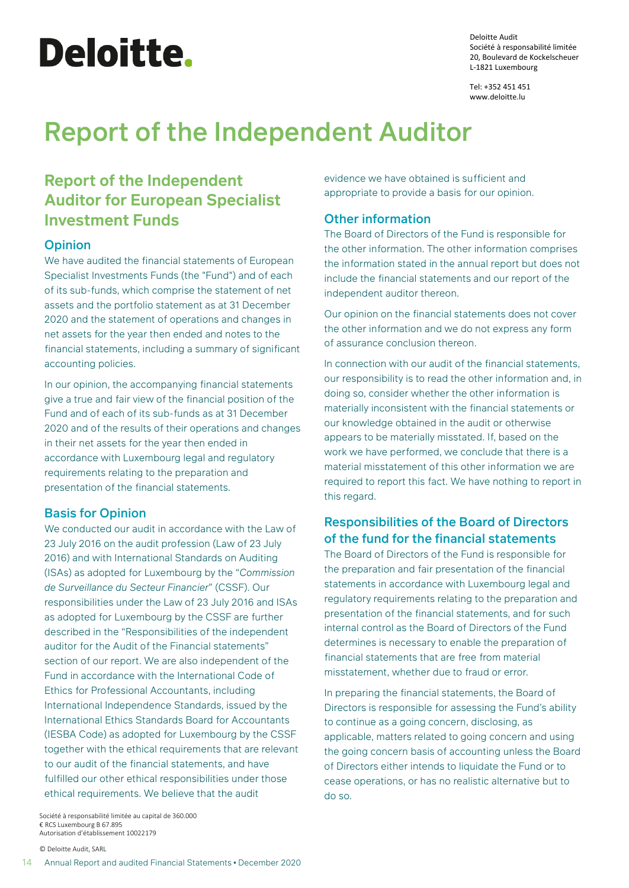Deloitte.

Deloitte Audit
Société à responsabilité limitée
20, Boulevard de Kockelscheuer
L-1821 Luxembourg

Tel: +352 451 451
www.deloitte.lu

# Report of the Independent Auditor

## Report of the Independent Auditor for European Specialist Investment Funds

### Opinion

We have audited the financial statements of European Specialist Investments Funds (the "Fund") and of each of its sub-funds, which comprise the statement of net assets and the portfolio statement as at 31 December 2020 and the statement of operations and changes in net assets for the year then ended and notes to the financial statements, including a summary of significant accounting policies.

In our opinion, the accompanying financial statements give a true and fair view of the financial position of the Fund and of each of its sub-funds as at 31 December 2020 and of the results of their operations and changes in their net assets for the year then ended in accordance with Luxembourg legal and regulatory requirements relating to the preparation and presentation of the financial statements.

### Basis for Opinion

We conducted our audit in accordance with the Law of 23 July 2016 on the audit profession (Law of 23 July 2016) and with International Standards on Auditing (ISAs) as adopted for Luxembourg by the "*Commission de Surveillance du Secteur Financier*" (CSSF). Our responsibilities under the Law of 23 July 2016 and ISAs as adopted for Luxembourg by the CSSF are further described in the "Responsibilities of the independent auditor for the Audit of the Financial statements" section of our report. We are also independent of the Fund in accordance with the International Code of Ethics for Professional Accountants, including International Independence Standards, issued by the International Ethics Standards Board for Accountants (IESBA Code) as adopted for Luxembourg by the CSSF together with the ethical requirements that are relevant to our audit of the financial statements, and have fulfilled our other ethical responsibilities under those ethical requirements. We believe that the audit evidence we have obtained is sufficient and appropriate to provide a basis for our opinion.

### Other information

The Board of Directors of the Fund is responsible for the other information. The other information comprises the information stated in the annual report but does not include the financial statements and our report of the independent auditor thereon.

Our opinion on the financial statements does not cover the other information and we do not express any form of assurance conclusion thereon.

In connection with our audit of the financial statements, our responsibility is to read the other information and, in doing so, consider whether the other information is materially inconsistent with the financial statements or our knowledge obtained in the audit or otherwise appears to be materially misstated. If, based on the work we have performed, we conclude that there is a material misstatement of this other information we are required to report this fact. We have nothing to report in this regard.

### Responsibilities of the Board of Directors of the fund for the financial statements

The Board of Directors of the Fund is responsible for the preparation and fair presentation of the financial statements in accordance with Luxembourg legal and regulatory requirements relating to the preparation and presentation of the financial statements, and for such internal control as the Board of Directors of the Fund determines is necessary to enable the preparation of financial statements that are free from material misstatement, whether due to fraud or error.

In preparing the financial statements, the Board of Directors is responsible for assessing the Fund's ability to continue as a going concern, disclosing, as applicable, matters related to going concern and using the going concern basis of accounting unless the Board of Directors either intends to liquidate the Fund or to cease operations, or has no realistic alternative but to do so.

Société à responsabilité limitée au capital de 360.000 € RCS Luxembourg B 67.895
Autorisation d'établissement 10022179

© Deloitte Audit, SARL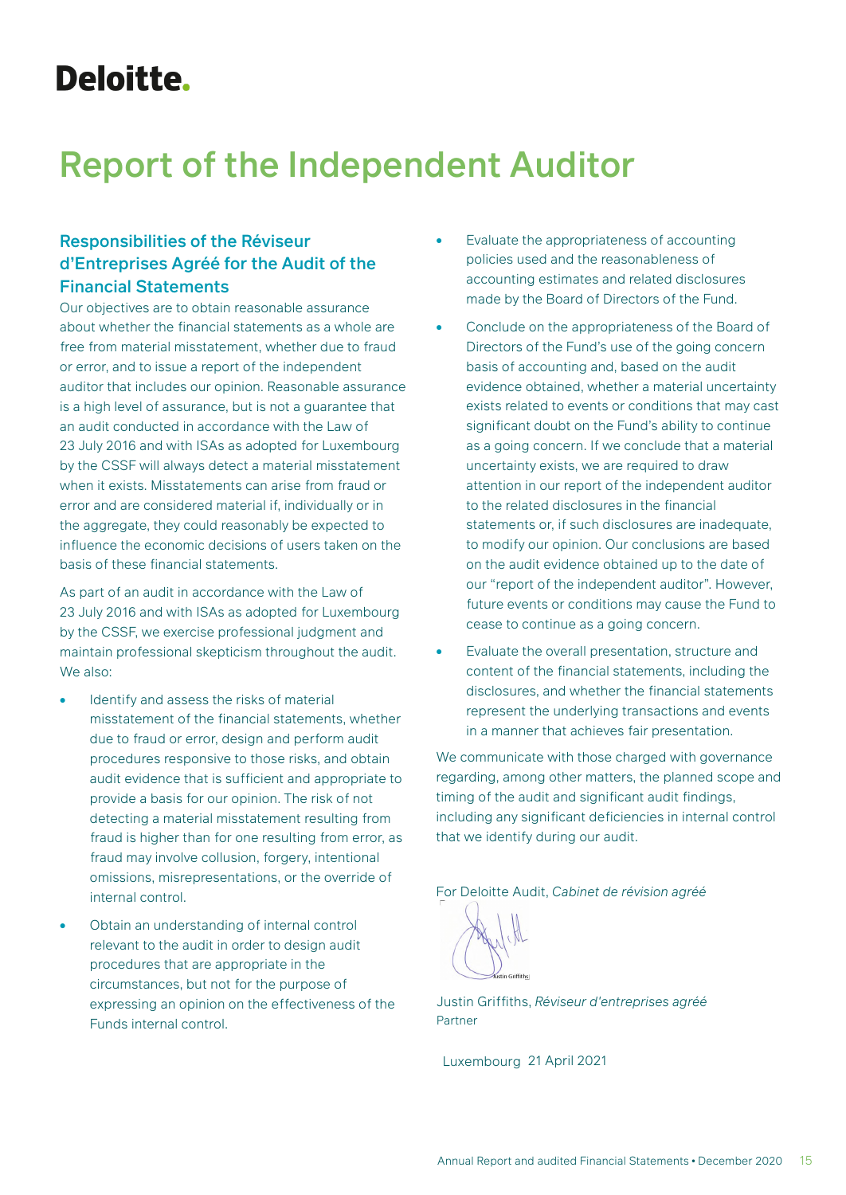Deloitte.

# Report of the Independent Auditor

## Responsibilities of the Réviseur d'Entreprises Agréé for the Audit of the Financial Statements

Our objectives are to obtain reasonable assurance about whether the financial statements as a whole are free from material misstatement, whether due to fraud or error, and to issue a report of the independent auditor that includes our opinion. Reasonable assurance is a high level of assurance, but is not a guarantee that an audit conducted in accordance with the Law of 23 July 2016 and with ISAs as adopted for Luxembourg by the CSSF will always detect a material misstatement when it exists. Misstatements can arise from fraud or error and are considered material if, individually or in the aggregate, they could reasonably be expected to influence the economic decisions of users taken on the basis of these financial statements.

As part of an audit in accordance with the Law of 23 July 2016 and with ISAs as adopted for Luxembourg by the CSSF, we exercise professional judgment and maintain professional skepticism throughout the audit. We also:

- Identify and assess the risks of material misstatement of the financial statements, whether due to fraud or error, design and perform audit procedures responsive to those risks, and obtain audit evidence that is sufficient and appropriate to provide a basis for our opinion. The risk of not detecting a material misstatement resulting from fraud is higher than for one resulting from error, as fraud may involve collusion, forgery, intentional omissions, misrepresentations, or the override of internal control.
- Obtain an understanding of internal control relevant to the audit in order to design audit procedures that are appropriate in the circumstances, but not for the purpose of expressing an opinion on the effectiveness of the Funds internal control.
- Evaluate the appropriateness of accounting policies used and the reasonableness of accounting estimates and related disclosures made by the Board of Directors of the Fund.
- Conclude on the appropriateness of the Board of Directors of the Fund's use of the going concern basis of accounting and, based on the audit evidence obtained, whether a material uncertainty exists related to events or conditions that may cast significant doubt on the Fund's ability to continue as a going concern. If we conclude that a material uncertainty exists, we are required to draw attention in our report of the independent auditor to the related disclosures in the financial statements or, if such disclosures are inadequate, to modify our opinion. Our conclusions are based on the audit evidence obtained up to the date of our "report of the independent auditor". However, future events or conditions may cause the Fund to cease to continue as a going concern.
- Evaluate the overall presentation, structure and content of the financial statements, including the disclosures, and whether the financial statements represent the underlying transactions and events in a manner that achieves fair presentation.

We communicate with those charged with governance regarding, among other matters, the planned scope and timing of the audit and significant audit findings, including any significant deficiencies in internal control that we identify during our audit.

For Deloitte Audit, *Cabinet de révision agréé*

Justin Griffiths, *Réviseur d'entreprises agréé*
Partner

Luxembourg 21 April 2021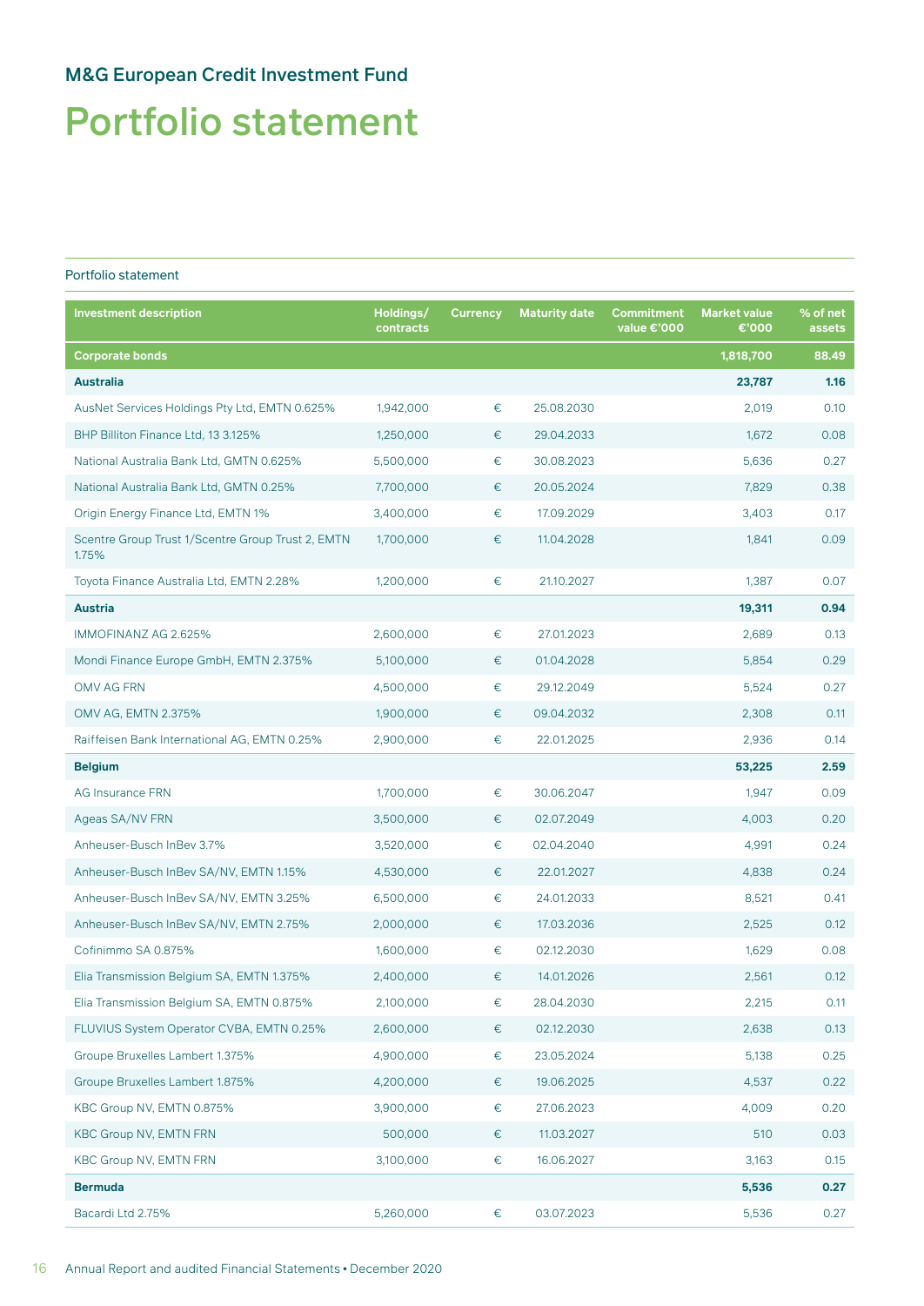## M&G European Credit Investment Fund

# Portfolio statement

Portfolio statement

| Investment description | Holdings/ contracts | Currency | Maturity date | Commitment value €'000 | Market value €'000 | % of net assets |
|---|---|---|---|---|---|---|
| **Corporate bonds** | | | | | **1,818,700** | **88.49** |
| **Australia** | | | | | **23,787** | **1.16** |
| AusNet Services Holdings Pty Ltd, EMTN 0.625% | 1,942,000 | € | 25.08.2030 | | 2,019 | 0.10 |
| BHP Billiton Finance Ltd, 13 3.125% | 1,250,000 | € | 29.04.2033 | | 1,672 | 0.08 |
| National Australia Bank Ltd, GMTN 0.625% | 5,500,000 | € | 30.08.2023 | | 5,636 | 0.27 |
| National Australia Bank Ltd, GMTN 0.25% | 7,700,000 | € | 20.05.2024 | | 7,829 | 0.38 |
| Origin Energy Finance Ltd, EMTN 1% | 3,400,000 | € | 17.09.2029 | | 3,403 | 0.17 |
| Scentre Group Trust 1/Scentre Group Trust 2, EMTN 1.75% | 1,700,000 | € | 11.04.2028 | | 1,841 | 0.09 |
| Toyota Finance Australia Ltd, EMTN 2.28% | 1,200,000 | € | 21.10.2027 | | 1,387 | 0.07 |
| **Austria** | | | | | **19,311** | **0.94** |
| IMMOFINANZ AG 2.625% | 2,600,000 | € | 27.01.2023 | | 2,689 | 0.13 |
| Mondi Finance Europe GmbH, EMTN 2.375% | 5,100,000 | € | 01.04.2028 | | 5,854 | 0.29 |
| OMV AG FRN | 4,500,000 | € | 29.12.2049 | | 5,524 | 0.27 |
| OMV AG, EMTN 2.375% | 1,900,000 | € | 09.04.2032 | | 2,308 | 0.11 |
| Raiffeisen Bank International AG, EMTN 0.25% | 2,900,000 | € | 22.01.2025 | | 2,936 | 0.14 |
| **Belgium** | | | | | **53,225** | **2.59** |
| AG Insurance FRN | 1,700,000 | € | 30.06.2047 | | 1,947 | 0.09 |
| Ageas SA/NV FRN | 3,500,000 | € | 02.07.2049 | | 4,003 | 0.20 |
| Anheuser-Busch InBev 3.7% | 3,520,000 | € | 02.04.2040 | | 4,991 | 0.24 |
| Anheuser-Busch InBev SA/NV, EMTN 1.15% | 4,530,000 | € | 22.01.2027 | | 4,838 | 0.24 |
| Anheuser-Busch InBev SA/NV, EMTN 3.25% | 6,500,000 | € | 24.01.2033 | | 8,521 | 0.41 |
| Anheuser-Busch InBev SA/NV, EMTN 2.75% | 2,000,000 | € | 17.03.2036 | | 2,525 | 0.12 |
| Cofinimmo SA 0.875% | 1,600,000 | € | 02.12.2030 | | 1,629 | 0.08 |
| Elia Transmission Belgium SA, EMTN 1.375% | 2,400,000 | € | 14.01.2026 | | 2,561 | 0.12 |
| Elia Transmission Belgium SA, EMTN 0.875% | 2,100,000 | € | 28.04.2030 | | 2,215 | 0.11 |
| FLUVIUS System Operator CVBA, EMTN 0.25% | 2,600,000 | € | 02.12.2030 | | 2,638 | 0.13 |
| Groupe Bruxelles Lambert 1.375% | 4,900,000 | € | 23.05.2024 | | 5,138 | 0.25 |
| Groupe Bruxelles Lambert 1.875% | 4,200,000 | € | 19.06.2025 | | 4,537 | 0.22 |
| KBC Group NV, EMTN 0.875% | 3,900,000 | € | 27.06.2023 | | 4,009 | 0.20 |
| KBC Group NV, EMTN FRN | 500,000 | € | 11.03.2027 | | 510 | 0.03 |
| KBC Group NV, EMTN FRN | 3,100,000 | € | 16.06.2027 | | 3,163 | 0.15 |
| **Bermuda** | | | | | **5,536** | **0.27** |
| Bacardi Ltd 2.75% | 5,260,000 | € | 03.07.2023 | | 5,536 | 0.27 |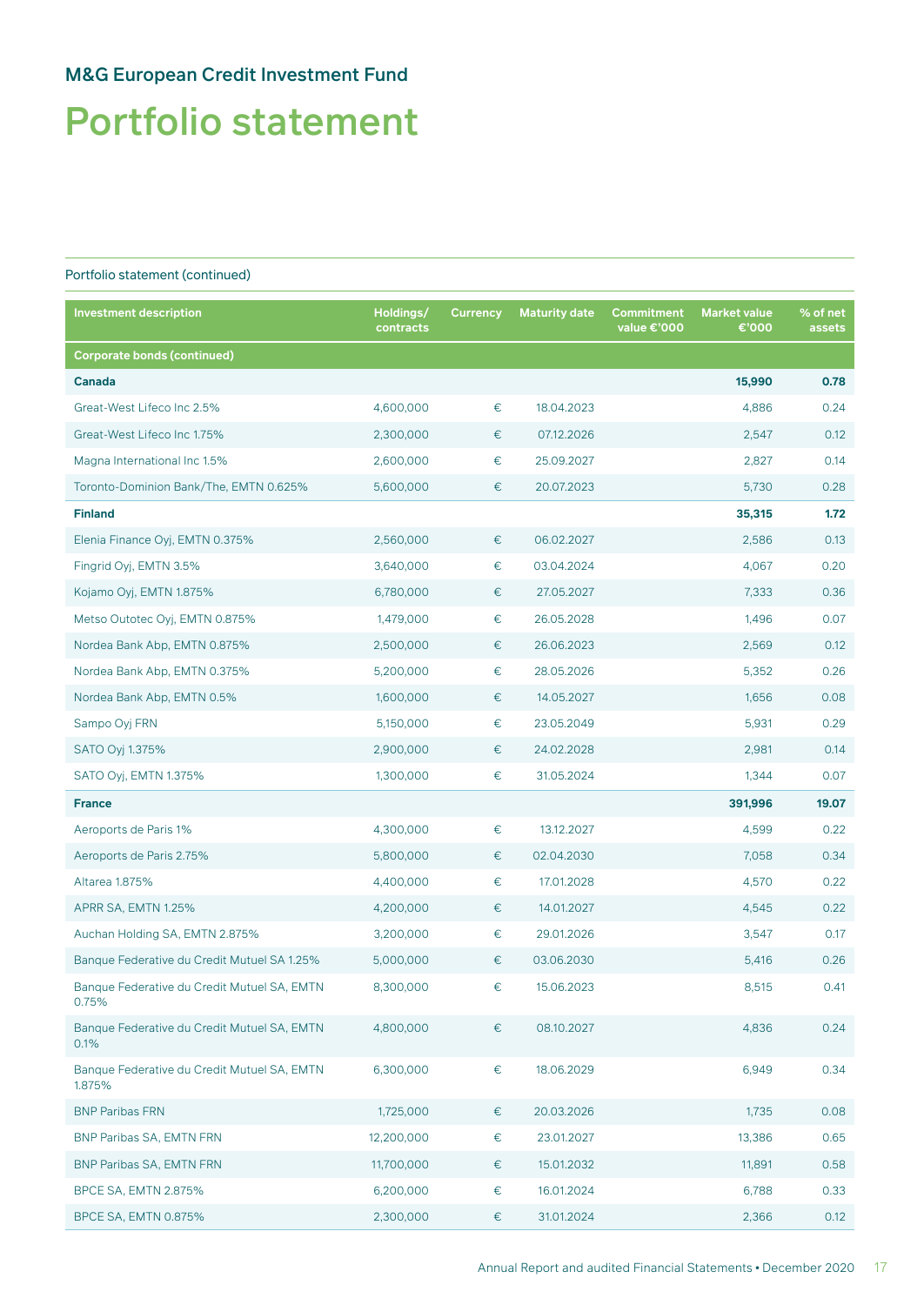# M&G European Credit Investment Fund

# Portfolio statement

Portfolio statement (continued)

| Investment description | Holdings/ contracts | Currency | Maturity date | Commitment value €'000 | Market value €'000 | % of net assets |
|---|---|---|---|---|---|---|
| **Corporate bonds (continued)** | | | | | | |
| **Canada** | | | | | **15,990** | **0.78** |
| Great-West Lifeco Inc 2.5% | 4,600,000 | € | 18.04.2023 | | 4,886 | 0.24 |
| Great-West Lifeco Inc 1.75% | 2,300,000 | € | 07.12.2026 | | 2,547 | 0.12 |
| Magna International Inc 1.5% | 2,600,000 | € | 25.09.2027 | | 2,827 | 0.14 |
| Toronto-Dominion Bank/The, EMTN 0.625% | 5,600,000 | € | 20.07.2023 | | 5,730 | 0.28 |
| **Finland** | | | | | **35,315** | **1.72** |
| Elenia Finance Oyj, EMTN 0.375% | 2,560,000 | € | 06.02.2027 | | 2,586 | 0.13 |
| Fingrid Oyj, EMTN 3.5% | 3,640,000 | € | 03.04.2024 | | 4,067 | 0.20 |
| Kojamo Oyj, EMTN 1.875% | 6,780,000 | € | 27.05.2027 | | 7,333 | 0.36 |
| Metso Outotec Oyj, EMTN 0.875% | 1,479,000 | € | 26.05.2028 | | 1,496 | 0.07 |
| Nordea Bank Abp, EMTN 0.875% | 2,500,000 | € | 26.06.2023 | | 2,569 | 0.12 |
| Nordea Bank Abp, EMTN 0.375% | 5,200,000 | € | 28.05.2026 | | 5,352 | 0.26 |
| Nordea Bank Abp, EMTN 0.5% | 1,600,000 | € | 14.05.2027 | | 1,656 | 0.08 |
| Sampo Oyj FRN | 5,150,000 | € | 23.05.2049 | | 5,931 | 0.29 |
| SATO Oyj 1.375% | 2,900,000 | € | 24.02.2028 | | 2,981 | 0.14 |
| SATO Oyj, EMTN 1.375% | 1,300,000 | € | 31.05.2024 | | 1,344 | 0.07 |
| **France** | | | | | **391,996** | **19.07** |
| Aeroports de Paris 1% | 4,300,000 | € | 13.12.2027 | | 4,599 | 0.22 |
| Aeroports de Paris 2.75% | 5,800,000 | € | 02.04.2030 | | 7,058 | 0.34 |
| Altarea 1.875% | 4,400,000 | € | 17.01.2028 | | 4,570 | 0.22 |
| APRR SA, EMTN 1.25% | 4,200,000 | € | 14.01.2027 | | 4,545 | 0.22 |
| Auchan Holding SA, EMTN 2.875% | 3,200,000 | € | 29.01.2026 | | 3,547 | 0.17 |
| Banque Federative du Credit Mutuel SA 1.25% | 5,000,000 | € | 03.06.2030 | | 5,416 | 0.26 |
| Banque Federative du Credit Mutuel SA, EMTN 0.75% | 8,300,000 | € | 15.06.2023 | | 8,515 | 0.41 |
| Banque Federative du Credit Mutuel SA, EMTN 0.1% | 4,800,000 | € | 08.10.2027 | | 4,836 | 0.24 |
| Banque Federative du Credit Mutuel SA, EMTN 1.875% | 6,300,000 | € | 18.06.2029 | | 6,949 | 0.34 |
| BNP Paribas FRN | 1,725,000 | € | 20.03.2026 | | 1,735 | 0.08 |
| BNP Paribas SA, EMTN FRN | 12,200,000 | € | 23.01.2027 | | 13,386 | 0.65 |
| BNP Paribas SA, EMTN FRN | 11,700,000 | € | 15.01.2032 | | 11,891 | 0.58 |
| BPCE SA, EMTN 2.875% | 6,200,000 | € | 16.01.2024 | | 6,788 | 0.33 |
| BPCE SA, EMTN 0.875% | 2,300,000 | € | 31.01.2024 | | 2,366 | 0.12 |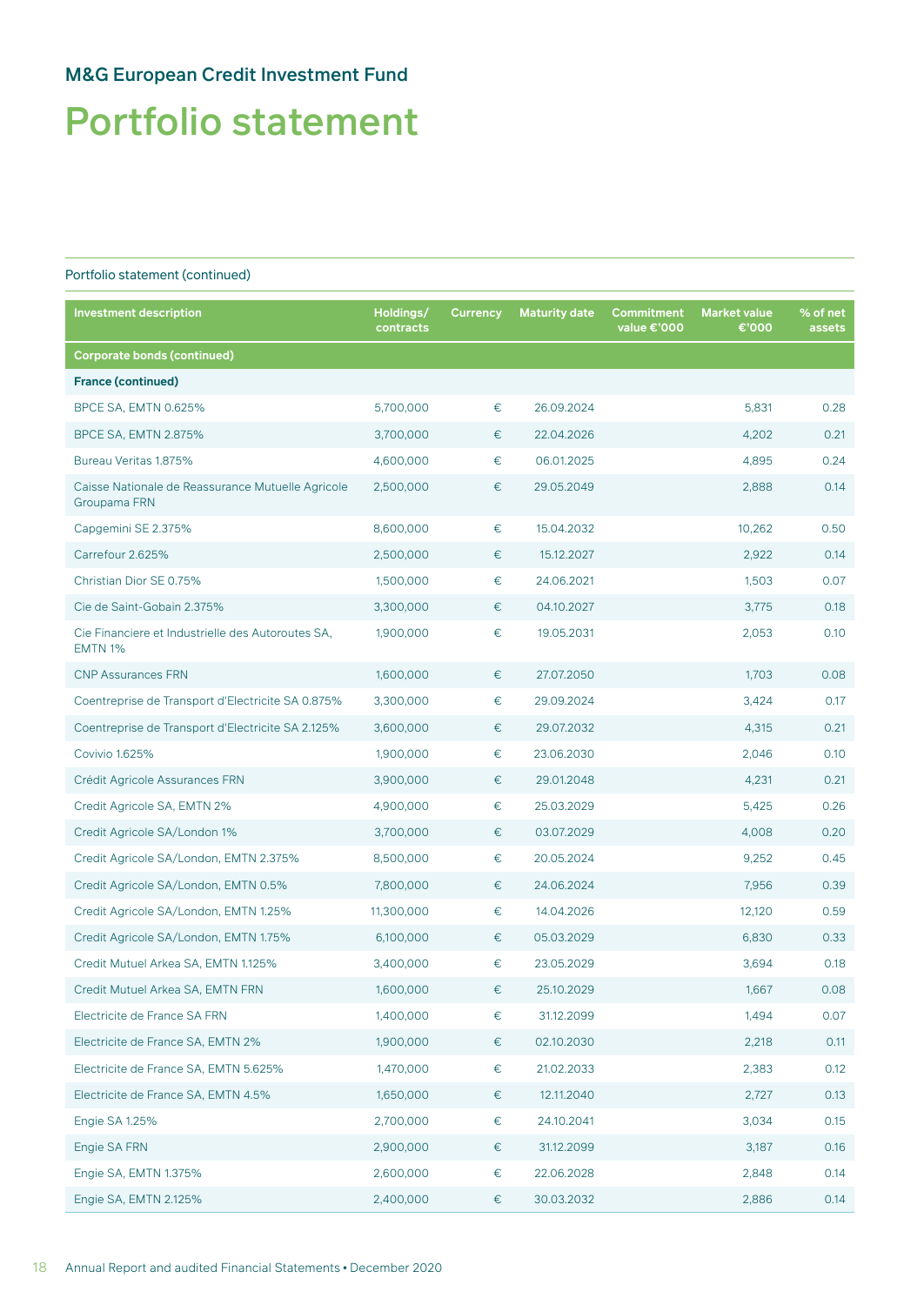## M&G European Credit Investment Fund

# Portfolio statement

Portfolio statement (continued)

| Investment description | Holdings/ contracts | Currency | Maturity date | Commitment value €'000 | Market value €'000 | % of net assets |
|---|---|---|---|---|---|---|
| **Corporate bonds (continued)** | | | | | | |
| **France (continued)** | | | | | | |
| BPCE SA, EMTN 0.625% | 5,700,000 | € | 26.09.2024 | | 5,831 | 0.28 |
| BPCE SA, EMTN 2.875% | 3,700,000 | € | 22.04.2026 | | 4,202 | 0.21 |
| Bureau Veritas 1.875% | 4,600,000 | € | 06.01.2025 | | 4,895 | 0.24 |
| Caisse Nationale de Reassurance Mutuelle Agricole Groupama FRN | 2,500,000 | € | 29.05.2049 | | 2,888 | 0.14 |
| Capgemini SE 2.375% | 8,600,000 | € | 15.04.2032 | | 10,262 | 0.50 |
| Carrefour 2.625% | 2,500,000 | € | 15.12.2027 | | 2,922 | 0.14 |
| Christian Dior SE 0.75% | 1,500,000 | € | 24.06.2021 | | 1,503 | 0.07 |
| Cie de Saint-Gobain 2.375% | 3,300,000 | € | 04.10.2027 | | 3,775 | 0.18 |
| Cie Financiere et Industrielle des Autoroutes SA, EMTN 1% | 1,900,000 | € | 19.05.2031 | | 2,053 | 0.10 |
| CNP Assurances FRN | 1,600,000 | € | 27.07.2050 | | 1,703 | 0.08 |
| Coentreprise de Transport d'Electricite SA 0.875% | 3,300,000 | € | 29.09.2024 | | 3,424 | 0.17 |
| Coentreprise de Transport d'Electricite SA 2.125% | 3,600,000 | € | 29.07.2032 | | 4,315 | 0.21 |
| Covivio 1.625% | 1,900,000 | € | 23.06.2030 | | 2,046 | 0.10 |
| Crédit Agricole Assurances FRN | 3,900,000 | € | 29.01.2048 | | 4,231 | 0.21 |
| Credit Agricole SA, EMTN 2% | 4,900,000 | € | 25.03.2029 | | 5,425 | 0.26 |
| Credit Agricole SA/London 1% | 3,700,000 | € | 03.07.2029 | | 4,008 | 0.20 |
| Credit Agricole SA/London, EMTN 2.375% | 8,500,000 | € | 20.05.2024 | | 9,252 | 0.45 |
| Credit Agricole SA/London, EMTN 0.5% | 7,800,000 | € | 24.06.2024 | | 7,956 | 0.39 |
| Credit Agricole SA/London, EMTN 1.25% | 11,300,000 | € | 14.04.2026 | | 12,120 | 0.59 |
| Credit Agricole SA/London, EMTN 1.75% | 6,100,000 | € | 05.03.2029 | | 6,830 | 0.33 |
| Credit Mutuel Arkea SA, EMTN 1.125% | 3,400,000 | € | 23.05.2029 | | 3,694 | 0.18 |
| Credit Mutuel Arkea SA, EMTN FRN | 1,600,000 | € | 25.10.2029 | | 1,667 | 0.08 |
| Electricite de France SA FRN | 1,400,000 | € | 31.12.2099 | | 1,494 | 0.07 |
| Electricite de France SA, EMTN 2% | 1,900,000 | € | 02.10.2030 | | 2,218 | 0.11 |
| Electricite de France SA, EMTN 5.625% | 1,470,000 | € | 21.02.2033 | | 2,383 | 0.12 |
| Electricite de France SA, EMTN 4.5% | 1,650,000 | € | 12.11.2040 | | 2,727 | 0.13 |
| Engie SA 1.25% | 2,700,000 | € | 24.10.2041 | | 3,034 | 0.15 |
| Engie SA FRN | 2,900,000 | € | 31.12.2099 | | 3,187 | 0.16 |
| Engie SA, EMTN 1.375% | 2,600,000 | € | 22.06.2028 | | 2,848 | 0.14 |
| Engie SA, EMTN 2.125% | 2,400,000 | € | 30.03.2032 | | 2,886 | 0.14 |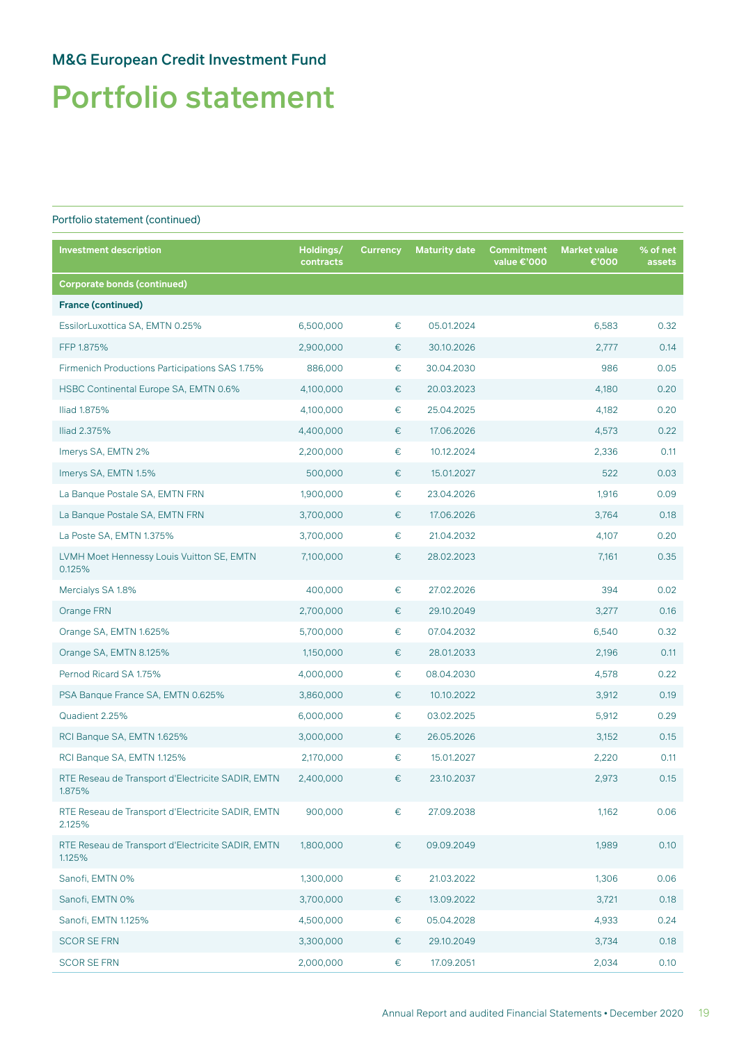## M&G European Credit Investment Fund

# Portfolio statement

Portfolio statement (continued)

| Investment description | Holdings/ contracts | Currency | Maturity date | Commitment value €'000 | Market value €'000 | % of net assets |
|---|---|---|---|---|---|---|
| **Corporate bonds (continued)** | | | | | | |
| **France (continued)** | | | | | | |
| EssilorLuxottica SA, EMTN 0.25% | 6,500,000 | € | 05.01.2024 | | 6,583 | 0.32 |
| FFP 1.875% | 2,900,000 | € | 30.10.2026 | | 2,777 | 0.14 |
| Firmenich Productions Participations SAS 1.75% | 886,000 | € | 30.04.2030 | | 986 | 0.05 |
| HSBC Continental Europe SA, EMTN 0.6% | 4,100,000 | € | 20.03.2023 | | 4,180 | 0.20 |
| Iliad 1.875% | 4,100,000 | € | 25.04.2025 | | 4,182 | 0.20 |
| Iliad 2.375% | 4,400,000 | € | 17.06.2026 | | 4,573 | 0.22 |
| Imerys SA, EMTN 2% | 2,200,000 | € | 10.12.2024 | | 2,336 | 0.11 |
| Imerys SA, EMTN 1.5% | 500,000 | € | 15.01.2027 | | 522 | 0.03 |
| La Banque Postale SA, EMTN FRN | 1,900,000 | € | 23.04.2026 | | 1,916 | 0.09 |
| La Banque Postale SA, EMTN FRN | 3,700,000 | € | 17.06.2026 | | 3,764 | 0.18 |
| La Poste SA, EMTN 1.375% | 3,700,000 | € | 21.04.2032 | | 4,107 | 0.20 |
| LVMH Moet Hennessy Louis Vuitton SE, EMTN 0.125% | 7,100,000 | € | 28.02.2023 | | 7,161 | 0.35 |
| Mercialys SA 1.8% | 400,000 | € | 27.02.2026 | | 394 | 0.02 |
| Orange FRN | 2,700,000 | € | 29.10.2049 | | 3,277 | 0.16 |
| Orange SA, EMTN 1.625% | 5,700,000 | € | 07.04.2032 | | 6,540 | 0.32 |
| Orange SA, EMTN 8.125% | 1,150,000 | € | 28.01.2033 | | 2,196 | 0.11 |
| Pernod Ricard SA 1.75% | 4,000,000 | € | 08.04.2030 | | 4,578 | 0.22 |
| PSA Banque France SA, EMTN 0.625% | 3,860,000 | € | 10.10.2022 | | 3,912 | 0.19 |
| Quadient 2.25% | 6,000,000 | € | 03.02.2025 | | 5,912 | 0.29 |
| RCI Banque SA, EMTN 1.625% | 3,000,000 | € | 26.05.2026 | | 3,152 | 0.15 |
| RCI Banque SA, EMTN 1.125% | 2,170,000 | € | 15.01.2027 | | 2,220 | 0.11 |
| RTE Reseau de Transport d'Electricite SADIR, EMTN 1.875% | 2,400,000 | € | 23.10.2037 | | 2,973 | 0.15 |
| RTE Reseau de Transport d'Electricite SADIR, EMTN 2.125% | 900,000 | € | 27.09.2038 | | 1,162 | 0.06 |
| RTE Reseau de Transport d'Electricite SADIR, EMTN 1.125% | 1,800,000 | € | 09.09.2049 | | 1,989 | 0.10 |
| Sanofi, EMTN 0% | 1,300,000 | € | 21.03.2022 | | 1,306 | 0.06 |
| Sanofi, EMTN 0% | 3,700,000 | € | 13.09.2022 | | 3,721 | 0.18 |
| Sanofi, EMTN 1.125% | 4,500,000 | € | 05.04.2028 | | 4,933 | 0.24 |
| SCOR SE FRN | 3,300,000 | € | 29.10.2049 | | 3,734 | 0.18 |
| SCOR SE FRN | 2,000,000 | € | 17.09.2051 | | 2,034 | 0.10 |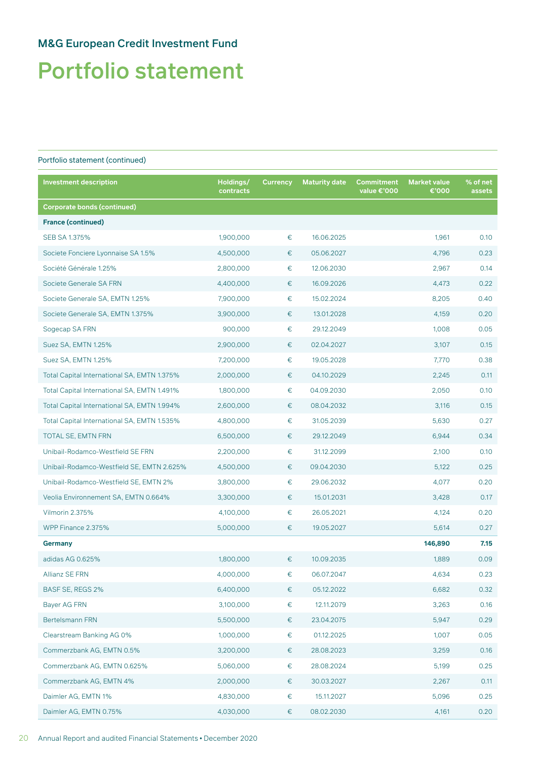## M&G European Credit Investment Fund

# Portfolio statement

Portfolio statement (continued)

| Investment description | Holdings/ contracts | Currency | Maturity date | Commitment value €'000 | Market value €'000 | % of net assets |
|---|---|---|---|---|---|---|
| **Corporate bonds (continued)** | | | | | | |
| **France (continued)** | | | | | | |
| SEB SA 1.375% | 1,900,000 | € | 16.06.2025 | | 1,961 | 0.10 |
| Societe Fonciere Lyonnaise SA 1.5% | 4,500,000 | € | 05.06.2027 | | 4,796 | 0.23 |
| Société Générale 1.25% | 2,800,000 | € | 12.06.2030 | | 2,967 | 0.14 |
| Societe Generale SA FRN | 4,400,000 | € | 16.09.2026 | | 4,473 | 0.22 |
| Societe Generale SA, EMTN 1.25% | 7,900,000 | € | 15.02.2024 | | 8,205 | 0.40 |
| Societe Generale SA, EMTN 1.375% | 3,900,000 | € | 13.01.2028 | | 4,159 | 0.20 |
| Sogecap SA FRN | 900,000 | € | 29.12.2049 | | 1,008 | 0.05 |
| Suez SA, EMTN 1.25% | 2,900,000 | € | 02.04.2027 | | 3,107 | 0.15 |
| Suez SA, EMTN 1.25% | 7,200,000 | € | 19.05.2028 | | 7,770 | 0.38 |
| Total Capital International SA, EMTN 1.375% | 2,000,000 | € | 04.10.2029 | | 2,245 | 0.11 |
| Total Capital International SA, EMTN 1.491% | 1,800,000 | € | 04.09.2030 | | 2,050 | 0.10 |
| Total Capital International SA, EMTN 1.994% | 2,600,000 | € | 08.04.2032 | | 3,116 | 0.15 |
| Total Capital International SA, EMTN 1.535% | 4,800,000 | € | 31.05.2039 | | 5,630 | 0.27 |
| TOTAL SE, EMTN FRN | 6,500,000 | € | 29.12.2049 | | 6,944 | 0.34 |
| Unibail-Rodamco-Westfield SE FRN | 2,200,000 | € | 31.12.2099 | | 2,100 | 0.10 |
| Unibail-Rodamco-Westfield SE, EMTN 2.625% | 4,500,000 | € | 09.04.2030 | | 5,122 | 0.25 |
| Unibail-Rodamco-Westfield SE, EMTN 2% | 3,800,000 | € | 29.06.2032 | | 4,077 | 0.20 |
| Veolia Environnement SA, EMTN 0.664% | 3,300,000 | € | 15.01.2031 | | 3,428 | 0.17 |
| Vilmorin 2.375% | 4,100,000 | € | 26.05.2021 | | 4,124 | 0.20 |
| WPP Finance 2.375% | 5,000,000 | € | 19.05.2027 | | 5,614 | 0.27 |
| **Germany** | | | | | **146,890** | **7.15** |
| adidas AG 0.625% | 1,800,000 | € | 10.09.2035 | | 1,889 | 0.09 |
| Allianz SE FRN | 4,000,000 | € | 06.07.2047 | | 4,634 | 0.23 |
| BASF SE, REGS 2% | 6,400,000 | € | 05.12.2022 | | 6,682 | 0.32 |
| Bayer AG FRN | 3,100,000 | € | 12.11.2079 | | 3,263 | 0.16 |
| Bertelsmann FRN | 5,500,000 | € | 23.04.2075 | | 5,947 | 0.29 |
| Clearstream Banking AG 0% | 1,000,000 | € | 01.12.2025 | | 1,007 | 0.05 |
| Commerzbank AG, EMTN 0.5% | 3,200,000 | € | 28.08.2023 | | 3,259 | 0.16 |
| Commerzbank AG, EMTN 0.625% | 5,060,000 | € | 28.08.2024 | | 5,199 | 0.25 |
| Commerzbank AG, EMTN 4% | 2,000,000 | € | 30.03.2027 | | 2,267 | 0.11 |
| Daimler AG, EMTN 1% | 4,830,000 | € | 15.11.2027 | | 5,096 | 0.25 |
| Daimler AG, EMTN 0.75% | 4,030,000 | € | 08.02.2030 | | 4,161 | 0.20 |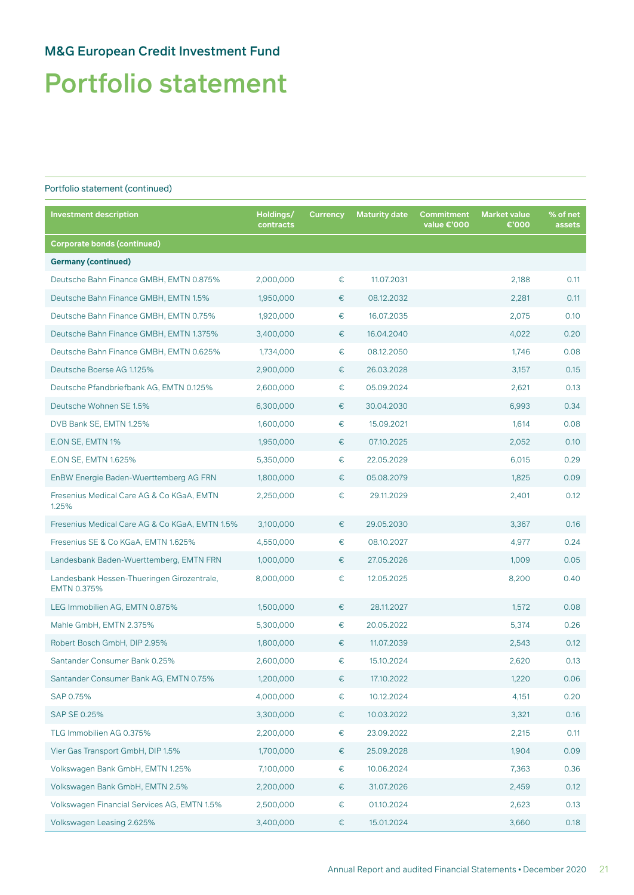## M&G European Credit Investment Fund

# Portfolio statement

Portfolio statement (continued)

| Investment description | Holdings/ contracts | Currency | Maturity date | Commitment value €'000 | Market value €'000 | % of net assets |
|---|---|---|---|---|---|---|
| **Corporate bonds (continued)** | | | | | | |
| **Germany (continued)** | | | | | | |
| Deutsche Bahn Finance GMBH, EMTN 0.875% | 2,000,000 | € | 11.07.2031 | | 2,188 | 0.11 |
| Deutsche Bahn Finance GMBH, EMTN 1.5% | 1,950,000 | € | 08.12.2032 | | 2,281 | 0.11 |
| Deutsche Bahn Finance GMBH, EMTN 0.75% | 1,920,000 | € | 16.07.2035 | | 2,075 | 0.10 |
| Deutsche Bahn Finance GMBH, EMTN 1.375% | 3,400,000 | € | 16.04.2040 | | 4,022 | 0.20 |
| Deutsche Bahn Finance GMBH, EMTN 0.625% | 1,734,000 | € | 08.12.2050 | | 1,746 | 0.08 |
| Deutsche Boerse AG 1.125% | 2,900,000 | € | 26.03.2028 | | 3,157 | 0.15 |
| Deutsche Pfandbriefbank AG, EMTN 0.125% | 2,600,000 | € | 05.09.2024 | | 2,621 | 0.13 |
| Deutsche Wohnen SE 1.5% | 6,300,000 | € | 30.04.2030 | | 6,993 | 0.34 |
| DVB Bank SE, EMTN 1.25% | 1,600,000 | € | 15.09.2021 | | 1,614 | 0.08 |
| E.ON SE, EMTN 1% | 1,950,000 | € | 07.10.2025 | | 2,052 | 0.10 |
| E.ON SE, EMTN 1.625% | 5,350,000 | € | 22.05.2029 | | 6,015 | 0.29 |
| EnBW Energie Baden-Wuerttemberg AG FRN | 1,800,000 | € | 05.08.2079 | | 1,825 | 0.09 |
| Fresenius Medical Care AG & Co KGaA, EMTN 1.25% | 2,250,000 | € | 29.11.2029 | | 2,401 | 0.12 |
| Fresenius Medical Care AG & Co KGaA, EMTN 1.5% | 3,100,000 | € | 29.05.2030 | | 3,367 | 0.16 |
| Fresenius SE & Co KGaA, EMTN 1.625% | 4,550,000 | € | 08.10.2027 | | 4,977 | 0.24 |
| Landesbank Baden-Wuerttemberg, EMTN FRN | 1,000,000 | € | 27.05.2026 | | 1,009 | 0.05 |
| Landesbank Hessen-Thueringen Girozentrale, EMTN 0.375% | 8,000,000 | € | 12.05.2025 | | 8,200 | 0.40 |
| LEG Immobilien AG, EMTN 0.875% | 1,500,000 | € | 28.11.2027 | | 1,572 | 0.08 |
| Mahle GmbH, EMTN 2.375% | 5,300,000 | € | 20.05.2022 | | 5,374 | 0.26 |
| Robert Bosch GmbH, DIP 2.95% | 1,800,000 | € | 11.07.2039 | | 2,543 | 0.12 |
| Santander Consumer Bank 0.25% | 2,600,000 | € | 15.10.2024 | | 2,620 | 0.13 |
| Santander Consumer Bank AG, EMTN 0.75% | 1,200,000 | € | 17.10.2022 | | 1,220 | 0.06 |
| SAP 0.75% | 4,000,000 | € | 10.12.2024 | | 4,151 | 0.20 |
| SAP SE 0.25% | 3,300,000 | € | 10.03.2022 | | 3,321 | 0.16 |
| TLG Immobilien AG 0.375% | 2,200,000 | € | 23.09.2022 | | 2,215 | 0.11 |
| Vier Gas Transport GmbH, DIP 1.5% | 1,700,000 | € | 25.09.2028 | | 1,904 | 0.09 |
| Volkswagen Bank GmbH, EMTN 1.25% | 7,100,000 | € | 10.06.2024 | | 7,363 | 0.36 |
| Volkswagen Bank GmbH, EMTN 2.5% | 2,200,000 | € | 31.07.2026 | | 2,459 | 0.12 |
| Volkswagen Financial Services AG, EMTN 1.5% | 2,500,000 | € | 01.10.2024 | | 2,623 | 0.13 |
| Volkswagen Leasing 2.625% | 3,400,000 | € | 15.01.2024 | | 3,660 | 0.18 |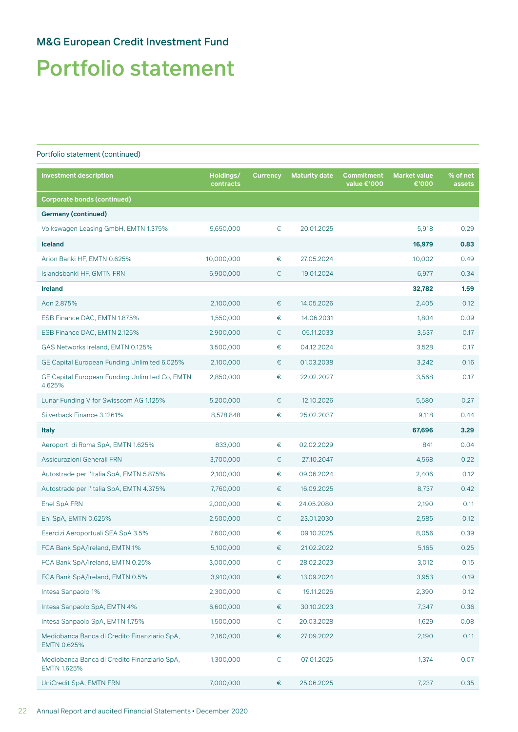## M&G European Credit Investment Fund

# Portfolio statement

Portfolio statement (continued)

| Investment description | Holdings/ contracts | Currency | Maturity date | Commitment value €'000 | Market value €'000 | % of net assets |
|---|---|---|---|---|---|---|
| **Corporate bonds (continued)** | | | | | | |
| **Germany (continued)** | | | | | | |
| Volkswagen Leasing GmbH, EMTN 1.375% | 5,650,000 | € | 20.01.2025 | | 5,918 | 0.29 |
| **Iceland** | | | | | **16,979** | **0.83** |
| Arion Banki HF, EMTN 0.625% | 10,000,000 | € | 27.05.2024 | | 10,002 | 0.49 |
| Islandsbanki HF, GMTN FRN | 6,900,000 | € | 19.01.2024 | | 6,977 | 0.34 |
| **Ireland** | | | | | **32,782** | **1.59** |
| Aon 2.875% | 2,100,000 | € | 14.05.2026 | | 2,405 | 0.12 |
| ESB Finance DAC, EMTN 1.875% | 1,550,000 | € | 14.06.2031 | | 1,804 | 0.09 |
| ESB Finance DAC, EMTN 2.125% | 2,900,000 | € | 05.11.2033 | | 3,537 | 0.17 |
| GAS Networks Ireland, EMTN 0.125% | 3,500,000 | € | 04.12.2024 | | 3,528 | 0.17 |
| GE Capital European Funding Unlimited 6.025% | 2,100,000 | € | 01.03.2038 | | 3,242 | 0.16 |
| GE Capital European Funding Unlimited Co, EMTN 4.625% | 2,850,000 | € | 22.02.2027 | | 3,568 | 0.17 |
| Lunar Funding V for Swisscom AG 1.125% | 5,200,000 | € | 12.10.2026 | | 5,580 | 0.27 |
| Silverback Finance 3.1261% | 8,578,848 | € | 25.02.2037 | | 9,118 | 0.44 |
| **Italy** | | | | | **67,696** | **3.29** |
| Aeroporti di Roma SpA, EMTN 1.625% | 833,000 | € | 02.02.2029 | | 841 | 0.04 |
| Assicurazioni Generali FRN | 3,700,000 | € | 27.10.2047 | | 4,568 | 0.22 |
| Autostrade per l'Italia SpA, EMTN 5.875% | 2,100,000 | € | 09.06.2024 | | 2,406 | 0.12 |
| Autostrade per l'Italia SpA, EMTN 4.375% | 7,760,000 | € | 16.09.2025 | | 8,737 | 0.42 |
| Enel SpA FRN | 2,000,000 | € | 24.05.2080 | | 2,190 | 0.11 |
| Eni SpA, EMTN 0.625% | 2,500,000 | € | 23.01.2030 | | 2,585 | 0.12 |
| Esercizi Aeroportuali SEA SpA 3.5% | 7,600,000 | € | 09.10.2025 | | 8,056 | 0.39 |
| FCA Bank SpA/Ireland, EMTN 1% | 5,100,000 | € | 21.02.2022 | | 5,165 | 0.25 |
| FCA Bank SpA/Ireland, EMTN 0.25% | 3,000,000 | € | 28.02.2023 | | 3,012 | 0.15 |
| FCA Bank SpA/Ireland, EMTN 0.5% | 3,910,000 | € | 13.09.2024 | | 3,953 | 0.19 |
| Intesa Sanpaolo 1% | 2,300,000 | € | 19.11.2026 | | 2,390 | 0.12 |
| Intesa Sanpaolo SpA, EMTN 4% | 6,600,000 | € | 30.10.2023 | | 7,347 | 0.36 |
| Intesa Sanpaolo SpA, EMTN 1.75% | 1,500,000 | € | 20.03.2028 | | 1,629 | 0.08 |
| Mediobanca Banca di Credito Finanziario SpA, EMTN 0.625% | 2,160,000 | € | 27.09.2022 | | 2,190 | 0.11 |
| Mediobanca Banca di Credito Finanziario SpA, EMTN 1.625% | 1,300,000 | € | 07.01.2025 | | 1,374 | 0.07 |
| UniCredit SpA, EMTN FRN | 7,000,000 | € | 25.06.2025 | | 7,237 | 0.35 |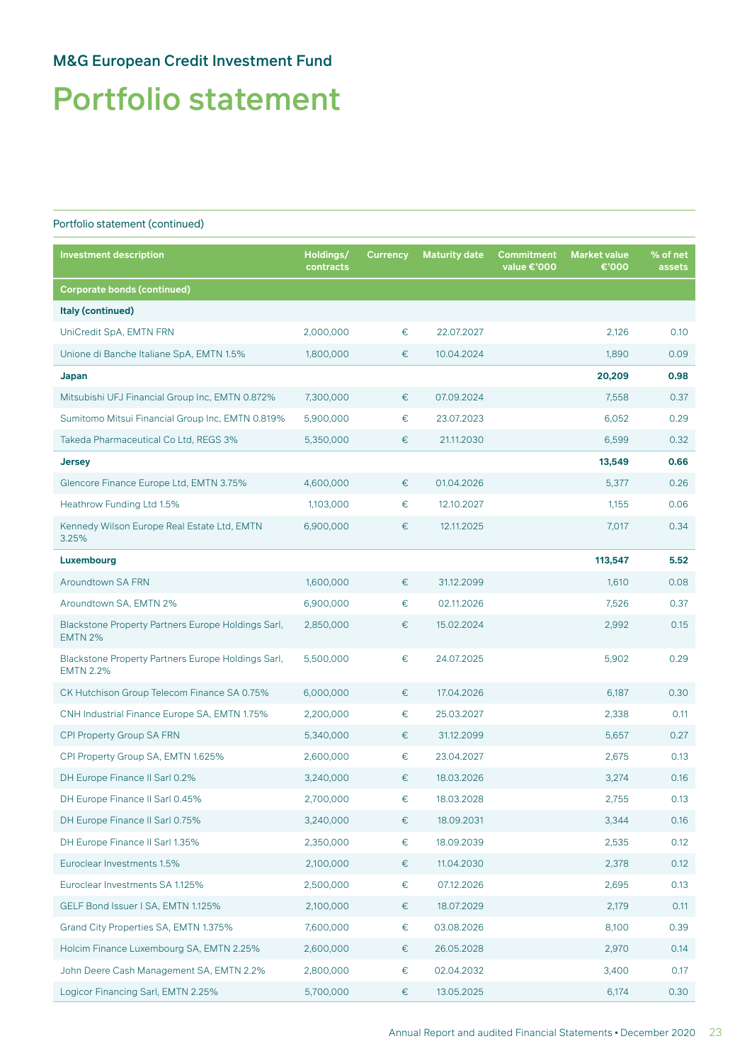# M&G European Credit Investment Fund

# Portfolio statement

Portfolio statement (continued)

| Investment description | Holdings/ contracts | Currency | Maturity date | Commitment value €'000 | Market value €'000 | % of net assets |
|---|---|---|---|---|---|---|
| **Corporate bonds (continued)** | | | | | | |
| **Italy (continued)** | | | | | | |
| UniCredit SpA, EMTN FRN | 2,000,000 | € | 22.07.2027 | | 2,126 | 0.10 |
| Unione di Banche Italiane SpA, EMTN 1.5% | 1,800,000 | € | 10.04.2024 | | 1,890 | 0.09 |
| **Japan** | | | | | **20,209** | **0.98** |
| Mitsubishi UFJ Financial Group Inc, EMTN 0.872% | 7,300,000 | € | 07.09.2024 | | 7,558 | 0.37 |
| Sumitomo Mitsui Financial Group Inc, EMTN 0.819% | 5,900,000 | € | 23.07.2023 | | 6,052 | 0.29 |
| Takeda Pharmaceutical Co Ltd, REGS 3% | 5,350,000 | € | 21.11.2030 | | 6,599 | 0.32 |
| **Jersey** | | | | | **13,549** | **0.66** |
| Glencore Finance Europe Ltd, EMTN 3.75% | 4,600,000 | € | 01.04.2026 | | 5,377 | 0.26 |
| Heathrow Funding Ltd 1.5% | 1,103,000 | € | 12.10.2027 | | 1,155 | 0.06 |
| Kennedy Wilson Europe Real Estate Ltd, EMTN 3.25% | 6,900,000 | € | 12.11.2025 | | 7,017 | 0.34 |
| **Luxembourg** | | | | | **113,547** | **5.52** |
| Aroundtown SA FRN | 1,600,000 | € | 31.12.2099 | | 1,610 | 0.08 |
| Aroundtown SA, EMTN 2% | 6,900,000 | € | 02.11.2026 | | 7,526 | 0.37 |
| Blackstone Property Partners Europe Holdings Sarl, EMTN 2% | 2,850,000 | € | 15.02.2024 | | 2,992 | 0.15 |
| Blackstone Property Partners Europe Holdings Sarl, EMTN 2.2% | 5,500,000 | € | 24.07.2025 | | 5,902 | 0.29 |
| CK Hutchison Group Telecom Finance SA 0.75% | 6,000,000 | € | 17.04.2026 | | 6,187 | 0.30 |
| CNH Industrial Finance Europe SA, EMTN 1.75% | 2,200,000 | € | 25.03.2027 | | 2,338 | 0.11 |
| CPI Property Group SA FRN | 5,340,000 | € | 31.12.2099 | | 5,657 | 0.27 |
| CPI Property Group SA, EMTN 1.625% | 2,600,000 | € | 23.04.2027 | | 2,675 | 0.13 |
| DH Europe Finance II Sarl 0.2% | 3,240,000 | € | 18.03.2026 | | 3,274 | 0.16 |
| DH Europe Finance II Sarl 0.45% | 2,700,000 | € | 18.03.2028 | | 2,755 | 0.13 |
| DH Europe Finance II Sarl 0.75% | 3,240,000 | € | 18.09.2031 | | 3,344 | 0.16 |
| DH Europe Finance II Sarl 1.35% | 2,350,000 | € | 18.09.2039 | | 2,535 | 0.12 |
| Euroclear Investments 1.5% | 2,100,000 | € | 11.04.2030 | | 2,378 | 0.12 |
| Euroclear Investments SA 1.125% | 2,500,000 | € | 07.12.2026 | | 2,695 | 0.13 |
| GELF Bond Issuer I SA, EMTN 1.125% | 2,100,000 | € | 18.07.2029 | | 2,179 | 0.11 |
| Grand City Properties SA, EMTN 1.375% | 7,600,000 | € | 03.08.2026 | | 8,100 | 0.39 |
| Holcim Finance Luxembourg SA, EMTN 2.25% | 2,600,000 | € | 26.05.2028 | | 2,970 | 0.14 |
| John Deere Cash Management SA, EMTN 2.2% | 2,800,000 | € | 02.04.2032 | | 3,400 | 0.17 |
| Logicor Financing Sarl, EMTN 2.25% | 5,700,000 | € | 13.05.2025 | | 6,174 | 0.30 |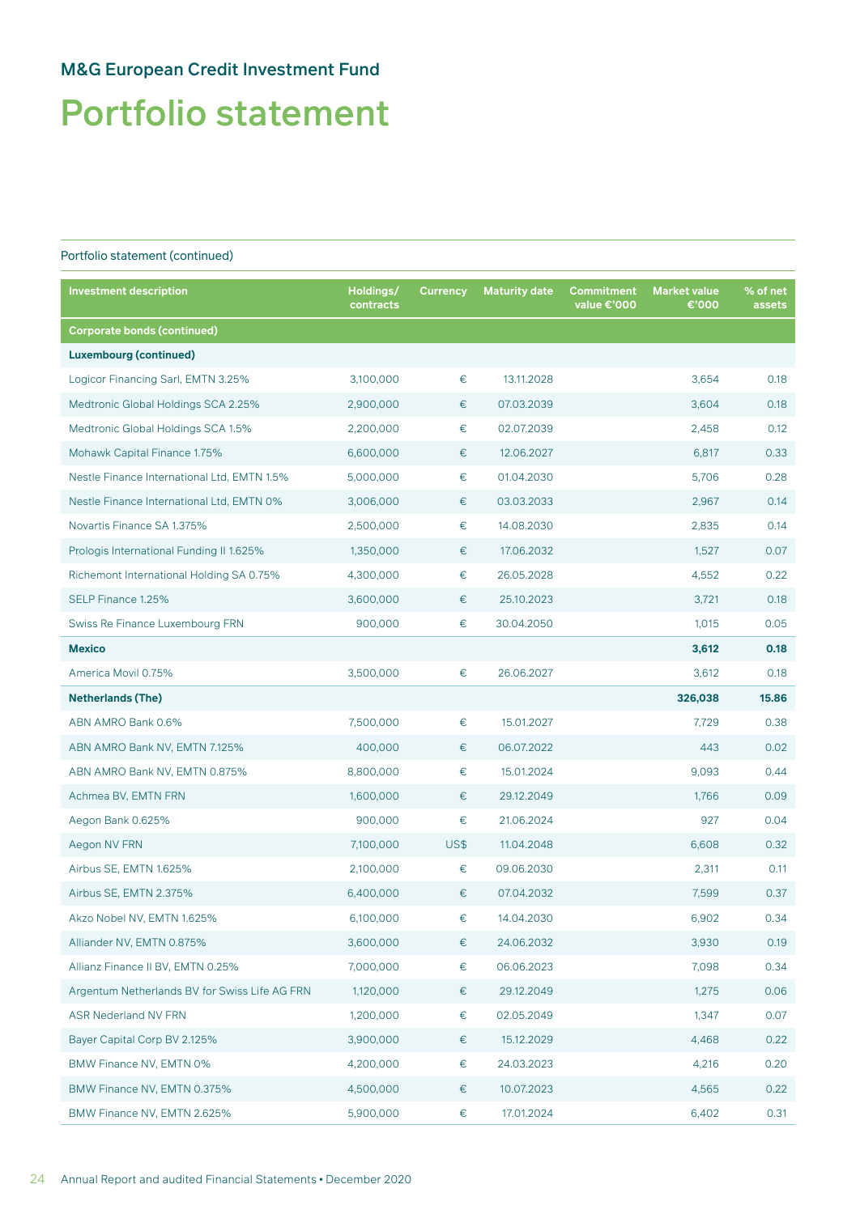## M&G European Credit Investment Fund

# Portfolio statement

Portfolio statement (continued)

| Investment description | Holdings/ contracts | Currency | Maturity date | Commitment value €'000 | Market value €'000 | % of net assets |
|---|---|---|---|---|---|---|
| **Corporate bonds (continued)** | | | | | | |
| **Luxembourg (continued)** | | | | | | |
| Logicor Financing Sarl, EMTN 3.25% | 3,100,000 | € | 13.11.2028 | | 3,654 | 0.18 |
| Medtronic Global Holdings SCA 2.25% | 2,900,000 | € | 07.03.2039 | | 3,604 | 0.18 |
| Medtronic Global Holdings SCA 1.5% | 2,200,000 | € | 02.07.2039 | | 2,458 | 0.12 |
| Mohawk Capital Finance 1.75% | 6,600,000 | € | 12.06.2027 | | 6,817 | 0.33 |
| Nestle Finance International Ltd, EMTN 1.5% | 5,000,000 | € | 01.04.2030 | | 5,706 | 0.28 |
| Nestle Finance International Ltd, EMTN 0% | 3,006,000 | € | 03.03.2033 | | 2,967 | 0.14 |
| Novartis Finance SA 1.375% | 2,500,000 | € | 14.08.2030 | | 2,835 | 0.14 |
| Prologis International Funding II 1.625% | 1,350,000 | € | 17.06.2032 | | 1,527 | 0.07 |
| Richemont International Holding SA 0.75% | 4,300,000 | € | 26.05.2028 | | 4,552 | 0.22 |
| SELP Finance 1.25% | 3,600,000 | € | 25.10.2023 | | 3,721 | 0.18 |
| Swiss Re Finance Luxembourg FRN | 900,000 | € | 30.04.2050 | | 1,015 | 0.05 |
| **Mexico** | | | | | **3,612** | **0.18** |
| America Movil 0.75% | 3,500,000 | € | 26.06.2027 | | 3,612 | 0.18 |
| **Netherlands (The)** | | | | | **326,038** | **15.86** |
| ABN AMRO Bank 0.6% | 7,500,000 | € | 15.01.2027 | | 7,729 | 0.38 |
| ABN AMRO Bank NV, EMTN 7.125% | 400,000 | € | 06.07.2022 | | 443 | 0.02 |
| ABN AMRO Bank NV, EMTN 0.875% | 8,800,000 | € | 15.01.2024 | | 9,093 | 0.44 |
| Achmea BV, EMTN FRN | 1,600,000 | € | 29.12.2049 | | 1,766 | 0.09 |
| Aegon Bank 0.625% | 900,000 | € | 21.06.2024 | | 927 | 0.04 |
| Aegon NV FRN | 7,100,000 | US$ | 11.04.2048 | | 6,608 | 0.32 |
| Airbus SE, EMTN 1.625% | 2,100,000 | € | 09.06.2030 | | 2,311 | 0.11 |
| Airbus SE, EMTN 2.375% | 6,400,000 | € | 07.04.2032 | | 7,599 | 0.37 |
| Akzo Nobel NV, EMTN 1.625% | 6,100,000 | € | 14.04.2030 | | 6,902 | 0.34 |
| Alliander NV, EMTN 0.875% | 3,600,000 | € | 24.06.2032 | | 3,930 | 0.19 |
| Allianz Finance II BV, EMTN 0.25% | 7,000,000 | € | 06.06.2023 | | 7,098 | 0.34 |
| Argentum Netherlands BV for Swiss Life AG FRN | 1,120,000 | € | 29.12.2049 | | 1,275 | 0.06 |
| ASR Nederland NV FRN | 1,200,000 | € | 02.05.2049 | | 1,347 | 0.07 |
| Bayer Capital Corp BV 2.125% | 3,900,000 | € | 15.12.2029 | | 4,468 | 0.22 |
| BMW Finance NV, EMTN 0% | 4,200,000 | € | 24.03.2023 | | 4,216 | 0.20 |
| BMW Finance NV, EMTN 0.375% | 4,500,000 | € | 10.07.2023 | | 4,565 | 0.22 |
| BMW Finance NV, EMTN 2.625% | 5,900,000 | € | 17.01.2024 | | 6,402 | 0.31 |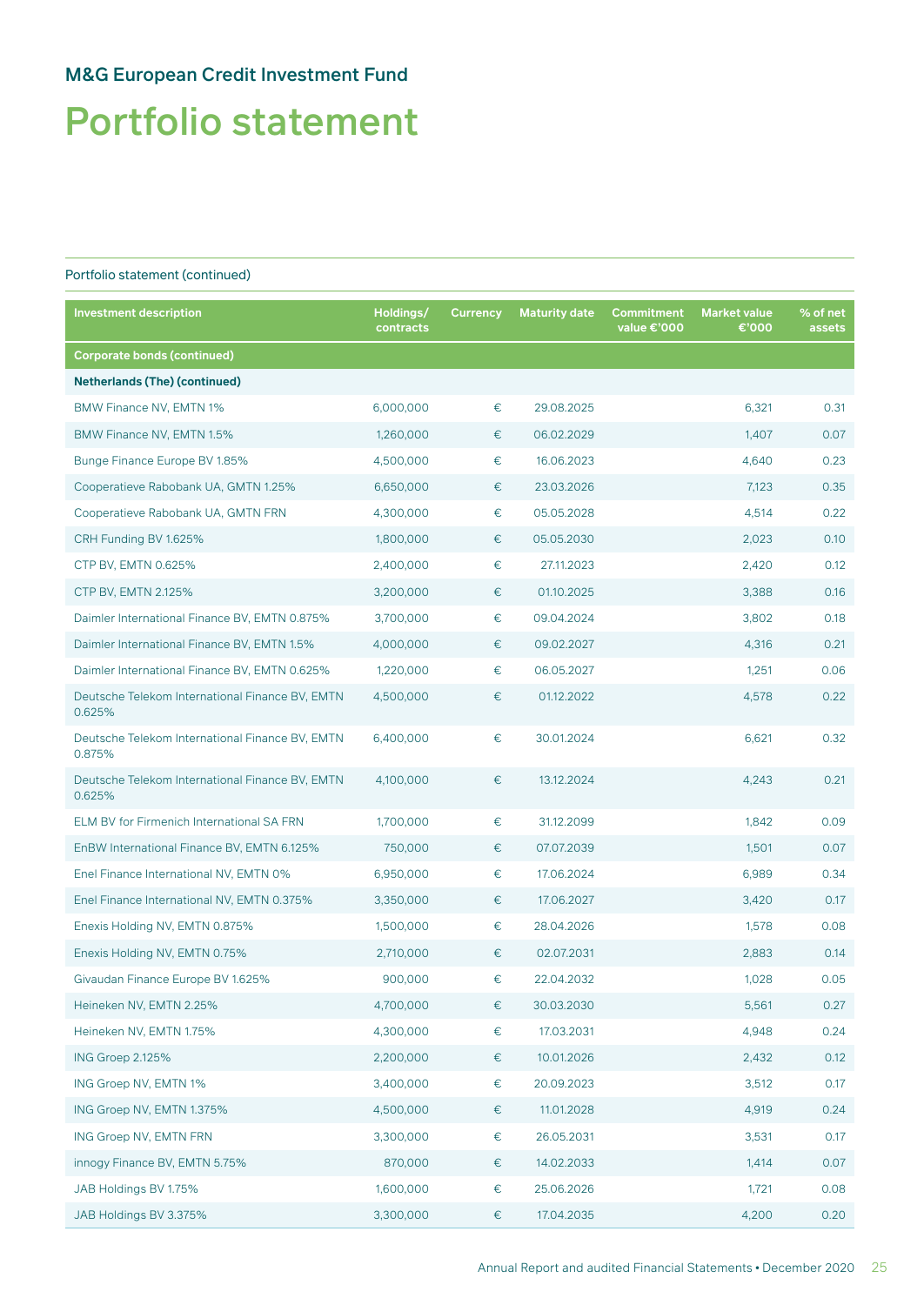## M&G European Credit Investment Fund

# Portfolio statement

Portfolio statement (continued)

| Investment description | Holdings/ contracts | Currency | Maturity date | Commitment value €'000 | Market value €'000 | % of net assets |
|---|---|---|---|---|---|---|
| **Corporate bonds (continued)** | | | | | | |
| **Netherlands (The) (continued)** | | | | | | |
| BMW Finance NV, EMTN 1% | 6,000,000 | € | 29.08.2025 | | 6,321 | 0.31 |
| BMW Finance NV, EMTN 1.5% | 1,260,000 | € | 06.02.2029 | | 1,407 | 0.07 |
| Bunge Finance Europe BV 1.85% | 4,500,000 | € | 16.06.2023 | | 4,640 | 0.23 |
| Cooperatieve Rabobank UA, GMTN 1.25% | 6,650,000 | € | 23.03.2026 | | 7,123 | 0.35 |
| Cooperatieve Rabobank UA, GMTN FRN | 4,300,000 | € | 05.05.2028 | | 4,514 | 0.22 |
| CRH Funding BV 1.625% | 1,800,000 | € | 05.05.2030 | | 2,023 | 0.10 |
| CTP BV, EMTN 0.625% | 2,400,000 | € | 27.11.2023 | | 2,420 | 0.12 |
| CTP BV, EMTN 2.125% | 3,200,000 | € | 01.10.2025 | | 3,388 | 0.16 |
| Daimler International Finance BV, EMTN 0.875% | 3,700,000 | € | 09.04.2024 | | 3,802 | 0.18 |
| Daimler International Finance BV, EMTN 1.5% | 4,000,000 | € | 09.02.2027 | | 4,316 | 0.21 |
| Daimler International Finance BV, EMTN 0.625% | 1,220,000 | € | 06.05.2027 | | 1,251 | 0.06 |
| Deutsche Telekom International Finance BV, EMTN 0.625% | 4,500,000 | € | 01.12.2022 | | 4,578 | 0.22 |
| Deutsche Telekom International Finance BV, EMTN 0.875% | 6,400,000 | € | 30.01.2024 | | 6,621 | 0.32 |
| Deutsche Telekom International Finance BV, EMTN 0.625% | 4,100,000 | € | 13.12.2024 | | 4,243 | 0.21 |
| ELM BV for Firmenich International SA FRN | 1,700,000 | € | 31.12.2099 | | 1,842 | 0.09 |
| EnBW International Finance BV, EMTN 6.125% | 750,000 | € | 07.07.2039 | | 1,501 | 0.07 |
| Enel Finance International NV, EMTN 0% | 6,950,000 | € | 17.06.2024 | | 6,989 | 0.34 |
| Enel Finance International NV, EMTN 0.375% | 3,350,000 | € | 17.06.2027 | | 3,420 | 0.17 |
| Enexis Holding NV, EMTN 0.875% | 1,500,000 | € | 28.04.2026 | | 1,578 | 0.08 |
| Enexis Holding NV, EMTN 0.75% | 2,710,000 | € | 02.07.2031 | | 2,883 | 0.14 |
| Givaudan Finance Europe BV 1.625% | 900,000 | € | 22.04.2032 | | 1,028 | 0.05 |
| Heineken NV, EMTN 2.25% | 4,700,000 | € | 30.03.2030 | | 5,561 | 0.27 |
| Heineken NV, EMTN 1.75% | 4,300,000 | € | 17.03.2031 | | 4,948 | 0.24 |
| ING Groep 2.125% | 2,200,000 | € | 10.01.2026 | | 2,432 | 0.12 |
| ING Groep NV, EMTN 1% | 3,400,000 | € | 20.09.2023 | | 3,512 | 0.17 |
| ING Groep NV, EMTN 1.375% | 4,500,000 | € | 11.01.2028 | | 4,919 | 0.24 |
| ING Groep NV, EMTN FRN | 3,300,000 | € | 26.05.2031 | | 3,531 | 0.17 |
| innogy Finance BV, EMTN 5.75% | 870,000 | € | 14.02.2033 | | 1,414 | 0.07 |
| JAB Holdings BV 1.75% | 1,600,000 | € | 25.06.2026 | | 1,721 | 0.08 |
| JAB Holdings BV 3.375% | 3,300,000 | € | 17.04.2035 | | 4,200 | 0.20 |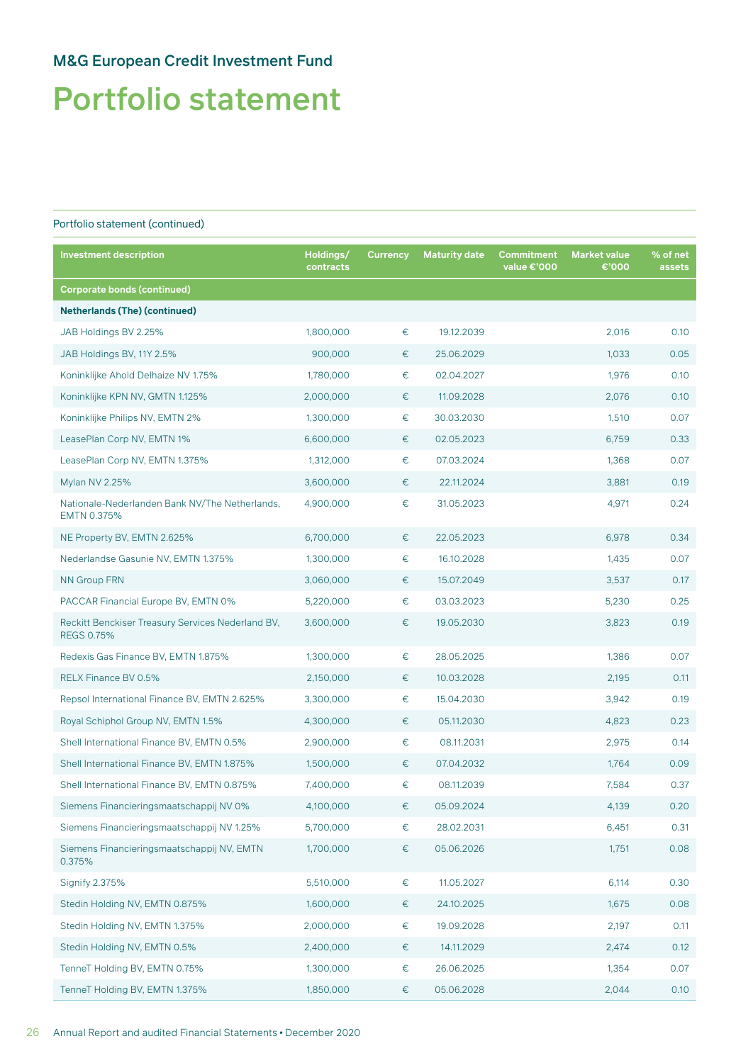# M&G European Credit Investment Fund

# Portfolio statement

Portfolio statement (continued)

| Investment description | Holdings/ contracts | Currency | Maturity date | Commitment value €'000 | Market value €'000 | % of net assets |
|---|---|---|---|---|---|---|
| **Corporate bonds (continued)** | | | | | | |
| **Netherlands (The) (continued)** | | | | | | |
| JAB Holdings BV 2.25% | 1,800,000 | € | 19.12.2039 | | 2,016 | 0.10 |
| JAB Holdings BV, 11Y 2.5% | 900,000 | € | 25.06.2029 | | 1,033 | 0.05 |
| Koninklijke Ahold Delhaize NV 1.75% | 1,780,000 | € | 02.04.2027 | | 1,976 | 0.10 |
| Koninklijke KPN NV, GMTN 1.125% | 2,000,000 | € | 11.09.2028 | | 2,076 | 0.10 |
| Koninklijke Philips NV, EMTN 2% | 1,300,000 | € | 30.03.2030 | | 1,510 | 0.07 |
| LeasePlan Corp NV, EMTN 1% | 6,600,000 | € | 02.05.2023 | | 6,759 | 0.33 |
| LeasePlan Corp NV, EMTN 1.375% | 1,312,000 | € | 07.03.2024 | | 1,368 | 0.07 |
| Mylan NV 2.25% | 3,600,000 | € | 22.11.2024 | | 3,881 | 0.19 |
| Nationale-Nederlanden Bank NV/The Netherlands, EMTN 0.375% | 4,900,000 | € | 31.05.2023 | | 4,971 | 0.24 |
| NE Property BV, EMTN 2.625% | 6,700,000 | € | 22.05.2023 | | 6,978 | 0.34 |
| Nederlandse Gasunie NV, EMTN 1.375% | 1,300,000 | € | 16.10.2028 | | 1,435 | 0.07 |
| NN Group FRN | 3,060,000 | € | 15.07.2049 | | 3,537 | 0.17 |
| PACCAR Financial Europe BV, EMTN 0% | 5,220,000 | € | 03.03.2023 | | 5,230 | 0.25 |
| Reckitt Benckiser Treasury Services Nederland BV, REGS 0.75% | 3,600,000 | € | 19.05.2030 | | 3,823 | 0.19 |
| Redexis Gas Finance BV, EMTN 1.875% | 1,300,000 | € | 28.05.2025 | | 1,386 | 0.07 |
| RELX Finance BV 0.5% | 2,150,000 | € | 10.03.2028 | | 2,195 | 0.11 |
| Repsol International Finance BV, EMTN 2.625% | 3,300,000 | € | 15.04.2030 | | 3,942 | 0.19 |
| Royal Schiphol Group NV, EMTN 1.5% | 4,300,000 | € | 05.11.2030 | | 4,823 | 0.23 |
| Shell International Finance BV, EMTN 0.5% | 2,900,000 | € | 08.11.2031 | | 2,975 | 0.14 |
| Shell International Finance BV, EMTN 1.875% | 1,500,000 | € | 07.04.2032 | | 1,764 | 0.09 |
| Shell International Finance BV, EMTN 0.875% | 7,400,000 | € | 08.11.2039 | | 7,584 | 0.37 |
| Siemens Financieringsmaatschappij NV 0% | 4,100,000 | € | 05.09.2024 | | 4,139 | 0.20 |
| Siemens Financieringsmaatschappij NV 1.25% | 5,700,000 | € | 28.02.2031 | | 6,451 | 0.31 |
| Siemens Financieringsmaatschappij NV, EMTN 0.375% | 1,700,000 | € | 05.06.2026 | | 1,751 | 0.08 |
| Signify 2.375% | 5,510,000 | € | 11.05.2027 | | 6,114 | 0.30 |
| Stedin Holding NV, EMTN 0.875% | 1,600,000 | € | 24.10.2025 | | 1,675 | 0.08 |
| Stedin Holding NV, EMTN 1.375% | 2,000,000 | € | 19.09.2028 | | 2,197 | 0.11 |
| Stedin Holding NV, EMTN 0.5% | 2,400,000 | € | 14.11.2029 | | 2,474 | 0.12 |
| TenneT Holding BV, EMTN 0.75% | 1,300,000 | € | 26.06.2025 | | 1,354 | 0.07 |
| TenneT Holding BV, EMTN 1.375% | 1,850,000 | € | 05.06.2028 | | 2,044 | 0.10 |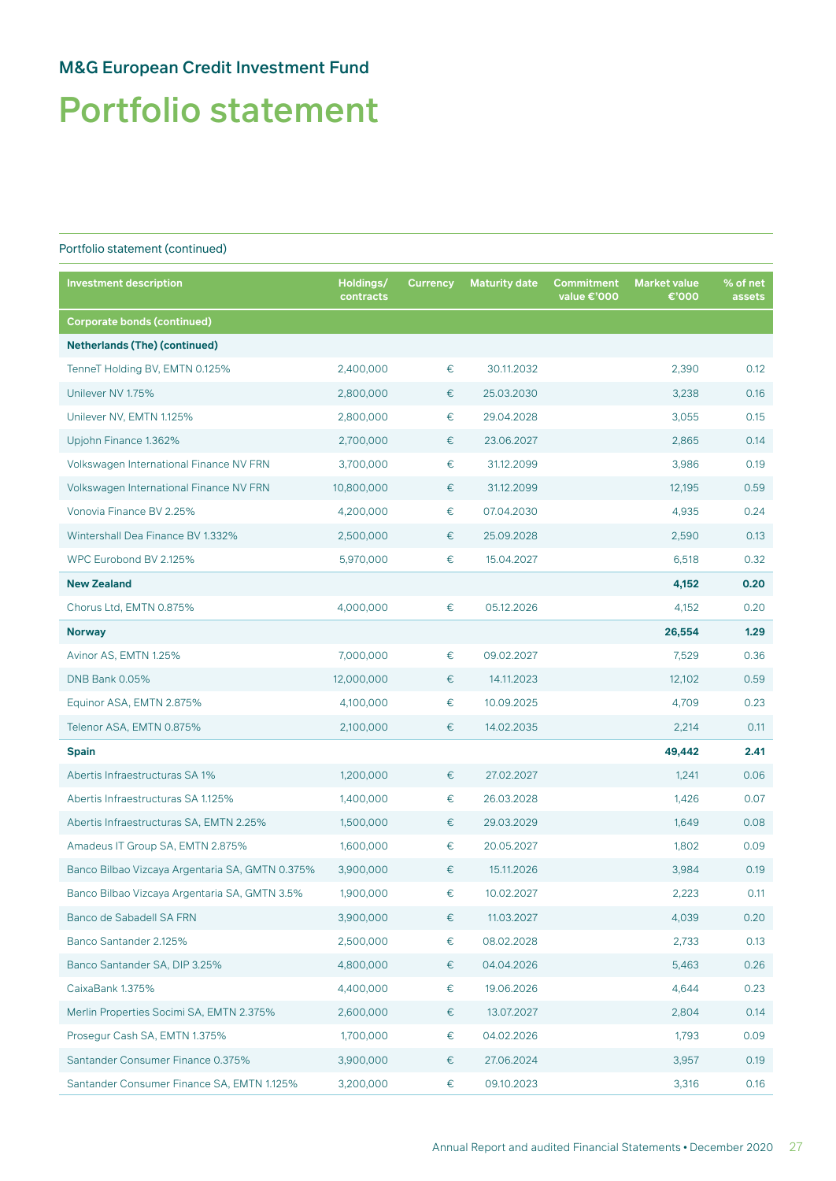# M&G European Credit Investment Fund

# Portfolio statement

Portfolio statement (continued)

| Investment description | Holdings/ contracts | Currency | Maturity date | Commitment value €'000 | Market value €'000 | % of net assets |
|---|---|---|---|---|---|---|
| **Corporate bonds (continued)** | | | | | | |
| **Netherlands (The) (continued)** | | | | | | |
| TenneT Holding BV, EMTN 0.125% | 2,400,000 | € | 30.11.2032 | | 2,390 | 0.12 |
| Unilever NV 1.75% | 2,800,000 | € | 25.03.2030 | | 3,238 | 0.16 |
| Unilever NV, EMTN 1.125% | 2,800,000 | € | 29.04.2028 | | 3,055 | 0.15 |
| Upjohn Finance 1.362% | 2,700,000 | € | 23.06.2027 | | 2,865 | 0.14 |
| Volkswagen International Finance NV FRN | 3,700,000 | € | 31.12.2099 | | 3,986 | 0.19 |
| Volkswagen International Finance NV FRN | 10,800,000 | € | 31.12.2099 | | 12,195 | 0.59 |
| Vonovia Finance BV 2.25% | 4,200,000 | € | 07.04.2030 | | 4,935 | 0.24 |
| Wintershall Dea Finance BV 1.332% | 2,500,000 | € | 25.09.2028 | | 2,590 | 0.13 |
| WPC Eurobond BV 2.125% | 5,970,000 | € | 15.04.2027 | | 6,518 | 0.32 |
| **New Zealand** | | | | | **4,152** | **0.20** |
| Chorus Ltd, EMTN 0.875% | 4,000,000 | € | 05.12.2026 | | 4,152 | 0.20 |
| **Norway** | | | | | **26,554** | **1.29** |
| Avinor AS, EMTN 1.25% | 7,000,000 | € | 09.02.2027 | | 7,529 | 0.36 |
| DNB Bank 0.05% | 12,000,000 | € | 14.11.2023 | | 12,102 | 0.59 |
| Equinor ASA, EMTN 2.875% | 4,100,000 | € | 10.09.2025 | | 4,709 | 0.23 |
| Telenor ASA, EMTN 0.875% | 2,100,000 | € | 14.02.2035 | | 2,214 | 0.11 |
| **Spain** | | | | | **49,442** | **2.41** |
| Abertis Infraestructuras SA 1% | 1,200,000 | € | 27.02.2027 | | 1,241 | 0.06 |
| Abertis Infraestructuras SA 1.125% | 1,400,000 | € | 26.03.2028 | | 1,426 | 0.07 |
| Abertis Infraestructuras SA, EMTN 2.25% | 1,500,000 | € | 29.03.2029 | | 1,649 | 0.08 |
| Amadeus IT Group SA, EMTN 2.875% | 1,600,000 | € | 20.05.2027 | | 1,802 | 0.09 |
| Banco Bilbao Vizcaya Argentaria SA, GMTN 0.375% | 3,900,000 | € | 15.11.2026 | | 3,984 | 0.19 |
| Banco Bilbao Vizcaya Argentaria SA, GMTN 3.5% | 1,900,000 | € | 10.02.2027 | | 2,223 | 0.11 |
| Banco de Sabadell SA FRN | 3,900,000 | € | 11.03.2027 | | 4,039 | 0.20 |
| Banco Santander 2.125% | 2,500,000 | € | 08.02.2028 | | 2,733 | 0.13 |
| Banco Santander SA, DIP 3.25% | 4,800,000 | € | 04.04.2026 | | 5,463 | 0.26 |
| CaixaBank 1.375% | 4,400,000 | € | 19.06.2026 | | 4,644 | 0.23 |
| Merlin Properties Socimi SA, EMTN 2.375% | 2,600,000 | € | 13.07.2027 | | 2,804 | 0.14 |
| Prosegur Cash SA, EMTN 1.375% | 1,700,000 | € | 04.02.2026 | | 1,793 | 0.09 |
| Santander Consumer Finance 0.375% | 3,900,000 | € | 27.06.2024 | | 3,957 | 0.19 |
| Santander Consumer Finance SA, EMTN 1.125% | 3,200,000 | € | 09.10.2023 | | 3,316 | 0.16 |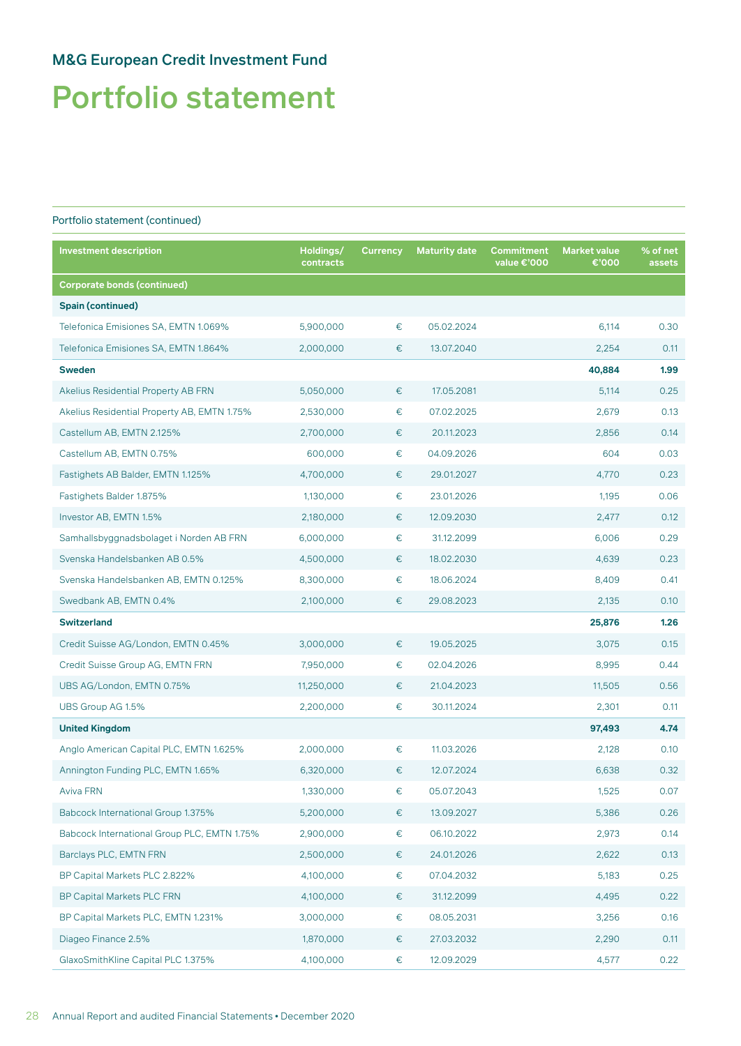## M&G European Credit Investment Fund

# Portfolio statement

Portfolio statement (continued)

| Investment description | Holdings/ contracts | Currency | Maturity date | Commitment value €'000 | Market value €'000 | % of net assets |
|---|---|---|---|---|---|---|
| **Corporate bonds (continued)** | | | | | | |
| **Spain (continued)** | | | | | | |
| Telefonica Emisiones SA, EMTN 1.069% | 5,900,000 | € | 05.02.2024 | | 6,114 | 0.30 |
| Telefonica Emisiones SA, EMTN 1.864% | 2,000,000 | € | 13.07.2040 | | 2,254 | 0.11 |
| **Sweden** | | | | | **40,884** | **1.99** |
| Akelius Residential Property AB FRN | 5,050,000 | € | 17.05.2081 | | 5,114 | 0.25 |
| Akelius Residential Property AB, EMTN 1.75% | 2,530,000 | € | 07.02.2025 | | 2,679 | 0.13 |
| Castellum AB, EMTN 2.125% | 2,700,000 | € | 20.11.2023 | | 2,856 | 0.14 |
| Castellum AB, EMTN 0.75% | 600,000 | € | 04.09.2026 | | 604 | 0.03 |
| Fastighets AB Balder, EMTN 1.125% | 4,700,000 | € | 29.01.2027 | | 4,770 | 0.23 |
| Fastighets Balder 1.875% | 1,130,000 | € | 23.01.2026 | | 1,195 | 0.06 |
| Investor AB, EMTN 1.5% | 2,180,000 | € | 12.09.2030 | | 2,477 | 0.12 |
| Samhallsbyggnadsbolaget i Norden AB FRN | 6,000,000 | € | 31.12.2099 | | 6,006 | 0.29 |
| Svenska Handelsbanken AB 0.5% | 4,500,000 | € | 18.02.2030 | | 4,639 | 0.23 |
| Svenska Handelsbanken AB, EMTN 0.125% | 8,300,000 | € | 18.06.2024 | | 8,409 | 0.41 |
| Swedbank AB, EMTN 0.4% | 2,100,000 | € | 29.08.2023 | | 2,135 | 0.10 |
| **Switzerland** | | | | | **25,876** | **1.26** |
| Credit Suisse AG/London, EMTN 0.45% | 3,000,000 | € | 19.05.2025 | | 3,075 | 0.15 |
| Credit Suisse Group AG, EMTN FRN | 7,950,000 | € | 02.04.2026 | | 8,995 | 0.44 |
| UBS AG/London, EMTN 0.75% | 11,250,000 | € | 21.04.2023 | | 11,505 | 0.56 |
| UBS Group AG 1.5% | 2,200,000 | € | 30.11.2024 | | 2,301 | 0.11 |
| **United Kingdom** | | | | | **97,493** | **4.74** |
| Anglo American Capital PLC, EMTN 1.625% | 2,000,000 | € | 11.03.2026 | | 2,128 | 0.10 |
| Annington Funding PLC, EMTN 1.65% | 6,320,000 | € | 12.07.2024 | | 6,638 | 0.32 |
| Aviva FRN | 1,330,000 | € | 05.07.2043 | | 1,525 | 0.07 |
| Babcock International Group 1.375% | 5,200,000 | € | 13.09.2027 | | 5,386 | 0.26 |
| Babcock International Group PLC, EMTN 1.75% | 2,900,000 | € | 06.10.2022 | | 2,973 | 0.14 |
| Barclays PLC, EMTN FRN | 2,500,000 | € | 24.01.2026 | | 2,622 | 0.13 |
| BP Capital Markets PLC 2.822% | 4,100,000 | € | 07.04.2032 | | 5,183 | 0.25 |
| BP Capital Markets PLC FRN | 4,100,000 | € | 31.12.2099 | | 4,495 | 0.22 |
| BP Capital Markets PLC, EMTN 1.231% | 3,000,000 | € | 08.05.2031 | | 3,256 | 0.16 |
| Diageo Finance 2.5% | 1,870,000 | € | 27.03.2032 | | 2,290 | 0.11 |
| GlaxoSmithKline Capital PLC 1.375% | 4,100,000 | € | 12.09.2029 | | 4,577 | 0.22 |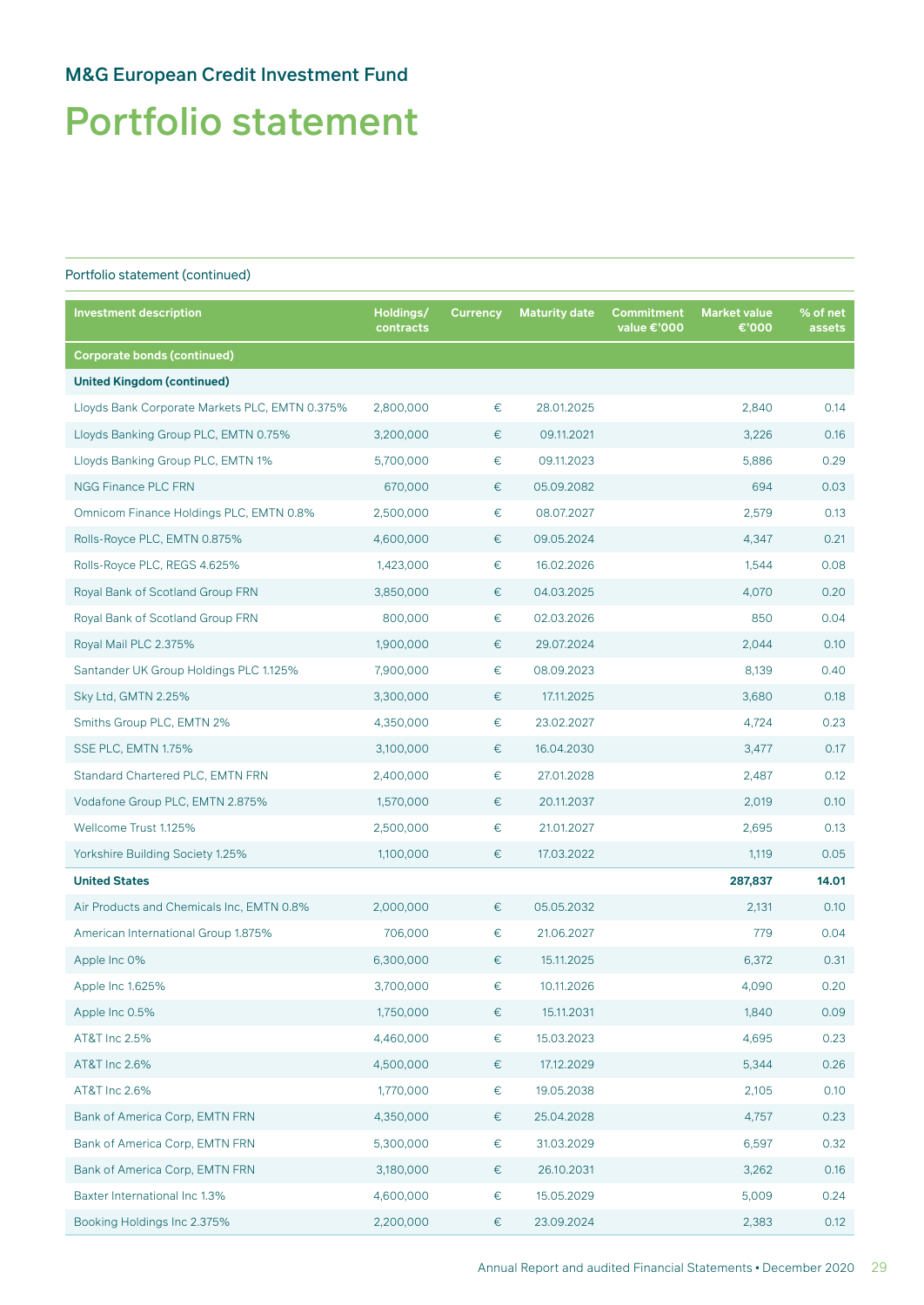## M&G European Credit Investment Fund

# Portfolio statement

Portfolio statement (continued)

| Investment description | Holdings/ contracts | Currency | Maturity date | Commitment value €'000 | Market value €'000 | % of net assets |
|---|---|---|---|---|---|---|
| **Corporate bonds (continued)** | | | | | | |
| **United Kingdom (continued)** | | | | | | |
| Lloyds Bank Corporate Markets PLC, EMTN 0.375% | 2,800,000 | € | 28.01.2025 | | 2,840 | 0.14 |
| Lloyds Banking Group PLC, EMTN 0.75% | 3,200,000 | € | 09.11.2021 | | 3,226 | 0.16 |
| Lloyds Banking Group PLC, EMTN 1% | 5,700,000 | € | 09.11.2023 | | 5,886 | 0.29 |
| NGG Finance PLC FRN | 670,000 | € | 05.09.2082 | | 694 | 0.03 |
| Omnicom Finance Holdings PLC, EMTN 0.8% | 2,500,000 | € | 08.07.2027 | | 2,579 | 0.13 |
| Rolls-Royce PLC, EMTN 0.875% | 4,600,000 | € | 09.05.2024 | | 4,347 | 0.21 |
| Rolls-Royce PLC, REGS 4.625% | 1,423,000 | € | 16.02.2026 | | 1,544 | 0.08 |
| Royal Bank of Scotland Group FRN | 3,850,000 | € | 04.03.2025 | | 4,070 | 0.20 |
| Royal Bank of Scotland Group FRN | 800,000 | € | 02.03.2026 | | 850 | 0.04 |
| Royal Mail PLC 2.375% | 1,900,000 | € | 29.07.2024 | | 2,044 | 0.10 |
| Santander UK Group Holdings PLC 1.125% | 7,900,000 | € | 08.09.2023 | | 8,139 | 0.40 |
| Sky Ltd, GMTN 2.25% | 3,300,000 | € | 17.11.2025 | | 3,680 | 0.18 |
| Smiths Group PLC, EMTN 2% | 4,350,000 | € | 23.02.2027 | | 4,724 | 0.23 |
| SSE PLC, EMTN 1.75% | 3,100,000 | € | 16.04.2030 | | 3,477 | 0.17 |
| Standard Chartered PLC, EMTN FRN | 2,400,000 | € | 27.01.2028 | | 2,487 | 0.12 |
| Vodafone Group PLC, EMTN 2.875% | 1,570,000 | € | 20.11.2037 | | 2,019 | 0.10 |
| Wellcome Trust 1.125% | 2,500,000 | € | 21.01.2027 | | 2,695 | 0.13 |
| Yorkshire Building Society 1.25% | 1,100,000 | € | 17.03.2022 | | 1,119 | 0.05 |
| **United States** | | | | | **287,837** | **14.01** |
| Air Products and Chemicals Inc, EMTN 0.8% | 2,000,000 | € | 05.05.2032 | | 2,131 | 0.10 |
| American International Group 1.875% | 706,000 | € | 21.06.2027 | | 779 | 0.04 |
| Apple Inc 0% | 6,300,000 | € | 15.11.2025 | | 6,372 | 0.31 |
| Apple Inc 1.625% | 3,700,000 | € | 10.11.2026 | | 4,090 | 0.20 |
| Apple Inc 0.5% | 1,750,000 | € | 15.11.2031 | | 1,840 | 0.09 |
| AT&T Inc 2.5% | 4,460,000 | € | 15.03.2023 | | 4,695 | 0.23 |
| AT&T Inc 2.6% | 4,500,000 | € | 17.12.2029 | | 5,344 | 0.26 |
| AT&T Inc 2.6% | 1,770,000 | € | 19.05.2038 | | 2,105 | 0.10 |
| Bank of America Corp, EMTN FRN | 4,350,000 | € | 25.04.2028 | | 4,757 | 0.23 |
| Bank of America Corp, EMTN FRN | 5,300,000 | € | 31.03.2029 | | 6,597 | 0.32 |
| Bank of America Corp, EMTN FRN | 3,180,000 | € | 26.10.2031 | | 3,262 | 0.16 |
| Baxter International Inc 1.3% | 4,600,000 | € | 15.05.2029 | | 5,009 | 0.24 |
| Booking Holdings Inc 2.375% | 2,200,000 | € | 23.09.2024 | | 2,383 | 0.12 |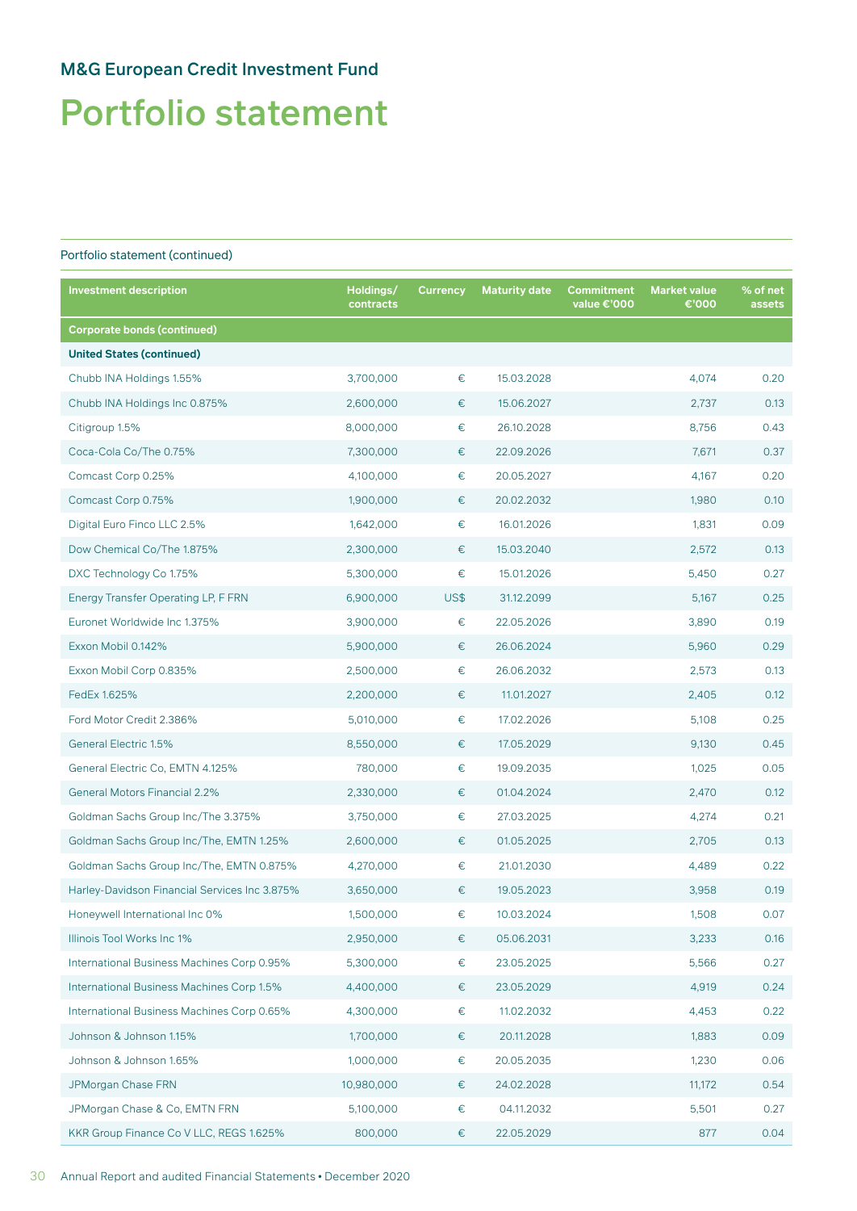## M&G European Credit Investment Fund

# Portfolio statement

Portfolio statement (continued)

| Investment description | Holdings/ contracts | Currency | Maturity date | Commitment value €'000 | Market value €'000 | % of net assets |
|---|---|---|---|---|---|---|
| **Corporate bonds (continued)** | | | | | | |
| **United States (continued)** | | | | | | |
| Chubb INA Holdings 1.55% | 3,700,000 | € | 15.03.2028 | | 4,074 | 0.20 |
| Chubb INA Holdings Inc 0.875% | 2,600,000 | € | 15.06.2027 | | 2,737 | 0.13 |
| Citigroup 1.5% | 8,000,000 | € | 26.10.2028 | | 8,756 | 0.43 |
| Coca-Cola Co/The 0.75% | 7,300,000 | € | 22.09.2026 | | 7,671 | 0.37 |
| Comcast Corp 0.25% | 4,100,000 | € | 20.05.2027 | | 4,167 | 0.20 |
| Comcast Corp 0.75% | 1,900,000 | € | 20.02.2032 | | 1,980 | 0.10 |
| Digital Euro Finco LLC 2.5% | 1,642,000 | € | 16.01.2026 | | 1,831 | 0.09 |
| Dow Chemical Co/The 1.875% | 2,300,000 | € | 15.03.2040 | | 2,572 | 0.13 |
| DXC Technology Co 1.75% | 5,300,000 | € | 15.01.2026 | | 5,450 | 0.27 |
| Energy Transfer Operating LP, F FRN | 6,900,000 | US$ | 31.12.2099 | | 5,167 | 0.25 |
| Euronet Worldwide Inc 1.375% | 3,900,000 | € | 22.05.2026 | | 3,890 | 0.19 |
| Exxon Mobil 0.142% | 5,900,000 | € | 26.06.2024 | | 5,960 | 0.29 |
| Exxon Mobil Corp 0.835% | 2,500,000 | € | 26.06.2032 | | 2,573 | 0.13 |
| FedEx 1.625% | 2,200,000 | € | 11.01.2027 | | 2,405 | 0.12 |
| Ford Motor Credit 2.386% | 5,010,000 | € | 17.02.2026 | | 5,108 | 0.25 |
| General Electric 1.5% | 8,550,000 | € | 17.05.2029 | | 9,130 | 0.45 |
| General Electric Co, EMTN 4.125% | 780,000 | € | 19.09.2035 | | 1,025 | 0.05 |
| General Motors Financial 2.2% | 2,330,000 | € | 01.04.2024 | | 2,470 | 0.12 |
| Goldman Sachs Group Inc/The 3.375% | 3,750,000 | € | 27.03.2025 | | 4,274 | 0.21 |
| Goldman Sachs Group Inc/The, EMTN 1.25% | 2,600,000 | € | 01.05.2025 | | 2,705 | 0.13 |
| Goldman Sachs Group Inc/The, EMTN 0.875% | 4,270,000 | € | 21.01.2030 | | 4,489 | 0.22 |
| Harley-Davidson Financial Services Inc 3.875% | 3,650,000 | € | 19.05.2023 | | 3,958 | 0.19 |
| Honeywell International Inc 0% | 1,500,000 | € | 10.03.2024 | | 1,508 | 0.07 |
| Illinois Tool Works Inc 1% | 2,950,000 | € | 05.06.2031 | | 3,233 | 0.16 |
| International Business Machines Corp 0.95% | 5,300,000 | € | 23.05.2025 | | 5,566 | 0.27 |
| International Business Machines Corp 1.5% | 4,400,000 | € | 23.05.2029 | | 4,919 | 0.24 |
| International Business Machines Corp 0.65% | 4,300,000 | € | 11.02.2032 | | 4,453 | 0.22 |
| Johnson & Johnson 1.15% | 1,700,000 | € | 20.11.2028 | | 1,883 | 0.09 |
| Johnson & Johnson 1.65% | 1,000,000 | € | 20.05.2035 | | 1,230 | 0.06 |
| JPMorgan Chase FRN | 10,980,000 | € | 24.02.2028 | | 11,172 | 0.54 |
| JPMorgan Chase & Co, EMTN FRN | 5,100,000 | € | 04.11.2032 | | 5,501 | 0.27 |
| KKR Group Finance Co V LLC, REGS 1.625% | 800,000 | € | 22.05.2029 | | 877 | 0.04 |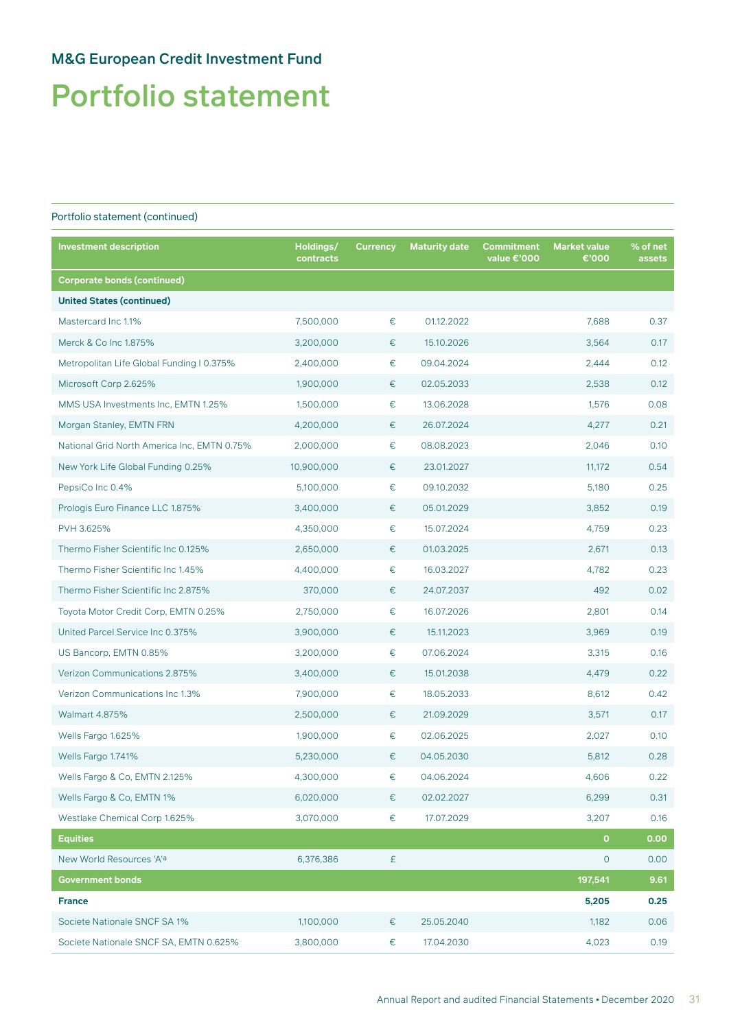## M&G European Credit Investment Fund

# Portfolio statement

Portfolio statement (continued)

| Investment description | Holdings/ contracts | Currency | Maturity date | Commitment value €'000 | Market value €'000 | % of net assets |
|---|---|---|---|---|---|---|
| **Corporate bonds (continued)** | | | | | | |
| **United States (continued)** | | | | | | |
| Mastercard Inc 1.1% | 7,500,000 | € | 01.12.2022 | | 7,688 | 0.37 |
| Merck & Co Inc 1.875% | 3,200,000 | € | 15.10.2026 | | 3,564 | 0.17 |
| Metropolitan Life Global Funding I 0.375% | 2,400,000 | € | 09.04.2024 | | 2,444 | 0.12 |
| Microsoft Corp 2.625% | 1,900,000 | € | 02.05.2033 | | 2,538 | 0.12 |
| MMS USA Investments Inc, EMTN 1.25% | 1,500,000 | € | 13.06.2028 | | 1,576 | 0.08 |
| Morgan Stanley, EMTN FRN | 4,200,000 | € | 26.07.2024 | | 4,277 | 0.21 |
| National Grid North America Inc, EMTN 0.75% | 2,000,000 | € | 08.08.2023 | | 2,046 | 0.10 |
| New York Life Global Funding 0.25% | 10,900,000 | € | 23.01.2027 | | 11,172 | 0.54 |
| PepsiCo Inc 0.4% | 5,100,000 | € | 09.10.2032 | | 5,180 | 0.25 |
| Prologis Euro Finance LLC 1.875% | 3,400,000 | € | 05.01.2029 | | 3,852 | 0.19 |
| PVH 3.625% | 4,350,000 | € | 15.07.2024 | | 4,759 | 0.23 |
| Thermo Fisher Scientific Inc 0.125% | 2,650,000 | € | 01.03.2025 | | 2,671 | 0.13 |
| Thermo Fisher Scientific Inc 1.45% | 4,400,000 | € | 16.03.2027 | | 4,782 | 0.23 |
| Thermo Fisher Scientific Inc 2.875% | 370,000 | € | 24.07.2037 | | 492 | 0.02 |
| Toyota Motor Credit Corp, EMTN 0.25% | 2,750,000 | € | 16.07.2026 | | 2,801 | 0.14 |
| United Parcel Service Inc 0.375% | 3,900,000 | € | 15.11.2023 | | 3,969 | 0.19 |
| US Bancorp, EMTN 0.85% | 3,200,000 | € | 07.06.2024 | | 3,315 | 0.16 |
| Verizon Communications 2.875% | 3,400,000 | € | 15.01.2038 | | 4,479 | 0.22 |
| Verizon Communications Inc 1.3% | 7,900,000 | € | 18.05.2033 | | 8,612 | 0.42 |
| Walmart 4.875% | 2,500,000 | € | 21.09.2029 | | 3,571 | 0.17 |
| Wells Fargo 1.625% | 1,900,000 | € | 02.06.2025 | | 2,027 | 0.10 |
| Wells Fargo 1.741% | 5,230,000 | € | 04.05.2030 | | 5,812 | 0.28 |
| Wells Fargo & Co, EMTN 2.125% | 4,300,000 | € | 04.06.2024 | | 4,606 | 0.22 |
| Wells Fargo & Co, EMTN 1% | 6,020,000 | € | 02.02.2027 | | 6,299 | 0.31 |
| Westlake Chemical Corp 1.625% | 3,070,000 | € | 17.07.2029 | | 3,207 | 0.16 |
| **Equities** | | | | | **0** | **0.00** |
| New World Resources 'A'[a] | 6,376,386 | £ | | | 0 | 0.00 |
| **Government bonds** | | | | | **197,541** | **9.61** |
| **France** | | | | | **5,205** | **0.25** |
| Societe Nationale SNCF SA 1% | 1,100,000 | € | 25.05.2040 | | 1,182 | 0.06 |
| Societe Nationale SNCF SA, EMTN 0.625% | 3,800,000 | € | 17.04.2030 | | 4,023 | 0.19 |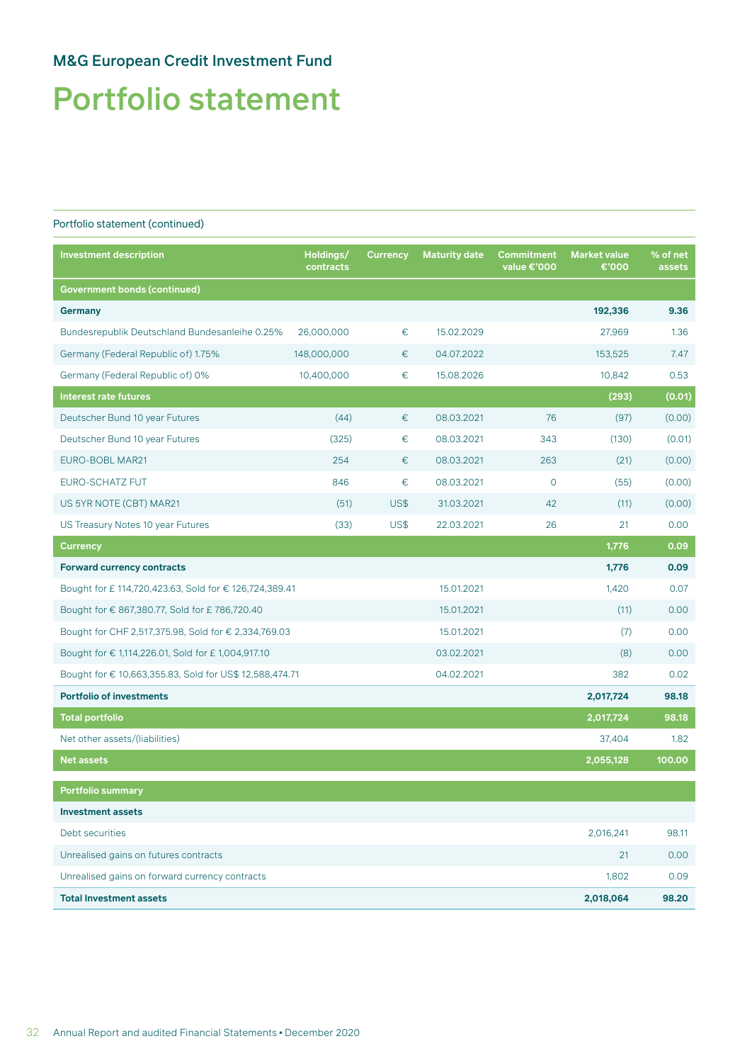## M&G European Credit Investment Fund

# Portfolio statement

Portfolio statement (continued)

| Investment description | Holdings/ contracts | Currency | Maturity date | Commitment value €'000 | Market value €'000 | % of net assets |
|---|---|---|---|---|---|---|
| **Government bonds (continued)** | | | | | | |
| **Germany** | | | | | **192,336** | **9.36** |
| Bundesrepublik Deutschland Bundesanleihe 0.25% | 26,000,000 | € | 15.02.2029 | | 27,969 | 1.36 |
| Germany (Federal Republic of) 1.75% | 148,000,000 | € | 04.07.2022 | | 153,525 | 7.47 |
| Germany (Federal Republic of) 0% | 10,400,000 | € | 15.08.2026 | | 10,842 | 0.53 |
| **Interest rate futures** | | | | | **(293)** | **(0.01)** |
| Deutscher Bund 10 year Futures | (44) | € | 08.03.2021 | 76 | (97) | (0.00) |
| Deutscher Bund 10 year Futures | (325) | € | 08.03.2021 | 343 | (130) | (0.01) |
| EURO-BOBL MAR21 | 254 | € | 08.03.2021 | 263 | (21) | (0.00) |
| EURO-SCHATZ FUT | 846 | € | 08.03.2021 | 0 | (55) | (0.00) |
| US 5YR NOTE (CBT) MAR21 | (51) | US$ | 31.03.2021 | 42 | (11) | (0.00) |
| US Treasury Notes 10 year Futures | (33) | US$ | 22.03.2021 | 26 | 21 | 0.00 |
| **Currency** | | | | | **1,776** | **0.09** |
| **Forward currency contracts** | | | | | **1,776** | **0.09** |
| Bought for £ 114,720,423.63, Sold for € 126,724,389.41 | | | 15.01.2021 | | 1,420 | 0.07 |
| Bought for € 867,380.77, Sold for £ 786,720.40 | | | 15.01.2021 | | (11) | 0.00 |
| Bought for CHF 2,517,375.98, Sold for € 2,334,769.03 | | | 15.01.2021 | | (7) | 0.00 |
| Bought for € 1,114,226.01, Sold for £ 1,004,917.10 | | | 03.02.2021 | | (8) | 0.00 |
| Bought for € 10,663,355.83, Sold for US$ 12,588,474.71 | | | 04.02.2021 | | 382 | 0.02 |
| **Portfolio of investments** | | | | | **2,017,724** | **98.18** |
| **Total portfolio** | | | | | **2,017,724** | **98.18** |
| Net other assets/(liabilities) | | | | | 37,404 | 1.82 |
| **Net assets** | | | | | **2,055,128** | **100.00** |
| **Portfolio summary** | | | | | | |
| **Investment assets** | | | | | | |
| Debt securities | | | | | 2,016,241 | 98.11 |
| Unrealised gains on futures contracts | | | | | 21 | 0.00 |
| Unrealised gains on forward currency contracts | | | | | 1,802 | 0.09 |
| **Total Investment assets** | | | | | **2,018,064** | **98.20** |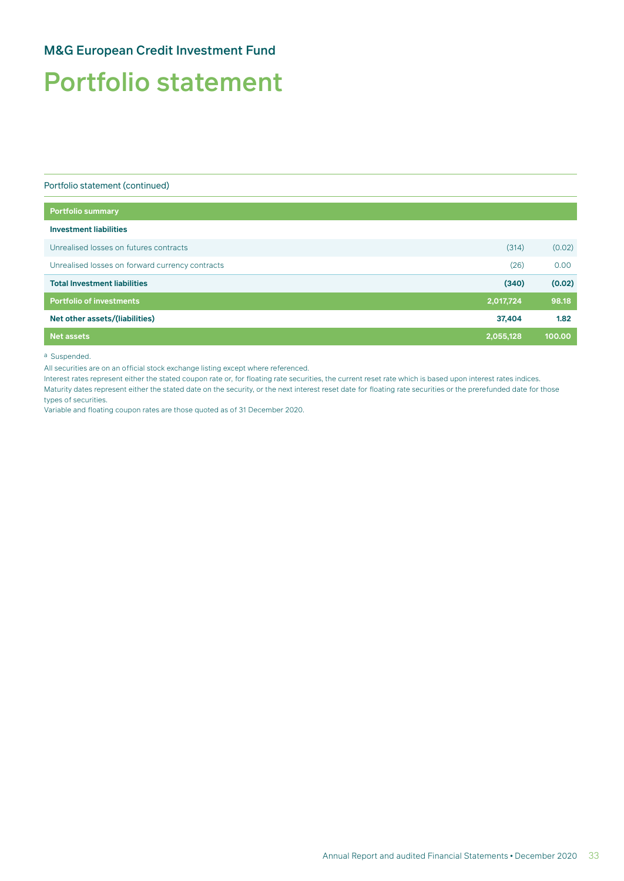## M&G European Credit Investment Fund

# Portfolio statement

Portfolio statement (continued)

| Portfolio summary | | |
|---|---|---|
| **Investment liabilities** | | |
| Unrealised losses on futures contracts | (314) | (0.02) |
| Unrealised losses on forward currency contracts | (26) | 0.00 |
| **Total Investment liabilities** | **(340)** | **(0.02)** |
| **Portfolio of investments** | **2,017,724** | **98.18** |
| **Net other assets/(liabilities)** | **37,404** | **1.82** |
| **Net assets** | **2,055,128** | **100.00** |

[a] Suspended.

All securities are on an official stock exchange listing except where referenced.

Interest rates represent either the stated coupon rate or, for floating rate securities, the current reset rate which is based upon interest rates indices.

Maturity dates represent either the stated date on the security, or the next interest reset date for floating rate securities or the prerefunded date for those types of securities.

Variable and floating coupon rates are those quoted as of 31 December 2020.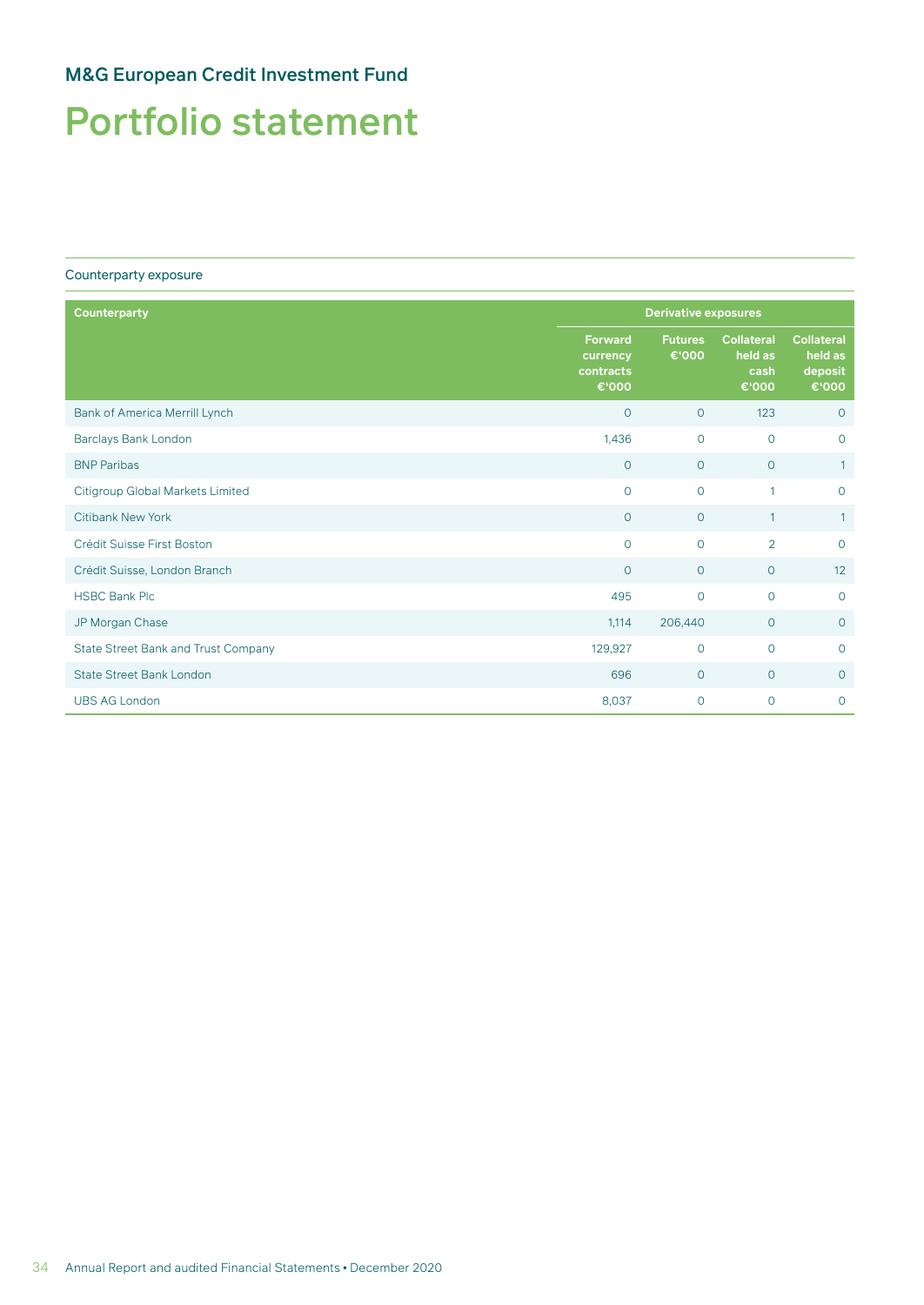## M&G European Credit Investment Fund

# Portfolio statement

Counterparty exposure

| Counterparty | Derivative exposures | | | |
|---|---|---|---|---|
| | Forward currency contracts €'000 | Futures €'000 | Collateral held as cash €'000 | Collateral held as deposit €'000 |
| Bank of America Merrill Lynch | 0 | 0 | 123 | 0 |
| Barclays Bank London | 1,436 | 0 | 0 | 0 |
| BNP Paribas | 0 | 0 | 0 | 1 |
| Citigroup Global Markets Limited | 0 | 0 | 1 | 0 |
| Citibank New York | 0 | 0 | 1 | 1 |
| Crédit Suisse First Boston | 0 | 0 | 2 | 0 |
| Crédit Suisse, London Branch | 0 | 0 | 0 | 12 |
| HSBC Bank Plc | 495 | 0 | 0 | 0 |
| JP Morgan Chase | 1,114 | 206,440 | 0 | 0 |
| State Street Bank and Trust Company | 129,927 | 0 | 0 | 0 |
| State Street Bank London | 696 | 0 | 0 | 0 |
| UBS AG London | 8,037 | 0 | 0 | 0 |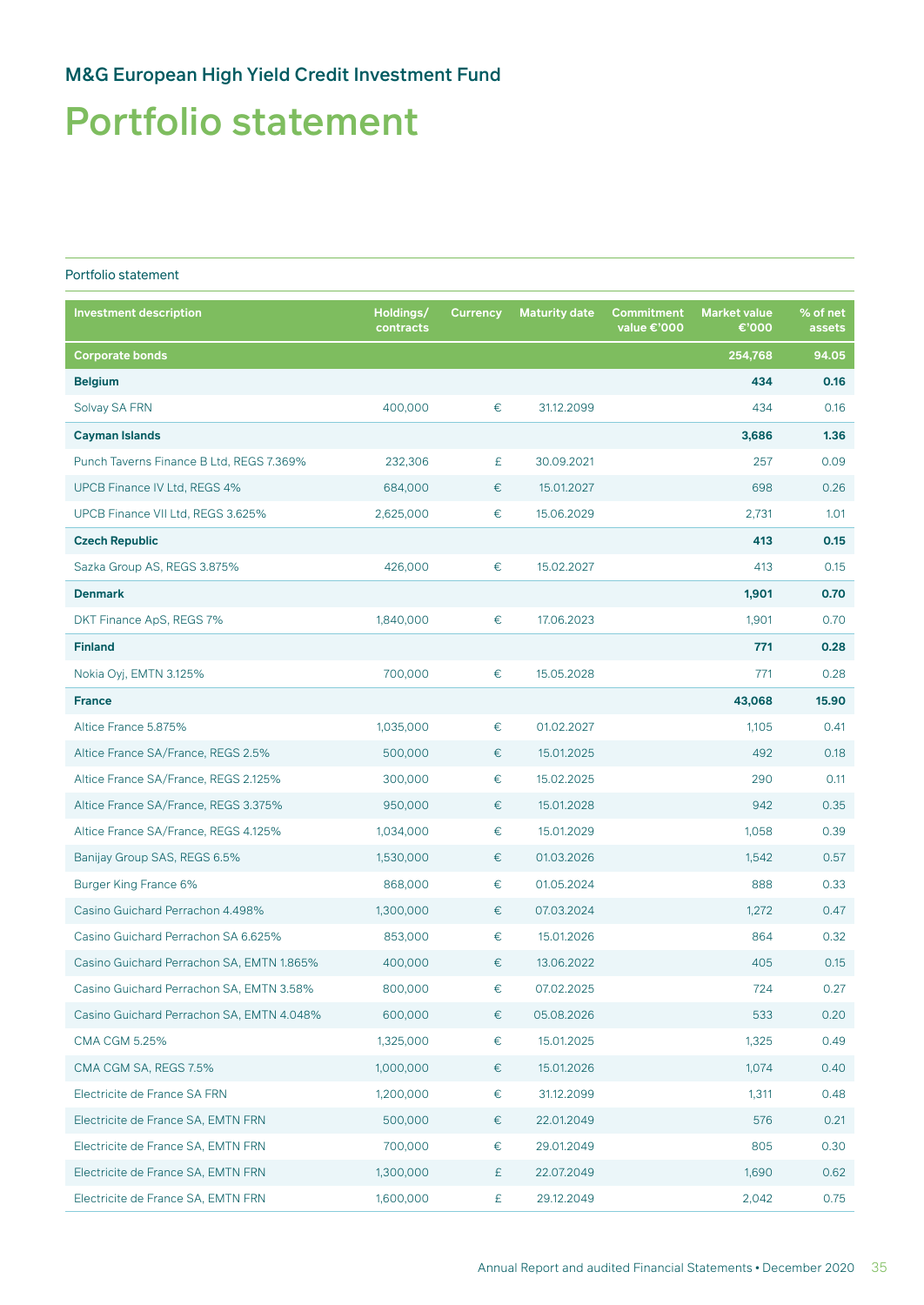## M&G European High Yield Credit Investment Fund

# Portfolio statement

### Portfolio statement

| Investment description | Holdings/ contracts | Currency | Maturity date | Commitment value €'000 | Market value €'000 | % of net assets |
|---|---|---|---|---|---|---|
| **Corporate bonds** | | | | | **254,768** | **94.05** |
| **Belgium** | | | | | **434** | **0.16** |
| Solvay SA FRN | 400,000 | € | 31.12.2099 | | 434 | 0.16 |
| **Cayman Islands** | | | | | **3,686** | **1.36** |
| Punch Taverns Finance B Ltd, REGS 7.369% | 232,306 | £ | 30.09.2021 | | 257 | 0.09 |
| UPCB Finance IV Ltd, REGS 4% | 684,000 | € | 15.01.2027 | | 698 | 0.26 |
| UPCB Finance VII Ltd, REGS 3.625% | 2,625,000 | € | 15.06.2029 | | 2,731 | 1.01 |
| **Czech Republic** | | | | | **413** | **0.15** |
| Sazka Group AS, REGS 3.875% | 426,000 | € | 15.02.2027 | | 413 | 0.15 |
| **Denmark** | | | | | **1,901** | **0.70** |
| DKT Finance ApS, REGS 7% | 1,840,000 | € | 17.06.2023 | | 1,901 | 0.70 |
| **Finland** | | | | | **771** | **0.28** |
| Nokia Oyj, EMTN 3.125% | 700,000 | € | 15.05.2028 | | 771 | 0.28 |
| **France** | | | | | **43,068** | **15.90** |
| Altice France 5.875% | 1,035,000 | € | 01.02.2027 | | 1,105 | 0.41 |
| Altice France SA/France, REGS 2.5% | 500,000 | € | 15.01.2025 | | 492 | 0.18 |
| Altice France SA/France, REGS 2.125% | 300,000 | € | 15.02.2025 | | 290 | 0.11 |
| Altice France SA/France, REGS 3.375% | 950,000 | € | 15.01.2028 | | 942 | 0.35 |
| Altice France SA/France, REGS 4.125% | 1,034,000 | € | 15.01.2029 | | 1,058 | 0.39 |
| Banijay Group SAS, REGS 6.5% | 1,530,000 | € | 01.03.2026 | | 1,542 | 0.57 |
| Burger King France 6% | 868,000 | € | 01.05.2024 | | 888 | 0.33 |
| Casino Guichard Perrachon 4.498% | 1,300,000 | € | 07.03.2024 | | 1,272 | 0.47 |
| Casino Guichard Perrachon SA 6.625% | 853,000 | € | 15.01.2026 | | 864 | 0.32 |
| Casino Guichard Perrachon SA, EMTN 1.865% | 400,000 | € | 13.06.2022 | | 405 | 0.15 |
| Casino Guichard Perrachon SA, EMTN 3.58% | 800,000 | € | 07.02.2025 | | 724 | 0.27 |
| Casino Guichard Perrachon SA, EMTN 4.048% | 600,000 | € | 05.08.2026 | | 533 | 0.20 |
| CMA CGM 5.25% | 1,325,000 | € | 15.01.2025 | | 1,325 | 0.49 |
| CMA CGM SA, REGS 7.5% | 1,000,000 | € | 15.01.2026 | | 1,074 | 0.40 |
| Electricite de France SA FRN | 1,200,000 | € | 31.12.2099 | | 1,311 | 0.48 |
| Electricite de France SA, EMTN FRN | 500,000 | € | 22.01.2049 | | 576 | 0.21 |
| Electricite de France SA, EMTN FRN | 700,000 | € | 29.01.2049 | | 805 | 0.30 |
| Electricite de France SA, EMTN FRN | 1,300,000 | £ | 22.07.2049 | | 1,690 | 0.62 |
| Electricite de France SA, EMTN FRN | 1,600,000 | £ | 29.12.2049 | | 2,042 | 0.75 |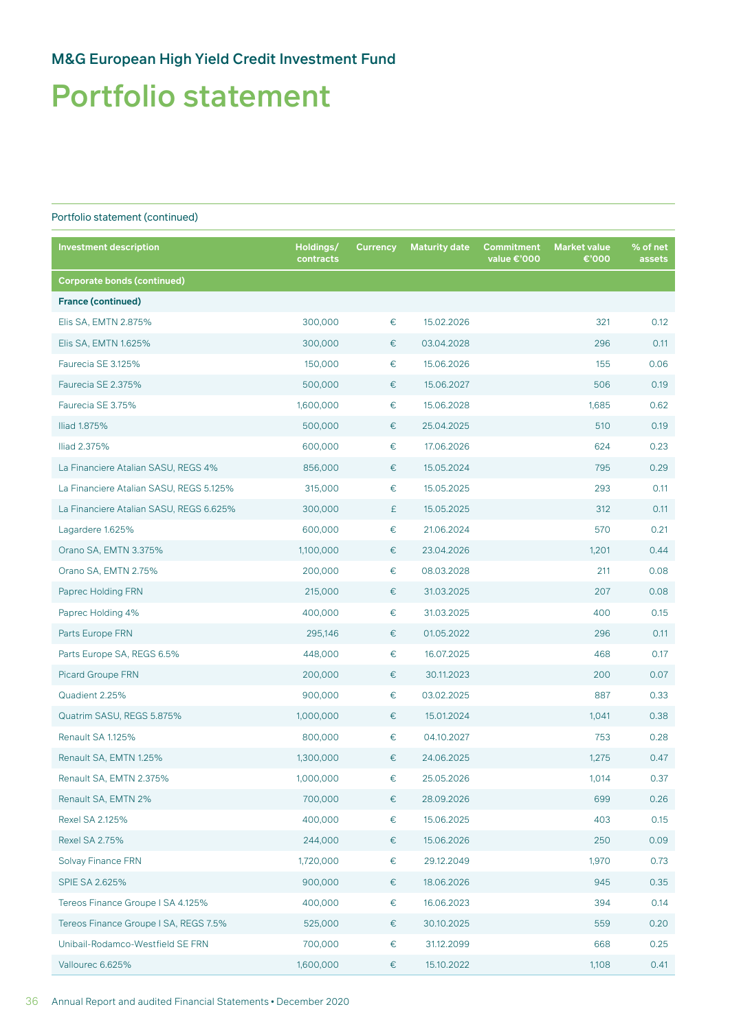## M&G European High Yield Credit Investment Fund

# Portfolio statement

Portfolio statement (continued)

| Investment description | Holdings/ contracts | Currency | Maturity date | Commitment value €'000 | Market value €'000 | % of net assets |
|---|---|---|---|---|---|---|
| **Corporate bonds (continued)** | | | | | | |
| **France (continued)** | | | | | | |
| Elis SA, EMTN 2.875% | 300,000 | € | 15.02.2026 | | 321 | 0.12 |
| Elis SA, EMTN 1.625% | 300,000 | € | 03.04.2028 | | 296 | 0.11 |
| Faurecia SE 3.125% | 150,000 | € | 15.06.2026 | | 155 | 0.06 |
| Faurecia SE 2.375% | 500,000 | € | 15.06.2027 | | 506 | 0.19 |
| Faurecia SE 3.75% | 1,600,000 | € | 15.06.2028 | | 1,685 | 0.62 |
| Iliad 1.875% | 500,000 | € | 25.04.2025 | | 510 | 0.19 |
| Iliad 2.375% | 600,000 | € | 17.06.2026 | | 624 | 0.23 |
| La Financiere Atalian SASU, REGS 4% | 856,000 | € | 15.05.2024 | | 795 | 0.29 |
| La Financiere Atalian SASU, REGS 5.125% | 315,000 | € | 15.05.2025 | | 293 | 0.11 |
| La Financiere Atalian SASU, REGS 6.625% | 300,000 | £ | 15.05.2025 | | 312 | 0.11 |
| Lagardere 1.625% | 600,000 | € | 21.06.2024 | | 570 | 0.21 |
| Orano SA, EMTN 3.375% | 1,100,000 | € | 23.04.2026 | | 1,201 | 0.44 |
| Orano SA, EMTN 2.75% | 200,000 | € | 08.03.2028 | | 211 | 0.08 |
| Paprec Holding FRN | 215,000 | € | 31.03.2025 | | 207 | 0.08 |
| Paprec Holding 4% | 400,000 | € | 31.03.2025 | | 400 | 0.15 |
| Parts Europe FRN | 295,146 | € | 01.05.2022 | | 296 | 0.11 |
| Parts Europe SA, REGS 6.5% | 448,000 | € | 16.07.2025 | | 468 | 0.17 |
| Picard Groupe FRN | 200,000 | € | 30.11.2023 | | 200 | 0.07 |
| Quadient 2.25% | 900,000 | € | 03.02.2025 | | 887 | 0.33 |
| Quatrim SASU, REGS 5.875% | 1,000,000 | € | 15.01.2024 | | 1,041 | 0.38 |
| Renault SA 1.125% | 800,000 | € | 04.10.2027 | | 753 | 0.28 |
| Renault SA, EMTN 1.25% | 1,300,000 | € | 24.06.2025 | | 1,275 | 0.47 |
| Renault SA, EMTN 2.375% | 1,000,000 | € | 25.05.2026 | | 1,014 | 0.37 |
| Renault SA, EMTN 2% | 700,000 | € | 28.09.2026 | | 699 | 0.26 |
| Rexel SA 2.125% | 400,000 | € | 15.06.2025 | | 403 | 0.15 |
| Rexel SA 2.75% | 244,000 | € | 15.06.2026 | | 250 | 0.09 |
| Solvay Finance FRN | 1,720,000 | € | 29.12.2049 | | 1,970 | 0.73 |
| SPIE SA 2.625% | 900,000 | € | 18.06.2026 | | 945 | 0.35 |
| Tereos Finance Groupe I SA 4.125% | 400,000 | € | 16.06.2023 | | 394 | 0.14 |
| Tereos Finance Groupe I SA, REGS 7.5% | 525,000 | € | 30.10.2025 | | 559 | 0.20 |
| Unibail-Rodamco-Westfield SE FRN | 700,000 | € | 31.12.2099 | | 668 | 0.25 |
| Vallourec 6.625% | 1,600,000 | € | 15.10.2022 | | 1,108 | 0.41 |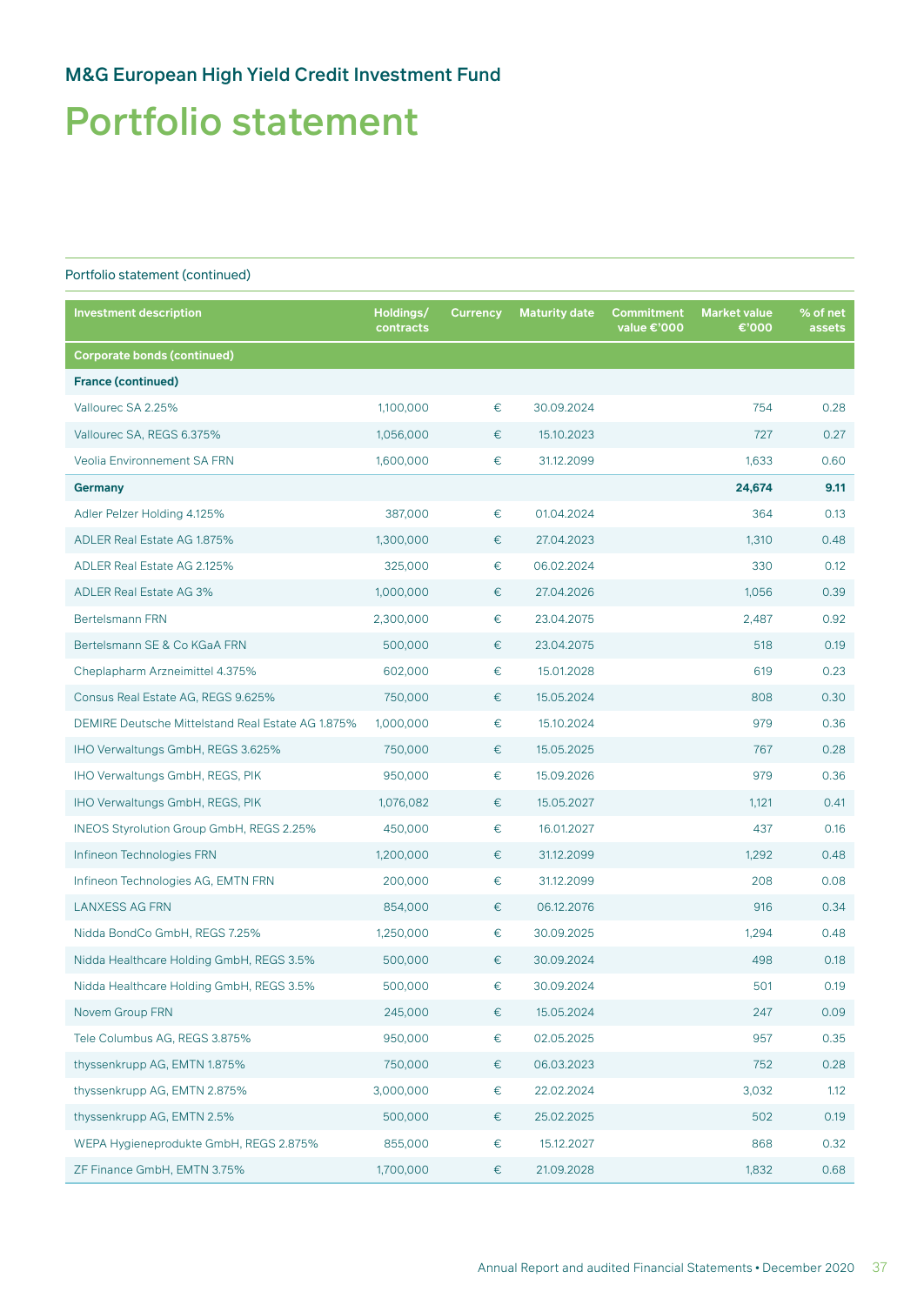## M&G European High Yield Credit Investment Fund

# Portfolio statement

Portfolio statement (continued)

| Investment description | Holdings/ contracts | Currency | Maturity date | Commitment value €'000 | Market value €'000 | % of net assets |
|---|---|---|---|---|---|---|
| **Corporate bonds (continued)** | | | | | | |
| **France (continued)** | | | | | | |
| Vallourec SA 2.25% | 1,100,000 | € | 30.09.2024 | | 754 | 0.28 |
| Vallourec SA, REGS 6.375% | 1,056,000 | € | 15.10.2023 | | 727 | 0.27 |
| Veolia Environnement SA FRN | 1,600,000 | € | 31.12.2099 | | 1,633 | 0.60 |
| **Germany** | | | | | **24,674** | **9.11** |
| Adler Pelzer Holding 4.125% | 387,000 | € | 01.04.2024 | | 364 | 0.13 |
| ADLER Real Estate AG 1.875% | 1,300,000 | € | 27.04.2023 | | 1,310 | 0.48 |
| ADLER Real Estate AG 2.125% | 325,000 | € | 06.02.2024 | | 330 | 0.12 |
| ADLER Real Estate AG 3% | 1,000,000 | € | 27.04.2026 | | 1,056 | 0.39 |
| Bertelsmann FRN | 2,300,000 | € | 23.04.2075 | | 2,487 | 0.92 |
| Bertelsmann SE & Co KGaA FRN | 500,000 | € | 23.04.2075 | | 518 | 0.19 |
| Cheplapharm Arzneimittel 4.375% | 602,000 | € | 15.01.2028 | | 619 | 0.23 |
| Consus Real Estate AG, REGS 9.625% | 750,000 | € | 15.05.2024 | | 808 | 0.30 |
| DEMIRE Deutsche Mittelstand Real Estate AG 1.875% | 1,000,000 | € | 15.10.2024 | | 979 | 0.36 |
| IHO Verwaltungs GmbH, REGS 3.625% | 750,000 | € | 15.05.2025 | | 767 | 0.28 |
| IHO Verwaltungs GmbH, REGS, PIK | 950,000 | € | 15.09.2026 | | 979 | 0.36 |
| IHO Verwaltungs GmbH, REGS, PIK | 1,076,082 | € | 15.05.2027 | | 1,121 | 0.41 |
| INEOS Styrolution Group GmbH, REGS 2.25% | 450,000 | € | 16.01.2027 | | 437 | 0.16 |
| Infineon Technologies FRN | 1,200,000 | € | 31.12.2099 | | 1,292 | 0.48 |
| Infineon Technologies AG, EMTN FRN | 200,000 | € | 31.12.2099 | | 208 | 0.08 |
| LANXESS AG FRN | 854,000 | € | 06.12.2076 | | 916 | 0.34 |
| Nidda BondCo GmbH, REGS 7.25% | 1,250,000 | € | 30.09.2025 | | 1,294 | 0.48 |
| Nidda Healthcare Holding GmbH, REGS 3.5% | 500,000 | € | 30.09.2024 | | 498 | 0.18 |
| Nidda Healthcare Holding GmbH, REGS 3.5% | 500,000 | € | 30.09.2024 | | 501 | 0.19 |
| Novem Group FRN | 245,000 | € | 15.05.2024 | | 247 | 0.09 |
| Tele Columbus AG, REGS 3.875% | 950,000 | € | 02.05.2025 | | 957 | 0.35 |
| thyssenkrupp AG, EMTN 1.875% | 750,000 | € | 06.03.2023 | | 752 | 0.28 |
| thyssenkrupp AG, EMTN 2.875% | 3,000,000 | € | 22.02.2024 | | 3,032 | 1.12 |
| thyssenkrupp AG, EMTN 2.5% | 500,000 | € | 25.02.2025 | | 502 | 0.19 |
| WEPA Hygieneprodukte GmbH, REGS 2.875% | 855,000 | € | 15.12.2027 | | 868 | 0.32 |
| ZF Finance GmbH, EMTN 3.75% | 1,700,000 | € | 21.09.2028 | | 1,832 | 0.68 |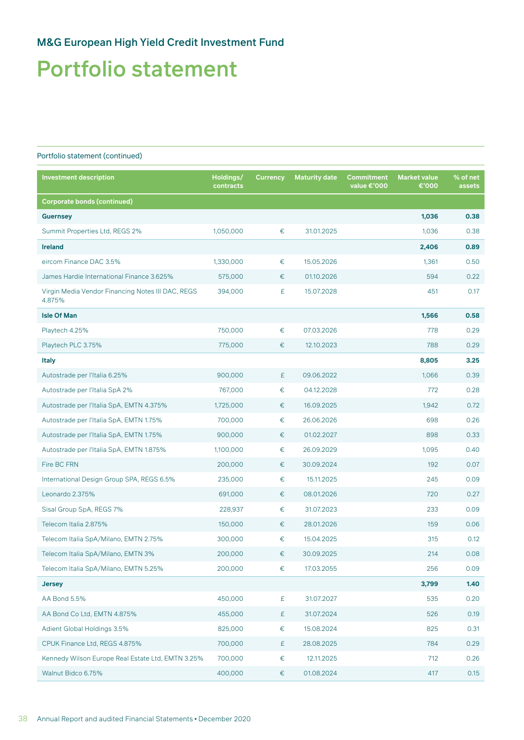## M&G European High Yield Credit Investment Fund

# Portfolio statement

Portfolio statement (continued)

| Investment description | Holdings/ contracts | Currency | Maturity date | Commitment value €'000 | Market value €'000 | % of net assets |
|---|---|---|---|---|---|---|
| **Corporate bonds (continued)** | | | | | | |
| **Guernsey** | | | | | **1,036** | **0.38** |
| Summit Properties Ltd, REGS 2% | 1,050,000 | € | 31.01.2025 | | 1,036 | 0.38 |
| **Ireland** | | | | | **2,406** | **0.89** |
| eircom Finance DAC 3.5% | 1,330,000 | € | 15.05.2026 | | 1,361 | 0.50 |
| James Hardie International Finance 3.625% | 575,000 | € | 01.10.2026 | | 594 | 0.22 |
| Virgin Media Vendor Financing Notes III DAC, REGS 4.875% | 394,000 | £ | 15.07.2028 | | 451 | 0.17 |
| **Isle Of Man** | | | | | **1,566** | **0.58** |
| Playtech 4.25% | 750,000 | € | 07.03.2026 | | 778 | 0.29 |
| Playtech PLC 3.75% | 775,000 | € | 12.10.2023 | | 788 | 0.29 |
| **Italy** | | | | | **8,805** | **3.25** |
| Autostrade per l'Italia 6.25% | 900,000 | £ | 09.06.2022 | | 1,066 | 0.39 |
| Autostrade per l'Italia SpA 2% | 767,000 | € | 04.12.2028 | | 772 | 0.28 |
| Autostrade per l'Italia SpA, EMTN 4.375% | 1,725,000 | € | 16.09.2025 | | 1,942 | 0.72 |
| Autostrade per l'Italia SpA, EMTN 1.75% | 700,000 | € | 26.06.2026 | | 698 | 0.26 |
| Autostrade per l'Italia SpA, EMTN 1.75% | 900,000 | € | 01.02.2027 | | 898 | 0.33 |
| Autostrade per l'Italia SpA, EMTN 1.875% | 1,100,000 | € | 26.09.2029 | | 1,095 | 0.40 |
| Fire BC FRN | 200,000 | € | 30.09.2024 | | 192 | 0.07 |
| International Design Group SPA, REGS 6.5% | 235,000 | € | 15.11.2025 | | 245 | 0.09 |
| Leonardo 2.375% | 691,000 | € | 08.01.2026 | | 720 | 0.27 |
| Sisal Group SpA, REGS 7% | 228,937 | € | 31.07.2023 | | 233 | 0.09 |
| Telecom Italia 2.875% | 150,000 | € | 28.01.2026 | | 159 | 0.06 |
| Telecom Italia SpA/Milano, EMTN 2.75% | 300,000 | € | 15.04.2025 | | 315 | 0.12 |
| Telecom Italia SpA/Milano, EMTN 3% | 200,000 | € | 30.09.2025 | | 214 | 0.08 |
| Telecom Italia SpA/Milano, EMTN 5.25% | 200,000 | € | 17.03.2055 | | 256 | 0.09 |
| **Jersey** | | | | | **3,799** | **1.40** |
| AA Bond 5.5% | 450,000 | £ | 31.07.2027 | | 535 | 0.20 |
| AA Bond Co Ltd, EMTN 4.875% | 455,000 | £ | 31.07.2024 | | 526 | 0.19 |
| Adient Global Holdings 3.5% | 825,000 | € | 15.08.2024 | | 825 | 0.31 |
| CPUK Finance Ltd, REGS 4.875% | 700,000 | £ | 28.08.2025 | | 784 | 0.29 |
| Kennedy Wilson Europe Real Estate Ltd, EMTN 3.25% | 700,000 | € | 12.11.2025 | | 712 | 0.26 |
| Walnut Bidco 6.75% | 400,000 | € | 01.08.2024 | | 417 | 0.15 |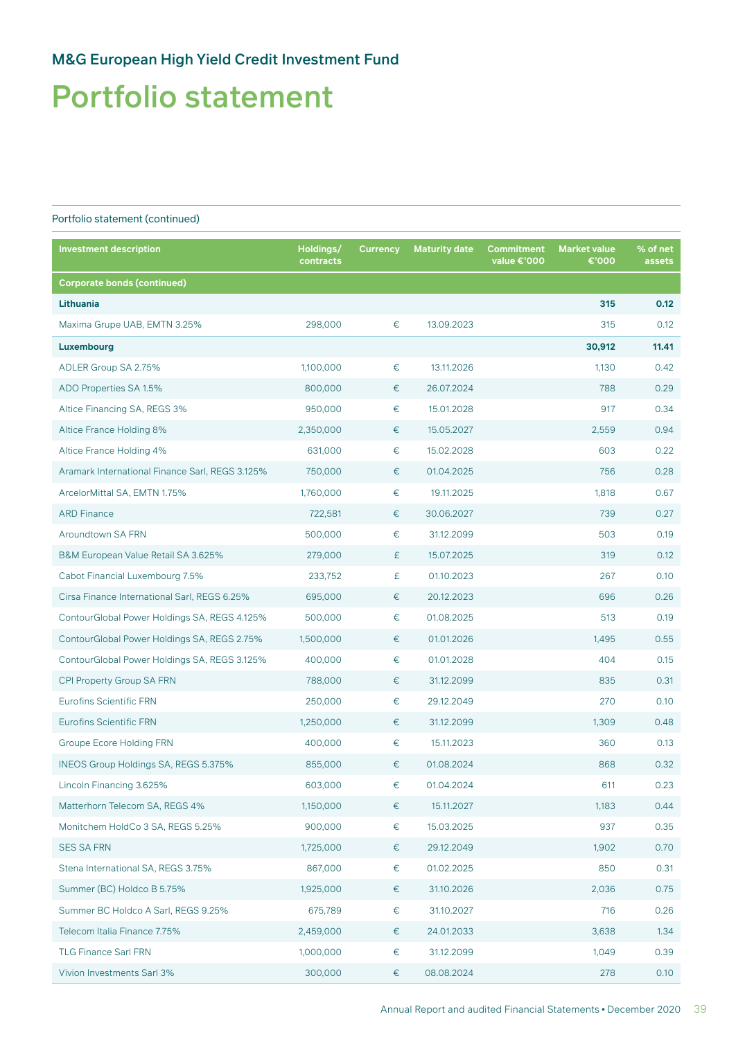## M&G European High Yield Credit Investment Fund

# Portfolio statement

Portfolio statement (continued)

| Investment description | Holdings/ contracts | Currency | Maturity date | Commitment value €'000 | Market value €'000 | % of net assets |
|---|---|---|---|---|---|---|
| **Corporate bonds (continued)** | | | | | | |
| **Lithuania** | | | | | **315** | **0.12** |
| Maxima Grupe UAB, EMTN 3.25% | 298,000 | € | 13.09.2023 | | 315 | 0.12 |
| **Luxembourg** | | | | | **30,912** | **11.41** |
| ADLER Group SA 2.75% | 1,100,000 | € | 13.11.2026 | | 1,130 | 0.42 |
| ADO Properties SA 1.5% | 800,000 | € | 26.07.2024 | | 788 | 0.29 |
| Altice Financing SA, REGS 3% | 950,000 | € | 15.01.2028 | | 917 | 0.34 |
| Altice France Holding 8% | 2,350,000 | € | 15.05.2027 | | 2,559 | 0.94 |
| Altice France Holding 4% | 631,000 | € | 15.02.2028 | | 603 | 0.22 |
| Aramark International Finance Sarl, REGS 3.125% | 750,000 | € | 01.04.2025 | | 756 | 0.28 |
| ArcelorMittal SA, EMTN 1.75% | 1,760,000 | € | 19.11.2025 | | 1,818 | 0.67 |
| ARD Finance | 722,581 | € | 30.06.2027 | | 739 | 0.27 |
| Aroundtown SA FRN | 500,000 | € | 31.12.2099 | | 503 | 0.19 |
| B&M European Value Retail SA 3.625% | 279,000 | £ | 15.07.2025 | | 319 | 0.12 |
| Cabot Financial Luxembourg 7.5% | 233,752 | £ | 01.10.2023 | | 267 | 0.10 |
| Cirsa Finance International Sarl, REGS 6.25% | 695,000 | € | 20.12.2023 | | 696 | 0.26 |
| ContourGlobal Power Holdings SA, REGS 4.125% | 500,000 | € | 01.08.2025 | | 513 | 0.19 |
| ContourGlobal Power Holdings SA, REGS 2.75% | 1,500,000 | € | 01.01.2026 | | 1,495 | 0.55 |
| ContourGlobal Power Holdings SA, REGS 3.125% | 400,000 | € | 01.01.2028 | | 404 | 0.15 |
| CPI Property Group SA FRN | 788,000 | € | 31.12.2099 | | 835 | 0.31 |
| Eurofins Scientific FRN | 250,000 | € | 29.12.2049 | | 270 | 0.10 |
| Eurofins Scientific FRN | 1,250,000 | € | 31.12.2099 | | 1,309 | 0.48 |
| Groupe Ecore Holding FRN | 400,000 | € | 15.11.2023 | | 360 | 0.13 |
| INEOS Group Holdings SA, REGS 5.375% | 855,000 | € | 01.08.2024 | | 868 | 0.32 |
| Lincoln Financing 3.625% | 603,000 | € | 01.04.2024 | | 611 | 0.23 |
| Matterhorn Telecom SA, REGS 4% | 1,150,000 | € | 15.11.2027 | | 1,183 | 0.44 |
| Monitchem HoldCo 3 SA, REGS 5.25% | 900,000 | € | 15.03.2025 | | 937 | 0.35 |
| SES SA FRN | 1,725,000 | € | 29.12.2049 | | 1,902 | 0.70 |
| Stena International SA, REGS 3.75% | 867,000 | € | 01.02.2025 | | 850 | 0.31 |
| Summer (BC) Holdco B 5.75% | 1,925,000 | € | 31.10.2026 | | 2,036 | 0.75 |
| Summer BC Holdco A Sarl, REGS 9.25% | 675,789 | € | 31.10.2027 | | 716 | 0.26 |
| Telecom Italia Finance 7.75% | 2,459,000 | € | 24.01.2033 | | 3,638 | 1.34 |
| TLG Finance Sarl FRN | 1,000,000 | € | 31.12.2099 | | 1,049 | 0.39 |
| Vivion Investments Sarl 3% | 300,000 | € | 08.08.2024 | | 278 | 0.10 |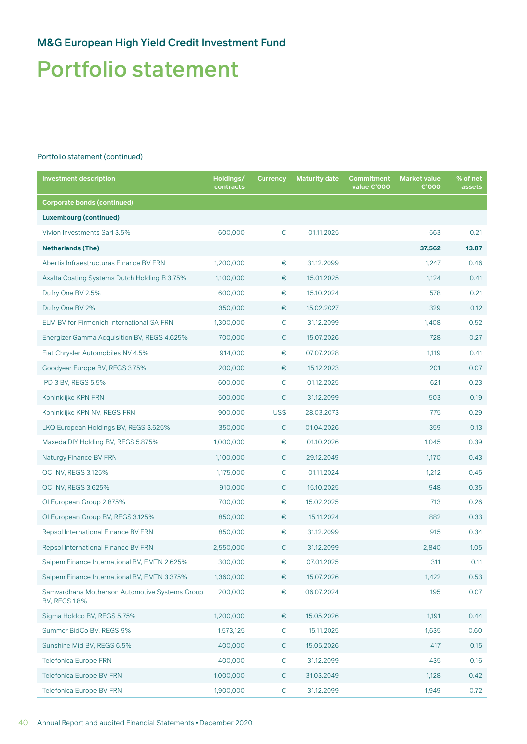## M&G European High Yield Credit Investment Fund

# Portfolio statement

Portfolio statement (continued)

| Investment description | Holdings/ contracts | Currency | Maturity date | Commitment value €'000 | Market value €'000 | % of net assets |
|---|---|---|---|---|---|---|
| **Corporate bonds (continued)** | | | | | | |
| **Luxembourg (continued)** | | | | | | |
| Vivion Investments Sarl 3.5% | 600,000 | € | 01.11.2025 | | 563 | 0.21 |
| **Netherlands (The)** | | | | | **37,562** | **13.87** |
| Abertis Infraestructuras Finance BV FRN | 1,200,000 | € | 31.12.2099 | | 1,247 | 0.46 |
| Axalta Coating Systems Dutch Holding B 3.75% | 1,100,000 | € | 15.01.2025 | | 1,124 | 0.41 |
| Dufry One BV 2.5% | 600,000 | € | 15.10.2024 | | 578 | 0.21 |
| Dufry One BV 2% | 350,000 | € | 15.02.2027 | | 329 | 0.12 |
| ELM BV for Firmenich International SA FRN | 1,300,000 | € | 31.12.2099 | | 1,408 | 0.52 |
| Energizer Gamma Acquisition BV, REGS 4.625% | 700,000 | € | 15.07.2026 | | 728 | 0.27 |
| Fiat Chrysler Automobiles NV 4.5% | 914,000 | € | 07.07.2028 | | 1,119 | 0.41 |
| Goodyear Europe BV, REGS 3.75% | 200,000 | € | 15.12.2023 | | 201 | 0.07 |
| IPD 3 BV, REGS 5.5% | 600,000 | € | 01.12.2025 | | 621 | 0.23 |
| Koninklijke KPN FRN | 500,000 | € | 31.12.2099 | | 503 | 0.19 |
| Koninklijke KPN NV, REGS FRN | 900,000 | US$ | 28.03.2073 | | 775 | 0.29 |
| LKQ European Holdings BV, REGS 3.625% | 350,000 | € | 01.04.2026 | | 359 | 0.13 |
| Maxeda DIY Holding BV, REGS 5.875% | 1,000,000 | € | 01.10.2026 | | 1,045 | 0.39 |
| Naturgy Finance BV FRN | 1,100,000 | € | 29.12.2049 | | 1,170 | 0.43 |
| OCI NV, REGS 3.125% | 1,175,000 | € | 01.11.2024 | | 1,212 | 0.45 |
| OCI NV, REGS 3.625% | 910,000 | € | 15.10.2025 | | 948 | 0.35 |
| OI European Group 2.875% | 700,000 | € | 15.02.2025 | | 713 | 0.26 |
| OI European Group BV, REGS 3.125% | 850,000 | € | 15.11.2024 | | 882 | 0.33 |
| Repsol International Finance BV FRN | 850,000 | € | 31.12.2099 | | 915 | 0.34 |
| Repsol International Finance BV FRN | 2,550,000 | € | 31.12.2099 | | 2,840 | 1.05 |
| Saipem Finance International BV, EMTN 2.625% | 300,000 | € | 07.01.2025 | | 311 | 0.11 |
| Saipem Finance International BV, EMTN 3.375% | 1,360,000 | € | 15.07.2026 | | 1,422 | 0.53 |
| Samvardhana Motherson Automotive Systems Group BV, REGS 1.8% | 200,000 | € | 06.07.2024 | | 195 | 0.07 |
| Sigma Holdco BV, REGS 5.75% | 1,200,000 | € | 15.05.2026 | | 1,191 | 0.44 |
| Summer BidCo BV, REGS 9% | 1,573,125 | € | 15.11.2025 | | 1,635 | 0.60 |
| Sunshine Mid BV, REGS 6.5% | 400,000 | € | 15.05.2026 | | 417 | 0.15 |
| Telefonica Europe FRN | 400,000 | € | 31.12.2099 | | 435 | 0.16 |
| Telefonica Europe BV FRN | 1,000,000 | € | 31.03.2049 | | 1,128 | 0.42 |
| Telefonica Europe BV FRN | 1,900,000 | € | 31.12.2099 | | 1,949 | 0.72 |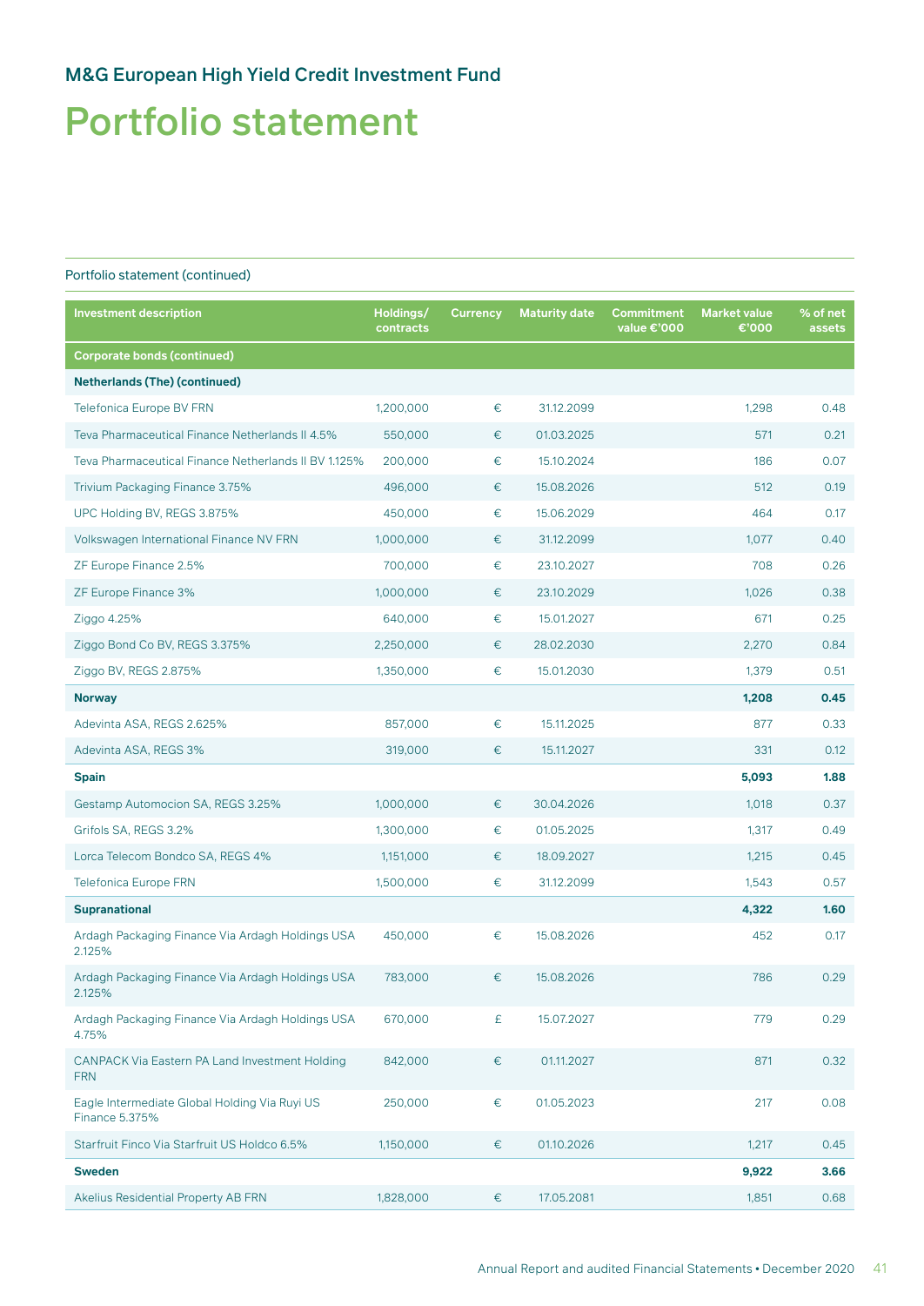## M&G European High Yield Credit Investment Fund

# Portfolio statement

Portfolio statement (continued)

| Investment description | Holdings/ contracts | Currency | Maturity date | Commitment value €'000 | Market value €'000 | % of net assets |
|---|---|---|---|---|---|---|
| **Corporate bonds (continued)** | | | | | | |
| **Netherlands (The) (continued)** | | | | | | |
| Telefonica Europe BV FRN | 1,200,000 | € | 31.12.2099 | | 1,298 | 0.48 |
| Teva Pharmaceutical Finance Netherlands II 4.5% | 550,000 | € | 01.03.2025 | | 571 | 0.21 |
| Teva Pharmaceutical Finance Netherlands II BV 1.125% | 200,000 | € | 15.10.2024 | | 186 | 0.07 |
| Trivium Packaging Finance 3.75% | 496,000 | € | 15.08.2026 | | 512 | 0.19 |
| UPC Holding BV, REGS 3.875% | 450,000 | € | 15.06.2029 | | 464 | 0.17 |
| Volkswagen International Finance NV FRN | 1,000,000 | € | 31.12.2099 | | 1,077 | 0.40 |
| ZF Europe Finance 2.5% | 700,000 | € | 23.10.2027 | | 708 | 0.26 |
| ZF Europe Finance 3% | 1,000,000 | € | 23.10.2029 | | 1,026 | 0.38 |
| Ziggo 4.25% | 640,000 | € | 15.01.2027 | | 671 | 0.25 |
| Ziggo Bond Co BV, REGS 3.375% | 2,250,000 | € | 28.02.2030 | | 2,270 | 0.84 |
| Ziggo BV, REGS 2.875% | 1,350,000 | € | 15.01.2030 | | 1,379 | 0.51 |
| **Norway** | | | | | **1,208** | **0.45** |
| Adevinta ASA, REGS 2.625% | 857,000 | € | 15.11.2025 | | 877 | 0.33 |
| Adevinta ASA, REGS 3% | 319,000 | € | 15.11.2027 | | 331 | 0.12 |
| **Spain** | | | | | **5,093** | **1.88** |
| Gestamp Automocion SA, REGS 3.25% | 1,000,000 | € | 30.04.2026 | | 1,018 | 0.37 |
| Grifols SA, REGS 3.2% | 1,300,000 | € | 01.05.2025 | | 1,317 | 0.49 |
| Lorca Telecom Bondco SA, REGS 4% | 1,151,000 | € | 18.09.2027 | | 1,215 | 0.45 |
| Telefonica Europe FRN | 1,500,000 | € | 31.12.2099 | | 1,543 | 0.57 |
| **Supranational** | | | | | **4,322** | **1.60** |
| Ardagh Packaging Finance Via Ardagh Holdings USA 2.125% | 450,000 | € | 15.08.2026 | | 452 | 0.17 |
| Ardagh Packaging Finance Via Ardagh Holdings USA 2.125% | 783,000 | € | 15.08.2026 | | 786 | 0.29 |
| Ardagh Packaging Finance Via Ardagh Holdings USA 4.75% | 670,000 | £ | 15.07.2027 | | 779 | 0.29 |
| CANPACK Via Eastern PA Land Investment Holding FRN | 842,000 | € | 01.11.2027 | | 871 | 0.32 |
| Eagle Intermediate Global Holding Via Ruyi US Finance 5.375% | 250,000 | € | 01.05.2023 | | 217 | 0.08 |
| Starfruit Finco Via Starfruit US Holdco 6.5% | 1,150,000 | € | 01.10.2026 | | 1,217 | 0.45 |
| **Sweden** | | | | | **9,922** | **3.66** |
| Akelius Residential Property AB FRN | 1,828,000 | € | 17.05.2081 | | 1,851 | 0.68 |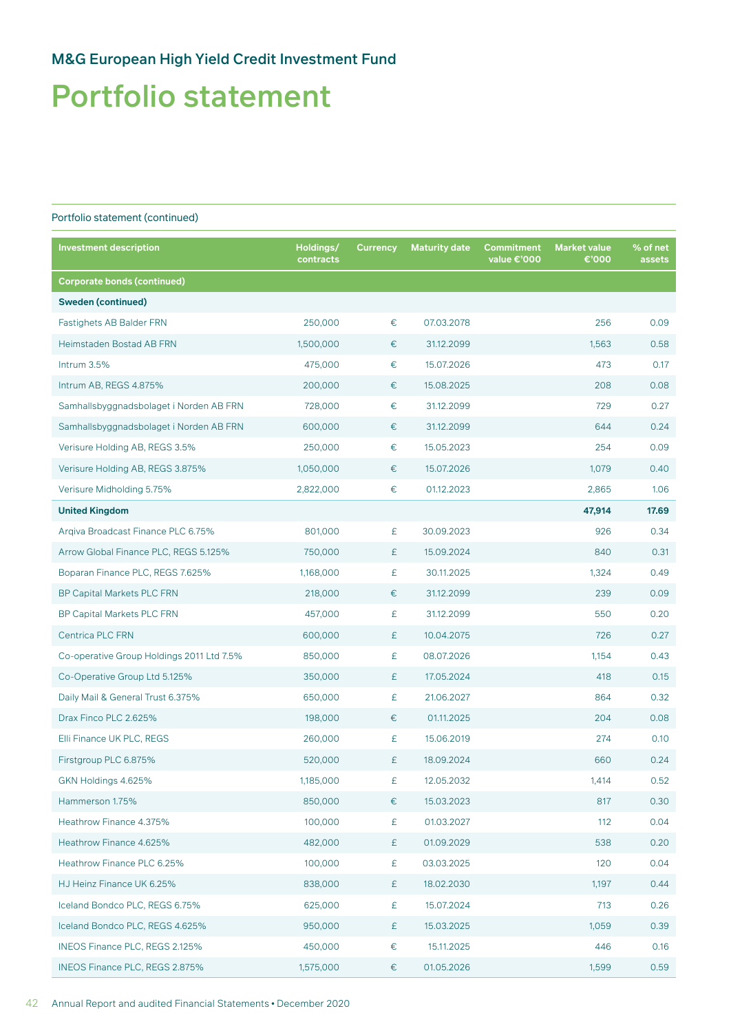## M&G European High Yield Credit Investment Fund

# Portfolio statement

Portfolio statement (continued)

| Investment description | Holdings/ contracts | Currency | Maturity date | Commitment value €'000 | Market value €'000 | % of net assets |
|---|---|---|---|---|---|---|
| **Corporate bonds (continued)** | | | | | | |
| **Sweden (continued)** | | | | | | |
| Fastighets AB Balder FRN | 250,000 | € | 07.03.2078 | | 256 | 0.09 |
| Heimstaden Bostad AB FRN | 1,500,000 | € | 31.12.2099 | | 1,563 | 0.58 |
| Intrum 3.5% | 475,000 | € | 15.07.2026 | | 473 | 0.17 |
| Intrum AB, REGS 4.875% | 200,000 | € | 15.08.2025 | | 208 | 0.08 |
| Samhallsbyggnadsbolaget i Norden AB FRN | 728,000 | € | 31.12.2099 | | 729 | 0.27 |
| Samhallsbyggnadsbolaget i Norden AB FRN | 600,000 | € | 31.12.2099 | | 644 | 0.24 |
| Verisure Holding AB, REGS 3.5% | 250,000 | € | 15.05.2023 | | 254 | 0.09 |
| Verisure Holding AB, REGS 3.875% | 1,050,000 | € | 15.07.2026 | | 1,079 | 0.40 |
| Verisure Midholding 5.75% | 2,822,000 | € | 01.12.2023 | | 2,865 | 1.06 |
| **United Kingdom** | | | | | **47,914** | **17.69** |
| Arqiva Broadcast Finance PLC 6.75% | 801,000 | £ | 30.09.2023 | | 926 | 0.34 |
| Arrow Global Finance PLC, REGS 5.125% | 750,000 | £ | 15.09.2024 | | 840 | 0.31 |
| Boparan Finance PLC, REGS 7.625% | 1,168,000 | £ | 30.11.2025 | | 1,324 | 0.49 |
| BP Capital Markets PLC FRN | 218,000 | € | 31.12.2099 | | 239 | 0.09 |
| BP Capital Markets PLC FRN | 457,000 | £ | 31.12.2099 | | 550 | 0.20 |
| Centrica PLC FRN | 600,000 | £ | 10.04.2075 | | 726 | 0.27 |
| Co-operative Group Holdings 2011 Ltd 7.5% | 850,000 | £ | 08.07.2026 | | 1,154 | 0.43 |
| Co-Operative Group Ltd 5.125% | 350,000 | £ | 17.05.2024 | | 418 | 0.15 |
| Daily Mail & General Trust 6.375% | 650,000 | £ | 21.06.2027 | | 864 | 0.32 |
| Drax Finco PLC 2.625% | 198,000 | € | 01.11.2025 | | 204 | 0.08 |
| Elli Finance UK PLC, REGS | 260,000 | £ | 15.06.2019 | | 274 | 0.10 |
| Firstgroup PLC 6.875% | 520,000 | £ | 18.09.2024 | | 660 | 0.24 |
| GKN Holdings 4.625% | 1,185,000 | £ | 12.05.2032 | | 1,414 | 0.52 |
| Hammerson 1.75% | 850,000 | € | 15.03.2023 | | 817 | 0.30 |
| Heathrow Finance 4.375% | 100,000 | £ | 01.03.2027 | | 112 | 0.04 |
| Heathrow Finance 4.625% | 482,000 | £ | 01.09.2029 | | 538 | 0.20 |
| Heathrow Finance PLC 6.25% | 100,000 | £ | 03.03.2025 | | 120 | 0.04 |
| HJ Heinz Finance UK 6.25% | 838,000 | £ | 18.02.2030 | | 1,197 | 0.44 |
| Iceland Bondco PLC, REGS 6.75% | 625,000 | £ | 15.07.2024 | | 713 | 0.26 |
| Iceland Bondco PLC, REGS 4.625% | 950,000 | £ | 15.03.2025 | | 1,059 | 0.39 |
| INEOS Finance PLC, REGS 2.125% | 450,000 | € | 15.11.2025 | | 446 | 0.16 |
| INEOS Finance PLC, REGS 2.875% | 1,575,000 | € | 01.05.2026 | | 1,599 | 0.59 |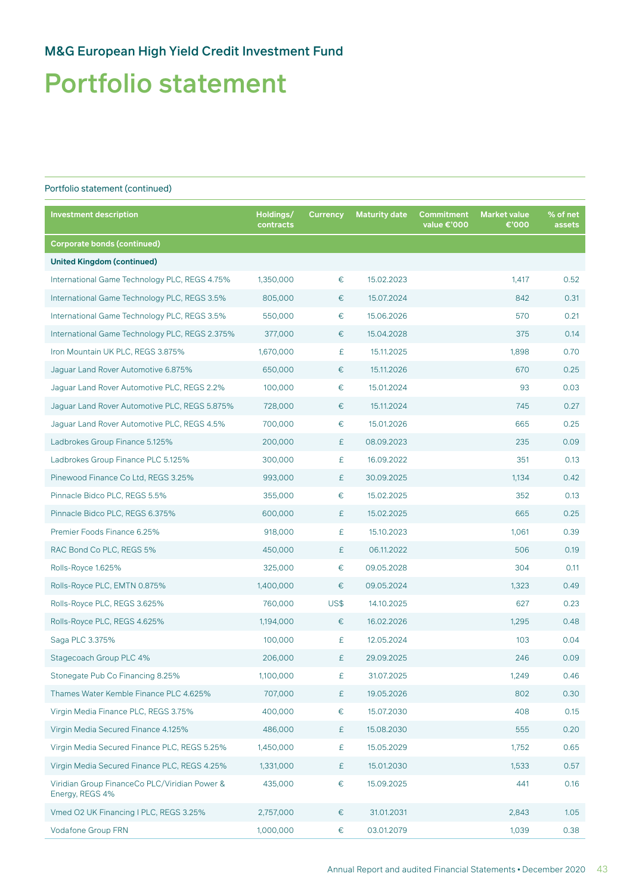## M&G European High Yield Credit Investment Fund

# Portfolio statement

Portfolio statement (continued)

| Investment description | Holdings/ contracts | Currency | Maturity date | Commitment value €'000 | Market value €'000 | % of net assets |
|---|---|---|---|---|---|---|
| **Corporate bonds (continued)** | | | | | | |
| **United Kingdom (continued)** | | | | | | |
| International Game Technology PLC, REGS 4.75% | 1,350,000 | € | 15.02.2023 | | 1,417 | 0.52 |
| International Game Technology PLC, REGS 3.5% | 805,000 | € | 15.07.2024 | | 842 | 0.31 |
| International Game Technology PLC, REGS 3.5% | 550,000 | € | 15.06.2026 | | 570 | 0.21 |
| International Game Technology PLC, REGS 2.375% | 377,000 | € | 15.04.2028 | | 375 | 0.14 |
| Iron Mountain UK PLC, REGS 3.875% | 1,670,000 | £ | 15.11.2025 | | 1,898 | 0.70 |
| Jaguar Land Rover Automotive 6.875% | 650,000 | € | 15.11.2026 | | 670 | 0.25 |
| Jaguar Land Rover Automotive PLC, REGS 2.2% | 100,000 | € | 15.01.2024 | | 93 | 0.03 |
| Jaguar Land Rover Automotive PLC, REGS 5.875% | 728,000 | € | 15.11.2024 | | 745 | 0.27 |
| Jaguar Land Rover Automotive PLC, REGS 4.5% | 700,000 | € | 15.01.2026 | | 665 | 0.25 |
| Ladbrokes Group Finance 5.125% | 200,000 | £ | 08.09.2023 | | 235 | 0.09 |
| Ladbrokes Group Finance PLC 5.125% | 300,000 | £ | 16.09.2022 | | 351 | 0.13 |
| Pinewood Finance Co Ltd, REGS 3.25% | 993,000 | £ | 30.09.2025 | | 1,134 | 0.42 |
| Pinnacle Bidco PLC, REGS 5.5% | 355,000 | € | 15.02.2025 | | 352 | 0.13 |
| Pinnacle Bidco PLC, REGS 6.375% | 600,000 | £ | 15.02.2025 | | 665 | 0.25 |
| Premier Foods Finance 6.25% | 918,000 | £ | 15.10.2023 | | 1,061 | 0.39 |
| RAC Bond Co PLC, REGS 5% | 450,000 | £ | 06.11.2022 | | 506 | 0.19 |
| Rolls-Royce 1.625% | 325,000 | € | 09.05.2028 | | 304 | 0.11 |
| Rolls-Royce PLC, EMTN 0.875% | 1,400,000 | € | 09.05.2024 | | 1,323 | 0.49 |
| Rolls-Royce PLC, REGS 3.625% | 760,000 | US$ | 14.10.2025 | | 627 | 0.23 |
| Rolls-Royce PLC, REGS 4.625% | 1,194,000 | € | 16.02.2026 | | 1,295 | 0.48 |
| Saga PLC 3.375% | 100,000 | £ | 12.05.2024 | | 103 | 0.04 |
| Stagecoach Group PLC 4% | 206,000 | £ | 29.09.2025 | | 246 | 0.09 |
| Stonegate Pub Co Financing 8.25% | 1,100,000 | £ | 31.07.2025 | | 1,249 | 0.46 |
| Thames Water Kemble Finance PLC 4.625% | 707,000 | £ | 19.05.2026 | | 802 | 0.30 |
| Virgin Media Finance PLC, REGS 3.75% | 400,000 | € | 15.07.2030 | | 408 | 0.15 |
| Virgin Media Secured Finance 4.125% | 486,000 | £ | 15.08.2030 | | 555 | 0.20 |
| Virgin Media Secured Finance PLC, REGS 5.25% | 1,450,000 | £ | 15.05.2029 | | 1,752 | 0.65 |
| Virgin Media Secured Finance PLC, REGS 4.25% | 1,331,000 | £ | 15.01.2030 | | 1,533 | 0.57 |
| Viridian Group FinanceCo PLC/Viridian Power & Energy, REGS 4% | 435,000 | € | 15.09.2025 | | 441 | 0.16 |
| Vmed O2 UK Financing I PLC, REGS 3.25% | 2,757,000 | € | 31.01.2031 | | 2,843 | 1.05 |
| Vodafone Group FRN | 1,000,000 | € | 03.01.2079 | | 1,039 | 0.38 |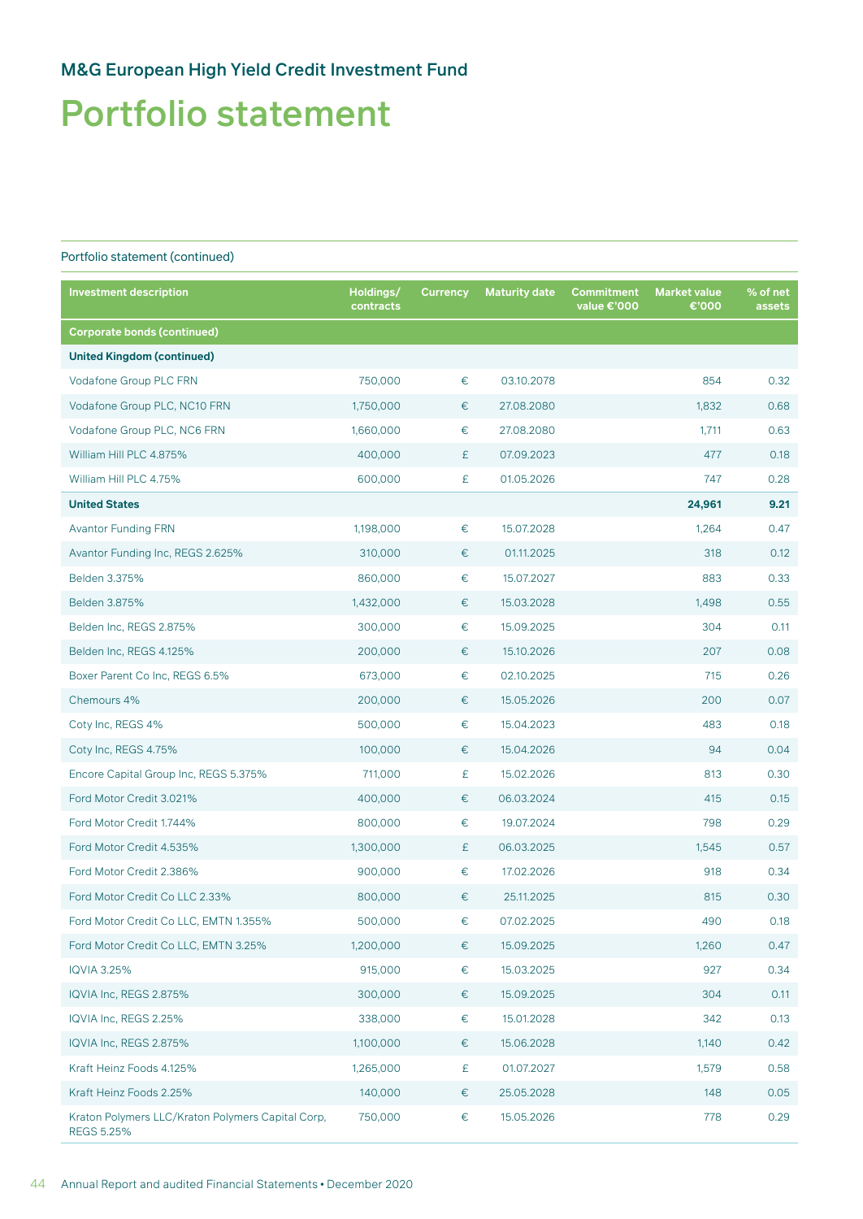## M&G European High Yield Credit Investment Fund

# Portfolio statement

Portfolio statement (continued)

| Investment description | Holdings/ contracts | Currency | Maturity date | Commitment value €'000 | Market value €'000 | % of net assets |
|---|---|---|---|---|---|---|
| **Corporate bonds (continued)** | | | | | | |
| **United Kingdom (continued)** | | | | | | |
| Vodafone Group PLC FRN | 750,000 | € | 03.10.2078 | | 854 | 0.32 |
| Vodafone Group PLC, NC10 FRN | 1,750,000 | € | 27.08.2080 | | 1,832 | 0.68 |
| Vodafone Group PLC, NC6 FRN | 1,660,000 | € | 27.08.2080 | | 1,711 | 0.63 |
| William Hill PLC 4.875% | 400,000 | £ | 07.09.2023 | | 477 | 0.18 |
| William Hill PLC 4.75% | 600,000 | £ | 01.05.2026 | | 747 | 0.28 |
| **United States** | | | | | **24,961** | **9.21** |
| Avantor Funding FRN | 1,198,000 | € | 15.07.2028 | | 1,264 | 0.47 |
| Avantor Funding Inc, REGS 2.625% | 310,000 | € | 01.11.2025 | | 318 | 0.12 |
| Belden 3.375% | 860,000 | € | 15.07.2027 | | 883 | 0.33 |
| Belden 3.875% | 1,432,000 | € | 15.03.2028 | | 1,498 | 0.55 |
| Belden Inc, REGS 2.875% | 300,000 | € | 15.09.2025 | | 304 | 0.11 |
| Belden Inc, REGS 4.125% | 200,000 | € | 15.10.2026 | | 207 | 0.08 |
| Boxer Parent Co Inc, REGS 6.5% | 673,000 | € | 02.10.2025 | | 715 | 0.26 |
| Chemours 4% | 200,000 | € | 15.05.2026 | | 200 | 0.07 |
| Coty Inc, REGS 4% | 500,000 | € | 15.04.2023 | | 483 | 0.18 |
| Coty Inc, REGS 4.75% | 100,000 | € | 15.04.2026 | | 94 | 0.04 |
| Encore Capital Group Inc, REGS 5.375% | 711,000 | £ | 15.02.2026 | | 813 | 0.30 |
| Ford Motor Credit 3.021% | 400,000 | € | 06.03.2024 | | 415 | 0.15 |
| Ford Motor Credit 1.744% | 800,000 | € | 19.07.2024 | | 798 | 0.29 |
| Ford Motor Credit 4.535% | 1,300,000 | £ | 06.03.2025 | | 1,545 | 0.57 |
| Ford Motor Credit 2.386% | 900,000 | € | 17.02.2026 | | 918 | 0.34 |
| Ford Motor Credit Co LLC 2.33% | 800,000 | € | 25.11.2025 | | 815 | 0.30 |
| Ford Motor Credit Co LLC, EMTN 1.355% | 500,000 | € | 07.02.2025 | | 490 | 0.18 |
| Ford Motor Credit Co LLC, EMTN 3.25% | 1,200,000 | € | 15.09.2025 | | 1,260 | 0.47 |
| IQVIA 3.25% | 915,000 | € | 15.03.2025 | | 927 | 0.34 |
| IQVIA Inc, REGS 2.875% | 300,000 | € | 15.09.2025 | | 304 | 0.11 |
| IQVIA Inc, REGS 2.25% | 338,000 | € | 15.01.2028 | | 342 | 0.13 |
| IQVIA Inc, REGS 2.875% | 1,100,000 | € | 15.06.2028 | | 1,140 | 0.42 |
| Kraft Heinz Foods 4.125% | 1,265,000 | £ | 01.07.2027 | | 1,579 | 0.58 |
| Kraft Heinz Foods 2.25% | 140,000 | € | 25.05.2028 | | 148 | 0.05 |
| Kraton Polymers LLC/Kraton Polymers Capital Corp, REGS 5.25% | 750,000 | € | 15.05.2026 | | 778 | 0.29 |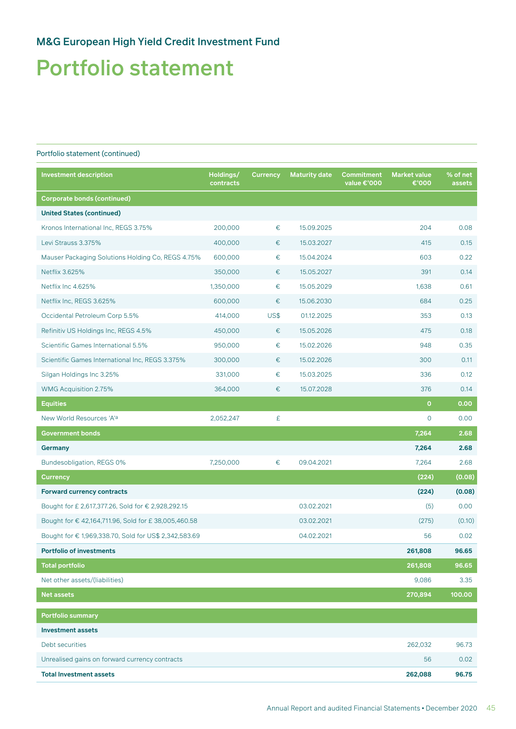## M&G European High Yield Credit Investment Fund

# Portfolio statement

Portfolio statement (continued)

| Investment description | Holdings/ contracts | Currency | Maturity date | Commitment value €'000 | Market value €'000 | % of net assets |
|---|---|---|---|---|---|---|
| **Corporate bonds (continued)** | | | | | | |
| **United States (continued)** | | | | | | |
| Kronos International Inc, REGS 3.75% | 200,000 | € | 15.09.2025 | | 204 | 0.08 |
| Levi Strauss 3.375% | 400,000 | € | 15.03.2027 | | 415 | 0.15 |
| Mauser Packaging Solutions Holding Co, REGS 4.75% | 600,000 | € | 15.04.2024 | | 603 | 0.22 |
| Netflix 3.625% | 350,000 | € | 15.05.2027 | | 391 | 0.14 |
| Netflix Inc 4.625% | 1,350,000 | € | 15.05.2029 | | 1,638 | 0.61 |
| Netflix Inc, REGS 3.625% | 600,000 | € | 15.06.2030 | | 684 | 0.25 |
| Occidental Petroleum Corp 5.5% | 414,000 | US$ | 01.12.2025 | | 353 | 0.13 |
| Refinitiv US Holdings Inc, REGS 4.5% | 450,000 | € | 15.05.2026 | | 475 | 0.18 |
| Scientific Games International 5.5% | 950,000 | € | 15.02.2026 | | 948 | 0.35 |
| Scientific Games International Inc, REGS 3.375% | 300,000 | € | 15.02.2026 | | 300 | 0.11 |
| Silgan Holdings Inc 3.25% | 331,000 | € | 15.03.2025 | | 336 | 0.12 |
| WMG Acquisition 2.75% | 364,000 | € | 15.07.2028 | | 376 | 0.14 |
| **Equities** | | | | | **0** | **0.00** |
| New World Resources 'A'[a] | 2,052,247 | £ | | | 0 | 0.00 |
| **Government bonds** | | | | | **7,264** | **2.68** |
| **Germany** | | | | | **7,264** | **2.68** |
| Bundesobligation, REGS 0% | 7,250,000 | € | 09.04.2021 | | 7,264 | 2.68 |
| **Currency** | | | | | **(224)** | **(0.08)** |
| **Forward currency contracts** | | | | | **(224)** | **(0.08)** |
| Bought for £ 2,617,377.26, Sold for € 2,928,292.15 | | | 03.02.2021 | | (5) | 0.00 |
| Bought for € 42,164,711.96, Sold for £ 38,005,460.58 | | | 03.02.2021 | | (275) | (0.10) |
| Bought for € 1,969,338.70, Sold for US$ 2,342,583.69 | | | 04.02.2021 | | 56 | 0.02 |
| **Portfolio of investments** | | | | | **261,808** | **96.65** |
| **Total portfolio** | | | | | **261,808** | **96.65** |
| Net other assets/(liabilities) | | | | | 9,086 | 3.35 |
| **Net assets** | | | | | **270,894** | **100.00** |

| Portfolio summary | | |
|---|---|---|
| **Investment assets** | | |
| Debt securities | 262,032 | 96.73 |
| Unrealised gains on forward currency contracts | 56 | 0.02 |
| **Total Investment assets** | **262,088** | **96.75** |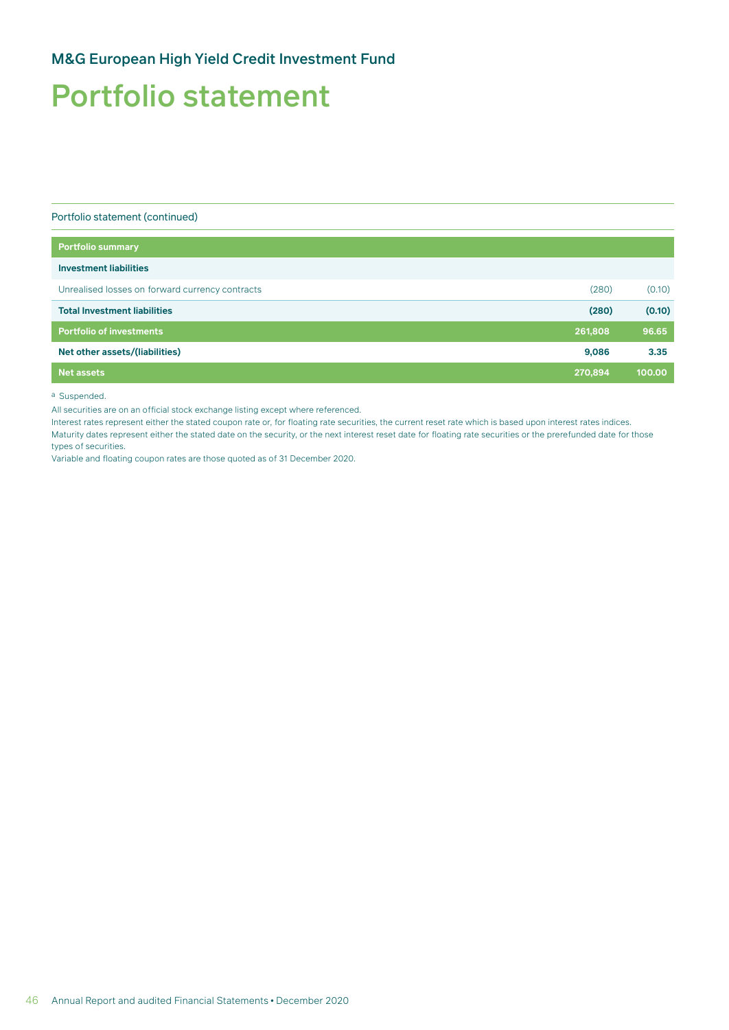## M&G European High Yield Credit Investment Fund

# Portfolio statement

Portfolio statement (continued)

| Portfolio summary | | |
|---|---|---|
| **Investment liabilities** | | |
| Unrealised losses on forward currency contracts | (280) | (0.10) |
| **Total Investment liabilities** | **(280)** | **(0.10)** |
| **Portfolio of investments** | **261,808** | **96.65** |
| **Net other assets/(liabilities)** | **9,086** | **3.35** |
| **Net assets** | **270,894** | **100.00** |

[a] Suspended.

All securities are on an official stock exchange listing except where referenced.

Interest rates represent either the stated coupon rate or, for floating rate securities, the current reset rate which is based upon interest rates indices.

Maturity dates represent either the stated date on the security, or the next interest reset date for floating rate securities or the prerefunded date for those types of securities.

Variable and floating coupon rates are those quoted as of 31 December 2020.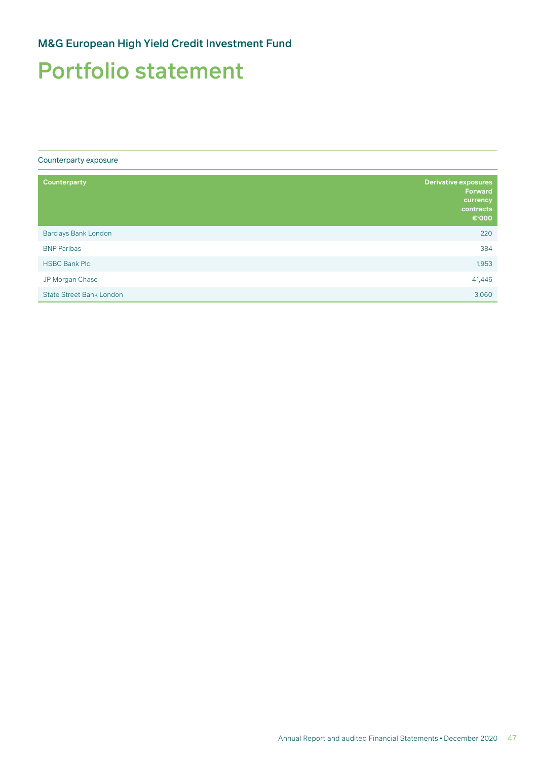## M&G European High Yield Credit Investment Fund

# Portfolio statement

### Counterparty exposure

| Counterparty | Derivative exposures Forward currency contracts €'000 |
|---|---|
| Barclays Bank London | 220 |
| BNP Paribas | 384 |
| HSBC Bank Plc | 1,953 |
| JP Morgan Chase | 41,446 |
| State Street Bank London | 3,060 |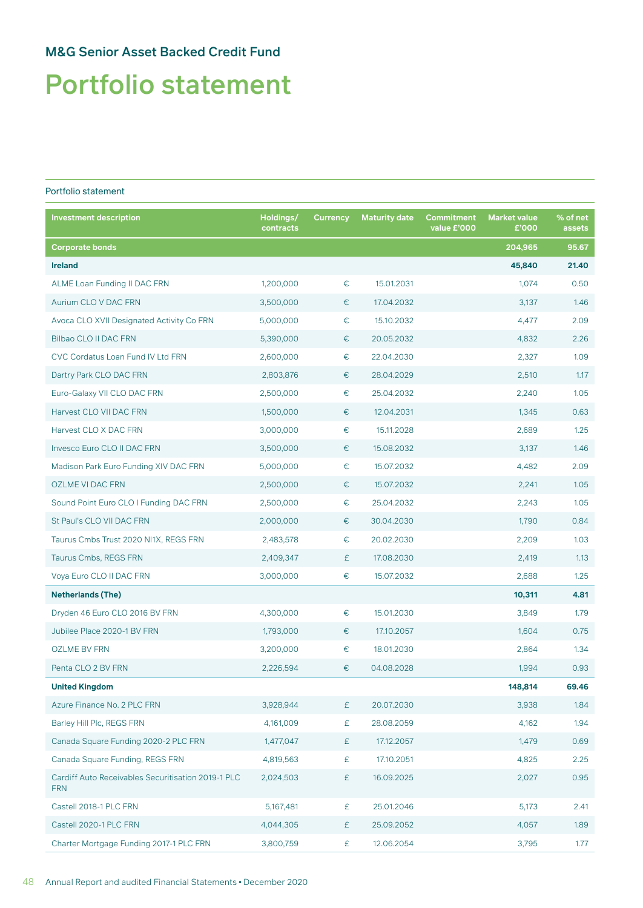## M&G Senior Asset Backed Credit Fund

# Portfolio statement

Portfolio statement

| Investment description | Holdings/ contracts | Currency | Maturity date | Commitment value £'000 | Market value £'000 | % of net assets |
|---|---|---|---|---|---|---|
| **Corporate bonds** | | | | | **204,965** | **95.67** |
| **Ireland** | | | | | **45,840** | **21.40** |
| ALME Loan Funding II DAC FRN | 1,200,000 | € | 15.01.2031 | | 1,074 | 0.50 |
| Aurium CLO V DAC FRN | 3,500,000 | € | 17.04.2032 | | 3,137 | 1.46 |
| Avoca CLO XVII Designated Activity Co FRN | 5,000,000 | € | 15.10.2032 | | 4,477 | 2.09 |
| Bilbao CLO II DAC FRN | 5,390,000 | € | 20.05.2032 | | 4,832 | 2.26 |
| CVC Cordatus Loan Fund IV Ltd FRN | 2,600,000 | € | 22.04.2030 | | 2,327 | 1.09 |
| Dartry Park CLO DAC FRN | 2,803,876 | € | 28.04.2029 | | 2,510 | 1.17 |
| Euro-Galaxy VII CLO DAC FRN | 2,500,000 | € | 25.04.2032 | | 2,240 | 1.05 |
| Harvest CLO VII DAC FRN | 1,500,000 | € | 12.04.2031 | | 1,345 | 0.63 |
| Harvest CLO X DAC FRN | 3,000,000 | € | 15.11.2028 | | 2,689 | 1.25 |
| Invesco Euro CLO II DAC FRN | 3,500,000 | € | 15.08.2032 | | 3,137 | 1.46 |
| Madison Park Euro Funding XIV DAC FRN | 5,000,000 | € | 15.07.2032 | | 4,482 | 2.09 |
| OZLME VI DAC FRN | 2,500,000 | € | 15.07.2032 | | 2,241 | 1.05 |
| Sound Point Euro CLO I Funding DAC FRN | 2,500,000 | € | 25.04.2032 | | 2,243 | 1.05 |
| St Paul's CLO VII DAC FRN | 2,000,000 | € | 30.04.2030 | | 1,790 | 0.84 |
| Taurus Cmbs Trust 2020 NI1X, REGS FRN | 2,483,578 | € | 20.02.2030 | | 2,209 | 1.03 |
| Taurus Cmbs, REGS FRN | 2,409,347 | £ | 17.08.2030 | | 2,419 | 1.13 |
| Voya Euro CLO II DAC FRN | 3,000,000 | € | 15.07.2032 | | 2,688 | 1.25 |
| **Netherlands (The)** | | | | | **10,311** | **4.81** |
| Dryden 46 Euro CLO 2016 BV FRN | 4,300,000 | € | 15.01.2030 | | 3,849 | 1.79 |
| Jubilee Place 2020-1 BV FRN | 1,793,000 | € | 17.10.2057 | | 1,604 | 0.75 |
| OZLME BV FRN | 3,200,000 | € | 18.01.2030 | | 2,864 | 1.34 |
| Penta CLO 2 BV FRN | 2,226,594 | € | 04.08.2028 | | 1,994 | 0.93 |
| **United Kingdom** | | | | | **148,814** | **69.46** |
| Azure Finance No. 2 PLC FRN | 3,928,944 | £ | 20.07.2030 | | 3,938 | 1.84 |
| Barley Hill Plc, REGS FRN | 4,161,009 | £ | 28.08.2059 | | 4,162 | 1.94 |
| Canada Square Funding 2020-2 PLC FRN | 1,477,047 | £ | 17.12.2057 | | 1,479 | 0.69 |
| Canada Square Funding, REGS FRN | 4,819,563 | £ | 17.10.2051 | | 4,825 | 2.25 |
| Cardiff Auto Receivables Securitisation 2019-1 PLC FRN | 2,024,503 | £ | 16.09.2025 | | 2,027 | 0.95 |
| Castell 2018-1 PLC FRN | 5,167,481 | £ | 25.01.2046 | | 5,173 | 2.41 |
| Castell 2020-1 PLC FRN | 4,044,305 | £ | 25.09.2052 | | 4,057 | 1.89 |
| Charter Mortgage Funding 2017-1 PLC FRN | 3,800,759 | £ | 12.06.2054 | | 3,795 | 1.77 |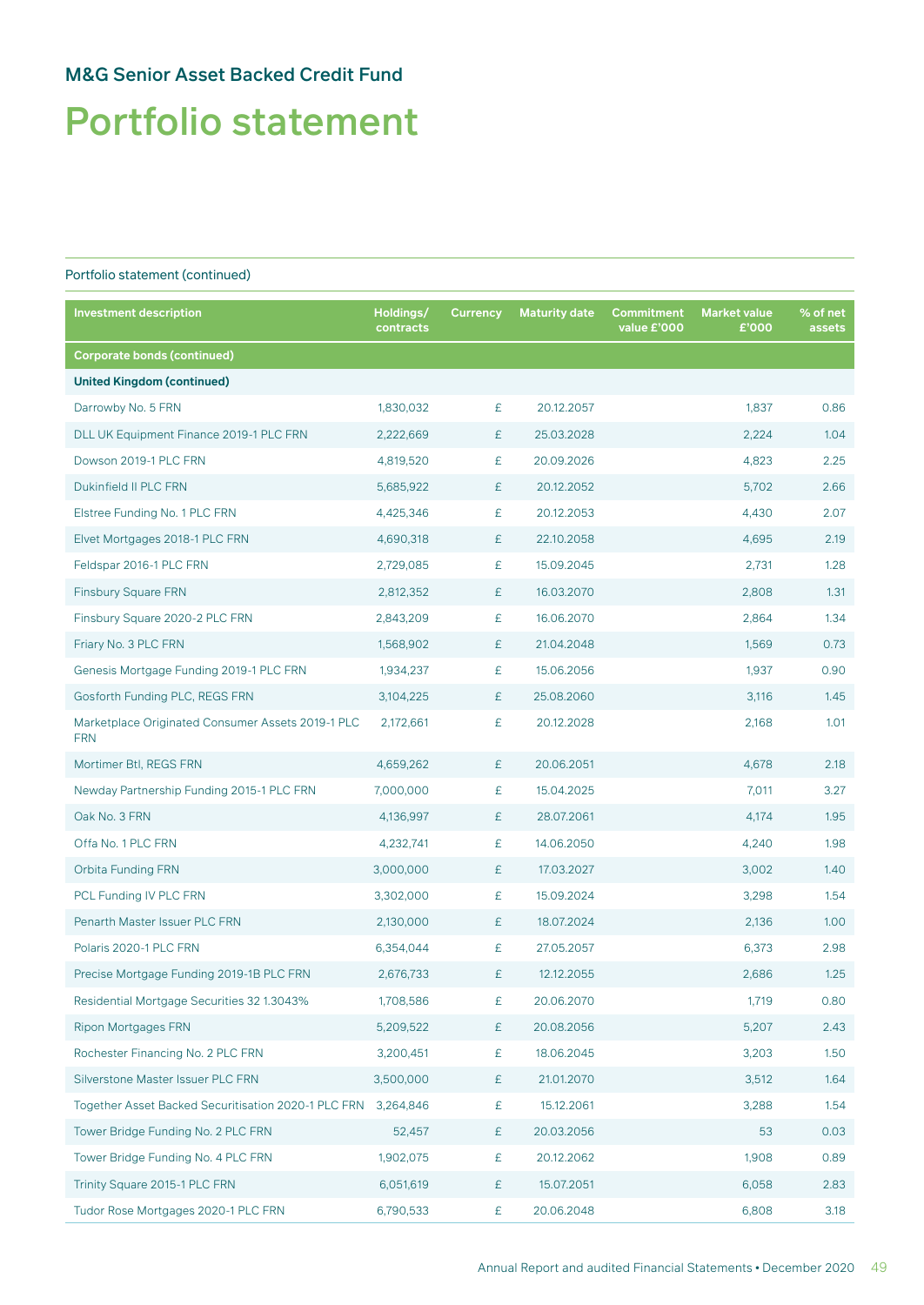## M&G Senior Asset Backed Credit Fund

# Portfolio statement

Portfolio statement (continued)

| Investment description | Holdings/ contracts | Currency | Maturity date | Commitment value £'000 | Market value £'000 | % of net assets |
|---|---|---|---|---|---|---|
| **Corporate bonds (continued)** | | | | | | |
| **United Kingdom (continued)** | | | | | | |
| Darrowby No. 5 FRN | 1,830,032 | £ | 20.12.2057 | | 1,837 | 0.86 |
| DLL UK Equipment Finance 2019-1 PLC FRN | 2,222,669 | £ | 25.03.2028 | | 2,224 | 1.04 |
| Dowson 2019-1 PLC FRN | 4,819,520 | £ | 20.09.2026 | | 4,823 | 2.25 |
| Dukinfield II PLC FRN | 5,685,922 | £ | 20.12.2052 | | 5,702 | 2.66 |
| Elstree Funding No. 1 PLC FRN | 4,425,346 | £ | 20.12.2053 | | 4,430 | 2.07 |
| Elvet Mortgages 2018-1 PLC FRN | 4,690,318 | £ | 22.10.2058 | | 4,695 | 2.19 |
| Feldspar 2016-1 PLC FRN | 2,729,085 | £ | 15.09.2045 | | 2,731 | 1.28 |
| Finsbury Square FRN | 2,812,352 | £ | 16.03.2070 | | 2,808 | 1.31 |
| Finsbury Square 2020-2 PLC FRN | 2,843,209 | £ | 16.06.2070 | | 2,864 | 1.34 |
| Friary No. 3 PLC FRN | 1,568,902 | £ | 21.04.2048 | | 1,569 | 0.73 |
| Genesis Mortgage Funding 2019-1 PLC FRN | 1,934,237 | £ | 15.06.2056 | | 1,937 | 0.90 |
| Gosforth Funding PLC, REGS FRN | 3,104,225 | £ | 25.08.2060 | | 3,116 | 1.45 |
| Marketplace Originated Consumer Assets 2019-1 PLC FRN | 2,172,661 | £ | 20.12.2028 | | 2,168 | 1.01 |
| Mortimer Btl, REGS FRN | 4,659,262 | £ | 20.06.2051 | | 4,678 | 2.18 |
| Newday Partnership Funding 2015-1 PLC FRN | 7,000,000 | £ | 15.04.2025 | | 7,011 | 3.27 |
| Oak No. 3 FRN | 4,136,997 | £ | 28.07.2061 | | 4,174 | 1.95 |
| Offa No. 1 PLC FRN | 4,232,741 | £ | 14.06.2050 | | 4,240 | 1.98 |
| Orbita Funding FRN | 3,000,000 | £ | 17.03.2027 | | 3,002 | 1.40 |
| PCL Funding IV PLC FRN | 3,302,000 | £ | 15.09.2024 | | 3,298 | 1.54 |
| Penarth Master Issuer PLC FRN | 2,130,000 | £ | 18.07.2024 | | 2,136 | 1.00 |
| Polaris 2020-1 PLC FRN | 6,354,044 | £ | 27.05.2057 | | 6,373 | 2.98 |
| Precise Mortgage Funding 2019-1B PLC FRN | 2,676,733 | £ | 12.12.2055 | | 2,686 | 1.25 |
| Residential Mortgage Securities 32 1.3043% | 1,708,586 | £ | 20.06.2070 | | 1,719 | 0.80 |
| Ripon Mortgages FRN | 5,209,522 | £ | 20.08.2056 | | 5,207 | 2.43 |
| Rochester Financing No. 2 PLC FRN | 3,200,451 | £ | 18.06.2045 | | 3,203 | 1.50 |
| Silverstone Master Issuer PLC FRN | 3,500,000 | £ | 21.01.2070 | | 3,512 | 1.64 |
| Together Asset Backed Securitisation 2020-1 PLC FRN | 3,264,846 | £ | 15.12.2061 | | 3,288 | 1.54 |
| Tower Bridge Funding No. 2 PLC FRN | 52,457 | £ | 20.03.2056 | | 53 | 0.03 |
| Tower Bridge Funding No. 4 PLC FRN | 1,902,075 | £ | 20.12.2062 | | 1,908 | 0.89 |
| Trinity Square 2015-1 PLC FRN | 6,051,619 | £ | 15.07.2051 | | 6,058 | 2.83 |
| Tudor Rose Mortgages 2020-1 PLC FRN | 6,790,533 | £ | 20.06.2048 | | 6,808 | 3.18 |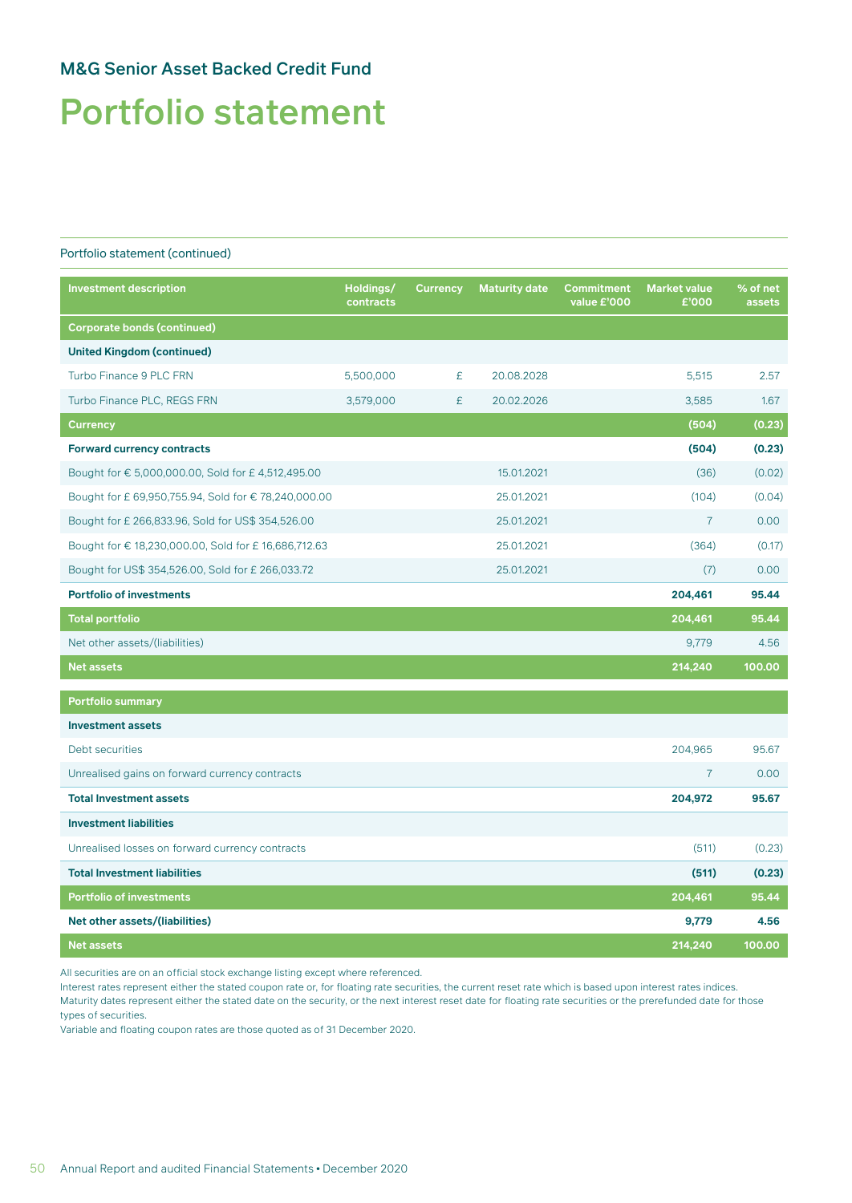M&G Senior Asset Backed Credit Fund

# Portfolio statement

Portfolio statement (continued)

| Investment description | Holdings/ contracts | Currency | Maturity date | Commitment value £'000 | Market value £'000 | % of net assets |
|---|---|---|---|---|---|---|
| **Corporate bonds (continued)** | | | | | | |
| **United Kingdom (continued)** | | | | | | |
| Turbo Finance 9 PLC FRN | 5,500,000 | £ | 20.08.2028 | | 5,515 | 2.57 |
| Turbo Finance PLC, REGS FRN | 3,579,000 | £ | 20.02.2026 | | 3,585 | 1.67 |
| **Currency** | | | | | **(504)** | **(0.23)** |
| **Forward currency contracts** | | | | | **(504)** | **(0.23)** |
| Bought for € 5,000,000.00, Sold for £ 4,512,495.00 | | | 15.01.2021 | | (36) | (0.02) |
| Bought for £ 69,950,755.94, Sold for € 78,240,000.00 | | | 25.01.2021 | | (104) | (0.04) |
| Bought for £ 266,833.96, Sold for US$ 354,526.00 | | | 25.01.2021 | | 7 | 0.00 |
| Bought for € 18,230,000.00, Sold for £ 16,686,712.63 | | | 25.01.2021 | | (364) | (0.17) |
| Bought for US$ 354,526.00, Sold for £ 266,033.72 | | | 25.01.2021 | | (7) | 0.00 |
| **Portfolio of investments** | | | | | **204,461** | **95.44** |
| **Total portfolio** | | | | | **204,461** | **95.44** |
| Net other assets/(liabilities) | | | | | 9,779 | 4.56 |
| **Net assets** | | | | | **214,240** | **100.00** |

| Portfolio summary | | |
|---|---|---|
| **Investment assets** | | |
| Debt securities | 204,965 | 95.67 |
| Unrealised gains on forward currency contracts | 7 | 0.00 |
| **Total Investment assets** | **204,972** | **95.67** |
| **Investment liabilities** | | |
| Unrealised losses on forward currency contracts | (511) | (0.23) |
| **Total Investment liabilities** | **(511)** | **(0.23)** |
| **Portfolio of investments** | **204,461** | **95.44** |
| **Net other assets/(liabilities)** | **9,779** | **4.56** |
| **Net assets** | **214,240** | **100.00** |

All securities are on an official stock exchange listing except where referenced.
Interest rates represent either the stated coupon rate or, for floating rate securities, the current reset rate which is based upon interest rates indices.
Maturity dates represent either the stated date on the security, or the next interest reset date for floating rate securities or the prerefunded date for those types of securities.
Variable and floating coupon rates are those quoted as of 31 December 2020.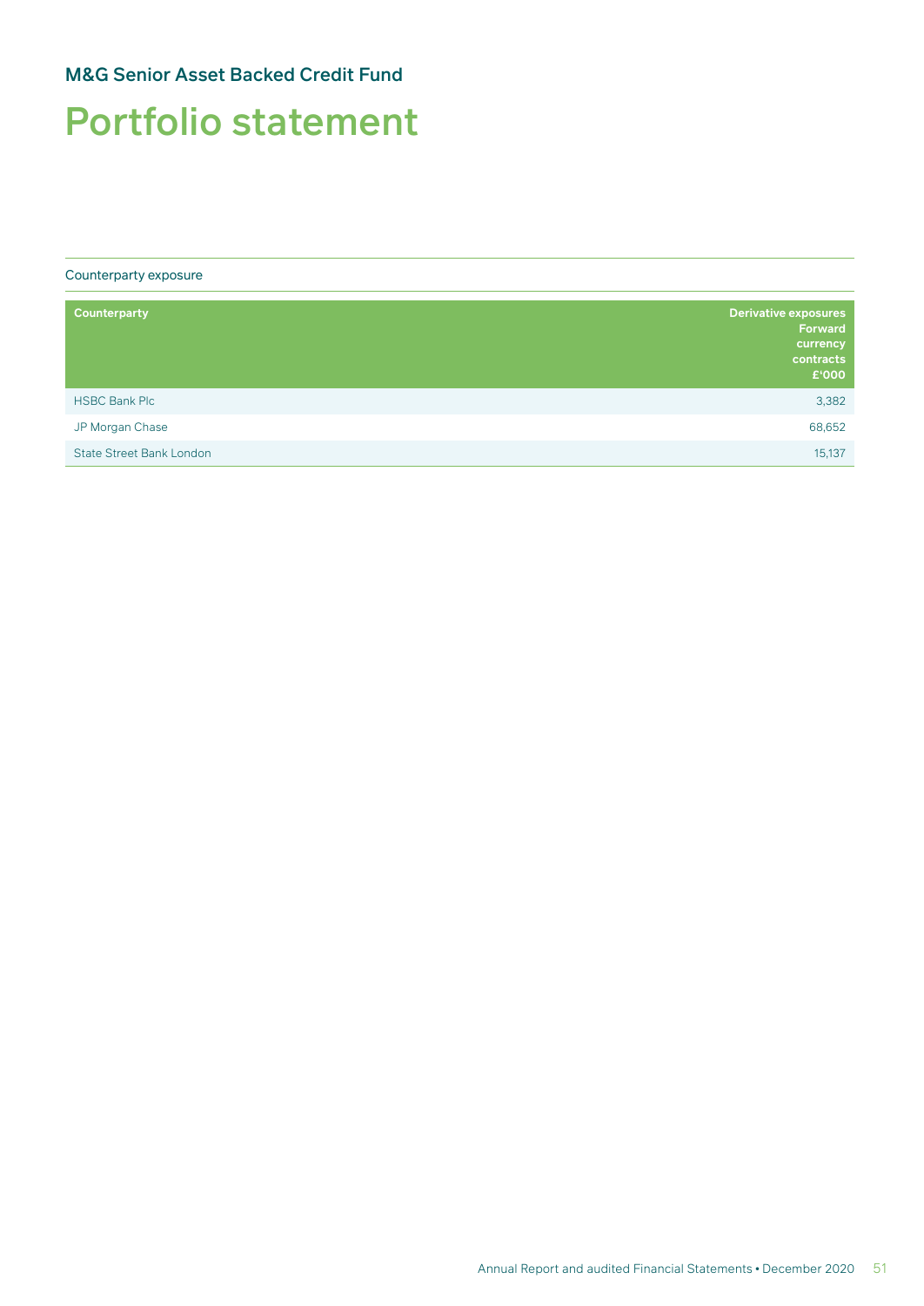## M&G Senior Asset Backed Credit Fund

# Portfolio statement

Counterparty exposure

| Counterparty | Derivative exposures Forward currency contracts £'000 |
|---|---:|
| HSBC Bank Plc | 3,382 |
| JP Morgan Chase | 68,652 |
| State Street Bank London | 15,137 |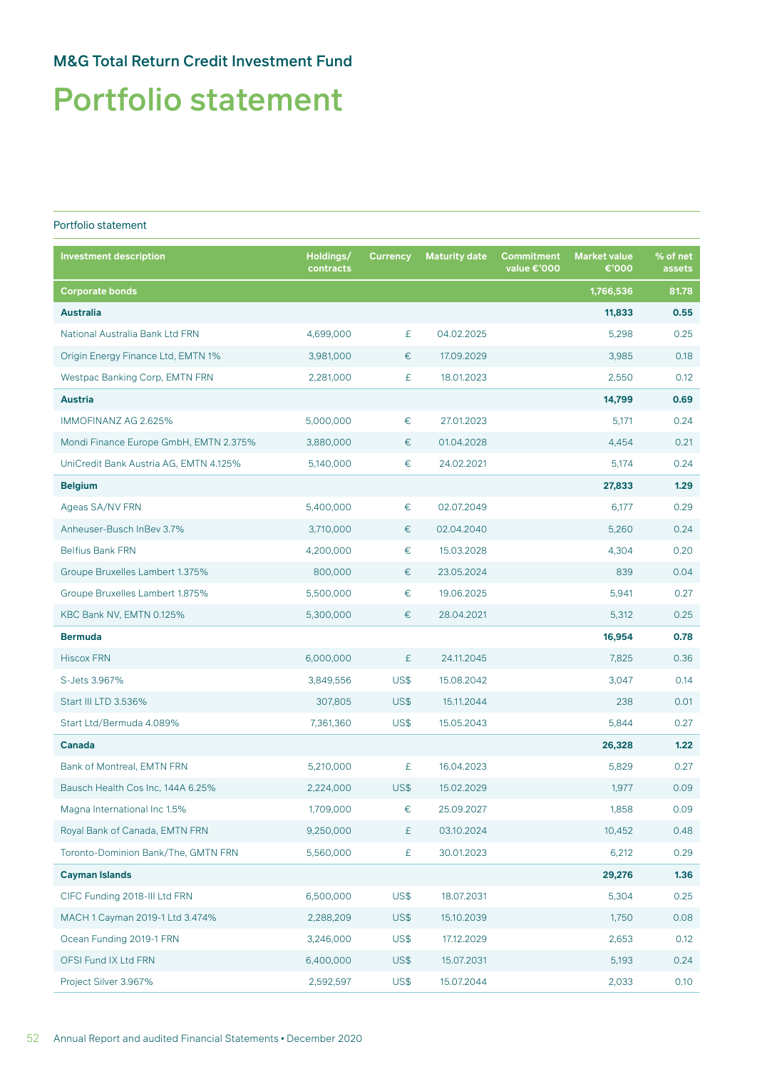## M&G Total Return Credit Investment Fund

# Portfolio statement

### Portfolio statement

| Investment description | Holdings/ contracts | Currency | Maturity date | Commitment value €'000 | Market value €'000 | % of net assets |
|---|---|---|---|---|---|---|
| **Corporate bonds** | | | | | **1,766,536** | **81.78** |
| **Australia** | | | | | **11,833** | **0.55** |
| National Australia Bank Ltd FRN | 4,699,000 | £ | 04.02.2025 | | 5,298 | 0.25 |
| Origin Energy Finance Ltd, EMTN 1% | 3,981,000 | € | 17.09.2029 | | 3,985 | 0.18 |
| Westpac Banking Corp, EMTN FRN | 2,281,000 | £ | 18.01.2023 | | 2,550 | 0.12 |
| **Austria** | | | | | **14,799** | **0.69** |
| IMMOFINANZ AG 2.625% | 5,000,000 | € | 27.01.2023 | | 5,171 | 0.24 |
| Mondi Finance Europe GmbH, EMTN 2.375% | 3,880,000 | € | 01.04.2028 | | 4,454 | 0.21 |
| UniCredit Bank Austria AG, EMTN 4.125% | 5,140,000 | € | 24.02.2021 | | 5,174 | 0.24 |
| **Belgium** | | | | | **27,833** | **1.29** |
| Ageas SA/NV FRN | 5,400,000 | € | 02.07.2049 | | 6,177 | 0.29 |
| Anheuser-Busch InBev 3.7% | 3,710,000 | € | 02.04.2040 | | 5,260 | 0.24 |
| Belfius Bank FRN | 4,200,000 | € | 15.03.2028 | | 4,304 | 0.20 |
| Groupe Bruxelles Lambert 1.375% | 800,000 | € | 23.05.2024 | | 839 | 0.04 |
| Groupe Bruxelles Lambert 1.875% | 5,500,000 | € | 19.06.2025 | | 5,941 | 0.27 |
| KBC Bank NV, EMTN 0.125% | 5,300,000 | € | 28.04.2021 | | 5,312 | 0.25 |
| **Bermuda** | | | | | **16,954** | **0.78** |
| Hiscox FRN | 6,000,000 | £ | 24.11.2045 | | 7,825 | 0.36 |
| S-Jets 3.967% | 3,849,556 | US$ | 15.08.2042 | | 3,047 | 0.14 |
| Start III LTD 3.536% | 307,805 | US$ | 15.11.2044 | | 238 | 0.01 |
| Start Ltd/Bermuda 4.089% | 7,361,360 | US$ | 15.05.2043 | | 5,844 | 0.27 |
| **Canada** | | | | | **26,328** | **1.22** |
| Bank of Montreal, EMTN FRN | 5,210,000 | £ | 16.04.2023 | | 5,829 | 0.27 |
| Bausch Health Cos Inc, 144A 6.25% | 2,224,000 | US$ | 15.02.2029 | | 1,977 | 0.09 |
| Magna International Inc 1.5% | 1,709,000 | € | 25.09.2027 | | 1,858 | 0.09 |
| Royal Bank of Canada, EMTN FRN | 9,250,000 | £ | 03.10.2024 | | 10,452 | 0.48 |
| Toronto-Dominion Bank/The, GMTN FRN | 5,560,000 | £ | 30.01.2023 | | 6,212 | 0.29 |
| **Cayman Islands** | | | | | **29,276** | **1.36** |
| CIFC Funding 2018-III Ltd FRN | 6,500,000 | US$ | 18.07.2031 | | 5,304 | 0.25 |
| MACH 1 Cayman 2019-1 Ltd 3.474% | 2,288,209 | US$ | 15.10.2039 | | 1,750 | 0.08 |
| Ocean Funding 2019-1 FRN | 3,246,000 | US$ | 17.12.2029 | | 2,653 | 0.12 |
| OFSI Fund IX Ltd FRN | 6,400,000 | US$ | 15.07.2031 | | 5,193 | 0.24 |
| Project Silver 3.967% | 2,592,597 | US$ | 15.07.2044 | | 2,033 | 0.10 |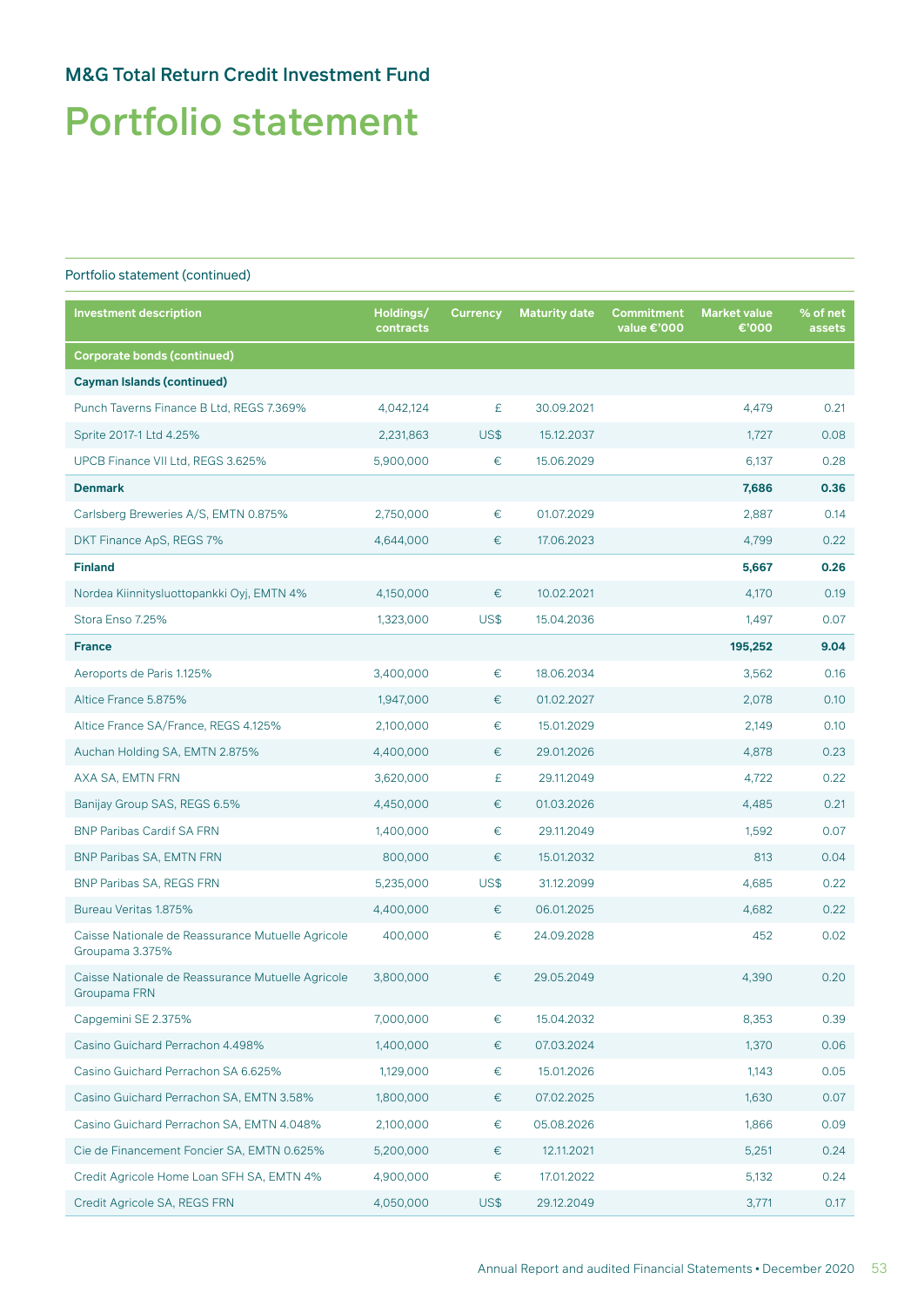## M&G Total Return Credit Investment Fund

# Portfolio statement

Portfolio statement (continued)

| Investment description | Holdings/ contracts | Currency | Maturity date | Commitment value €'000 | Market value €'000 | % of net assets |
|---|---|---|---|---|---|---|
| **Corporate bonds (continued)** | | | | | | |
| **Cayman Islands (continued)** | | | | | | |
| Punch Taverns Finance B Ltd, REGS 7.369% | 4,042,124 | £ | 30.09.2021 | | 4,479 | 0.21 |
| Sprite 2017-1 Ltd 4.25% | 2,231,863 | US$ | 15.12.2037 | | 1,727 | 0.08 |
| UPCB Finance VII Ltd, REGS 3.625% | 5,900,000 | € | 15.06.2029 | | 6,137 | 0.28 |
| **Denmark** | | | | | **7,686** | **0.36** |
| Carlsberg Breweries A/S, EMTN 0.875% | 2,750,000 | € | 01.07.2029 | | 2,887 | 0.14 |
| DKT Finance ApS, REGS 7% | 4,644,000 | € | 17.06.2023 | | 4,799 | 0.22 |
| **Finland** | | | | | **5,667** | **0.26** |
| Nordea Kiinnitysluottopankki Oyj, EMTN 4% | 4,150,000 | € | 10.02.2021 | | 4,170 | 0.19 |
| Stora Enso 7.25% | 1,323,000 | US$ | 15.04.2036 | | 1,497 | 0.07 |
| **France** | | | | | **195,252** | **9.04** |
| Aeroports de Paris 1.125% | 3,400,000 | € | 18.06.2034 | | 3,562 | 0.16 |
| Altice France 5.875% | 1,947,000 | € | 01.02.2027 | | 2,078 | 0.10 |
| Altice France SA/France, REGS 4.125% | 2,100,000 | € | 15.01.2029 | | 2,149 | 0.10 |
| Auchan Holding SA, EMTN 2.875% | 4,400,000 | € | 29.01.2026 | | 4,878 | 0.23 |
| AXA SA, EMTN FRN | 3,620,000 | £ | 29.11.2049 | | 4,722 | 0.22 |
| Banijay Group SAS, REGS 6.5% | 4,450,000 | € | 01.03.2026 | | 4,485 | 0.21 |
| BNP Paribas Cardif SA FRN | 1,400,000 | € | 29.11.2049 | | 1,592 | 0.07 |
| BNP Paribas SA, EMTN FRN | 800,000 | € | 15.01.2032 | | 813 | 0.04 |
| BNP Paribas SA, REGS FRN | 5,235,000 | US$ | 31.12.2099 | | 4,685 | 0.22 |
| Bureau Veritas 1.875% | 4,400,000 | € | 06.01.2025 | | 4,682 | 0.22 |
| Caisse Nationale de Reassurance Mutuelle Agricole Groupama 3.375% | 400,000 | € | 24.09.2028 | | 452 | 0.02 |
| Caisse Nationale de Reassurance Mutuelle Agricole Groupama FRN | 3,800,000 | € | 29.05.2049 | | 4,390 | 0.20 |
| Capgemini SE 2.375% | 7,000,000 | € | 15.04.2032 | | 8,353 | 0.39 |
| Casino Guichard Perrachon 4.498% | 1,400,000 | € | 07.03.2024 | | 1,370 | 0.06 |
| Casino Guichard Perrachon SA 6.625% | 1,129,000 | € | 15.01.2026 | | 1,143 | 0.05 |
| Casino Guichard Perrachon SA, EMTN 3.58% | 1,800,000 | € | 07.02.2025 | | 1,630 | 0.07 |
| Casino Guichard Perrachon SA, EMTN 4.048% | 2,100,000 | € | 05.08.2026 | | 1,866 | 0.09 |
| Cie de Financement Foncier SA, EMTN 0.625% | 5,200,000 | € | 12.11.2021 | | 5,251 | 0.24 |
| Credit Agricole Home Loan SFH SA, EMTN 4% | 4,900,000 | € | 17.01.2022 | | 5,132 | 0.24 |
| Credit Agricole SA, REGS FRN | 4,050,000 | US$ | 29.12.2049 | | 3,771 | 0.17 |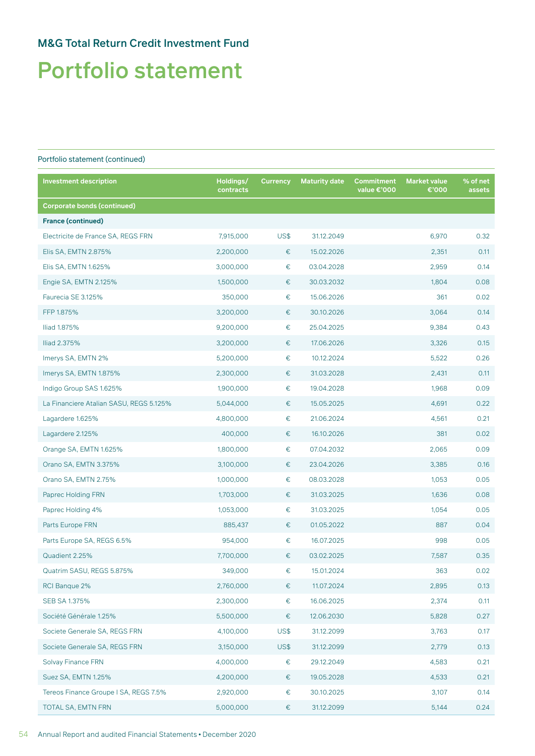## M&G Total Return Credit Investment Fund

# Portfolio statement

Portfolio statement (continued)

| Investment description | Holdings/ contracts | Currency | Maturity date | Commitment value €'000 | Market value €'000 | % of net assets |
|---|---|---|---|---|---|---|
| **Corporate bonds (continued)** | | | | | | |
| **France (continued)** | | | | | | |
| Electricite de France SA, REGS FRN | 7,915,000 | US$ | 31.12.2049 | | 6,970 | 0.32 |
| Elis SA, EMTN 2.875% | 2,200,000 | € | 15.02.2026 | | 2,351 | 0.11 |
| Elis SA, EMTN 1.625% | 3,000,000 | € | 03.04.2028 | | 2,959 | 0.14 |
| Engie SA, EMTN 2.125% | 1,500,000 | € | 30.03.2032 | | 1,804 | 0.08 |
| Faurecia SE 3.125% | 350,000 | € | 15.06.2026 | | 361 | 0.02 |
| FFP 1.875% | 3,200,000 | € | 30.10.2026 | | 3,064 | 0.14 |
| Iliad 1.875% | 9,200,000 | € | 25.04.2025 | | 9,384 | 0.43 |
| Iliad 2.375% | 3,200,000 | € | 17.06.2026 | | 3,326 | 0.15 |
| Imerys SA, EMTN 2% | 5,200,000 | € | 10.12.2024 | | 5,522 | 0.26 |
| Imerys SA, EMTN 1.875% | 2,300,000 | € | 31.03.2028 | | 2,431 | 0.11 |
| Indigo Group SAS 1.625% | 1,900,000 | € | 19.04.2028 | | 1,968 | 0.09 |
| La Financiere Atalian SASU, REGS 5.125% | 5,044,000 | € | 15.05.2025 | | 4,691 | 0.22 |
| Lagardere 1.625% | 4,800,000 | € | 21.06.2024 | | 4,561 | 0.21 |
| Lagardere 2.125% | 400,000 | € | 16.10.2026 | | 381 | 0.02 |
| Orange SA, EMTN 1.625% | 1,800,000 | € | 07.04.2032 | | 2,065 | 0.09 |
| Orano SA, EMTN 3.375% | 3,100,000 | € | 23.04.2026 | | 3,385 | 0.16 |
| Orano SA, EMTN 2.75% | 1,000,000 | € | 08.03.2028 | | 1,053 | 0.05 |
| Paprec Holding FRN | 1,703,000 | € | 31.03.2025 | | 1,636 | 0.08 |
| Paprec Holding 4% | 1,053,000 | € | 31.03.2025 | | 1,054 | 0.05 |
| Parts Europe FRN | 885,437 | € | 01.05.2022 | | 887 | 0.04 |
| Parts Europe SA, REGS 6.5% | 954,000 | € | 16.07.2025 | | 998 | 0.05 |
| Quadient 2.25% | 7,700,000 | € | 03.02.2025 | | 7,587 | 0.35 |
| Quatrim SASU, REGS 5.875% | 349,000 | € | 15.01.2024 | | 363 | 0.02 |
| RCI Banque 2% | 2,760,000 | € | 11.07.2024 | | 2,895 | 0.13 |
| SEB SA 1.375% | 2,300,000 | € | 16.06.2025 | | 2,374 | 0.11 |
| Société Générale 1.25% | 5,500,000 | € | 12.06.2030 | | 5,828 | 0.27 |
| Societe Generale SA, REGS FRN | 4,100,000 | US$ | 31.12.2099 | | 3,763 | 0.17 |
| Societe Generale SA, REGS FRN | 3,150,000 | US$ | 31.12.2099 | | 2,779 | 0.13 |
| Solvay Finance FRN | 4,000,000 | € | 29.12.2049 | | 4,583 | 0.21 |
| Suez SA, EMTN 1.25% | 4,200,000 | € | 19.05.2028 | | 4,533 | 0.21 |
| Tereos Finance Groupe I SA, REGS 7.5% | 2,920,000 | € | 30.10.2025 | | 3,107 | 0.14 |
| TOTAL SA, EMTN FRN | 5,000,000 | € | 31.12.2099 | | 5,144 | 0.24 |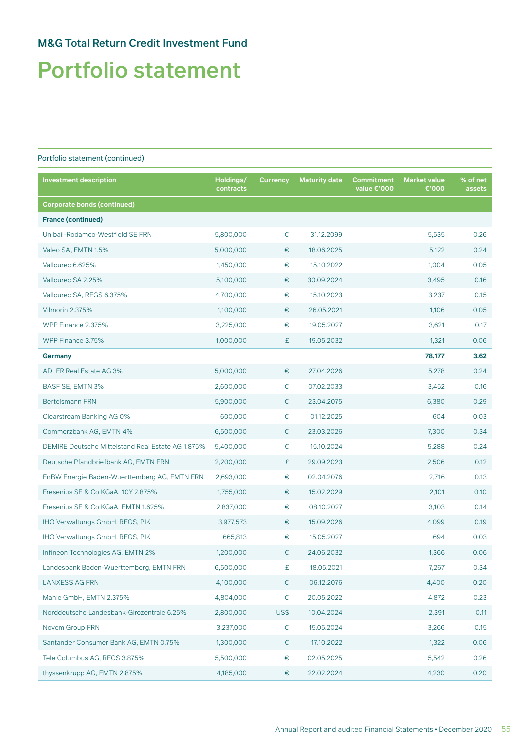## M&G Total Return Credit Investment Fund

# Portfolio statement

Portfolio statement (continued)

| Investment description | Holdings/ contracts | Currency | Maturity date | Commitment value €'000 | Market value €'000 | % of net assets |
|---|---|---|---|---|---|---|
| **Corporate bonds (continued)** | | | | | | |
| **France (continued)** | | | | | | |
| Unibail-Rodamco-Westfield SE FRN | 5,800,000 | € | 31.12.2099 | | 5,535 | 0.26 |
| Valeo SA, EMTN 1.5% | 5,000,000 | € | 18.06.2025 | | 5,122 | 0.24 |
| Vallourec 6.625% | 1,450,000 | € | 15.10.2022 | | 1,004 | 0.05 |
| Vallourec SA 2.25% | 5,100,000 | € | 30.09.2024 | | 3,495 | 0.16 |
| Vallourec SA, REGS 6.375% | 4,700,000 | € | 15.10.2023 | | 3,237 | 0.15 |
| Vilmorin 2.375% | 1,100,000 | € | 26.05.2021 | | 1,106 | 0.05 |
| WPP Finance 2.375% | 3,225,000 | € | 19.05.2027 | | 3,621 | 0.17 |
| WPP Finance 3.75% | 1,000,000 | £ | 19.05.2032 | | 1,321 | 0.06 |
| **Germany** | | | | | **78,177** | **3.62** |
| ADLER Real Estate AG 3% | 5,000,000 | € | 27.04.2026 | | 5,278 | 0.24 |
| BASF SE, EMTN 3% | 2,600,000 | € | 07.02.2033 | | 3,452 | 0.16 |
| Bertelsmann FRN | 5,900,000 | € | 23.04.2075 | | 6,380 | 0.29 |
| Clearstream Banking AG 0% | 600,000 | € | 01.12.2025 | | 604 | 0.03 |
| Commerzbank AG, EMTN 4% | 6,500,000 | € | 23.03.2026 | | 7,300 | 0.34 |
| DEMIRE Deutsche Mittelstand Real Estate AG 1.875% | 5,400,000 | € | 15.10.2024 | | 5,288 | 0.24 |
| Deutsche Pfandbriefbank AG, EMTN FRN | 2,200,000 | £ | 29.09.2023 | | 2,506 | 0.12 |
| EnBW Energie Baden-Wuerttemberg AG, EMTN FRN | 2,693,000 | € | 02.04.2076 | | 2,716 | 0.13 |
| Fresenius SE & Co KGaA, 10Y 2.875% | 1,755,000 | € | 15.02.2029 | | 2,101 | 0.10 |
| Fresenius SE & Co KGaA, EMTN 1.625% | 2,837,000 | € | 08.10.2027 | | 3,103 | 0.14 |
| IHO Verwaltungs GmbH, REGS, PIK | 3,977,573 | € | 15.09.2026 | | 4,099 | 0.19 |
| IHO Verwaltungs GmbH, REGS, PIK | 665,813 | € | 15.05.2027 | | 694 | 0.03 |
| Infineon Technologies AG, EMTN 2% | 1,200,000 | € | 24.06.2032 | | 1,366 | 0.06 |
| Landesbank Baden-Wuerttemberg, EMTN FRN | 6,500,000 | £ | 18.05.2021 | | 7,267 | 0.34 |
| LANXESS AG FRN | 4,100,000 | € | 06.12.2076 | | 4,400 | 0.20 |
| Mahle GmbH, EMTN 2.375% | 4,804,000 | € | 20.05.2022 | | 4,872 | 0.23 |
| Norddeutsche Landesbank-Girozentrale 6.25% | 2,800,000 | US$ | 10.04.2024 | | 2,391 | 0.11 |
| Novem Group FRN | 3,237,000 | € | 15.05.2024 | | 3,266 | 0.15 |
| Santander Consumer Bank AG, EMTN 0.75% | 1,300,000 | € | 17.10.2022 | | 1,322 | 0.06 |
| Tele Columbus AG, REGS 3.875% | 5,500,000 | € | 02.05.2025 | | 5,542 | 0.26 |
| thyssenkrupp AG, EMTN 2.875% | 4,185,000 | € | 22.02.2024 | | 4,230 | 0.20 |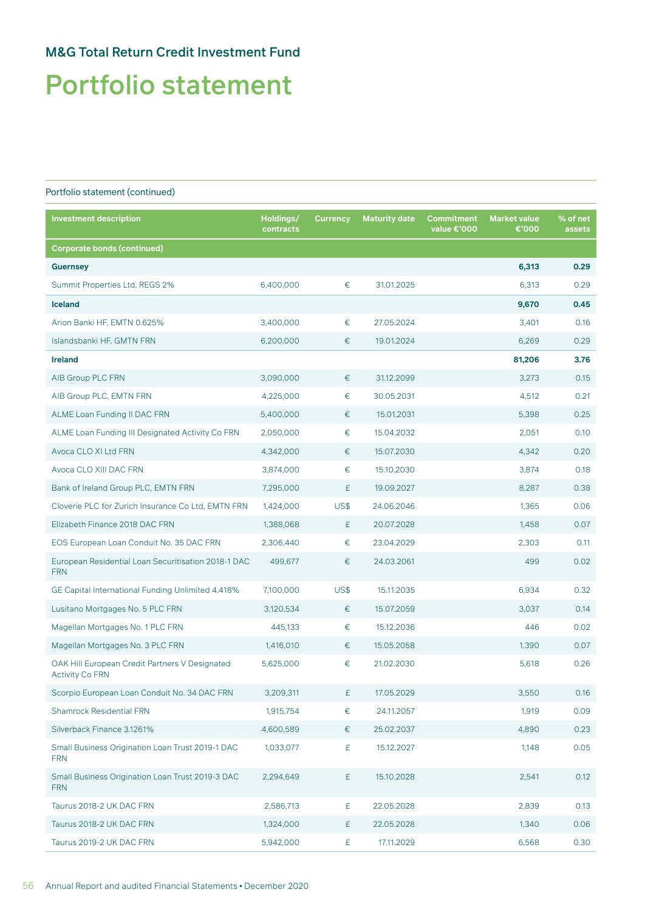## M&G Total Return Credit Investment Fund

# Portfolio statement

Portfolio statement (continued)

| Investment description | Holdings/ contracts | Currency | Maturity date | Commitment value €'000 | Market value €'000 | % of net assets |
|---|---|---|---|---|---|---|
| **Corporate bonds (continued)** | | | | | | |
| **Guernsey** | | | | | **6,313** | **0.29** |
| Summit Properties Ltd, REGS 2% | 6,400,000 | € | 31.01.2025 | | 6,313 | 0.29 |
| **Iceland** | | | | | **9,670** | **0.45** |
| Arion Banki HF, EMTN 0.625% | 3,400,000 | € | 27.05.2024 | | 3,401 | 0.16 |
| Islandsbanki HF, GMTN FRN | 6,200,000 | € | 19.01.2024 | | 6,269 | 0.29 |
| **Ireland** | | | | | **81,206** | **3.76** |
| AIB Group PLC FRN | 3,090,000 | € | 31.12.2099 | | 3,273 | 0.15 |
| AIB Group PLC, EMTN FRN | 4,225,000 | € | 30.05.2031 | | 4,512 | 0.21 |
| ALME Loan Funding II DAC FRN | 5,400,000 | € | 15.01.2031 | | 5,398 | 0.25 |
| ALME Loan Funding III Designated Activity Co FRN | 2,050,000 | € | 15.04.2032 | | 2,051 | 0.10 |
| Avoca CLO XI Ltd FRN | 4,342,000 | € | 15.07.2030 | | 4,342 | 0.20 |
| Avoca CLO XIII DAC FRN | 3,874,000 | € | 15.10.2030 | | 3,874 | 0.18 |
| Bank of Ireland Group PLC, EMTN FRN | 7,295,000 | £ | 19.09.2027 | | 8,287 | 0.38 |
| Cloverie PLC for Zurich Insurance Co Ltd, EMTN FRN | 1,424,000 | US$ | 24.06.2046 | | 1,365 | 0.06 |
| Elizabeth Finance 2018 DAC FRN | 1,388,068 | £ | 20.07.2028 | | 1,458 | 0.07 |
| EOS European Loan Conduit No. 35 DAC FRN | 2,306,440 | € | 23.04.2029 | | 2,303 | 0.11 |
| European Residential Loan Securitisation 2018-1 DAC FRN | 499,677 | € | 24.03.2061 | | 499 | 0.02 |
| GE Capital International Funding Unlimited 4.418% | 7,100,000 | US$ | 15.11.2035 | | 6,934 | 0.32 |
| Lusitano Mortgages No. 5 PLC FRN | 3,120,534 | € | 15.07.2059 | | 3,037 | 0.14 |
| Magellan Mortgages No. 1 PLC FRN | 445,133 | € | 15.12.2036 | | 446 | 0.02 |
| Magellan Mortgages No. 3 PLC FRN | 1,416,010 | € | 15.05.2058 | | 1,390 | 0.07 |
| OAK Hill European Credit Partners V Designated Activity Co FRN | 5,625,000 | € | 21.02.2030 | | 5,618 | 0.26 |
| Scorpio European Loan Conduit No. 34 DAC FRN | 3,209,311 | £ | 17.05.2029 | | 3,550 | 0.16 |
| Shamrock Residential FRN | 1,915,754 | € | 24.11.2057 | | 1,919 | 0.09 |
| Silverback Finance 3.1261% | 4,600,589 | € | 25.02.2037 | | 4,890 | 0.23 |
| Small Business Origination Loan Trust 2019-1 DAC FRN | 1,033,077 | £ | 15.12.2027 | | 1,148 | 0.05 |
| Small Business Origination Loan Trust 2019-3 DAC FRN | 2,294,649 | £ | 15.10.2028 | | 2,541 | 0.12 |
| Taurus 2018-2 UK DAC FRN | 2,586,713 | £ | 22.05.2028 | | 2,839 | 0.13 |
| Taurus 2018-2 UK DAC FRN | 1,324,000 | £ | 22.05.2028 | | 1,340 | 0.06 |
| Taurus 2019-2 UK DAC FRN | 5,942,000 | £ | 17.11.2029 | | 6,568 | 0.30 |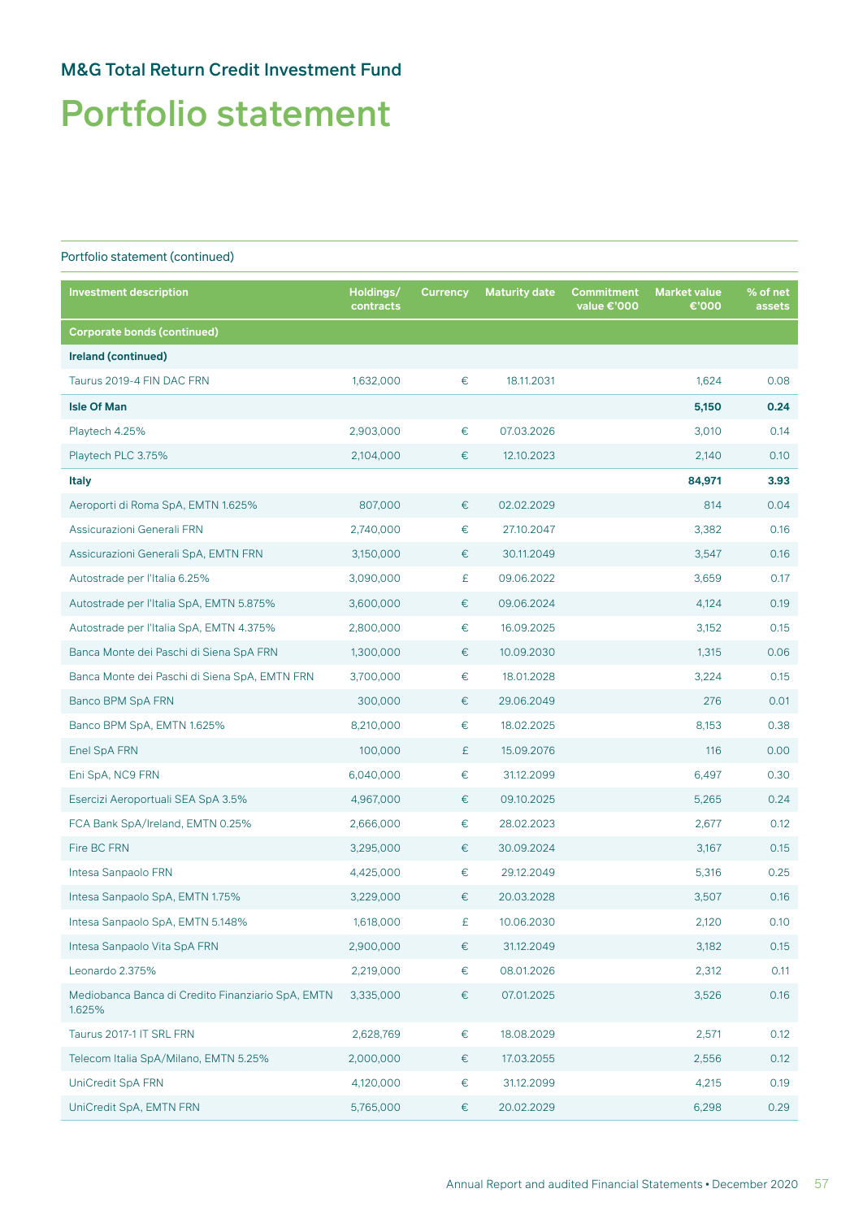## M&G Total Return Credit Investment Fund

# Portfolio statement

Portfolio statement (continued)

| Investment description | Holdings/ contracts | Currency | Maturity date | Commitment value €'000 | Market value €'000 | % of net assets |
|---|---|---|---|---|---|---|
| **Corporate bonds (continued)** | | | | | | |
| **Ireland (continued)** | | | | | | |
| Taurus 2019-4 FIN DAC FRN | 1,632,000 | € | 18.11.2031 | | 1,624 | 0.08 |
| **Isle Of Man** | | | | | **5,150** | **0.24** |
| Playtech 4.25% | 2,903,000 | € | 07.03.2026 | | 3,010 | 0.14 |
| Playtech PLC 3.75% | 2,104,000 | € | 12.10.2023 | | 2,140 | 0.10 |
| **Italy** | | | | | **84,971** | **3.93** |
| Aeroporti di Roma SpA, EMTN 1.625% | 807,000 | € | 02.02.2029 | | 814 | 0.04 |
| Assicurazioni Generali FRN | 2,740,000 | € | 27.10.2047 | | 3,382 | 0.16 |
| Assicurazioni Generali SpA, EMTN FRN | 3,150,000 | € | 30.11.2049 | | 3,547 | 0.16 |
| Autostrade per l'Italia 6.25% | 3,090,000 | £ | 09.06.2022 | | 3,659 | 0.17 |
| Autostrade per l'Italia SpA, EMTN 5.875% | 3,600,000 | € | 09.06.2024 | | 4,124 | 0.19 |
| Autostrade per l'Italia SpA, EMTN 4.375% | 2,800,000 | € | 16.09.2025 | | 3,152 | 0.15 |
| Banca Monte dei Paschi di Siena SpA FRN | 1,300,000 | € | 10.09.2030 | | 1,315 | 0.06 |
| Banca Monte dei Paschi di Siena SpA, EMTN FRN | 3,700,000 | € | 18.01.2028 | | 3,224 | 0.15 |
| Banco BPM SpA FRN | 300,000 | € | 29.06.2049 | | 276 | 0.01 |
| Banco BPM SpA, EMTN 1.625% | 8,210,000 | € | 18.02.2025 | | 8,153 | 0.38 |
| Enel SpA FRN | 100,000 | £ | 15.09.2076 | | 116 | 0.00 |
| Eni SpA, NC9 FRN | 6,040,000 | € | 31.12.2099 | | 6,497 | 0.30 |
| Esercizi Aeroportuali SEA SpA 3.5% | 4,967,000 | € | 09.10.2025 | | 5,265 | 0.24 |
| FCA Bank SpA/Ireland, EMTN 0.25% | 2,666,000 | € | 28.02.2023 | | 2,677 | 0.12 |
| Fire BC FRN | 3,295,000 | € | 30.09.2024 | | 3,167 | 0.15 |
| Intesa Sanpaolo FRN | 4,425,000 | € | 29.12.2049 | | 5,316 | 0.25 |
| Intesa Sanpaolo SpA, EMTN 1.75% | 3,229,000 | € | 20.03.2028 | | 3,507 | 0.16 |
| Intesa Sanpaolo SpA, EMTN 5.148% | 1,618,000 | £ | 10.06.2030 | | 2,120 | 0.10 |
| Intesa Sanpaolo Vita SpA FRN | 2,900,000 | € | 31.12.2049 | | 3,182 | 0.15 |
| Leonardo 2.375% | 2,219,000 | € | 08.01.2026 | | 2,312 | 0.11 |
| Mediobanca Banca di Credito Finanziario SpA, EMTN 1.625% | 3,335,000 | € | 07.01.2025 | | 3,526 | 0.16 |
| Taurus 2017-1 IT SRL FRN | 2,628,769 | € | 18.08.2029 | | 2,571 | 0.12 |
| Telecom Italia SpA/Milano, EMTN 5.25% | 2,000,000 | € | 17.03.2055 | | 2,556 | 0.12 |
| UniCredit SpA FRN | 4,120,000 | € | 31.12.2099 | | 4,215 | 0.19 |
| UniCredit SpA, EMTN FRN | 5,765,000 | € | 20.02.2029 | | 6,298 | 0.29 |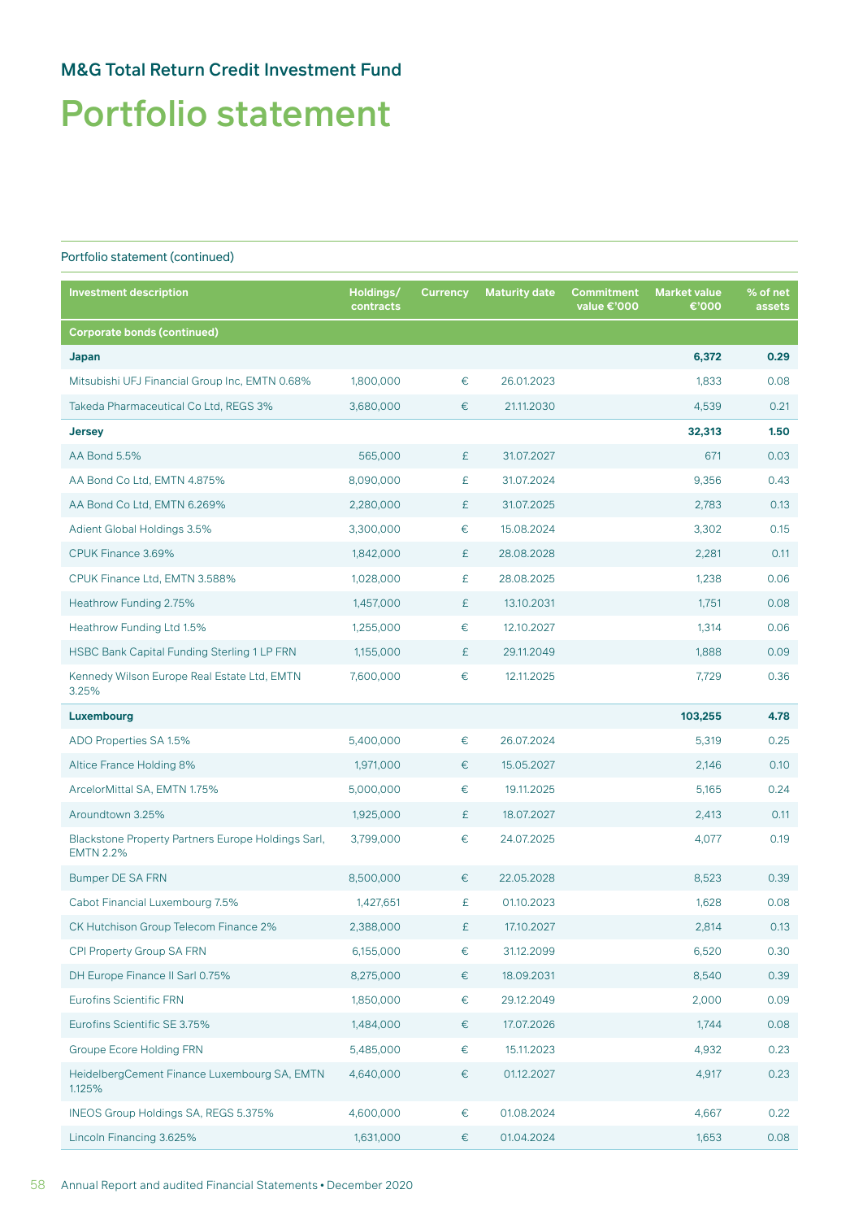## M&G Total Return Credit Investment Fund

# Portfolio statement

Portfolio statement (continued)

| Investment description | Holdings/ contracts | Currency | Maturity date | Commitment value €'000 | Market value €'000 | % of net assets |
|---|---|---|---|---|---|---|
| **Corporate bonds (continued)** | | | | | | |
| **Japan** | | | | | **6,372** | **0.29** |
| Mitsubishi UFJ Financial Group Inc, EMTN 0.68% | 1,800,000 | € | 26.01.2023 | | 1,833 | 0.08 |
| Takeda Pharmaceutical Co Ltd, REGS 3% | 3,680,000 | € | 21.11.2030 | | 4,539 | 0.21 |
| **Jersey** | | | | | **32,313** | **1.50** |
| AA Bond 5.5% | 565,000 | £ | 31.07.2027 | | 671 | 0.03 |
| AA Bond Co Ltd, EMTN 4.875% | 8,090,000 | £ | 31.07.2024 | | 9,356 | 0.43 |
| AA Bond Co Ltd, EMTN 6.269% | 2,280,000 | £ | 31.07.2025 | | 2,783 | 0.13 |
| Adient Global Holdings 3.5% | 3,300,000 | € | 15.08.2024 | | 3,302 | 0.15 |
| CPUK Finance 3.69% | 1,842,000 | £ | 28.08.2028 | | 2,281 | 0.11 |
| CPUK Finance Ltd, EMTN 3.588% | 1,028,000 | £ | 28.08.2025 | | 1,238 | 0.06 |
| Heathrow Funding 2.75% | 1,457,000 | £ | 13.10.2031 | | 1,751 | 0.08 |
| Heathrow Funding Ltd 1.5% | 1,255,000 | € | 12.10.2027 | | 1,314 | 0.06 |
| HSBC Bank Capital Funding Sterling 1 LP FRN | 1,155,000 | £ | 29.11.2049 | | 1,888 | 0.09 |
| Kennedy Wilson Europe Real Estate Ltd, EMTN 3.25% | 7,600,000 | € | 12.11.2025 | | 7,729 | 0.36 |
| **Luxembourg** | | | | | **103,255** | **4.78** |
| ADO Properties SA 1.5% | 5,400,000 | € | 26.07.2024 | | 5,319 | 0.25 |
| Altice France Holding 8% | 1,971,000 | € | 15.05.2027 | | 2,146 | 0.10 |
| ArcelorMittal SA, EMTN 1.75% | 5,000,000 | € | 19.11.2025 | | 5,165 | 0.24 |
| Aroundtown 3.25% | 1,925,000 | £ | 18.07.2027 | | 2,413 | 0.11 |
| Blackstone Property Partners Europe Holdings Sarl, EMTN 2.2% | 3,799,000 | € | 24.07.2025 | | 4,077 | 0.19 |
| Bumper DE SA FRN | 8,500,000 | € | 22.05.2028 | | 8,523 | 0.39 |
| Cabot Financial Luxembourg 7.5% | 1,427,651 | £ | 01.10.2023 | | 1,628 | 0.08 |
| CK Hutchison Group Telecom Finance 2% | 2,388,000 | £ | 17.10.2027 | | 2,814 | 0.13 |
| CPI Property Group SA FRN | 6,155,000 | € | 31.12.2099 | | 6,520 | 0.30 |
| DH Europe Finance II Sarl 0.75% | 8,275,000 | € | 18.09.2031 | | 8,540 | 0.39 |
| Eurofins Scientific FRN | 1,850,000 | € | 29.12.2049 | | 2,000 | 0.09 |
| Eurofins Scientific SE 3.75% | 1,484,000 | € | 17.07.2026 | | 1,744 | 0.08 |
| Groupe Ecore Holding FRN | 5,485,000 | € | 15.11.2023 | | 4,932 | 0.23 |
| HeidelbergCement Finance Luxembourg SA, EMTN 1.125% | 4,640,000 | € | 01.12.2027 | | 4,917 | 0.23 |
| INEOS Group Holdings SA, REGS 5.375% | 4,600,000 | € | 01.08.2024 | | 4,667 | 0.22 |
| Lincoln Financing 3.625% | 1,631,000 | € | 01.04.2024 | | 1,653 | 0.08 |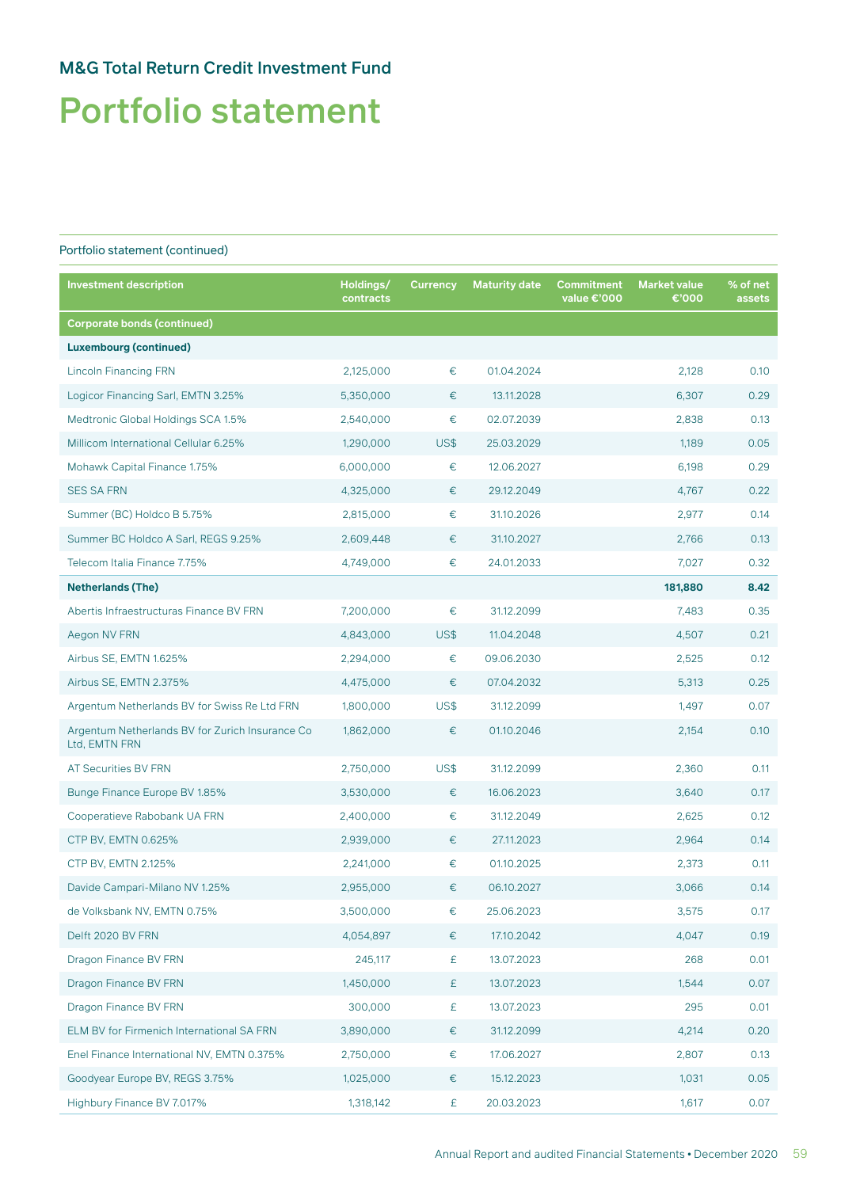## M&G Total Return Credit Investment Fund

# Portfolio statement

Portfolio statement (continued)

| Investment description | Holdings/ contracts | Currency | Maturity date | Commitment value €'000 | Market value €'000 | % of net assets |
|---|---|---|---|---|---|---|
| **Corporate bonds (continued)** | | | | | | |
| **Luxembourg (continued)** | | | | | | |
| Lincoln Financing FRN | 2,125,000 | € | 01.04.2024 | | 2,128 | 0.10 |
| Logicor Financing Sarl, EMTN 3.25% | 5,350,000 | € | 13.11.2028 | | 6,307 | 0.29 |
| Medtronic Global Holdings SCA 1.5% | 2,540,000 | € | 02.07.2039 | | 2,838 | 0.13 |
| Millicom International Cellular 6.25% | 1,290,000 | US$ | 25.03.2029 | | 1,189 | 0.05 |
| Mohawk Capital Finance 1.75% | 6,000,000 | € | 12.06.2027 | | 6,198 | 0.29 |
| SES SA FRN | 4,325,000 | € | 29.12.2049 | | 4,767 | 0.22 |
| Summer (BC) Holdco B 5.75% | 2,815,000 | € | 31.10.2026 | | 2,977 | 0.14 |
| Summer BC Holdco A Sarl, REGS 9.25% | 2,609,448 | € | 31.10.2027 | | 2,766 | 0.13 |
| Telecom Italia Finance 7.75% | 4,749,000 | € | 24.01.2033 | | 7,027 | 0.32 |
| **Netherlands (The)** | | | | | **181,880** | **8.42** |
| Abertis Infraestructuras Finance BV FRN | 7,200,000 | € | 31.12.2099 | | 7,483 | 0.35 |
| Aegon NV FRN | 4,843,000 | US$ | 11.04.2048 | | 4,507 | 0.21 |
| Airbus SE, EMTN 1.625% | 2,294,000 | € | 09.06.2030 | | 2,525 | 0.12 |
| Airbus SE, EMTN 2.375% | 4,475,000 | € | 07.04.2032 | | 5,313 | 0.25 |
| Argentum Netherlands BV for Swiss Re Ltd FRN | 1,800,000 | US$ | 31.12.2099 | | 1,497 | 0.07 |
| Argentum Netherlands BV for Zurich Insurance Co Ltd, EMTN FRN | 1,862,000 | € | 01.10.2046 | | 2,154 | 0.10 |
| AT Securities BV FRN | 2,750,000 | US$ | 31.12.2099 | | 2,360 | 0.11 |
| Bunge Finance Europe BV 1.85% | 3,530,000 | € | 16.06.2023 | | 3,640 | 0.17 |
| Cooperatieve Rabobank UA FRN | 2,400,000 | € | 31.12.2049 | | 2,625 | 0.12 |
| CTP BV, EMTN 0.625% | 2,939,000 | € | 27.11.2023 | | 2,964 | 0.14 |
| CTP BV, EMTN 2.125% | 2,241,000 | € | 01.10.2025 | | 2,373 | 0.11 |
| Davide Campari-Milano NV 1.25% | 2,955,000 | € | 06.10.2027 | | 3,066 | 0.14 |
| de Volksbank NV, EMTN 0.75% | 3,500,000 | € | 25.06.2023 | | 3,575 | 0.17 |
| Delft 2020 BV FRN | 4,054,897 | € | 17.10.2042 | | 4,047 | 0.19 |
| Dragon Finance BV FRN | 245,117 | £ | 13.07.2023 | | 268 | 0.01 |
| Dragon Finance BV FRN | 1,450,000 | £ | 13.07.2023 | | 1,544 | 0.07 |
| Dragon Finance BV FRN | 300,000 | £ | 13.07.2023 | | 295 | 0.01 |
| ELM BV for Firmenich International SA FRN | 3,890,000 | € | 31.12.2099 | | 4,214 | 0.20 |
| Enel Finance International NV, EMTN 0.375% | 2,750,000 | € | 17.06.2027 | | 2,807 | 0.13 |
| Goodyear Europe BV, REGS 3.75% | 1,025,000 | € | 15.12.2023 | | 1,031 | 0.05 |
| Highbury Finance BV 7.017% | 1,318,142 | £ | 20.03.2023 | | 1,617 | 0.07 |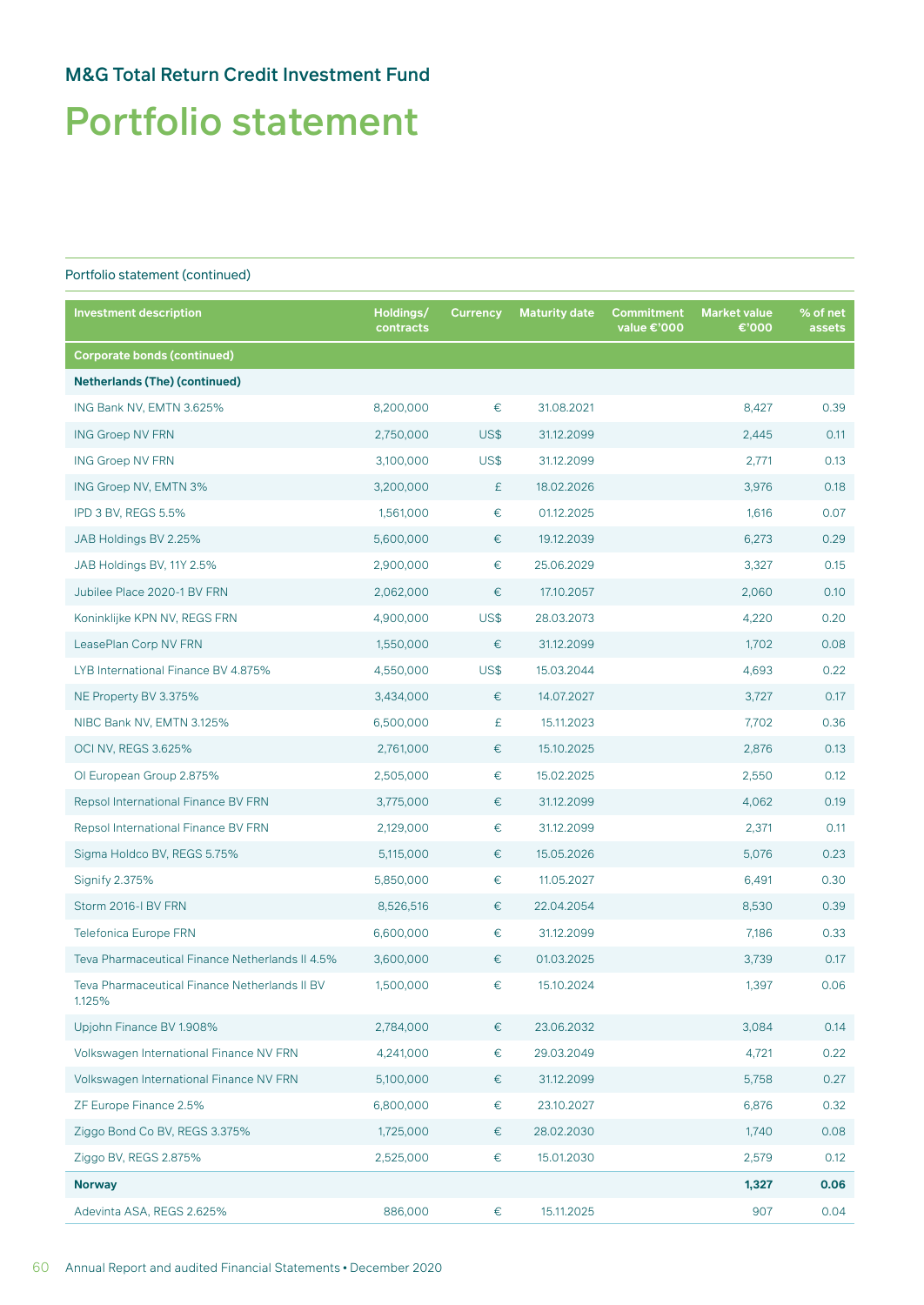# M&G Total Return Credit Investment Fund

# Portfolio statement

Portfolio statement (continued)

| Investment description | Holdings/ contracts | Currency | Maturity date | Commitment value €'000 | Market value €'000 | % of net assets |
|---|---|---|---|---|---|---|
| **Corporate bonds (continued)** | | | | | | |
| **Netherlands (The) (continued)** | | | | | | |
| ING Bank NV, EMTN 3.625% | 8,200,000 | € | 31.08.2021 | | 8,427 | 0.39 |
| ING Groep NV FRN | 2,750,000 | US$ | 31.12.2099 | | 2,445 | 0.11 |
| ING Groep NV FRN | 3,100,000 | US$ | 31.12.2099 | | 2,771 | 0.13 |
| ING Groep NV, EMTN 3% | 3,200,000 | £ | 18.02.2026 | | 3,976 | 0.18 |
| IPD 3 BV, REGS 5.5% | 1,561,000 | € | 01.12.2025 | | 1,616 | 0.07 |
| JAB Holdings BV 2.25% | 5,600,000 | € | 19.12.2039 | | 6,273 | 0.29 |
| JAB Holdings BV, 11Y 2.5% | 2,900,000 | € | 25.06.2029 | | 3,327 | 0.15 |
| Jubilee Place 2020-1 BV FRN | 2,062,000 | € | 17.10.2057 | | 2,060 | 0.10 |
| Koninklijke KPN NV, REGS FRN | 4,900,000 | US$ | 28.03.2073 | | 4,220 | 0.20 |
| LeasePlan Corp NV FRN | 1,550,000 | € | 31.12.2099 | | 1,702 | 0.08 |
| LYB International Finance BV 4.875% | 4,550,000 | US$ | 15.03.2044 | | 4,693 | 0.22 |
| NE Property BV 3.375% | 3,434,000 | € | 14.07.2027 | | 3,727 | 0.17 |
| NIBC Bank NV, EMTN 3.125% | 6,500,000 | £ | 15.11.2023 | | 7,702 | 0.36 |
| OCI NV, REGS 3.625% | 2,761,000 | € | 15.10.2025 | | 2,876 | 0.13 |
| OI European Group 2.875% | 2,505,000 | € | 15.02.2025 | | 2,550 | 0.12 |
| Repsol International Finance BV FRN | 3,775,000 | € | 31.12.2099 | | 4,062 | 0.19 |
| Repsol International Finance BV FRN | 2,129,000 | € | 31.12.2099 | | 2,371 | 0.11 |
| Sigma Holdco BV, REGS 5.75% | 5,115,000 | € | 15.05.2026 | | 5,076 | 0.23 |
| Signify 2.375% | 5,850,000 | € | 11.05.2027 | | 6,491 | 0.30 |
| Storm 2016-I BV FRN | 8,526,516 | € | 22.04.2054 | | 8,530 | 0.39 |
| Telefonica Europe FRN | 6,600,000 | € | 31.12.2099 | | 7,186 | 0.33 |
| Teva Pharmaceutical Finance Netherlands II 4.5% | 3,600,000 | € | 01.03.2025 | | 3,739 | 0.17 |
| Teva Pharmaceutical Finance Netherlands II BV 1.125% | 1,500,000 | € | 15.10.2024 | | 1,397 | 0.06 |
| Upjohn Finance BV 1.908% | 2,784,000 | € | 23.06.2032 | | 3,084 | 0.14 |
| Volkswagen International Finance NV FRN | 4,241,000 | € | 29.03.2049 | | 4,721 | 0.22 |
| Volkswagen International Finance NV FRN | 5,100,000 | € | 31.12.2099 | | 5,758 | 0.27 |
| ZF Europe Finance 2.5% | 6,800,000 | € | 23.10.2027 | | 6,876 | 0.32 |
| Ziggo Bond Co BV, REGS 3.375% | 1,725,000 | € | 28.02.2030 | | 1,740 | 0.08 |
| Ziggo BV, REGS 2.875% | 2,525,000 | € | 15.01.2030 | | 2,579 | 0.12 |
| **Norway** | | | | | **1,327** | **0.06** |
| Adevinta ASA, REGS 2.625% | 886,000 | € | 15.11.2025 | | 907 | 0.04 |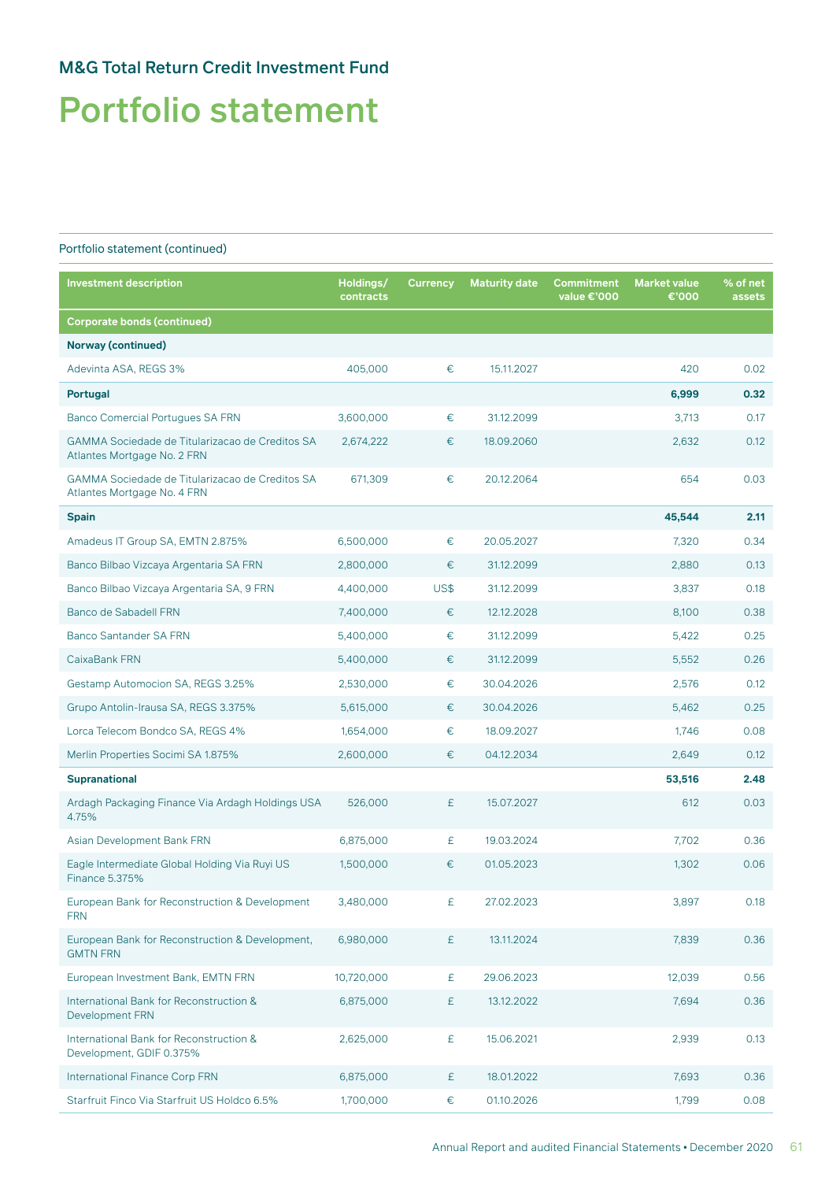## M&G Total Return Credit Investment Fund

# Portfolio statement

Portfolio statement (continued)

| Investment description | Holdings/ contracts | Currency | Maturity date | Commitment value €'000 | Market value €'000 | % of net assets |
|---|---|---|---|---|---|---|
| **Corporate bonds (continued)** | | | | | | |
| **Norway (continued)** | | | | | | |
| Adevinta ASA, REGS 3% | 405,000 | € | 15.11.2027 | | 420 | 0.02 |
| **Portugal** | | | | | **6,999** | **0.32** |
| Banco Comercial Portugues SA FRN | 3,600,000 | € | 31.12.2099 | | 3,713 | 0.17 |
| GAMMA Sociedade de Titularizacao de Creditos SA Atlantes Mortgage No. 2 FRN | 2,674,222 | € | 18.09.2060 | | 2,632 | 0.12 |
| GAMMA Sociedade de Titularizacao de Creditos SA Atlantes Mortgage No. 4 FRN | 671,309 | € | 20.12.2064 | | 654 | 0.03 |
| **Spain** | | | | | **45,544** | **2.11** |
| Amadeus IT Group SA, EMTN 2.875% | 6,500,000 | € | 20.05.2027 | | 7,320 | 0.34 |
| Banco Bilbao Vizcaya Argentaria SA FRN | 2,800,000 | € | 31.12.2099 | | 2,880 | 0.13 |
| Banco Bilbao Vizcaya Argentaria SA, 9 FRN | 4,400,000 | US$ | 31.12.2099 | | 3,837 | 0.18 |
| Banco de Sabadell FRN | 7,400,000 | € | 12.12.2028 | | 8,100 | 0.38 |
| Banco Santander SA FRN | 5,400,000 | € | 31.12.2099 | | 5,422 | 0.25 |
| CaixaBank FRN | 5,400,000 | € | 31.12.2099 | | 5,552 | 0.26 |
| Gestamp Automocion SA, REGS 3.25% | 2,530,000 | € | 30.04.2026 | | 2,576 | 0.12 |
| Grupo Antolin-Irausa SA, REGS 3.375% | 5,615,000 | € | 30.04.2026 | | 5,462 | 0.25 |
| Lorca Telecom Bondco SA, REGS 4% | 1,654,000 | € | 18.09.2027 | | 1,746 | 0.08 |
| Merlin Properties Socimi SA 1.875% | 2,600,000 | € | 04.12.2034 | | 2,649 | 0.12 |
| **Supranational** | | | | | **53,516** | **2.48** |
| Ardagh Packaging Finance Via Ardagh Holdings USA 4.75% | 526,000 | £ | 15.07.2027 | | 612 | 0.03 |
| Asian Development Bank FRN | 6,875,000 | £ | 19.03.2024 | | 7,702 | 0.36 |
| Eagle Intermediate Global Holding Via Ruyi US Finance 5.375% | 1,500,000 | € | 01.05.2023 | | 1,302 | 0.06 |
| European Bank for Reconstruction & Development FRN | 3,480,000 | £ | 27.02.2023 | | 3,897 | 0.18 |
| European Bank for Reconstruction & Development, GMTN FRN | 6,980,000 | £ | 13.11.2024 | | 7,839 | 0.36 |
| European Investment Bank, EMTN FRN | 10,720,000 | £ | 29.06.2023 | | 12,039 | 0.56 |
| International Bank for Reconstruction & Development FRN | 6,875,000 | £ | 13.12.2022 | | 7,694 | 0.36 |
| International Bank for Reconstruction & Development, GDIF 0.375% | 2,625,000 | £ | 15.06.2021 | | 2,939 | 0.13 |
| International Finance Corp FRN | 6,875,000 | £ | 18.01.2022 | | 7,693 | 0.36 |
| Starfruit Finco Via Starfruit US Holdco 6.5% | 1,700,000 | € | 01.10.2026 | | 1,799 | 0.08 |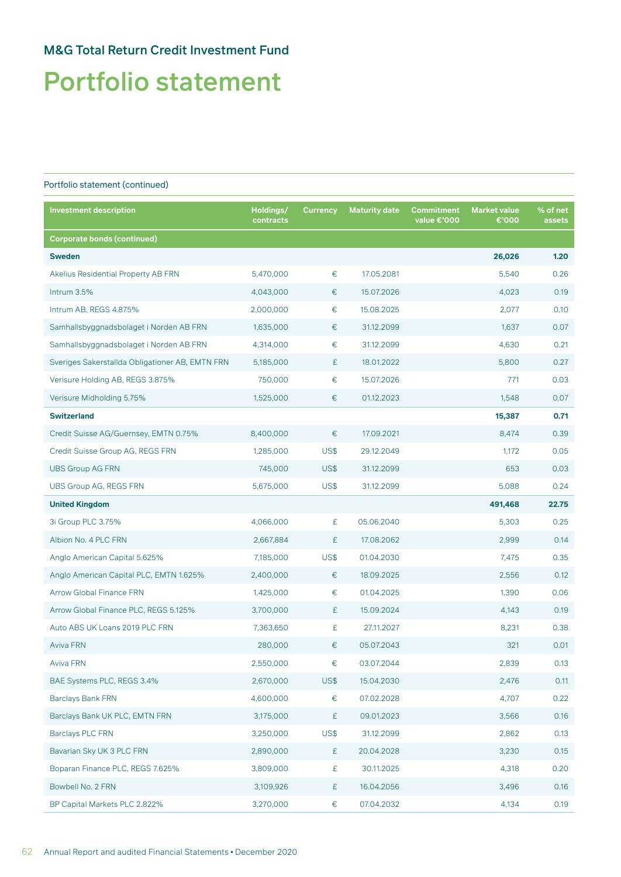## M&G Total Return Credit Investment Fund

# Portfolio statement

Portfolio statement (continued)

| Investment description | Holdings/ contracts | Currency | Maturity date | Commitment value €'000 | Market value €'000 | % of net assets |
|---|---|---|---|---|---|---|
| **Corporate bonds (continued)** | | | | | | |
| **Sweden** | | | | | **26,026** | **1.20** |
| Akelius Residential Property AB FRN | 5,470,000 | € | 17.05.2081 | | 5,540 | 0.26 |
| Intrum 3.5% | 4,043,000 | € | 15.07.2026 | | 4,023 | 0.19 |
| Intrum AB, REGS 4.875% | 2,000,000 | € | 15.08.2025 | | 2,077 | 0.10 |
| Samhallsbyggnadsbolaget i Norden AB FRN | 1,635,000 | € | 31.12.2099 | | 1,637 | 0.07 |
| Samhallsbyggnadsbolaget i Norden AB FRN | 4,314,000 | € | 31.12.2099 | | 4,630 | 0.21 |
| Sveriges Sakerstallda Obligationer AB, EMTN FRN | 5,185,000 | £ | 18.01.2022 | | 5,800 | 0.27 |
| Verisure Holding AB, REGS 3.875% | 750,000 | € | 15.07.2026 | | 771 | 0.03 |
| Verisure Midholding 5.75% | 1,525,000 | € | 01.12.2023 | | 1,548 | 0.07 |
| **Switzerland** | | | | | **15,387** | **0.71** |
| Credit Suisse AG/Guernsey, EMTN 0.75% | 8,400,000 | € | 17.09.2021 | | 8,474 | 0.39 |
| Credit Suisse Group AG, REGS FRN | 1,285,000 | US$ | 29.12.2049 | | 1,172 | 0.05 |
| UBS Group AG FRN | 745,000 | US$ | 31.12.2099 | | 653 | 0.03 |
| UBS Group AG, REGS FRN | 5,675,000 | US$ | 31.12.2099 | | 5,088 | 0.24 |
| **United Kingdom** | | | | | **491,468** | **22.75** |
| 3i Group PLC 3.75% | 4,066,000 | £ | 05.06.2040 | | 5,303 | 0.25 |
| Albion No. 4 PLC FRN | 2,667,884 | £ | 17.08.2062 | | 2,999 | 0.14 |
| Anglo American Capital 5.625% | 7,185,000 | US$ | 01.04.2030 | | 7,475 | 0.35 |
| Anglo American Capital PLC, EMTN 1.625% | 2,400,000 | € | 18.09.2025 | | 2,556 | 0.12 |
| Arrow Global Finance FRN | 1,425,000 | € | 01.04.2025 | | 1,390 | 0.06 |
| Arrow Global Finance PLC, REGS 5.125% | 3,700,000 | £ | 15.09.2024 | | 4,143 | 0.19 |
| Auto ABS UK Loans 2019 PLC FRN | 7,363,650 | £ | 27.11.2027 | | 8,231 | 0.38 |
| Aviva FRN | 280,000 | € | 05.07.2043 | | 321 | 0.01 |
| Aviva FRN | 2,550,000 | € | 03.07.2044 | | 2,839 | 0.13 |
| BAE Systems PLC, REGS 3.4% | 2,670,000 | US$ | 15.04.2030 | | 2,476 | 0.11 |
| Barclays Bank FRN | 4,600,000 | € | 07.02.2028 | | 4,707 | 0.22 |
| Barclays Bank UK PLC, EMTN FRN | 3,175,000 | £ | 09.01.2023 | | 3,566 | 0.16 |
| Barclays PLC FRN | 3,250,000 | US$ | 31.12.2099 | | 2,862 | 0.13 |
| Bavarian Sky UK 3 PLC FRN | 2,890,000 | £ | 20.04.2028 | | 3,230 | 0.15 |
| Boparan Finance PLC, REGS 7.625% | 3,809,000 | £ | 30.11.2025 | | 4,318 | 0.20 |
| Bowbell No. 2 FRN | 3,109,926 | £ | 16.04.2056 | | 3,496 | 0.16 |
| BP Capital Markets PLC 2.822% | 3,270,000 | € | 07.04.2032 | | 4,134 | 0.19 |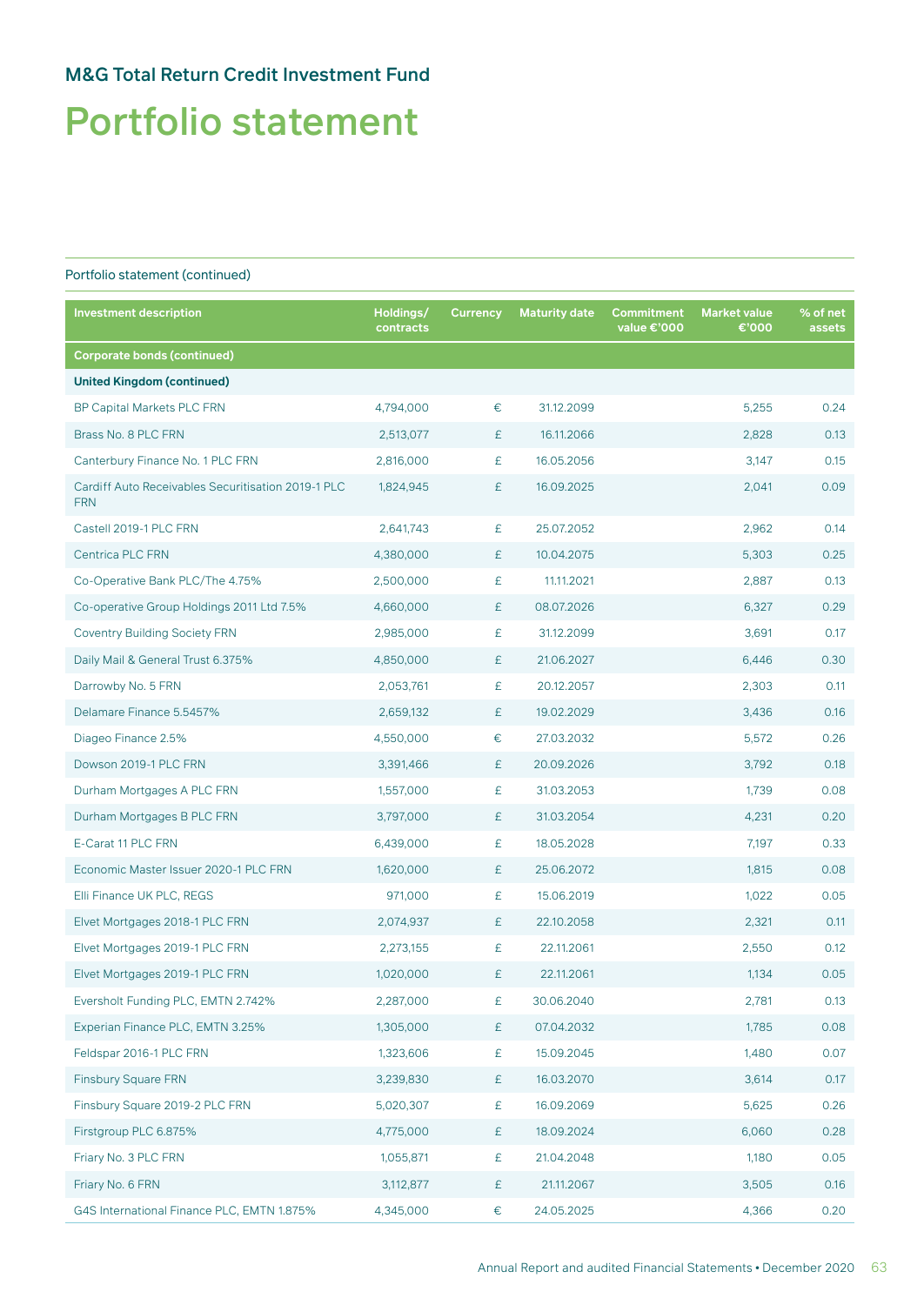## M&G Total Return Credit Investment Fund

# Portfolio statement

Portfolio statement (continued)

| Investment description | Holdings/ contracts | Currency | Maturity date | Commitment value €'000 | Market value €'000 | % of net assets |
|---|---|---|---|---|---|---|
| **Corporate bonds (continued)** | | | | | | |
| **United Kingdom (continued)** | | | | | | |
| BP Capital Markets PLC FRN | 4,794,000 | € | 31.12.2099 | | 5,255 | 0.24 |
| Brass No. 8 PLC FRN | 2,513,077 | £ | 16.11.2066 | | 2,828 | 0.13 |
| Canterbury Finance No. 1 PLC FRN | 2,816,000 | £ | 16.05.2056 | | 3,147 | 0.15 |
| Cardiff Auto Receivables Securitisation 2019-1 PLC FRN | 1,824,945 | £ | 16.09.2025 | | 2,041 | 0.09 |
| Castell 2019-1 PLC FRN | 2,641,743 | £ | 25.07.2052 | | 2,962 | 0.14 |
| Centrica PLC FRN | 4,380,000 | £ | 10.04.2075 | | 5,303 | 0.25 |
| Co-Operative Bank PLC/The 4.75% | 2,500,000 | £ | 11.11.2021 | | 2,887 | 0.13 |
| Co-operative Group Holdings 2011 Ltd 7.5% | 4,660,000 | £ | 08.07.2026 | | 6,327 | 0.29 |
| Coventry Building Society FRN | 2,985,000 | £ | 31.12.2099 | | 3,691 | 0.17 |
| Daily Mail & General Trust 6.375% | 4,850,000 | £ | 21.06.2027 | | 6,446 | 0.30 |
| Darrowby No. 5 FRN | 2,053,761 | £ | 20.12.2057 | | 2,303 | 0.11 |
| Delamare Finance 5.5457% | 2,659,132 | £ | 19.02.2029 | | 3,436 | 0.16 |
| Diageo Finance 2.5% | 4,550,000 | € | 27.03.2032 | | 5,572 | 0.26 |
| Dowson 2019-1 PLC FRN | 3,391,466 | £ | 20.09.2026 | | 3,792 | 0.18 |
| Durham Mortgages A PLC FRN | 1,557,000 | £ | 31.03.2053 | | 1,739 | 0.08 |
| Durham Mortgages B PLC FRN | 3,797,000 | £ | 31.03.2054 | | 4,231 | 0.20 |
| E-Carat 11 PLC FRN | 6,439,000 | £ | 18.05.2028 | | 7,197 | 0.33 |
| Economic Master Issuer 2020-1 PLC FRN | 1,620,000 | £ | 25.06.2072 | | 1,815 | 0.08 |
| Elli Finance UK PLC, REGS | 971,000 | £ | 15.06.2019 | | 1,022 | 0.05 |
| Elvet Mortgages 2018-1 PLC FRN | 2,074,937 | £ | 22.10.2058 | | 2,321 | 0.11 |
| Elvet Mortgages 2019-1 PLC FRN | 2,273,155 | £ | 22.11.2061 | | 2,550 | 0.12 |
| Elvet Mortgages 2019-1 PLC FRN | 1,020,000 | £ | 22.11.2061 | | 1,134 | 0.05 |
| Eversholt Funding PLC, EMTN 2.742% | 2,287,000 | £ | 30.06.2040 | | 2,781 | 0.13 |
| Experian Finance PLC, EMTN 3.25% | 1,305,000 | £ | 07.04.2032 | | 1,785 | 0.08 |
| Feldspar 2016-1 PLC FRN | 1,323,606 | £ | 15.09.2045 | | 1,480 | 0.07 |
| Finsbury Square FRN | 3,239,830 | £ | 16.03.2070 | | 3,614 | 0.17 |
| Finsbury Square 2019-2 PLC FRN | 5,020,307 | £ | 16.09.2069 | | 5,625 | 0.26 |
| Firstgroup PLC 6.875% | 4,775,000 | £ | 18.09.2024 | | 6,060 | 0.28 |
| Friary No. 3 PLC FRN | 1,055,871 | £ | 21.04.2048 | | 1,180 | 0.05 |
| Friary No. 6 FRN | 3,112,877 | £ | 21.11.2067 | | 3,505 | 0.16 |
| G4S International Finance PLC, EMTN 1.875% | 4,345,000 | € | 24.05.2025 | | 4,366 | 0.20 |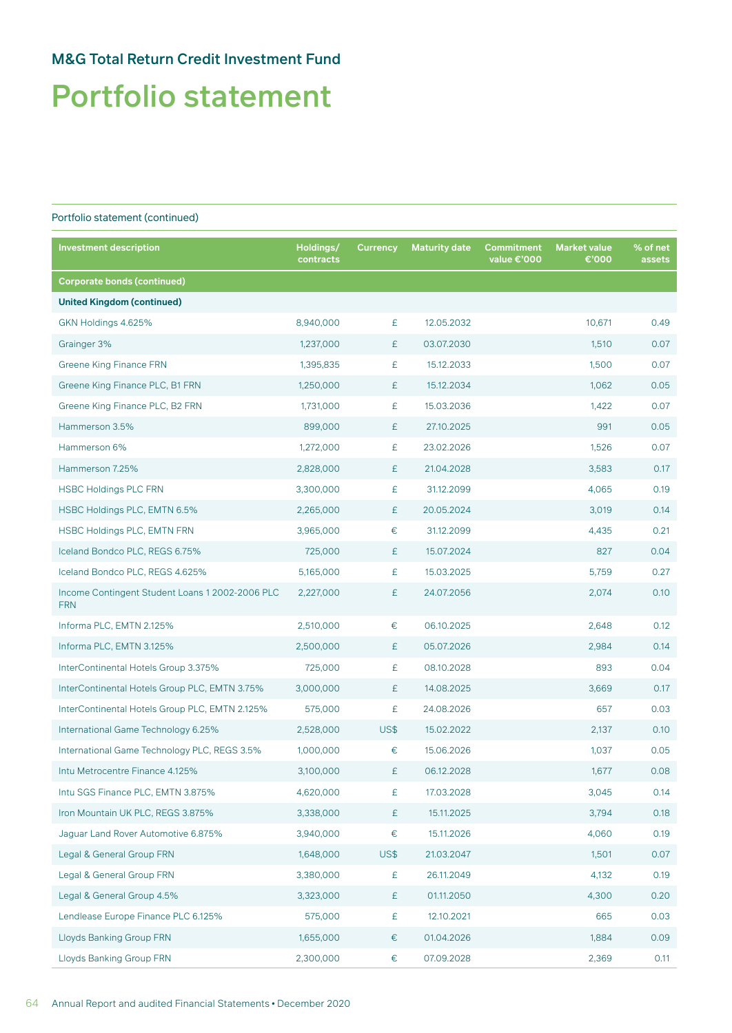## M&G Total Return Credit Investment Fund

# Portfolio statement

Portfolio statement (continued)

| Investment description | Holdings/ contracts | Currency | Maturity date | Commitment value €'000 | Market value €'000 | % of net assets |
|---|---|---|---|---|---|---|
| **Corporate bonds (continued)** | | | | | | |
| **United Kingdom (continued)** | | | | | | |
| GKN Holdings 4.625% | 8,940,000 | £ | 12.05.2032 | | 10,671 | 0.49 |
| Grainger 3% | 1,237,000 | £ | 03.07.2030 | | 1,510 | 0.07 |
| Greene King Finance FRN | 1,395,835 | £ | 15.12.2033 | | 1,500 | 0.07 |
| Greene King Finance PLC, B1 FRN | 1,250,000 | £ | 15.12.2034 | | 1,062 | 0.05 |
| Greene King Finance PLC, B2 FRN | 1,731,000 | £ | 15.03.2036 | | 1,422 | 0.07 |
| Hammerson 3.5% | 899,000 | £ | 27.10.2025 | | 991 | 0.05 |
| Hammerson 6% | 1,272,000 | £ | 23.02.2026 | | 1,526 | 0.07 |
| Hammerson 7.25% | 2,828,000 | £ | 21.04.2028 | | 3,583 | 0.17 |
| HSBC Holdings PLC FRN | 3,300,000 | £ | 31.12.2099 | | 4,065 | 0.19 |
| HSBC Holdings PLC, EMTN 6.5% | 2,265,000 | £ | 20.05.2024 | | 3,019 | 0.14 |
| HSBC Holdings PLC, EMTN FRN | 3,965,000 | € | 31.12.2099 | | 4,435 | 0.21 |
| Iceland Bondco PLC, REGS 6.75% | 725,000 | £ | 15.07.2024 | | 827 | 0.04 |
| Iceland Bondco PLC, REGS 4.625% | 5,165,000 | £ | 15.03.2025 | | 5,759 | 0.27 |
| Income Contingent Student Loans 1 2002-2006 PLC FRN | 2,227,000 | £ | 24.07.2056 | | 2,074 | 0.10 |
| Informa PLC, EMTN 2.125% | 2,510,000 | € | 06.10.2025 | | 2,648 | 0.12 |
| Informa PLC, EMTN 3.125% | 2,500,000 | £ | 05.07.2026 | | 2,984 | 0.14 |
| InterContinental Hotels Group 3.375% | 725,000 | £ | 08.10.2028 | | 893 | 0.04 |
| InterContinental Hotels Group PLC, EMTN 3.75% | 3,000,000 | £ | 14.08.2025 | | 3,669 | 0.17 |
| InterContinental Hotels Group PLC, EMTN 2.125% | 575,000 | £ | 24.08.2026 | | 657 | 0.03 |
| International Game Technology 6.25% | 2,528,000 | US$ | 15.02.2022 | | 2,137 | 0.10 |
| International Game Technology PLC, REGS 3.5% | 1,000,000 | € | 15.06.2026 | | 1,037 | 0.05 |
| Intu Metrocentre Finance 4.125% | 3,100,000 | £ | 06.12.2028 | | 1,677 | 0.08 |
| Intu SGS Finance PLC, EMTN 3.875% | 4,620,000 | £ | 17.03.2028 | | 3,045 | 0.14 |
| Iron Mountain UK PLC, REGS 3.875% | 3,338,000 | £ | 15.11.2025 | | 3,794 | 0.18 |
| Jaguar Land Rover Automotive 6.875% | 3,940,000 | € | 15.11.2026 | | 4,060 | 0.19 |
| Legal & General Group FRN | 1,648,000 | US$ | 21.03.2047 | | 1,501 | 0.07 |
| Legal & General Group FRN | 3,380,000 | £ | 26.11.2049 | | 4,132 | 0.19 |
| Legal & General Group 4.5% | 3,323,000 | £ | 01.11.2050 | | 4,300 | 0.20 |
| Lendlease Europe Finance PLC 6.125% | 575,000 | £ | 12.10.2021 | | 665 | 0.03 |
| Lloyds Banking Group FRN | 1,655,000 | € | 01.04.2026 | | 1,884 | 0.09 |
| Lloyds Banking Group FRN | 2,300,000 | € | 07.09.2028 | | 2,369 | 0.11 |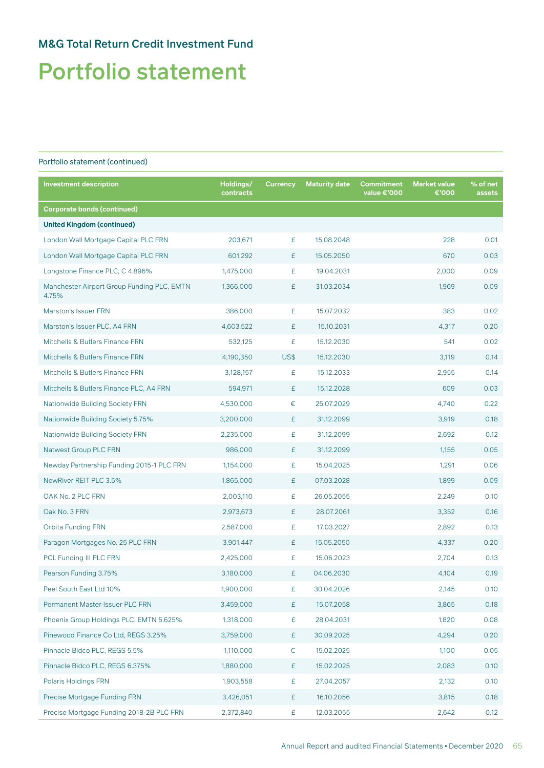## M&G Total Return Credit Investment Fund

# Portfolio statement

Portfolio statement (continued)

| Investment description | Holdings/ contracts | Currency | Maturity date | Commitment value €'000 | Market value €'000 | % of net assets |
|---|---|---|---|---|---|---|
| **Corporate bonds (continued)** | | | | | | |
| **United Kingdom (continued)** | | | | | | |
| London Wall Mortgage Capital PLC FRN | 203,671 | £ | 15.08.2048 | | 228 | 0.01 |
| London Wall Mortgage Capital PLC FRN | 601,292 | £ | 15.05.2050 | | 670 | 0.03 |
| Longstone Finance PLC, C 4.896% | 1,475,000 | £ | 19.04.2031 | | 2,000 | 0.09 |
| Manchester Airport Group Funding PLC, EMTN 4.75% | 1,366,000 | £ | 31.03.2034 | | 1,969 | 0.09 |
| Marston's Issuer FRN | 386,000 | £ | 15.07.2032 | | 383 | 0.02 |
| Marston's Issuer PLC, A4 FRN | 4,603,522 | £ | 15.10.2031 | | 4,317 | 0.20 |
| Mitchells & Butlers Finance FRN | 532,125 | £ | 15.12.2030 | | 541 | 0.02 |
| Mitchells & Butlers Finance FRN | 4,190,350 | US$ | 15.12.2030 | | 3,119 | 0.14 |
| Mitchells & Butlers Finance FRN | 3,128,157 | £ | 15.12.2033 | | 2,955 | 0.14 |
| Mitchells & Butlers Finance PLC, A4 FRN | 594,971 | £ | 15.12.2028 | | 609 | 0.03 |
| Nationwide Building Society FRN | 4,530,000 | € | 25.07.2029 | | 4,740 | 0.22 |
| Nationwide Building Society 5.75% | 3,200,000 | £ | 31.12.2099 | | 3,919 | 0.18 |
| Nationwide Building Society FRN | 2,235,000 | £ | 31.12.2099 | | 2,692 | 0.12 |
| Natwest Group PLC FRN | 986,000 | £ | 31.12.2099 | | 1,155 | 0.05 |
| Newday Partnership Funding 2015-1 PLC FRN | 1,154,000 | £ | 15.04.2025 | | 1,291 | 0.06 |
| NewRiver REIT PLC 3.5% | 1,865,000 | £ | 07.03.2028 | | 1,899 | 0.09 |
| OAK No. 2 PLC FRN | 2,003,110 | £ | 26.05.2055 | | 2,249 | 0.10 |
| Oak No. 3 FRN | 2,973,673 | £ | 28.07.2061 | | 3,352 | 0.16 |
| Orbita Funding FRN | 2,587,000 | £ | 17.03.2027 | | 2,892 | 0.13 |
| Paragon Mortgages No. 25 PLC FRN | 3,901,447 | £ | 15.05.2050 | | 4,337 | 0.20 |
| PCL Funding III PLC FRN | 2,425,000 | £ | 15.06.2023 | | 2,704 | 0.13 |
| Pearson Funding 3.75% | 3,180,000 | £ | 04.06.2030 | | 4,104 | 0.19 |
| Peel South East Ltd 10% | 1,900,000 | £ | 30.04.2026 | | 2,145 | 0.10 |
| Permanent Master Issuer PLC FRN | 3,459,000 | £ | 15.07.2058 | | 3,865 | 0.18 |
| Phoenix Group Holdings PLC, EMTN 5.625% | 1,318,000 | £ | 28.04.2031 | | 1,820 | 0.08 |
| Pinewood Finance Co Ltd, REGS 3.25% | 3,759,000 | £ | 30.09.2025 | | 4,294 | 0.20 |
| Pinnacle Bidco PLC, REGS 5.5% | 1,110,000 | € | 15.02.2025 | | 1,100 | 0.05 |
| Pinnacle Bidco PLC, REGS 6.375% | 1,880,000 | £ | 15.02.2025 | | 2,083 | 0.10 |
| Polaris Holdings FRN | 1,903,558 | £ | 27.04.2057 | | 2,132 | 0.10 |
| Precise Mortgage Funding FRN | 3,426,051 | £ | 16.10.2056 | | 3,815 | 0.18 |
| Precise Mortgage Funding 2018-2B PLC FRN | 2,372,840 | £ | 12.03.2055 | | 2,642 | 0.12 |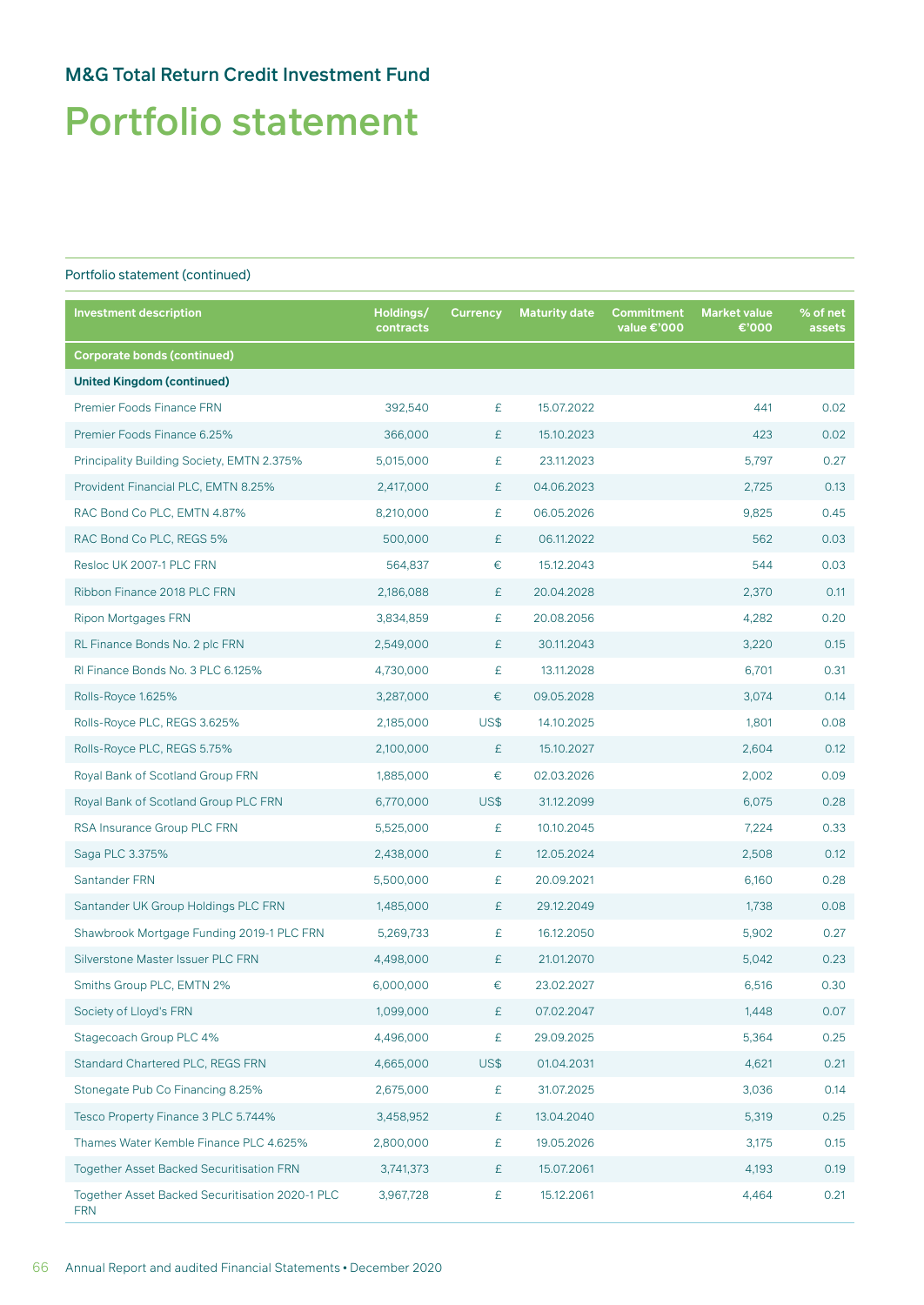## M&G Total Return Credit Investment Fund

# Portfolio statement

Portfolio statement (continued)

| Investment description | Holdings/ contracts | Currency | Maturity date | Commitment value €'000 | Market value €'000 | % of net assets |
|---|---|---|---|---|---|---|
| **Corporate bonds (continued)** | | | | | | |
| **United Kingdom (continued)** | | | | | | |
| Premier Foods Finance FRN | 392,540 | £ | 15.07.2022 | | 441 | 0.02 |
| Premier Foods Finance 6.25% | 366,000 | £ | 15.10.2023 | | 423 | 0.02 |
| Principality Building Society, EMTN 2.375% | 5,015,000 | £ | 23.11.2023 | | 5,797 | 0.27 |
| Provident Financial PLC, EMTN 8.25% | 2,417,000 | £ | 04.06.2023 | | 2,725 | 0.13 |
| RAC Bond Co PLC, EMTN 4.87% | 8,210,000 | £ | 06.05.2026 | | 9,825 | 0.45 |
| RAC Bond Co PLC, REGS 5% | 500,000 | £ | 06.11.2022 | | 562 | 0.03 |
| Resloc UK 2007-1 PLC FRN | 564,837 | € | 15.12.2043 | | 544 | 0.03 |
| Ribbon Finance 2018 PLC FRN | 2,186,088 | £ | 20.04.2028 | | 2,370 | 0.11 |
| Ripon Mortgages FRN | 3,834,859 | £ | 20.08.2056 | | 4,282 | 0.20 |
| RL Finance Bonds No. 2 plc FRN | 2,549,000 | £ | 30.11.2043 | | 3,220 | 0.15 |
| Rl Finance Bonds No. 3 PLC 6.125% | 4,730,000 | £ | 13.11.2028 | | 6,701 | 0.31 |
| Rolls-Royce 1.625% | 3,287,000 | € | 09.05.2028 | | 3,074 | 0.14 |
| Rolls-Royce PLC, REGS 3.625% | 2,185,000 | US$ | 14.10.2025 | | 1,801 | 0.08 |
| Rolls-Royce PLC, REGS 5.75% | 2,100,000 | £ | 15.10.2027 | | 2,604 | 0.12 |
| Royal Bank of Scotland Group FRN | 1,885,000 | € | 02.03.2026 | | 2,002 | 0.09 |
| Royal Bank of Scotland Group PLC FRN | 6,770,000 | US$ | 31.12.2099 | | 6,075 | 0.28 |
| RSA Insurance Group PLC FRN | 5,525,000 | £ | 10.10.2045 | | 7,224 | 0.33 |
| Saga PLC 3.375% | 2,438,000 | £ | 12.05.2024 | | 2,508 | 0.12 |
| Santander FRN | 5,500,000 | £ | 20.09.2021 | | 6,160 | 0.28 |
| Santander UK Group Holdings PLC FRN | 1,485,000 | £ | 29.12.2049 | | 1,738 | 0.08 |
| Shawbrook Mortgage Funding 2019-1 PLC FRN | 5,269,733 | £ | 16.12.2050 | | 5,902 | 0.27 |
| Silverstone Master Issuer PLC FRN | 4,498,000 | £ | 21.01.2070 | | 5,042 | 0.23 |
| Smiths Group PLC, EMTN 2% | 6,000,000 | € | 23.02.2027 | | 6,516 | 0.30 |
| Society of Lloyd's FRN | 1,099,000 | £ | 07.02.2047 | | 1,448 | 0.07 |
| Stagecoach Group PLC 4% | 4,496,000 | £ | 29.09.2025 | | 5,364 | 0.25 |
| Standard Chartered PLC, REGS FRN | 4,665,000 | US$ | 01.04.2031 | | 4,621 | 0.21 |
| Stonegate Pub Co Financing 8.25% | 2,675,000 | £ | 31.07.2025 | | 3,036 | 0.14 |
| Tesco Property Finance 3 PLC 5.744% | 3,458,952 | £ | 13.04.2040 | | 5,319 | 0.25 |
| Thames Water Kemble Finance PLC 4.625% | 2,800,000 | £ | 19.05.2026 | | 3,175 | 0.15 |
| Together Asset Backed Securitisation FRN | 3,741,373 | £ | 15.07.2061 | | 4,193 | 0.19 |
| Together Asset Backed Securitisation 2020-1 PLC FRN | 3,967,728 | £ | 15.12.2061 | | 4,464 | 0.21 |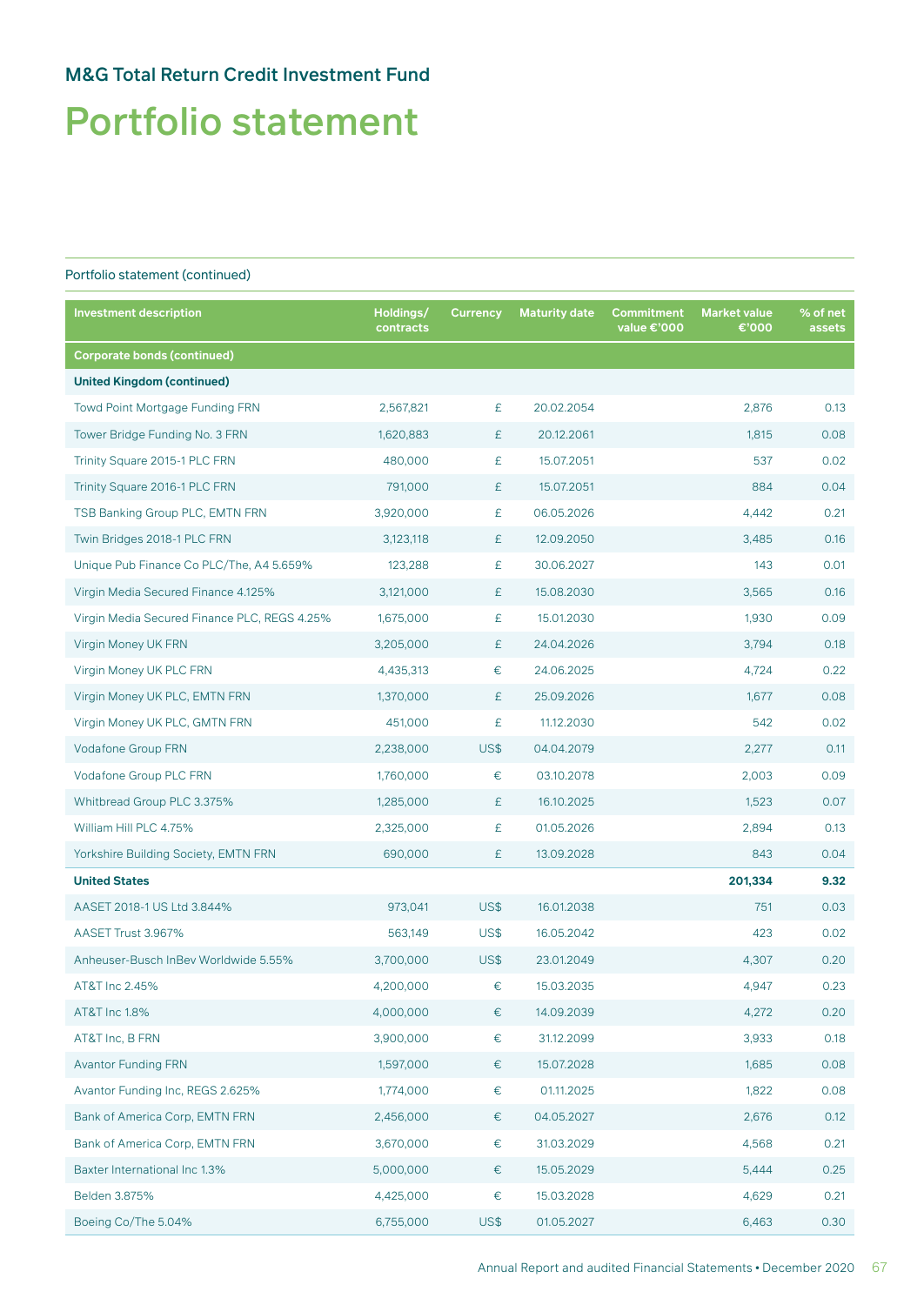## M&G Total Return Credit Investment Fund

# Portfolio statement

Portfolio statement (continued)

| Investment description | Holdings/ contracts | Currency | Maturity date | Commitment value €'000 | Market value €'000 | % of net assets |
|---|---|---|---|---|---|---|
| **Corporate bonds (continued)** | | | | | | |
| **United Kingdom (continued)** | | | | | | |
| Towd Point Mortgage Funding FRN | 2,567,821 | £ | 20.02.2054 | | 2,876 | 0.13 |
| Tower Bridge Funding No. 3 FRN | 1,620,883 | £ | 20.12.2061 | | 1,815 | 0.08 |
| Trinity Square 2015-1 PLC FRN | 480,000 | £ | 15.07.2051 | | 537 | 0.02 |
| Trinity Square 2016-1 PLC FRN | 791,000 | £ | 15.07.2051 | | 884 | 0.04 |
| TSB Banking Group PLC, EMTN FRN | 3,920,000 | £ | 06.05.2026 | | 4,442 | 0.21 |
| Twin Bridges 2018-1 PLC FRN | 3,123,118 | £ | 12.09.2050 | | 3,485 | 0.16 |
| Unique Pub Finance Co PLC/The, A4 5.659% | 123,288 | £ | 30.06.2027 | | 143 | 0.01 |
| Virgin Media Secured Finance 4.125% | 3,121,000 | £ | 15.08.2030 | | 3,565 | 0.16 |
| Virgin Media Secured Finance PLC, REGS 4.25% | 1,675,000 | £ | 15.01.2030 | | 1,930 | 0.09 |
| Virgin Money UK FRN | 3,205,000 | £ | 24.04.2026 | | 3,794 | 0.18 |
| Virgin Money UK PLC FRN | 4,435,313 | € | 24.06.2025 | | 4,724 | 0.22 |
| Virgin Money UK PLC, EMTN FRN | 1,370,000 | £ | 25.09.2026 | | 1,677 | 0.08 |
| Virgin Money UK PLC, GMTN FRN | 451,000 | £ | 11.12.2030 | | 542 | 0.02 |
| Vodafone Group FRN | 2,238,000 | US$ | 04.04.2079 | | 2,277 | 0.11 |
| Vodafone Group PLC FRN | 1,760,000 | € | 03.10.2078 | | 2,003 | 0.09 |
| Whitbread Group PLC 3.375% | 1,285,000 | £ | 16.10.2025 | | 1,523 | 0.07 |
| William Hill PLC 4.75% | 2,325,000 | £ | 01.05.2026 | | 2,894 | 0.13 |
| Yorkshire Building Society, EMTN FRN | 690,000 | £ | 13.09.2028 | | 843 | 0.04 |
| **United States** | | | | | **201,334** | **9.32** |
| AASET 2018-1 US Ltd 3.844% | 973,041 | US$ | 16.01.2038 | | 751 | 0.03 |
| AASET Trust 3.967% | 563,149 | US$ | 16.05.2042 | | 423 | 0.02 |
| Anheuser-Busch InBev Worldwide 5.55% | 3,700,000 | US$ | 23.01.2049 | | 4,307 | 0.20 |
| AT&T Inc 2.45% | 4,200,000 | € | 15.03.2035 | | 4,947 | 0.23 |
| AT&T Inc 1.8% | 4,000,000 | € | 14.09.2039 | | 4,272 | 0.20 |
| AT&T Inc, B FRN | 3,900,000 | € | 31.12.2099 | | 3,933 | 0.18 |
| Avantor Funding FRN | 1,597,000 | € | 15.07.2028 | | 1,685 | 0.08 |
| Avantor Funding Inc, REGS 2.625% | 1,774,000 | € | 01.11.2025 | | 1,822 | 0.08 |
| Bank of America Corp, EMTN FRN | 2,456,000 | € | 04.05.2027 | | 2,676 | 0.12 |
| Bank of America Corp, EMTN FRN | 3,670,000 | € | 31.03.2029 | | 4,568 | 0.21 |
| Baxter International Inc 1.3% | 5,000,000 | € | 15.05.2029 | | 5,444 | 0.25 |
| Belden 3.875% | 4,425,000 | € | 15.03.2028 | | 4,629 | 0.21 |
| Boeing Co/The 5.04% | 6,755,000 | US$ | 01.05.2027 | | 6,463 | 0.30 |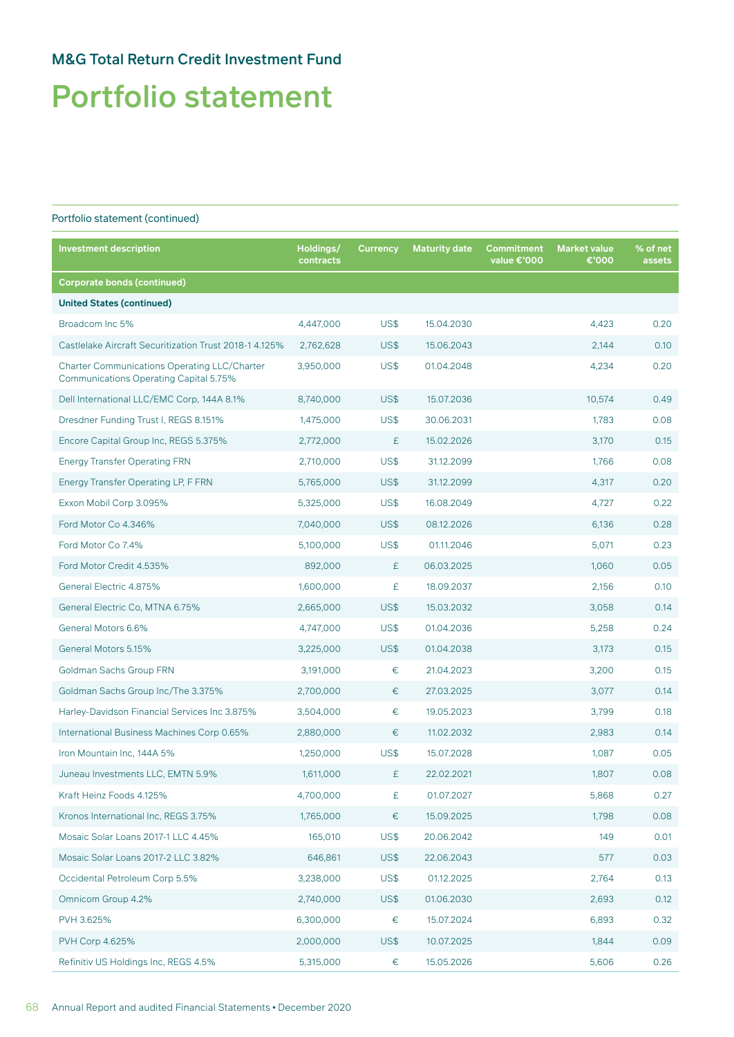## M&G Total Return Credit Investment Fund

# Portfolio statement

Portfolio statement (continued)

| Investment description | Holdings/ contracts | Currency | Maturity date | Commitment value €'000 | Market value €'000 | % of net assets |
|---|---|---|---|---|---|---|
| **Corporate bonds (continued)** | | | | | | |
| **United States (continued)** | | | | | | |
| Broadcom Inc 5% | 4,447,000 | US$ | 15.04.2030 | | 4,423 | 0.20 |
| Castlelake Aircraft Securitization Trust 2018-1 4.125% | 2,762,628 | US$ | 15.06.2043 | | 2,144 | 0.10 |
| Charter Communications Operating LLC/Charter Communications Operating Capital 5.75% | 3,950,000 | US$ | 01.04.2048 | | 4,234 | 0.20 |
| Dell International LLC/EMC Corp, 144A 8.1% | 8,740,000 | US$ | 15.07.2036 | | 10,574 | 0.49 |
| Dresdner Funding Trust I, REGS 8.151% | 1,475,000 | US$ | 30.06.2031 | | 1,783 | 0.08 |
| Encore Capital Group Inc, REGS 5.375% | 2,772,000 | £ | 15.02.2026 | | 3,170 | 0.15 |
| Energy Transfer Operating FRN | 2,710,000 | US$ | 31.12.2099 | | 1,766 | 0.08 |
| Energy Transfer Operating LP, F FRN | 5,765,000 | US$ | 31.12.2099 | | 4,317 | 0.20 |
| Exxon Mobil Corp 3.095% | 5,325,000 | US$ | 16.08.2049 | | 4,727 | 0.22 |
| Ford Motor Co 4.346% | 7,040,000 | US$ | 08.12.2026 | | 6,136 | 0.28 |
| Ford Motor Co 7.4% | 5,100,000 | US$ | 01.11.2046 | | 5,071 | 0.23 |
| Ford Motor Credit 4.535% | 892,000 | £ | 06.03.2025 | | 1,060 | 0.05 |
| General Electric 4.875% | 1,600,000 | £ | 18.09.2037 | | 2,156 | 0.10 |
| General Electric Co, MTNA 6.75% | 2,665,000 | US$ | 15.03.2032 | | 3,058 | 0.14 |
| General Motors 6.6% | 4,747,000 | US$ | 01.04.2036 | | 5,258 | 0.24 |
| General Motors 5.15% | 3,225,000 | US$ | 01.04.2038 | | 3,173 | 0.15 |
| Goldman Sachs Group FRN | 3,191,000 | € | 21.04.2023 | | 3,200 | 0.15 |
| Goldman Sachs Group Inc/The 3.375% | 2,700,000 | € | 27.03.2025 | | 3,077 | 0.14 |
| Harley-Davidson Financial Services Inc 3.875% | 3,504,000 | € | 19.05.2023 | | 3,799 | 0.18 |
| International Business Machines Corp 0.65% | 2,880,000 | € | 11.02.2032 | | 2,983 | 0.14 |
| Iron Mountain Inc, 144A 5% | 1,250,000 | US$ | 15.07.2028 | | 1,087 | 0.05 |
| Juneau Investments LLC, EMTN 5.9% | 1,611,000 | £ | 22.02.2021 | | 1,807 | 0.08 |
| Kraft Heinz Foods 4.125% | 4,700,000 | £ | 01.07.2027 | | 5,868 | 0.27 |
| Kronos International Inc, REGS 3.75% | 1,765,000 | € | 15.09.2025 | | 1,798 | 0.08 |
| Mosaic Solar Loans 2017-1 LLC 4.45% | 165,010 | US$ | 20.06.2042 | | 149 | 0.01 |
| Mosaic Solar Loans 2017-2 LLC 3.82% | 646,861 | US$ | 22.06.2043 | | 577 | 0.03 |
| Occidental Petroleum Corp 5.5% | 3,238,000 | US$ | 01.12.2025 | | 2,764 | 0.13 |
| Omnicom Group 4.2% | 2,740,000 | US$ | 01.06.2030 | | 2,693 | 0.12 |
| PVH 3.625% | 6,300,000 | € | 15.07.2024 | | 6,893 | 0.32 |
| PVH Corp 4.625% | 2,000,000 | US$ | 10.07.2025 | | 1,844 | 0.09 |
| Refinitiv US Holdings Inc, REGS 4.5% | 5,315,000 | € | 15.05.2026 | | 5,606 | 0.26 |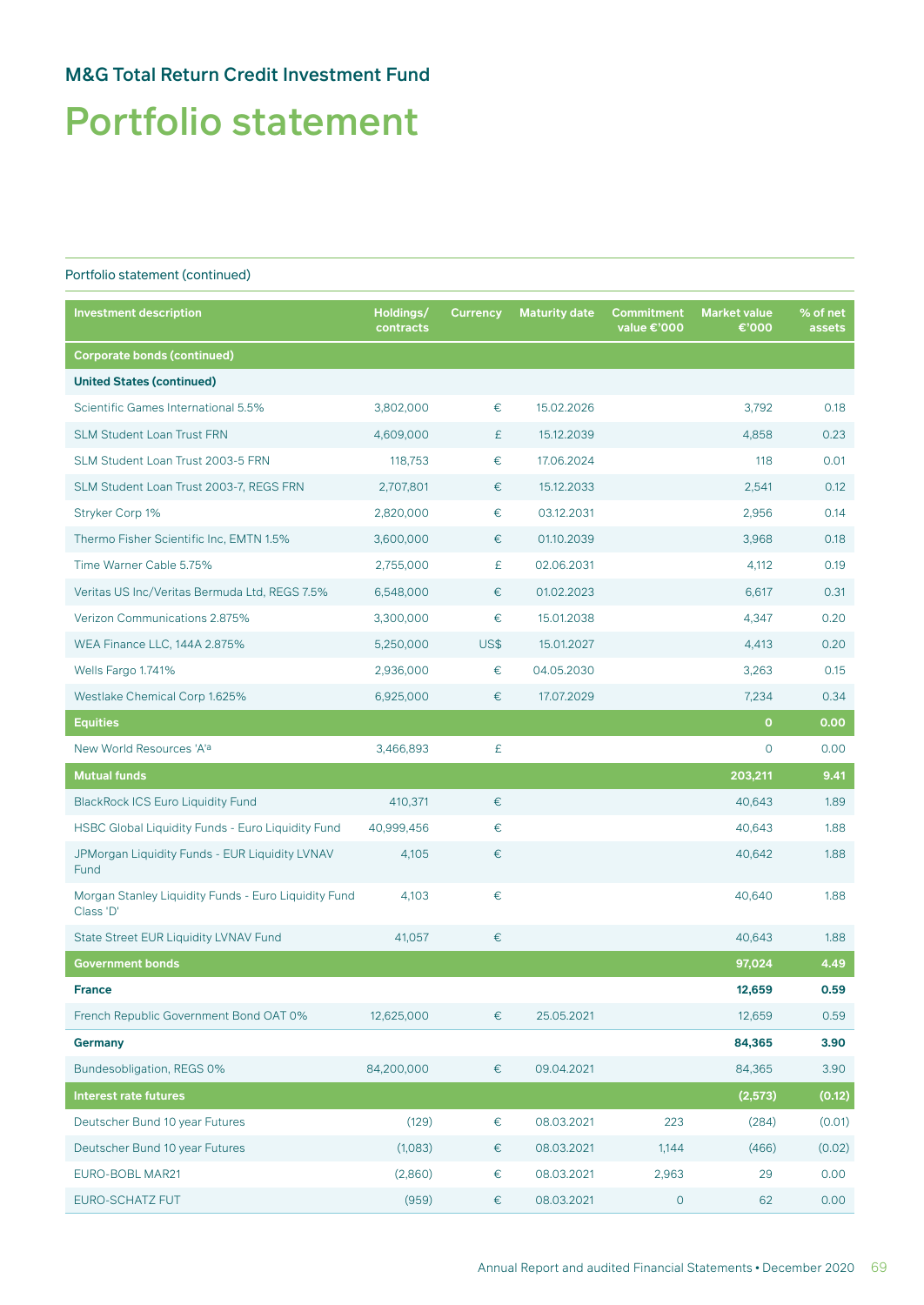## M&G Total Return Credit Investment Fund

# Portfolio statement

Portfolio statement (continued)

| Investment description | Holdings/ contracts | Currency | Maturity date | Commitment value €'000 | Market value €'000 | % of net assets |
|---|---|---|---|---|---|---|
| **Corporate bonds (continued)** | | | | | | |
| **United States (continued)** | | | | | | |
| Scientific Games International 5.5% | 3,802,000 | € | 15.02.2026 | | 3,792 | 0.18 |
| SLM Student Loan Trust FRN | 4,609,000 | £ | 15.12.2039 | | 4,858 | 0.23 |
| SLM Student Loan Trust 2003-5 FRN | 118,753 | € | 17.06.2024 | | 118 | 0.01 |
| SLM Student Loan Trust 2003-7, REGS FRN | 2,707,801 | € | 15.12.2033 | | 2,541 | 0.12 |
| Stryker Corp 1% | 2,820,000 | € | 03.12.2031 | | 2,956 | 0.14 |
| Thermo Fisher Scientific Inc, EMTN 1.5% | 3,600,000 | € | 01.10.2039 | | 3,968 | 0.18 |
| Time Warner Cable 5.75% | 2,755,000 | £ | 02.06.2031 | | 4,112 | 0.19 |
| Veritas US Inc/Veritas Bermuda Ltd, REGS 7.5% | 6,548,000 | € | 01.02.2023 | | 6,617 | 0.31 |
| Verizon Communications 2.875% | 3,300,000 | € | 15.01.2038 | | 4,347 | 0.20 |
| WEA Finance LLC, 144A 2.875% | 5,250,000 | US$ | 15.01.2027 | | 4,413 | 0.20 |
| Wells Fargo 1.741% | 2,936,000 | € | 04.05.2030 | | 3,263 | 0.15 |
| Westlake Chemical Corp 1.625% | 6,925,000 | € | 17.07.2029 | | 7,234 | 0.34 |
| **Equities** | | | | | **0** | **0.00** |
| New World Resources 'A'[a] | 3,466,893 | £ | | | 0 | 0.00 |
| **Mutual funds** | | | | | **203,211** | **9.41** |
| BlackRock ICS Euro Liquidity Fund | 410,371 | € | | | 40,643 | 1.89 |
| HSBC Global Liquidity Funds - Euro Liquidity Fund | 40,999,456 | € | | | 40,643 | 1.88 |
| JPMorgan Liquidity Funds - EUR Liquidity LVNAV Fund | 4,105 | € | | | 40,642 | 1.88 |
| Morgan Stanley Liquidity Funds - Euro Liquidity Fund Class 'D' | 4,103 | € | | | 40,640 | 1.88 |
| State Street EUR Liquidity LVNAV Fund | 41,057 | € | | | 40,643 | 1.88 |
| **Government bonds** | | | | | **97,024** | **4.49** |
| **France** | | | | | **12,659** | **0.59** |
| French Republic Government Bond OAT 0% | 12,625,000 | € | 25.05.2021 | | 12,659 | 0.59 |
| **Germany** | | | | | **84,365** | **3.90** |
| Bundesobligation, REGS 0% | 84,200,000 | € | 09.04.2021 | | 84,365 | 3.90 |
| **Interest rate futures** | | | | | **(2,573)** | **(0.12)** |
| Deutscher Bund 10 year Futures | (129) | € | 08.03.2021 | 223 | (284) | (0.01) |
| Deutscher Bund 10 year Futures | (1,083) | € | 08.03.2021 | 1,144 | (466) | (0.02) |
| EURO-BOBL MAR21 | (2,860) | € | 08.03.2021 | 2,963 | 29 | 0.00 |
| EURO-SCHATZ FUT | (959) | € | 08.03.2021 | 0 | 62 | 0.00 |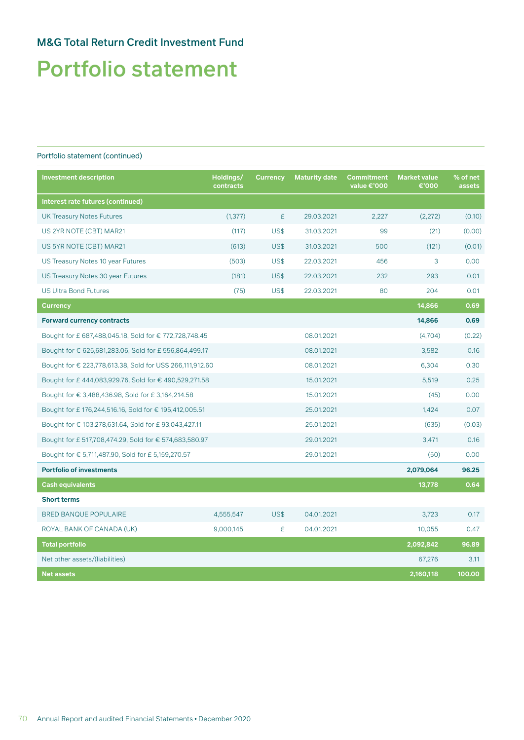## M&G Total Return Credit Investment Fund

# Portfolio statement

Portfolio statement (continued)

| Investment description | Holdings/ contracts | Currency | Maturity date | Commitment value €'000 | Market value €'000 | % of net assets |
|---|---|---|---|---|---|---|
| **Interest rate futures (continued)** | | | | | | |
| UK Treasury Notes Futures | (1,377) | £ | 29.03.2021 | 2,227 | (2,272) | (0.10) |
| US 2YR NOTE (CBT) MAR21 | (117) | US$ | 31.03.2021 | 99 | (21) | (0.00) |
| US 5YR NOTE (CBT) MAR21 | (613) | US$ | 31.03.2021 | 500 | (121) | (0.01) |
| US Treasury Notes 10 year Futures | (503) | US$ | 22.03.2021 | 456 | 3 | 0.00 |
| US Treasury Notes 30 year Futures | (181) | US$ | 22.03.2021 | 232 | 293 | 0.01 |
| US Ultra Bond Futures | (75) | US$ | 22.03.2021 | 80 | 204 | 0.01 |
| **Currency** | | | | | **14,866** | **0.69** |
| **Forward currency contracts** | | | | | **14,866** | **0.69** |
| Bought for £ 687,488,045.18, Sold for € 772,728,748.45 | | | 08.01.2021 | | (4,704) | (0.22) |
| Bought for € 625,681,283.06, Sold for £ 556,864,499.17 | | | 08.01.2021 | | 3,582 | 0.16 |
| Bought for € 223,778,613.38, Sold for US$ 266,111,912.60 | | | 08.01.2021 | | 6,304 | 0.30 |
| Bought for £ 444,083,929.76, Sold for € 490,529,271.58 | | | 15.01.2021 | | 5,519 | 0.25 |
| Bought for € 3,488,436.98, Sold for £ 3,164,214.58 | | | 15.01.2021 | | (45) | 0.00 |
| Bought for £ 176,244,516.16, Sold for € 195,412,005.51 | | | 25.01.2021 | | 1,424 | 0.07 |
| Bought for € 103,278,631.64, Sold for £ 93,043,427.11 | | | 25.01.2021 | | (635) | (0.03) |
| Bought for £ 517,708,474.29, Sold for € 574,683,580.97 | | | 29.01.2021 | | 3,471 | 0.16 |
| Bought for € 5,711,487.90, Sold for £ 5,159,270.57 | | | 29.01.2021 | | (50) | 0.00 |
| **Portfolio of investments** | | | | | **2,079,064** | **96.25** |
| **Cash equivalents** | | | | | **13,778** | **0.64** |
| **Short terms** | | | | | | |
| BRED BANQUE POPULAIRE | 4,555,547 | US$ | 04.01.2021 | | 3,723 | 0.17 |
| ROYAL BANK OF CANADA (UK) | 9,000,145 | £ | 04.01.2021 | | 10,055 | 0.47 |
| **Total portfolio** | | | | | **2,092,842** | **96.89** |
| Net other assets/(liabilities) | | | | | 67,276 | 3.11 |
| **Net assets** | | | | | **2,160,118** | **100.00** |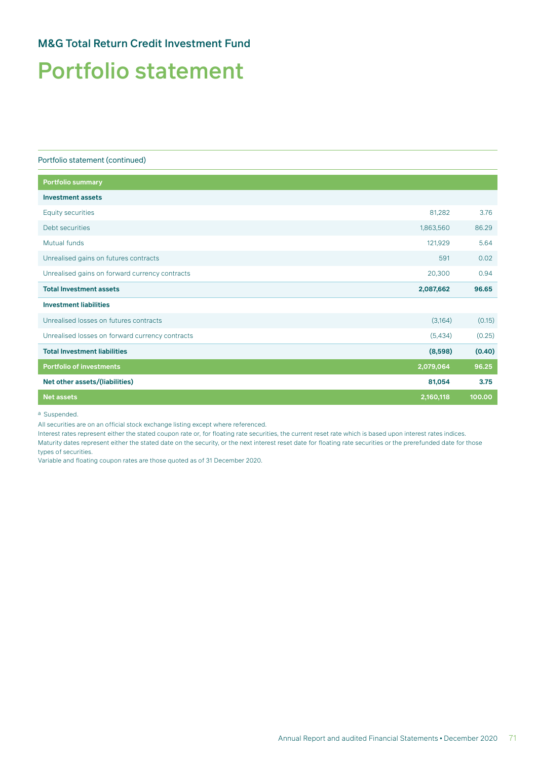## M&G Total Return Credit Investment Fund

# Portfolio statement

Portfolio statement (continued)

| Portfolio summary | | |
|---|---|---|
| **Investment assets** | | |
| Equity securities | 81,282 | 3.76 |
| Debt securities | 1,863,560 | 86.29 |
| Mutual funds | 121,929 | 5.64 |
| Unrealised gains on futures contracts | 591 | 0.02 |
| Unrealised gains on forward currency contracts | 20,300 | 0.94 |
| **Total Investment assets** | **2,087,662** | **96.65** |
| **Investment liabilities** | | |
| Unrealised losses on futures contracts | (3,164) | (0.15) |
| Unrealised losses on forward currency contracts | (5,434) | (0.25) |
| **Total Investment liabilities** | **(8,598)** | **(0.40)** |
| **Portfolio of investments** | **2,079,064** | **96.25** |
| **Net other assets/(liabilities)** | **81,054** | **3.75** |
| **Net assets** | **2,160,118** | **100.00** |

[a] Suspended.

All securities are on an official stock exchange listing except where referenced.

Interest rates represent either the stated coupon rate or, for floating rate securities, the current reset rate which is based upon interest rates indices.

Maturity dates represent either the stated date on the security, or the next interest reset date for floating rate securities or the prerefunded date for those types of securities.

Variable and floating coupon rates are those quoted as of 31 December 2020.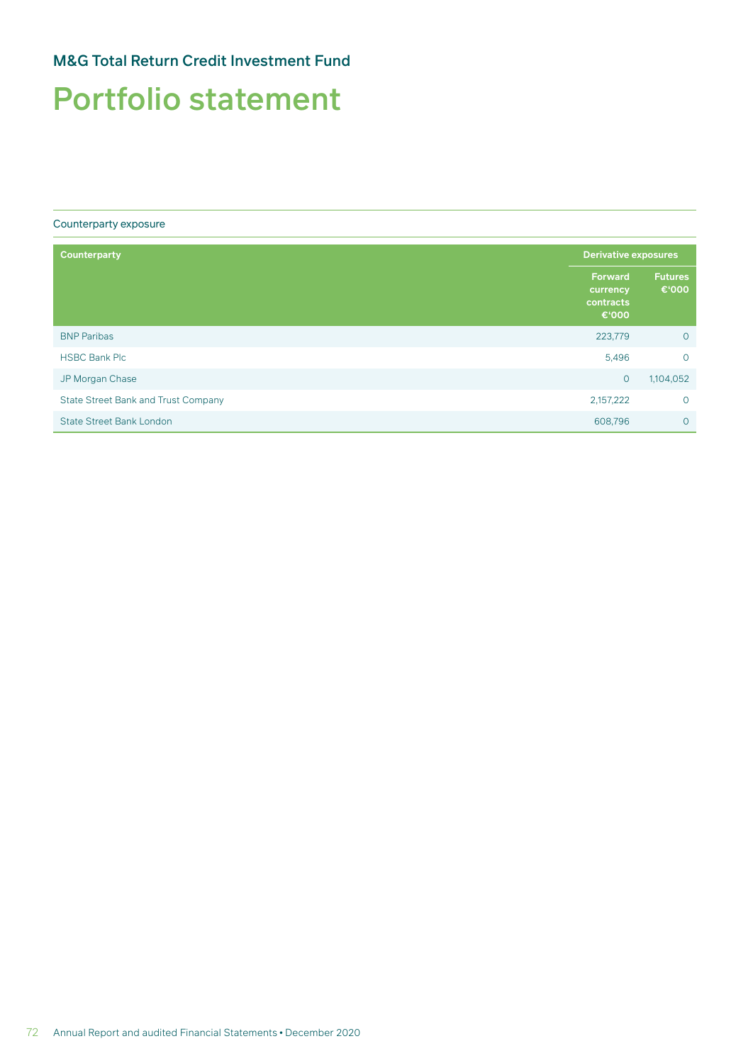## M&G Total Return Credit Investment Fund

# Portfolio statement

Counterparty exposure

| Counterparty | Derivative exposures | |
|---|---|---|
| | Forward currency contracts €'000 | Futures €'000 |
| BNP Paribas | 223,779 | 0 |
| HSBC Bank Plc | 5,496 | 0 |
| JP Morgan Chase | 0 | 1,104,052 |
| State Street Bank and Trust Company | 2,157,222 | 0 |
| State Street Bank London | 608,796 | 0 |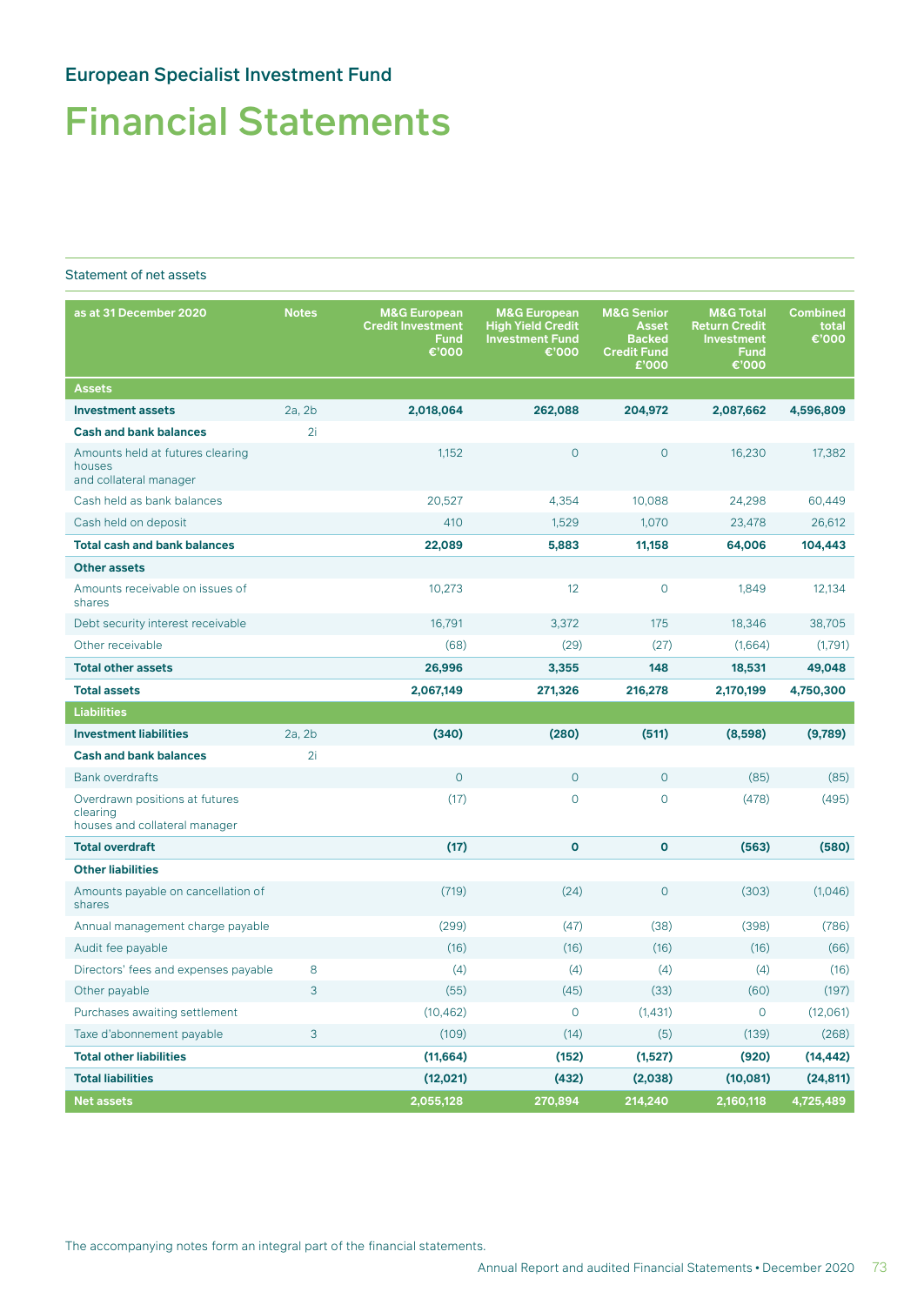## European Specialist Investment Fund

# Financial Statements

### Statement of net assets

| as at 31 December 2020 | Notes | M&G European Credit Investment Fund €'000 | M&G European High Yield Credit Investment Fund €'000 | M&G Senior Asset Backed Credit Fund £'000 | M&G Total Return Credit Investment Fund €'000 | Combined total €'000 |
|---|---|---|---|---|---|---|
| **Assets** | | | | | | |
| **Investment assets** | 2a, 2b | **2,018,064** | **262,088** | **204,972** | **2,087,662** | **4,596,809** |
| **Cash and bank balances** | 2i | | | | | |
| Amounts held at futures clearing houses and collateral manager | | 1,152 | 0 | 0 | 16,230 | 17,382 |
| Cash held as bank balances | | 20,527 | 4,354 | 10,088 | 24,298 | 60,449 |
| Cash held on deposit | | 410 | 1,529 | 1,070 | 23,478 | 26,612 |
| **Total cash and bank balances** | | **22,089** | **5,883** | **11,158** | **64,006** | **104,443** |
| **Other assets** | | | | | | |
| Amounts receivable on issues of shares | | 10,273 | 12 | 0 | 1,849 | 12,134 |
| Debt security interest receivable | | 16,791 | 3,372 | 175 | 18,346 | 38,705 |
| Other receivable | | (68) | (29) | (27) | (1,664) | (1,791) |
| **Total other assets** | | **26,996** | **3,355** | **148** | **18,531** | **49,048** |
| **Total assets** | | **2,067,149** | **271,326** | **216,278** | **2,170,199** | **4,750,300** |
| **Liabilities** | | | | | | |
| **Investment liabilities** | 2a, 2b | **(340)** | **(280)** | **(511)** | **(8,598)** | **(9,789)** |
| **Cash and bank balances** | 2i | | | | | |
| Bank overdrafts | | 0 | 0 | 0 | (85) | (85) |
| Overdrawn positions at futures clearing houses and collateral manager | | (17) | 0 | 0 | (478) | (495) |
| **Total overdraft** | | **(17)** | **0** | **0** | **(563)** | **(580)** |
| **Other liabilities** | | | | | | |
| Amounts payable on cancellation of shares | | (719) | (24) | 0 | (303) | (1,046) |
| Annual management charge payable | | (299) | (47) | (38) | (398) | (786) |
| Audit fee payable | | (16) | (16) | (16) | (16) | (66) |
| Directors' fees and expenses payable | 8 | (4) | (4) | (4) | (4) | (16) |
| Other payable | 3 | (55) | (45) | (33) | (60) | (197) |
| Purchases awaiting settlement | | (10,462) | 0 | (1,431) | 0 | (12,061) |
| Taxe d'abonnement payable | 3 | (109) | (14) | (5) | (139) | (268) |
| **Total other liabilities** | | **(11,664)** | **(152)** | **(1,527)** | **(920)** | **(14,442)** |
| **Total liabilities** | | **(12,021)** | **(432)** | **(2,038)** | **(10,081)** | **(24,811)** |
| **Net assets** | | **2,055,128** | **270,894** | **214,240** | **2,160,118** | **4,725,489** |

The accompanying notes form an integral part of the financial statements.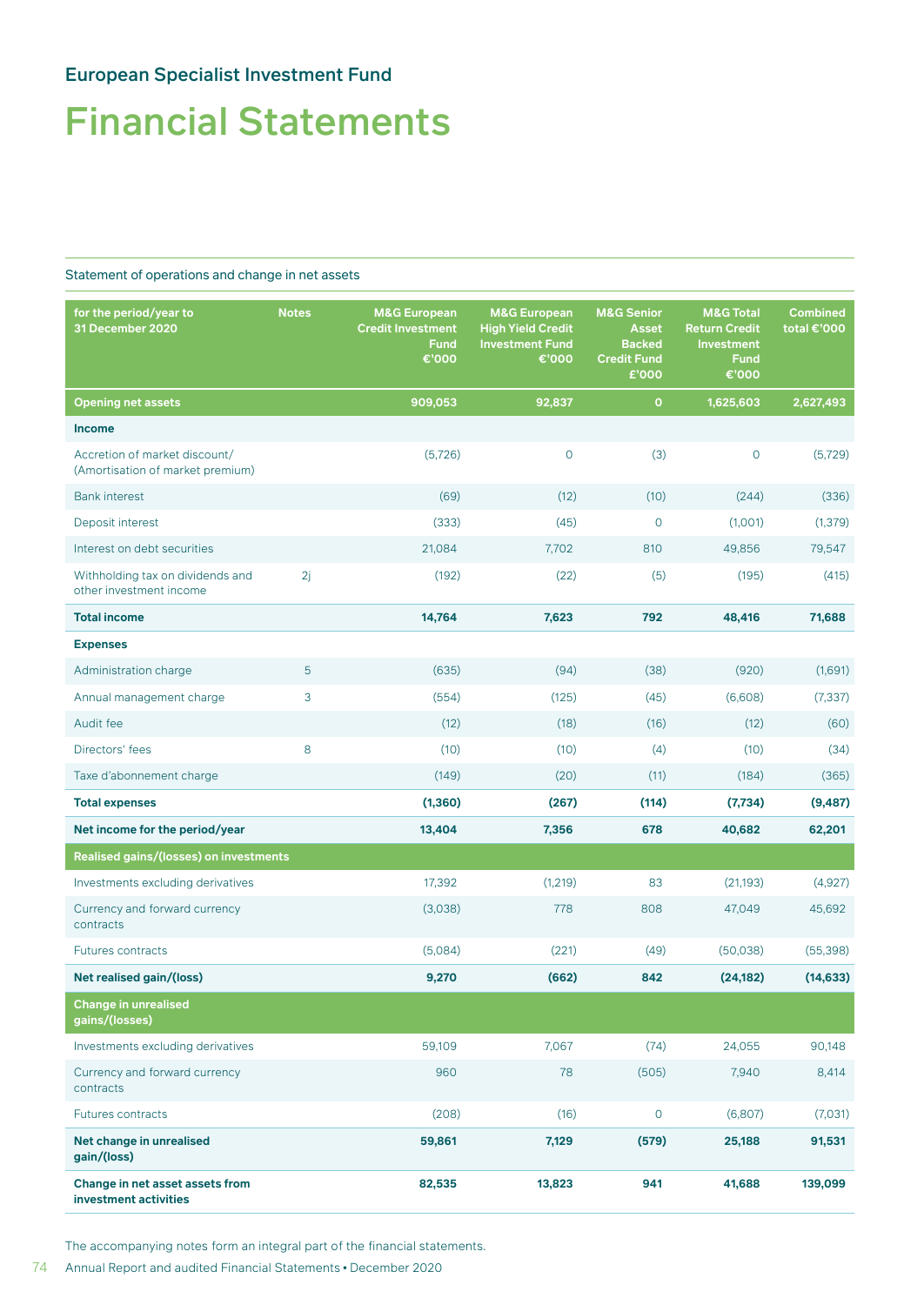## European Specialist Investment Fund

# Financial Statements

Statement of operations and change in net assets

| for the period/year to 31 December 2020 | Notes | M&G European Credit Investment Fund €'000 | M&G European High Yield Credit Investment Fund €'000 | M&G Senior Asset Backed Credit Fund £'000 | M&G Total Return Credit Investment Fund €'000 | Combined total €'000 |
|---|---|---|---|---|---|---|
| **Opening net assets** | | **909,053** | **92,837** | **0** | **1,625,603** | **2,627,493** |
| **Income** | | | | | | |
| Accretion of market discount/ (Amortisation of market premium) | | (5,726) | 0 | (3) | 0 | (5,729) |
| Bank interest | | (69) | (12) | (10) | (244) | (336) |
| Deposit interest | | (333) | (45) | 0 | (1,001) | (1,379) |
| Interest on debt securities | | 21,084 | 7,702 | 810 | 49,856 | 79,547 |
| Withholding tax on dividends and other investment income | 2j | (192) | (22) | (5) | (195) | (415) |
| **Total income** | | **14,764** | **7,623** | **792** | **48,416** | **71,688** |
| **Expenses** | | | | | | |
| Administration charge | 5 | (635) | (94) | (38) | (920) | (1,691) |
| Annual management charge | 3 | (554) | (125) | (45) | (6,608) | (7,337) |
| Audit fee | | (12) | (18) | (16) | (12) | (60) |
| Directors' fees | 8 | (10) | (10) | (4) | (10) | (34) |
| Taxe d'abonnement charge | | (149) | (20) | (11) | (184) | (365) |
| **Total expenses** | | **(1,360)** | **(267)** | **(114)** | **(7,734)** | **(9,487)** |
| **Net income for the period/year** | | **13,404** | **7,356** | **678** | **40,682** | **62,201** |
| **Realised gains/(losses) on investments** | | | | | | |
| Investments excluding derivatives | | 17,392 | (1,219) | 83 | (21,193) | (4,927) |
| Currency and forward currency contracts | | (3,038) | 778 | 808 | 47,049 | 45,692 |
| Futures contracts | | (5,084) | (221) | (49) | (50,038) | (55,398) |
| **Net realised gain/(loss)** | | **9,270** | **(662)** | **842** | **(24,182)** | **(14,633)** |
| **Change in unrealised gains/(losses)** | | | | | | |
| Investments excluding derivatives | | 59,109 | 7,067 | (74) | 24,055 | 90,148 |
| Currency and forward currency contracts | | 960 | 78 | (505) | 7,940 | 8,414 |
| Futures contracts | | (208) | (16) | 0 | (6,807) | (7,031) |
| **Net change in unrealised gain/(loss)** | | **59,861** | **7,129** | **(579)** | **25,188** | **91,531** |
| **Change in net asset assets from investment activities** | | **82,535** | **13,823** | **941** | **41,688** | **139,099** |

The accompanying notes form an integral part of the financial statements.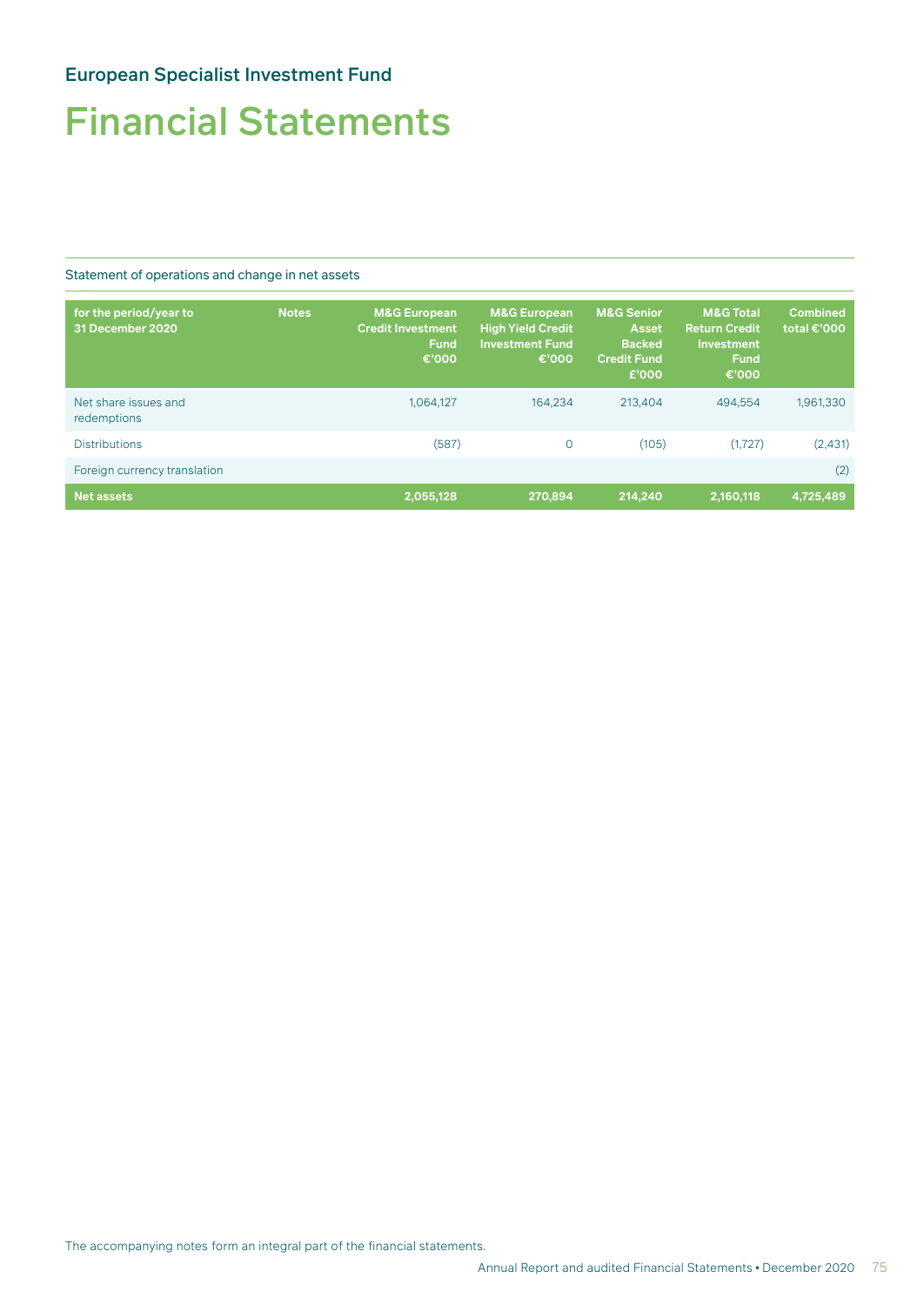## European Specialist Investment Fund

# Financial Statements

### Statement of operations and change in net assets

| for the period/year to 31 December 2020 | Notes | M&G European Credit Investment Fund €'000 | M&G European High Yield Credit Investment Fund €'000 | M&G Senior Asset Backed Credit Fund £'000 | M&G Total Return Credit Investment Fund €'000 | Combined total €'000 |
|---|---|---|---|---|---|---|
| Net share issues and redemptions | | 1,064,127 | 164,234 | 213,404 | 494,554 | 1,961,330 |
| Distributions | | (587) | 0 | (105) | (1,727) | (2,431) |
| Foreign currency translation | | | | | | (2) |
| **Net assets** | | **2,055,128** | **270,894** | **214,240** | **2,160,118** | **4,725,489** |

The accompanying notes form an integral part of the financial statements.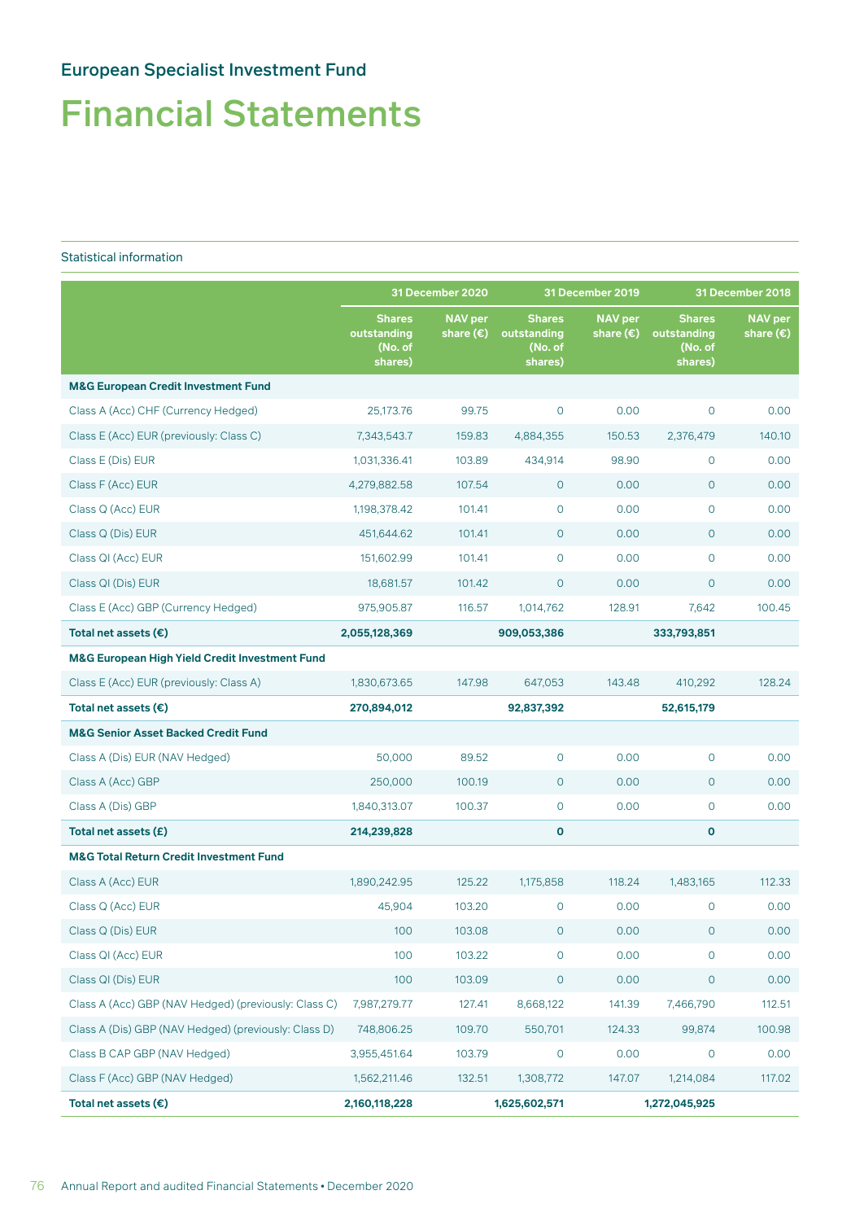## European Specialist Investment Fund

# Financial Statements

Statistical information

| | 31 December 2020 | | 31 December 2019 | | 31 December 2018 | |
|---|---|---|---|---|---|---|
| | Shares outstanding (No. of shares) | NAV per share (€) | Shares outstanding (No. of shares) | NAV per share (€) | Shares outstanding (No. of shares) | NAV per share (€) |
| **M&G European Credit Investment Fund** | | | | | | |
| Class A (Acc) CHF (Currency Hedged) | 25,173.76 | 99.75 | 0 | 0.00 | 0 | 0.00 |
| Class E (Acc) EUR (previously: Class C) | 7,343,543.7 | 159.83 | 4,884,355 | 150.53 | 2,376,479 | 140.10 |
| Class E (Dis) EUR | 1,031,336.41 | 103.89 | 434,914 | 98.90 | 0 | 0.00 |
| Class F (Acc) EUR | 4,279,882.58 | 107.54 | 0 | 0.00 | 0 | 0.00 |
| Class Q (Acc) EUR | 1,198,378.42 | 101.41 | 0 | 0.00 | 0 | 0.00 |
| Class Q (Dis) EUR | 451,644.62 | 101.41 | 0 | 0.00 | 0 | 0.00 |
| Class QI (Acc) EUR | 151,602.99 | 101.41 | 0 | 0.00 | 0 | 0.00 |
| Class QI (Dis) EUR | 18,681.57 | 101.42 | 0 | 0.00 | 0 | 0.00 |
| Class E (Acc) GBP (Currency Hedged) | 975,905.87 | 116.57 | 1,014,762 | 128.91 | 7,642 | 100.45 |
| **Total net assets (€)** | **2,055,128,369** | | **909,053,386** | | **333,793,851** | |
| **M&G European High Yield Credit Investment Fund** | | | | | | |
| Class E (Acc) EUR (previously: Class A) | 1,830,673.65 | 147.98 | 647,053 | 143.48 | 410,292 | 128.24 |
| **Total net assets (€)** | **270,894,012** | | **92,837,392** | | **52,615,179** | |
| **M&G Senior Asset Backed Credit Fund** | | | | | | |
| Class A (Dis) EUR (NAV Hedged) | 50,000 | 89.52 | 0 | 0.00 | 0 | 0.00 |
| Class A (Acc) GBP | 250,000 | 100.19 | 0 | 0.00 | 0 | 0.00 |
| Class A (Dis) GBP | 1,840,313.07 | 100.37 | 0 | 0.00 | 0 | 0.00 |
| **Total net assets (£)** | **214,239,828** | | **0** | | **0** | |
| **M&G Total Return Credit Investment Fund** | | | | | | |
| Class A (Acc) EUR | 1,890,242.95 | 125.22 | 1,175,858 | 118.24 | 1,483,165 | 112.33 |
| Class Q (Acc) EUR | 45,904 | 103.20 | 0 | 0.00 | 0 | 0.00 |
| Class Q (Dis) EUR | 100 | 103.08 | 0 | 0.00 | 0 | 0.00 |
| Class QI (Acc) EUR | 100 | 103.22 | 0 | 0.00 | 0 | 0.00 |
| Class QI (Dis) EUR | 100 | 103.09 | 0 | 0.00 | 0 | 0.00 |
| Class A (Acc) GBP (NAV Hedged) (previously: Class C) | 7,987,279.77 | 127.41 | 8,668,122 | 141.39 | 7,466,790 | 112.51 |
| Class A (Dis) GBP (NAV Hedged) (previously: Class D) | 748,806.25 | 109.70 | 550,701 | 124.33 | 99,874 | 100.98 |
| Class B CAP GBP (NAV Hedged) | 3,955,451.64 | 103.79 | 0 | 0.00 | 0 | 0.00 |
| Class F (Acc) GBP (NAV Hedged) | 1,562,211.46 | 132.51 | 1,308,772 | 147.07 | 1,214,084 | 117.02 |
| **Total net assets (€)** | **2,160,118,228** | | **1,625,602,571** | | **1,272,045,925** | |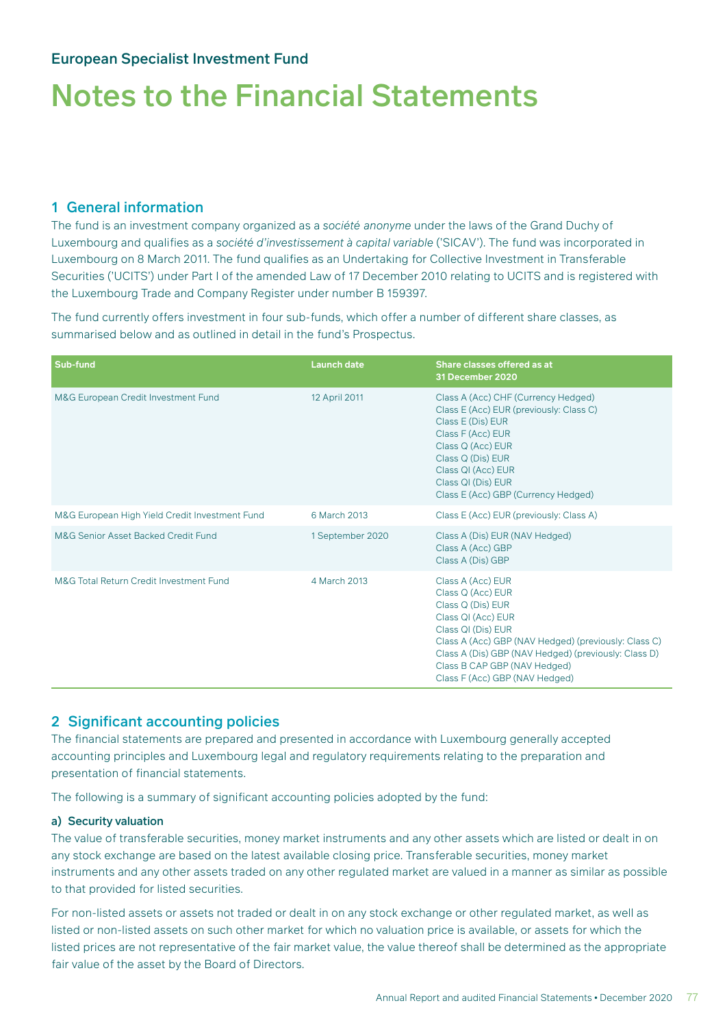European Specialist Investment Fund

# Notes to the Financial Statements

## 1 General information

The fund is an investment company organized as a *société anonyme* under the laws of the Grand Duchy of Luxembourg and qualifies as a *société d'investissement à capital variable* ('SICAV'). The fund was incorporated in Luxembourg on 8 March 2011. The fund qualifies as an Undertaking for Collective Investment in Transferable Securities ('UCITS') under Part I of the amended Law of 17 December 2010 relating to UCITS and is registered with the Luxembourg Trade and Company Register under number B 159397.

The fund currently offers investment in four sub-funds, which offer a number of different share classes, as summarised below and as outlined in detail in the fund's Prospectus.

| Sub-fund | Launch date | Share classes offered as at 31 December 2020 |
|---|---|---|
| M&G European Credit Investment Fund | 12 April 2011 | Class A (Acc) CHF (Currency Hedged)<br>Class E (Acc) EUR (previously: Class C)<br>Class E (Dis) EUR<br>Class F (Acc) EUR<br>Class Q (Acc) EUR<br>Class Q (Dis) EUR<br>Class QI (Acc) EUR<br>Class QI (Dis) EUR<br>Class E (Acc) GBP (Currency Hedged) |
| M&G European High Yield Credit Investment Fund | 6 March 2013 | Class E (Acc) EUR (previously: Class A) |
| M&G Senior Asset Backed Credit Fund | 1 September 2020 | Class A (Dis) EUR (NAV Hedged)<br>Class A (Acc) GBP<br>Class A (Dis) GBP |
| M&G Total Return Credit Investment Fund | 4 March 2013 | Class A (Acc) EUR<br>Class Q (Acc) EUR<br>Class Q (Dis) EUR<br>Class QI (Acc) EUR<br>Class QI (Dis) EUR<br>Class A (Acc) GBP (NAV Hedged) (previously: Class C)<br>Class A (Dis) GBP (NAV Hedged) (previously: Class D)<br>Class B CAP GBP (NAV Hedged)<br>Class F (Acc) GBP (NAV Hedged) |

## 2 Significant accounting policies

The financial statements are prepared and presented in accordance with Luxembourg generally accepted accounting principles and Luxembourg legal and regulatory requirements relating to the preparation and presentation of financial statements.

The following is a summary of significant accounting policies adopted by the fund:

### a) Security valuation

The value of transferable securities, money market instruments and any other assets which are listed or dealt in on any stock exchange are based on the latest available closing price. Transferable securities, money market instruments and any other assets traded on any other regulated market are valued in a manner as similar as possible to that provided for listed securities.

For non-listed assets or assets not traded or dealt in on any stock exchange or other regulated market, as well as listed or non-listed assets on such other market for which no valuation price is available, or assets for which the listed prices are not representative of the fair market value, the value thereof shall be determined as the appropriate fair value of the asset by the Board of Directors.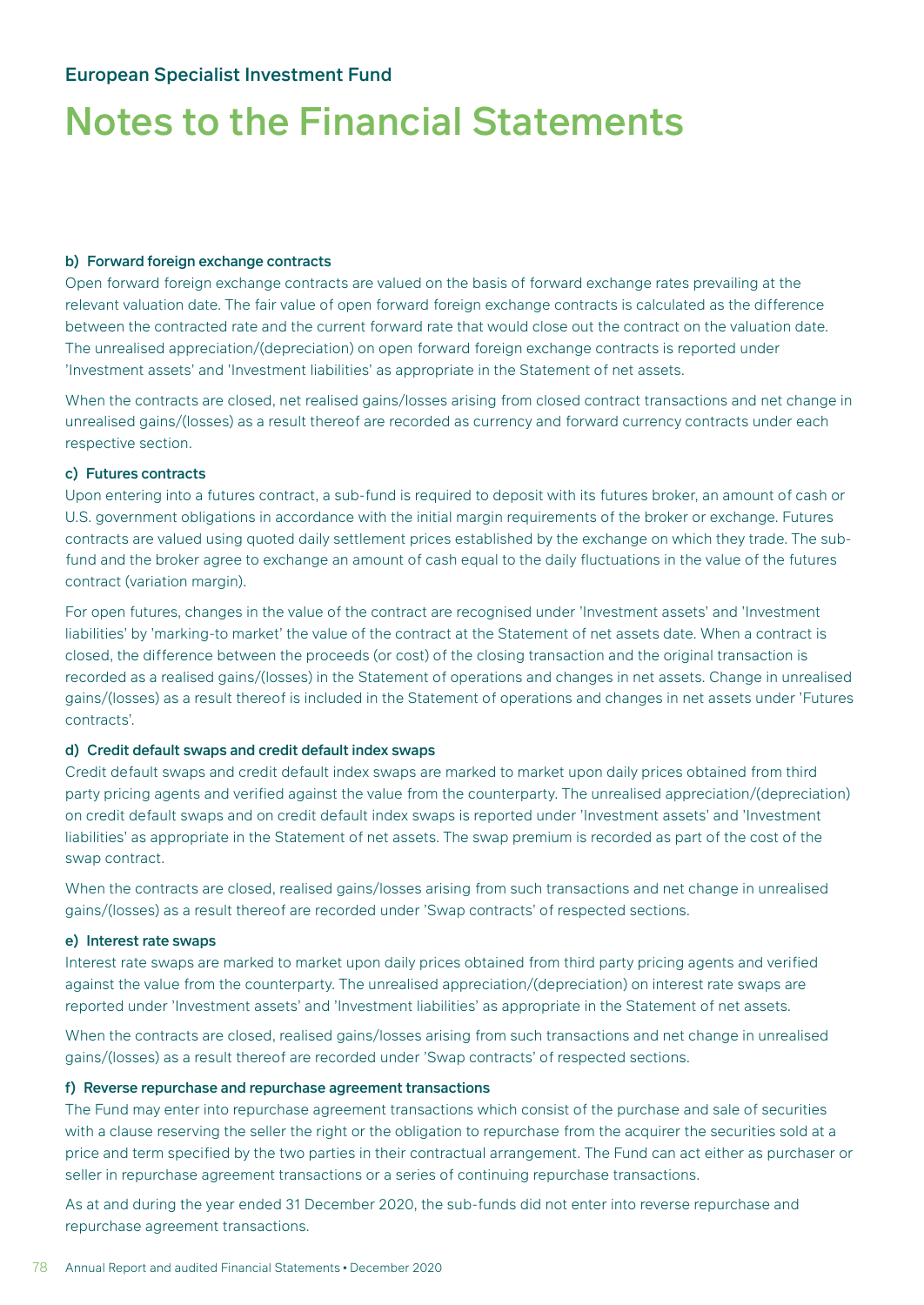# Notes to the Financial Statements

#### b) Forward foreign exchange contracts

Open forward foreign exchange contracts are valued on the basis of forward exchange rates prevailing at the relevant valuation date. The fair value of open forward foreign exchange contracts is calculated as the difference between the contracted rate and the current forward rate that would close out the contract on the valuation date. The unrealised appreciation/(depreciation) on open forward foreign exchange contracts is reported under 'Investment assets' and 'Investment liabilities' as appropriate in the Statement of net assets.

When the contracts are closed, net realised gains/losses arising from closed contract transactions and net change in unrealised gains/(losses) as a result thereof are recorded as currency and forward currency contracts under each respective section.

#### c) Futures contracts

Upon entering into a futures contract, a sub-fund is required to deposit with its futures broker, an amount of cash or U.S. government obligations in accordance with the initial margin requirements of the broker or exchange. Futures contracts are valued using quoted daily settlement prices established by the exchange on which they trade. The sub-fund and the broker agree to exchange an amount of cash equal to the daily fluctuations in the value of the futures contract (variation margin).

For open futures, changes in the value of the contract are recognised under 'Investment assets' and 'Investment liabilities' by 'marking-to market' the value of the contract at the Statement of net assets date. When a contract is closed, the difference between the proceeds (or cost) of the closing transaction and the original transaction is recorded as a realised gains/(losses) in the Statement of operations and changes in net assets. Change in unrealised gains/(losses) as a result thereof is included in the Statement of operations and changes in net assets under 'Futures contracts'.

#### d) Credit default swaps and credit default index swaps

Credit default swaps and credit default index swaps are marked to market upon daily prices obtained from third party pricing agents and verified against the value from the counterparty. The unrealised appreciation/(depreciation) on credit default swaps and on credit default index swaps is reported under 'Investment assets' and 'Investment liabilities' as appropriate in the Statement of net assets. The swap premium is recorded as part of the cost of the swap contract.

When the contracts are closed, realised gains/losses arising from such transactions and net change in unrealised gains/(losses) as a result thereof are recorded under 'Swap contracts' of respected sections.

#### e) Interest rate swaps

Interest rate swaps are marked to market upon daily prices obtained from third party pricing agents and verified against the value from the counterparty. The unrealised appreciation/(depreciation) on interest rate swaps are reported under 'Investment assets' and 'Investment liabilities' as appropriate in the Statement of net assets.

When the contracts are closed, realised gains/losses arising from such transactions and net change in unrealised gains/(losses) as a result thereof are recorded under 'Swap contracts' of respected sections.

#### f) Reverse repurchase and repurchase agreement transactions

The Fund may enter into repurchase agreement transactions which consist of the purchase and sale of securities with a clause reserving the seller the right or the obligation to repurchase from the acquirer the securities sold at a price and term specified by the two parties in their contractual arrangement. The Fund can act either as purchaser or seller in repurchase agreement transactions or a series of continuing repurchase transactions.

As at and during the year ended 31 December 2020, the sub-funds did not enter into reverse repurchase and repurchase agreement transactions.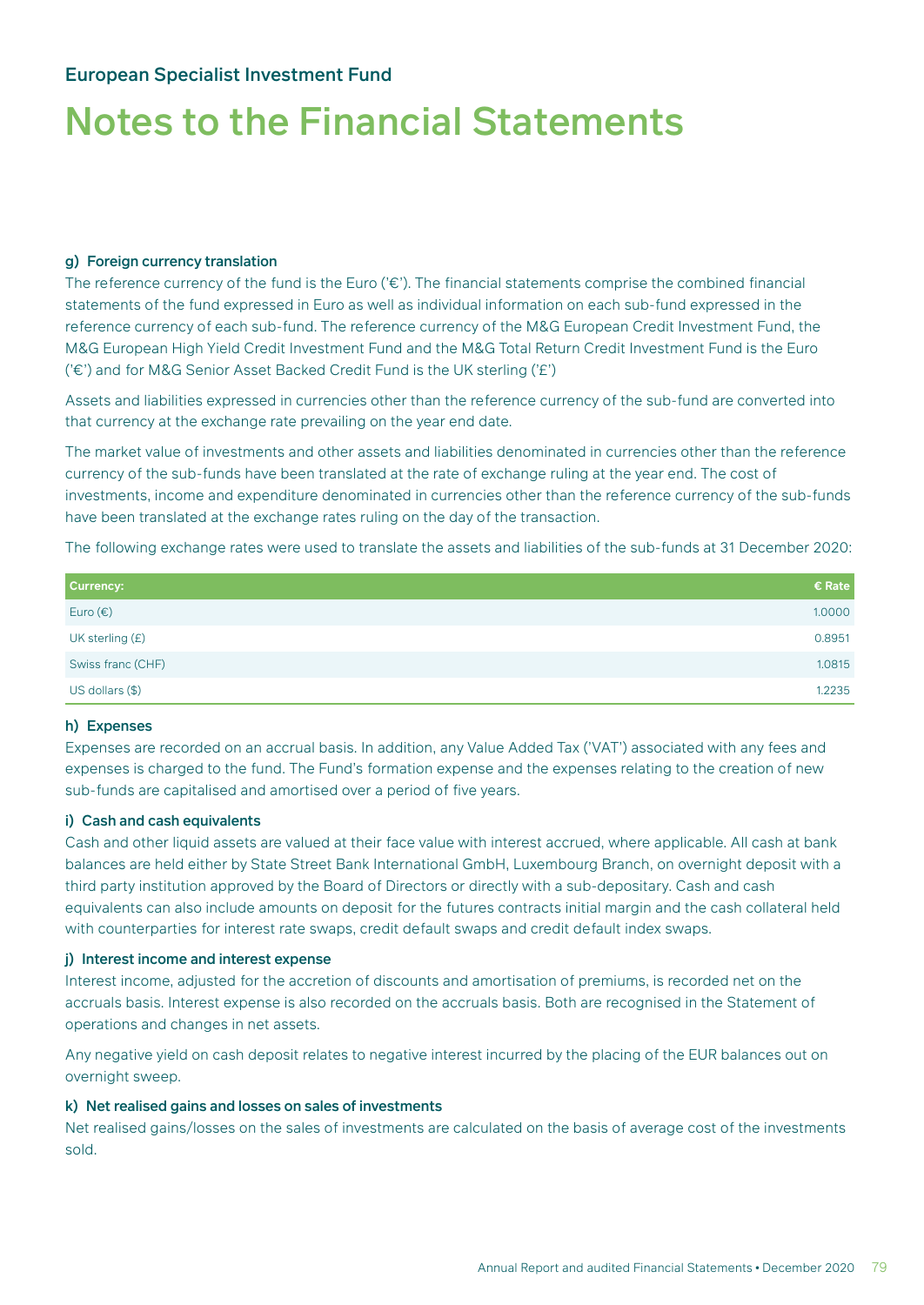## Notes to the Financial Statements

### g) Foreign currency translation

The reference currency of the fund is the Euro ('€'). The financial statements comprise the combined financial statements of the fund expressed in Euro as well as individual information on each sub-fund expressed in the reference currency of each sub-fund. The reference currency of the M&G European Credit Investment Fund, the M&G European High Yield Credit Investment Fund and the M&G Total Return Credit Investment Fund is the Euro ('€') and for M&G Senior Asset Backed Credit Fund is the UK sterling ('£')

Assets and liabilities expressed in currencies other than the reference currency of the sub-fund are converted into that currency at the exchange rate prevailing on the year end date.

The market value of investments and other assets and liabilities denominated in currencies other than the reference currency of the sub-funds have been translated at the rate of exchange ruling at the year end. The cost of investments, income and expenditure denominated in currencies other than the reference currency of the sub-funds have been translated at the exchange rates ruling on the day of the transaction.

The following exchange rates were used to translate the assets and liabilities of the sub-funds at 31 December 2020:

| Currency: | € Rate |
|---|---|
| Euro (€) | 1.0000 |
| UK sterling (£) | 0.8951 |
| Swiss franc (CHF) | 1.0815 |
| US dollars ($) | 1.2235 |

### h) Expenses

Expenses are recorded on an accrual basis. In addition, any Value Added Tax ('VAT') associated with any fees and expenses is charged to the fund. The Fund's formation expense and the expenses relating to the creation of new sub-funds are capitalised and amortised over a period of five years.

### i) Cash and cash equivalents

Cash and other liquid assets are valued at their face value with interest accrued, where applicable. All cash at bank balances are held either by State Street Bank International GmbH, Luxembourg Branch, on overnight deposit with a third party institution approved by the Board of Directors or directly with a sub-depositary. Cash and cash equivalents can also include amounts on deposit for the futures contracts initial margin and the cash collateral held with counterparties for interest rate swaps, credit default swaps and credit default index swaps.

### j) Interest income and interest expense

Interest income, adjusted for the accretion of discounts and amortisation of premiums, is recorded net on the accruals basis. Interest expense is also recorded on the accruals basis. Both are recognised in the Statement of operations and changes in net assets.

Any negative yield on cash deposit relates to negative interest incurred by the placing of the EUR balances out on overnight sweep.

### k) Net realised gains and losses on sales of investments

Net realised gains/losses on the sales of investments are calculated on the basis of average cost of the investments sold.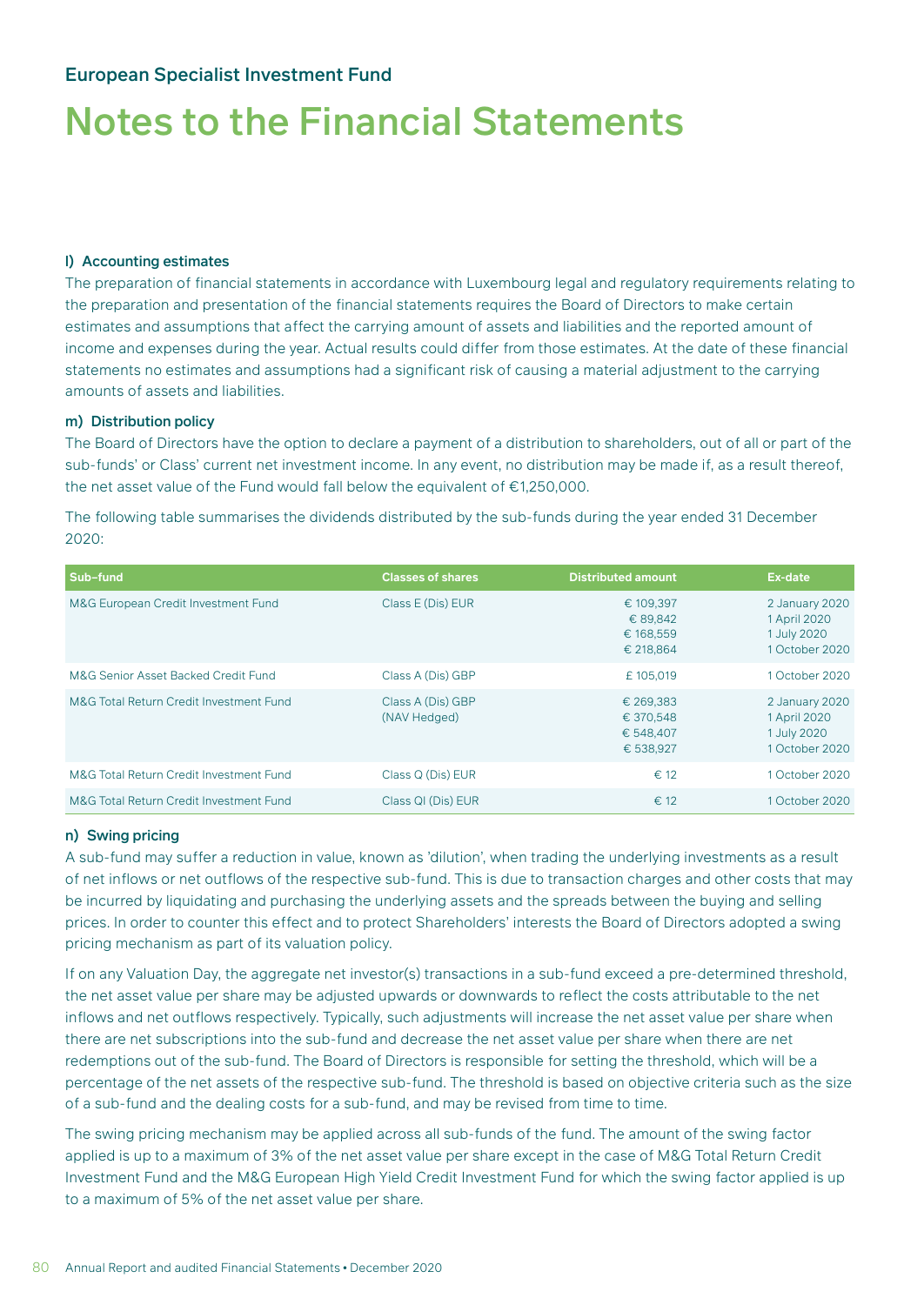European Specialist Investment Fund

# Notes to the Financial Statements

### l) Accounting estimates

The preparation of financial statements in accordance with Luxembourg legal and regulatory requirements relating to the preparation and presentation of the financial statements requires the Board of Directors to make certain estimates and assumptions that affect the carrying amount of assets and liabilities and the reported amount of income and expenses during the year. Actual results could differ from those estimates. At the date of these financial statements no estimates and assumptions had a significant risk of causing a material adjustment to the carrying amounts of assets and liabilities.

### m) Distribution policy

The Board of Directors have the option to declare a payment of a distribution to shareholders, out of all or part of the sub-funds' or Class' current net investment income. In any event, no distribution may be made if, as a result thereof, the net asset value of the Fund would fall below the equivalent of €1,250,000.

The following table summarises the dividends distributed by the sub-funds during the year ended 31 December 2020:

| Sub-fund | Classes of shares | Distributed amount | Ex-date |
|---|---|---|---|
| M&G European Credit Investment Fund | Class E (Dis) EUR | € 109,397<br>€ 89,842<br>€ 168,559<br>€ 218,864 | 2 January 2020<br>1 April 2020<br>1 July 2020<br>1 October 2020 |
| M&G Senior Asset Backed Credit Fund | Class A (Dis) GBP | £ 105,019 | 1 October 2020 |
| M&G Total Return Credit Investment Fund | Class A (Dis) GBP (NAV Hedged) | € 269,383<br>€ 370,548<br>€ 548,407<br>€ 538,927 | 2 January 2020<br>1 April 2020<br>1 July 2020<br>1 October 2020 |
| M&G Total Return Credit Investment Fund | Class Q (Dis) EUR | € 12 | 1 October 2020 |
| M&G Total Return Credit Investment Fund | Class QI (Dis) EUR | € 12 | 1 October 2020 |

### n) Swing pricing

A sub-fund may suffer a reduction in value, known as 'dilution', when trading the underlying investments as a result of net inflows or net outflows of the respective sub-fund. This is due to transaction charges and other costs that may be incurred by liquidating and purchasing the underlying assets and the spreads between the buying and selling prices. In order to counter this effect and to protect Shareholders' interests the Board of Directors adopted a swing pricing mechanism as part of its valuation policy.

If on any Valuation Day, the aggregate net investor(s) transactions in a sub-fund exceed a pre-determined threshold, the net asset value per share may be adjusted upwards or downwards to reflect the costs attributable to the net inflows and net outflows respectively. Typically, such adjustments will increase the net asset value per share when there are net subscriptions into the sub-fund and decrease the net asset value per share when there are net redemptions out of the sub-fund. The Board of Directors is responsible for setting the threshold, which will be a percentage of the net assets of the respective sub-fund. The threshold is based on objective criteria such as the size of a sub-fund and the dealing costs for a sub-fund, and may be revised from time to time.

The swing pricing mechanism may be applied across all sub-funds of the fund. The amount of the swing factor applied is up to a maximum of 3% of the net asset value per share except in the case of M&G Total Return Credit Investment Fund and the M&G European High Yield Credit Investment Fund for which the swing factor applied is up to a maximum of 5% of the net asset value per share.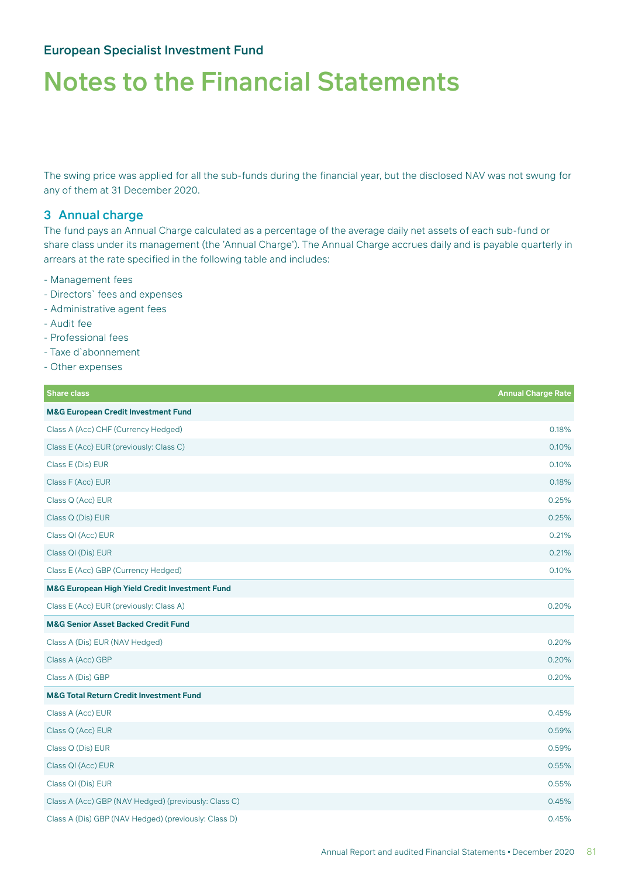# Notes to the Financial Statements

The swing price was applied for all the sub-funds during the financial year, but the disclosed NAV was not swung for any of them at 31 December 2020.

## 3 Annual charge

The fund pays an Annual Charge calculated as a percentage of the average daily net assets of each sub-fund or share class under its management (the 'Annual Charge'). The Annual Charge accrues daily and is payable quarterly in arrears at the rate specified in the following table and includes:

- Management fees
- Directors` fees and expenses
- Administrative agent fees
- Audit fee
- Professional fees
- Taxe d`abonnement
- Other expenses

| Share class | Annual Charge Rate |
|---|---|
| **M&G European Credit Investment Fund** | |
| Class A (Acc) CHF (Currency Hedged) | 0.18% |
| Class E (Acc) EUR (previously: Class C) | 0.10% |
| Class E (Dis) EUR | 0.10% |
| Class F (Acc) EUR | 0.18% |
| Class Q (Acc) EUR | 0.25% |
| Class Q (Dis) EUR | 0.25% |
| Class QI (Acc) EUR | 0.21% |
| Class QI (Dis) EUR | 0.21% |
| Class E (Acc) GBP (Currency Hedged) | 0.10% |
| **M&G European High Yield Credit Investment Fund** | |
| Class E (Acc) EUR (previously: Class A) | 0.20% |
| **M&G Senior Asset Backed Credit Fund** | |
| Class A (Dis) EUR (NAV Hedged) | 0.20% |
| Class A (Acc) GBP | 0.20% |
| Class A (Dis) GBP | 0.20% |
| **M&G Total Return Credit Investment Fund** | |
| Class A (Acc) EUR | 0.45% |
| Class Q (Acc) EUR | 0.59% |
| Class Q (Dis) EUR | 0.59% |
| Class QI (Acc) EUR | 0.55% |
| Class QI (Dis) EUR | 0.55% |
| Class A (Acc) GBP (NAV Hedged) (previously: Class C) | 0.45% |
| Class A (Dis) GBP (NAV Hedged) (previously: Class D) | 0.45% |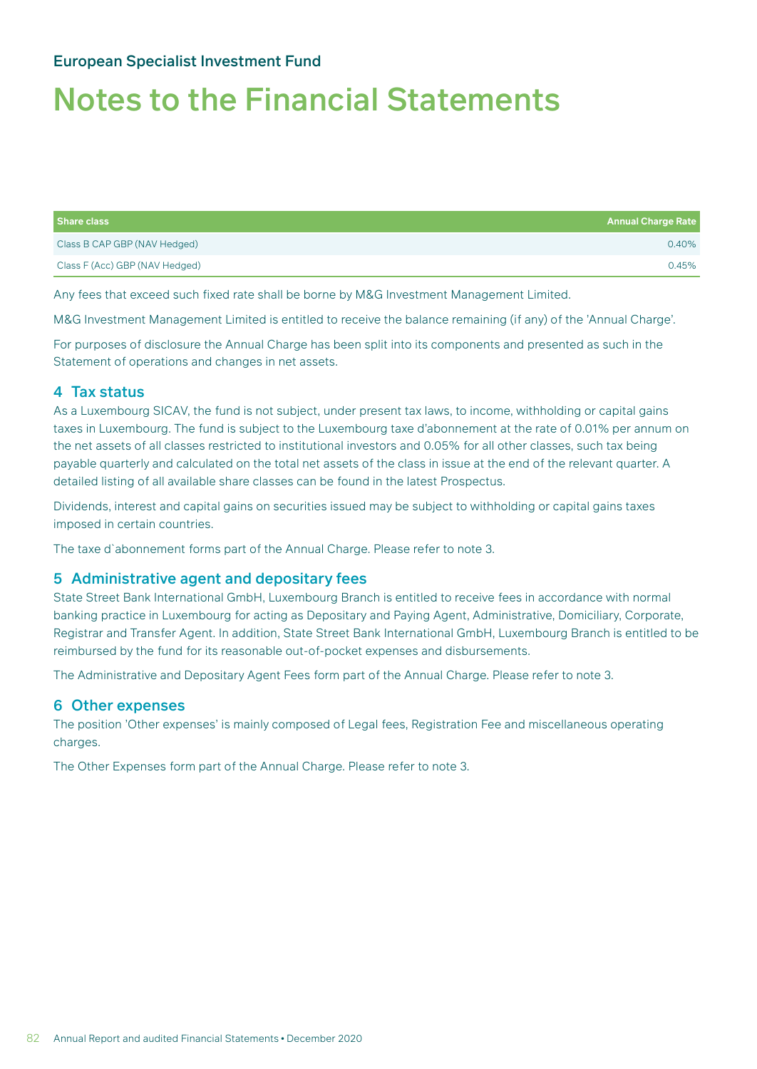# Notes to the Financial Statements

| Share class | Annual Charge Rate |
| --- | --- |
| Class B CAP GBP (NAV Hedged) | 0.40% |
| Class F (Acc) GBP (NAV Hedged) | 0.45% |

Any fees that exceed such fixed rate shall be borne by M&G Investment Management Limited.

M&G Investment Management Limited is entitled to receive the balance remaining (if any) of the 'Annual Charge'.

For purposes of disclosure the Annual Charge has been split into its components and presented as such in the Statement of operations and changes in net assets.

## 4 Tax status

As a Luxembourg SICAV, the fund is not subject, under present tax laws, to income, withholding or capital gains taxes in Luxembourg. The fund is subject to the Luxembourg taxe d'abonnement at the rate of 0.01% per annum on the net assets of all classes restricted to institutional investors and 0.05% for all other classes, such tax being payable quarterly and calculated on the total net assets of the class in issue at the end of the relevant quarter. A detailed listing of all available share classes can be found in the latest Prospectus.

Dividends, interest and capital gains on securities issued may be subject to withholding or capital gains taxes imposed in certain countries.

The taxe d`abonnement forms part of the Annual Charge. Please refer to note 3.

## 5 Administrative agent and depositary fees

State Street Bank International GmbH, Luxembourg Branch is entitled to receive fees in accordance with normal banking practice in Luxembourg for acting as Depositary and Paying Agent, Administrative, Domiciliary, Corporate, Registrar and Transfer Agent. In addition, State Street Bank International GmbH, Luxembourg Branch is entitled to be reimbursed by the fund for its reasonable out-of-pocket expenses and disbursements.

The Administrative and Depositary Agent Fees form part of the Annual Charge. Please refer to note 3.

## 6 Other expenses

The position 'Other expenses' is mainly composed of Legal fees, Registration Fee and miscellaneous operating charges.

The Other Expenses form part of the Annual Charge. Please refer to note 3.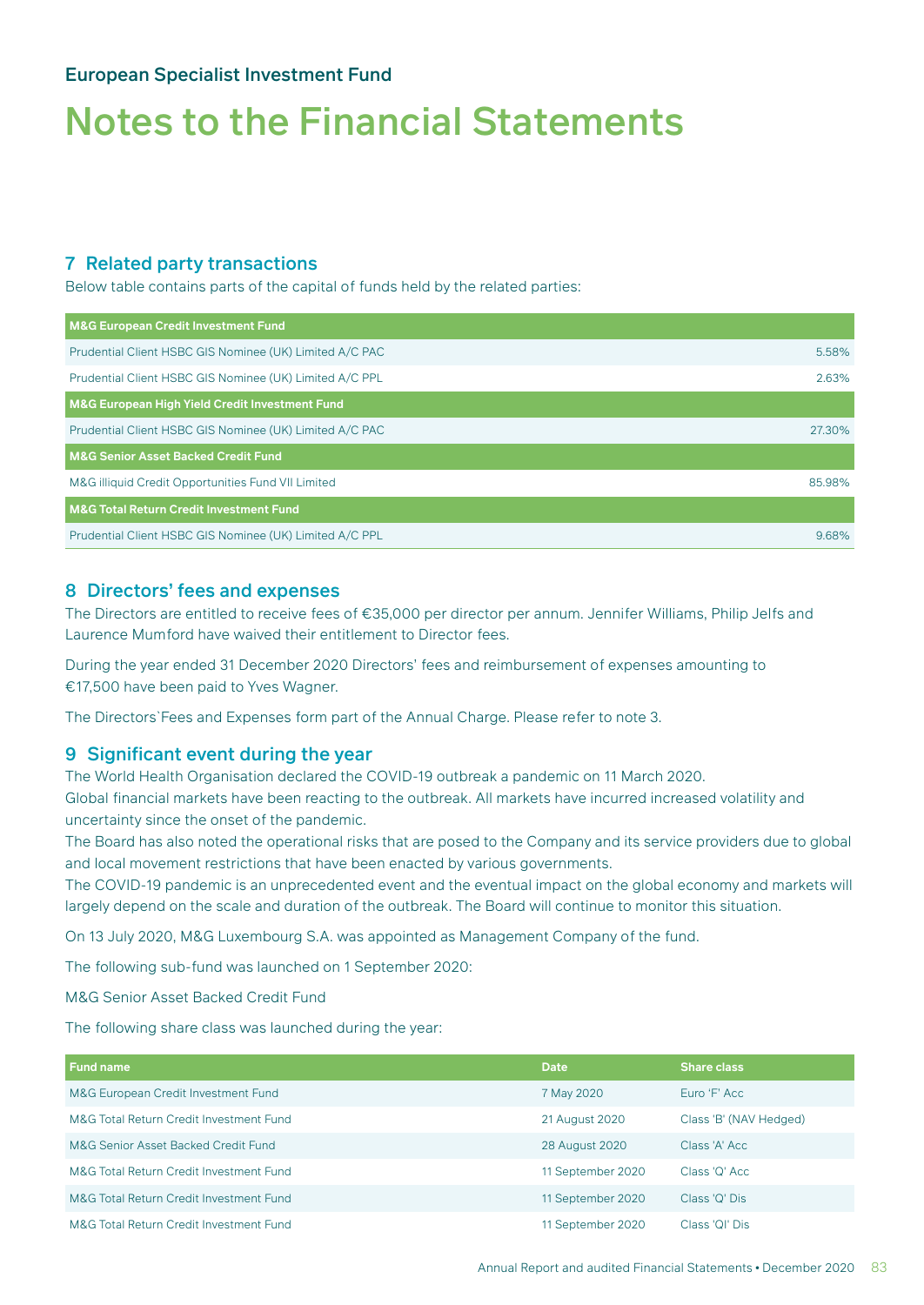European Specialist Investment Fund

# Notes to the Financial Statements

## 7 Related party transactions

Below table contains parts of the capital of funds held by the related parties:

| M&G European Credit Investment Fund | |
|---|---|
| Prudential Client HSBC GIS Nominee (UK) Limited A/C PAC | 5.58% |
| Prudential Client HSBC GIS Nominee (UK) Limited A/C PPL | 2.63% |
| **M&G European High Yield Credit Investment Fund** | |
| Prudential Client HSBC GIS Nominee (UK) Limited A/C PAC | 27.30% |
| **M&G Senior Asset Backed Credit Fund** | |
| M&G illiquid Credit Opportunities Fund VII Limited | 85.98% |
| **M&G Total Return Credit Investment Fund** | |
| Prudential Client HSBC GIS Nominee (UK) Limited A/C PPL | 9.68% |

## 8 Directors' fees and expenses

The Directors are entitled to receive fees of €35,000 per director per annum. Jennifer Williams, Philip Jelfs and Laurence Mumford have waived their entitlement to Director fees.

During the year ended 31 December 2020 Directors' fees and reimbursement of expenses amounting to €17,500 have been paid to Yves Wagner.

The Directors`Fees and Expenses form part of the Annual Charge. Please refer to note 3.

## 9 Significant event during the year

The World Health Organisation declared the COVID-19 outbreak a pandemic on 11 March 2020.
Global financial markets have been reacting to the outbreak. All markets have incurred increased volatility and uncertainty since the onset of the pandemic.
The Board has also noted the operational risks that are posed to the Company and its service providers due to global and local movement restrictions that have been enacted by various governments.
The COVID-19 pandemic is an unprecedented event and the eventual impact on the global economy and markets will largely depend on the scale and duration of the outbreak. The Board will continue to monitor this situation.

On 13 July 2020, M&G Luxembourg S.A. was appointed as Management Company of the fund.

The following sub-fund was launched on 1 September 2020:

M&G Senior Asset Backed Credit Fund

The following share class was launched during the year:

| Fund name | Date | Share class |
|---|---|---|
| M&G European Credit Investment Fund | 7 May 2020 | Euro 'F' Acc |
| M&G Total Return Credit Investment Fund | 21 August 2020 | Class 'B' (NAV Hedged) |
| M&G Senior Asset Backed Credit Fund | 28 August 2020 | Class 'A' Acc |
| M&G Total Return Credit Investment Fund | 11 September 2020 | Class 'Q' Acc |
| M&G Total Return Credit Investment Fund | 11 September 2020 | Class 'Q' Dis |
| M&G Total Return Credit Investment Fund | 11 September 2020 | Class 'QI' Dis |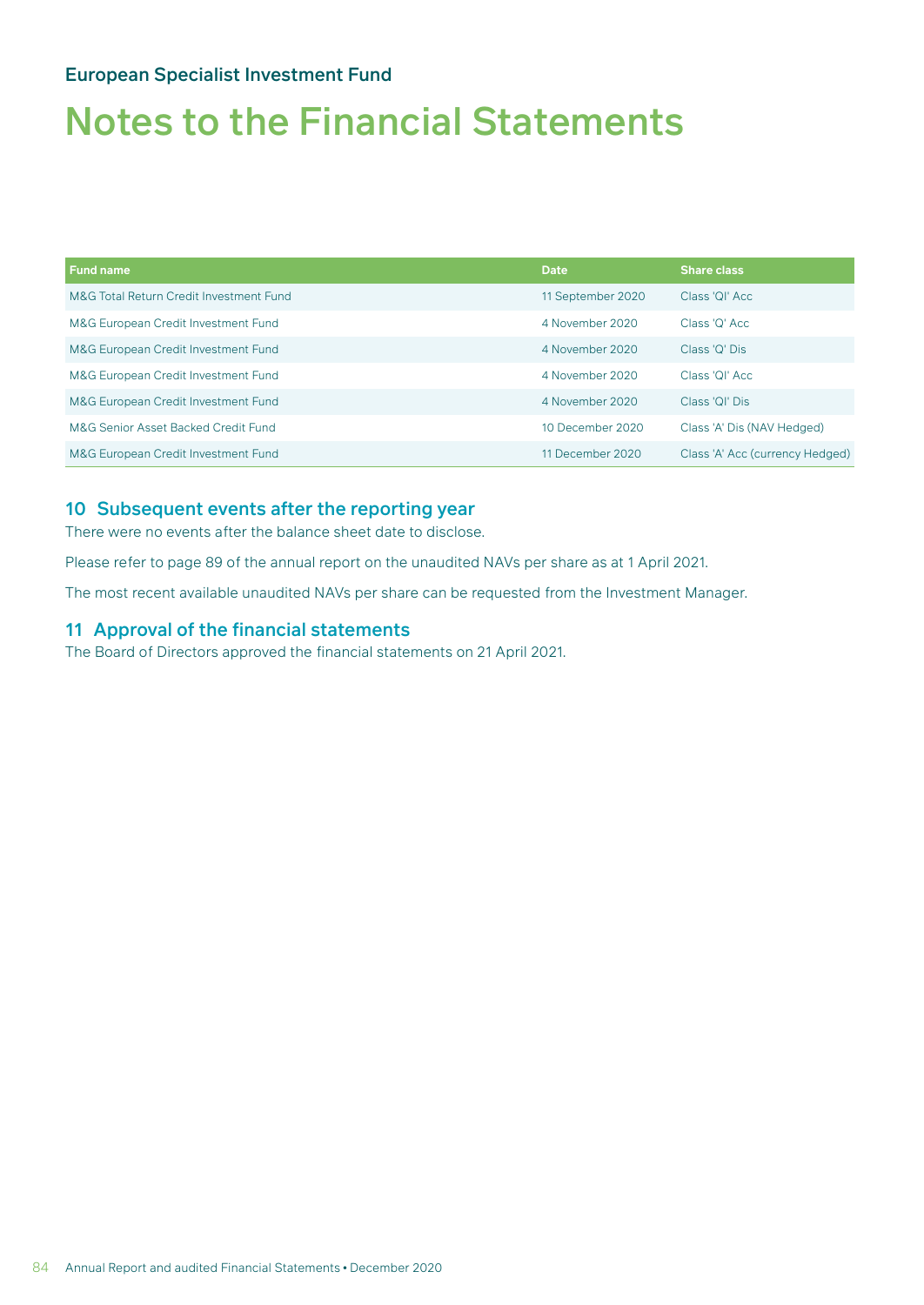European Specialist Investment Fund

# Notes to the Financial Statements

| Fund name | Date | Share class |
|---|---|---|
| M&G Total Return Credit Investment Fund | 11 September 2020 | Class 'QI' Acc |
| M&G European Credit Investment Fund | 4 November 2020 | Class 'Q' Acc |
| M&G European Credit Investment Fund | 4 November 2020 | Class 'Q' Dis |
| M&G European Credit Investment Fund | 4 November 2020 | Class 'QI' Acc |
| M&G European Credit Investment Fund | 4 November 2020 | Class 'QI' Dis |
| M&G Senior Asset Backed Credit Fund | 10 December 2020 | Class 'A' Dis (NAV Hedged) |
| M&G European Credit Investment Fund | 11 December 2020 | Class 'A' Acc (currency Hedged) |

## 10 Subsequent events after the reporting year

There were no events after the balance sheet date to disclose.

Please refer to page 89 of the annual report on the unaudited NAVs per share as at 1 April 2021.

The most recent available unaudited NAVs per share can be requested from the Investment Manager.

## 11 Approval of the financial statements

The Board of Directors approved the financial statements on 21 April 2021.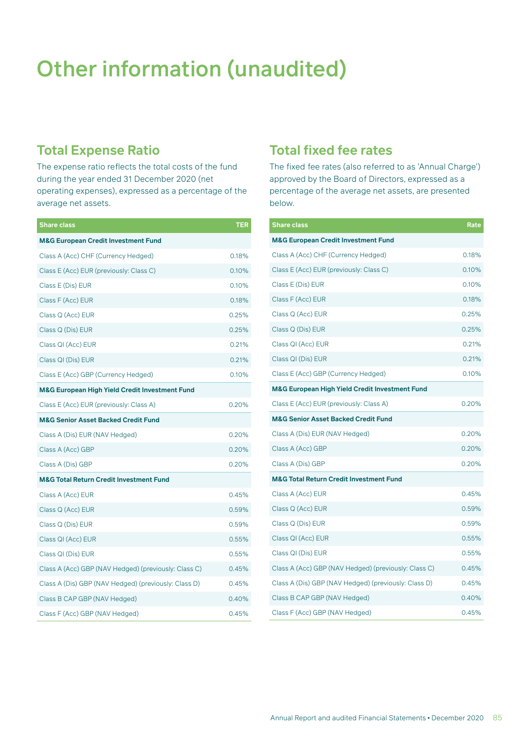# Other information (unaudited)

## Total Expense Ratio

The expense ratio reflects the total costs of the fund during the year ended 31 December 2020 (net operating expenses), expressed as a percentage of the average net assets.

| Share class | TER |
|---|---|
| **M&G European Credit Investment Fund** | |
| Class A (Acc) CHF (Currency Hedged) | 0.18% |
| Class E (Acc) EUR (previously: Class C) | 0.10% |
| Class E (Dis) EUR | 0.10% |
| Class F (Acc) EUR | 0.18% |
| Class Q (Acc) EUR | 0.25% |
| Class Q (Dis) EUR | 0.25% |
| Class QI (Acc) EUR | 0.21% |
| Class QI (Dis) EUR | 0.21% |
| Class E (Acc) GBP (Currency Hedged) | 0.10% |
| **M&G European High Yield Credit Investment Fund** | |
| Class E (Acc) EUR (previously: Class A) | 0.20% |
| **M&G Senior Asset Backed Credit Fund** | |
| Class A (Dis) EUR (NAV Hedged) | 0.20% |
| Class A (Acc) GBP | 0.20% |
| Class A (Dis) GBP | 0.20% |
| **M&G Total Return Credit Investment Fund** | |
| Class A (Acc) EUR | 0.45% |
| Class Q (Acc) EUR | 0.59% |
| Class Q (Dis) EUR | 0.59% |
| Class QI (Acc) EUR | 0.55% |
| Class QI (Dis) EUR | 0.55% |
| Class A (Acc) GBP (NAV Hedged) (previously: Class C) | 0.45% |
| Class A (Dis) GBP (NAV Hedged) (previously: Class D) | 0.45% |
| Class B CAP GBP (NAV Hedged) | 0.40% |
| Class F (Acc) GBP (NAV Hedged) | 0.45% |

## Total fixed fee rates

The fixed fee rates (also referred to as 'Annual Charge') approved by the Board of Directors, expressed as a percentage of the average net assets, are presented below.

| Share class | Rate |
|---|---|
| **M&G European Credit Investment Fund** | |
| Class A (Acc) CHF (Currency Hedged) | 0.18% |
| Class E (Acc) EUR (previously: Class C) | 0.10% |
| Class E (Dis) EUR | 0.10% |
| Class F (Acc) EUR | 0.18% |
| Class Q (Acc) EUR | 0.25% |
| Class Q (Dis) EUR | 0.25% |
| Class QI (Acc) EUR | 0.21% |
| Class QI (Dis) EUR | 0.21% |
| Class E (Acc) GBP (Currency Hedged) | 0.10% |
| **M&G European High Yield Credit Investment Fund** | |
| Class E (Acc) EUR (previously: Class A) | 0.20% |
| **M&G Senior Asset Backed Credit Fund** | |
| Class A (Dis) EUR (NAV Hedged) | 0.20% |
| Class A (Acc) GBP | 0.20% |
| Class A (Dis) GBP | 0.20% |
| **M&G Total Return Credit Investment Fund** | |
| Class A (Acc) EUR | 0.45% |
| Class Q (Acc) EUR | 0.59% |
| Class Q (Dis) EUR | 0.59% |
| Class QI (Acc) EUR | 0.55% |
| Class QI (Dis) EUR | 0.55% |
| Class A (Acc) GBP (NAV Hedged) (previously: Class C) | 0.45% |
| Class A (Dis) GBP (NAV Hedged) (previously: Class D) | 0.45% |
| Class B CAP GBP (NAV Hedged) | 0.40% |
| Class F (Acc) GBP (NAV Hedged) | 0.45% |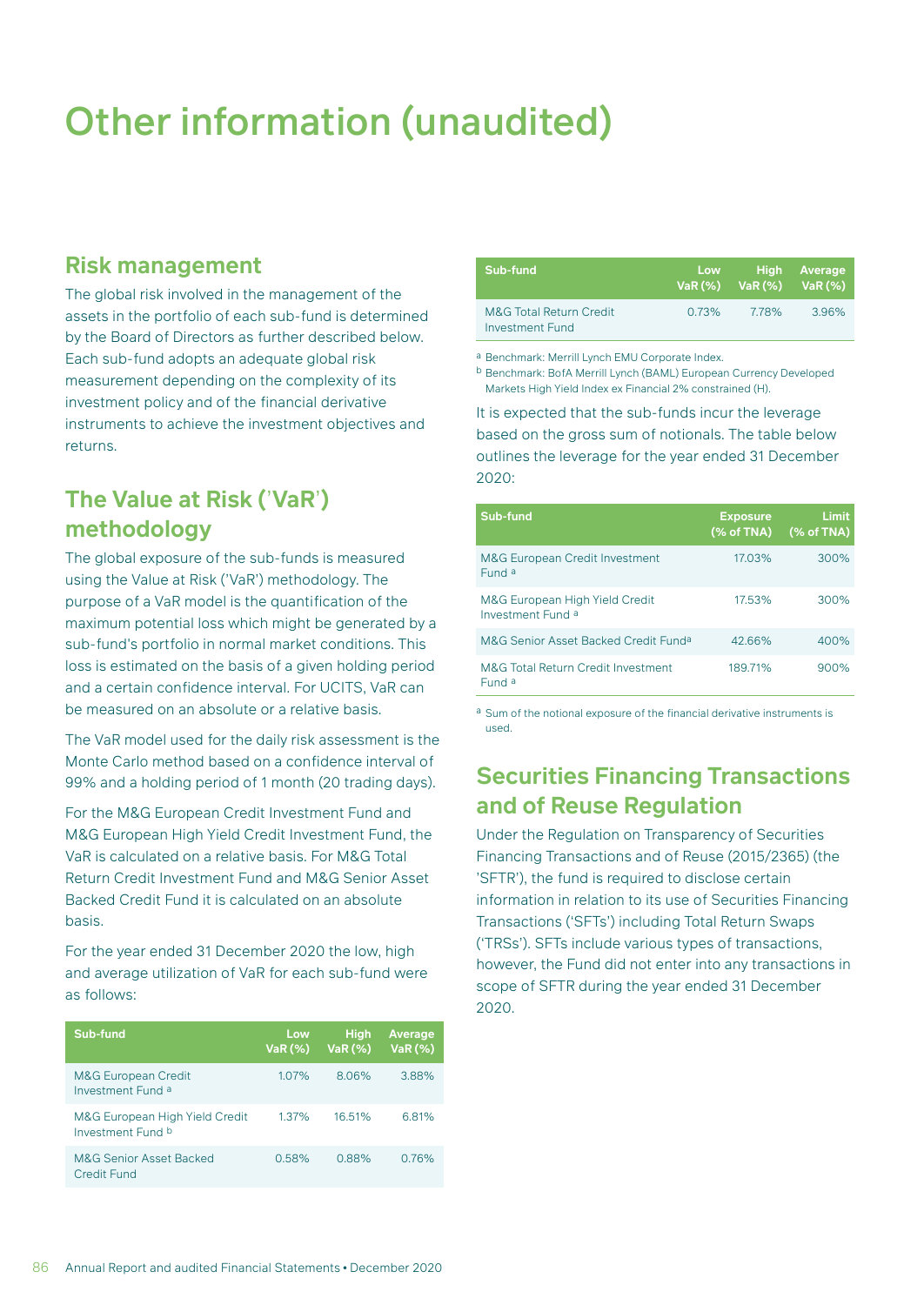# Other information (unaudited)

## Risk management

The global risk involved in the management of the assets in the portfolio of each sub-fund is determined by the Board of Directors as further described below. Each sub-fund adopts an adequate global risk measurement depending on the complexity of its investment policy and of the financial derivative instruments to achieve the investment objectives and returns.

## The Value at Risk ('VaR') methodology

The global exposure of the sub-funds is measured using the Value at Risk ('VaR') methodology. The purpose of a VaR model is the quantification of the maximum potential loss which might be generated by a sub-fund's portfolio in normal market conditions. This loss is estimated on the basis of a given holding period and a certain confidence interval. For UCITS, VaR can be measured on an absolute or a relative basis.

The VaR model used for the daily risk assessment is the Monte Carlo method based on a confidence interval of 99% and a holding period of 1 month (20 trading days).

For the M&G European Credit Investment Fund and M&G European High Yield Credit Investment Fund, the VaR is calculated on a relative basis. For M&G Total Return Credit Investment Fund and M&G Senior Asset Backed Credit Fund it is calculated on an absolute basis.

For the year ended 31 December 2020 the low, high and average utilization of VaR for each sub-fund were as follows:

| Sub-fund | Low VaR (%) | High VaR (%) | Average VaR (%) |
|---|---|---|---|
| M&G European Credit Investment Fund [a] | 1.07% | 8.06% | 3.88% |
| M&G European High Yield Credit Investment Fund [b] | 1.37% | 16.51% | 6.81% |
| M&G Senior Asset Backed Credit Fund | 0.58% | 0.88% | 0.76% |
| M&G Total Return Credit Investment Fund | 0.73% | 7.78% | 3.96% |

[a] Benchmark: Merrill Lynch EMU Corporate Index.

[b] Benchmark: BofA Merrill Lynch (BAML) European Currency Developed Markets High Yield Index ex Financial 2% constrained (H).

It is expected that the sub-funds incur the leverage based on the gross sum of notionals. The table below outlines the leverage for the year ended 31 December 2020:

| Sub-fund | Exposure (% of TNA) | Limit (% of TNA) |
|---|---|---|
| M&G European Credit Investment Fund [a] | 17.03% | 300% |
| M&G European High Yield Credit Investment Fund [a] | 17.53% | 300% |
| M&G Senior Asset Backed Credit Fund[a] | 42.66% | 400% |
| M&G Total Return Credit Investment Fund [a] | 189.71% | 900% |

[a] Sum of the notional exposure of the financial derivative instruments is used.

## Securities Financing Transactions and of Reuse Regulation

Under the Regulation on Transparency of Securities Financing Transactions and of Reuse (2015/2365) (the 'SFTR'), the fund is required to disclose certain information in relation to its use of Securities Financing Transactions ('SFTs') including Total Return Swaps ('TRSs'). SFTs include various types of transactions, however, the Fund did not enter into any transactions in scope of SFTR during the year ended 31 December 2020.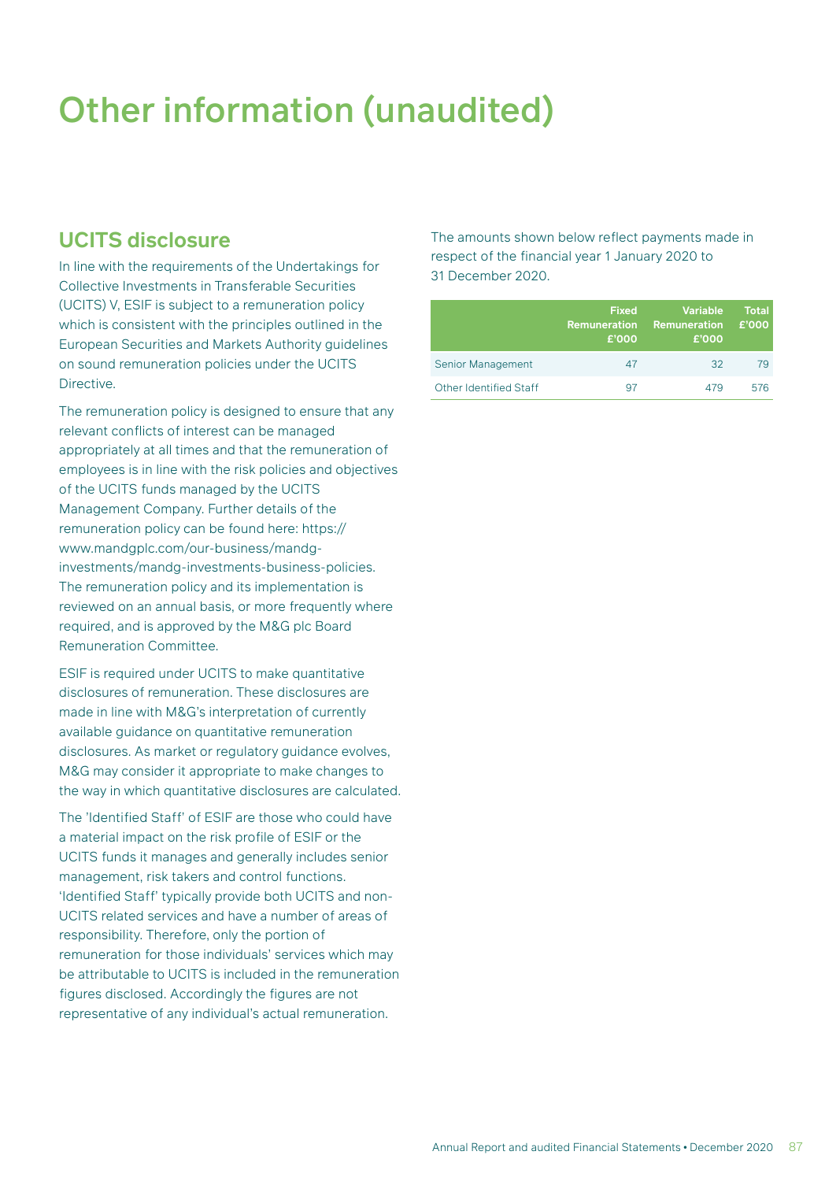# Other information (unaudited)

## UCITS disclosure

In line with the requirements of the Undertakings for Collective Investments in Transferable Securities (UCITS) V, ESIF is subject to a remuneration policy which is consistent with the principles outlined in the European Securities and Markets Authority guidelines on sound remuneration policies under the UCITS Directive.

The remuneration policy is designed to ensure that any relevant conflicts of interest can be managed appropriately at all times and that the remuneration of employees is in line with the risk policies and objectives of the UCITS funds managed by the UCITS Management Company. Further details of the remuneration policy can be found here: https://www.mandgplc.com/our-business/mandg-investments/mandg-investments-business-policies. The remuneration policy and its implementation is reviewed on an annual basis, or more frequently where required, and is approved by the M&G plc Board Remuneration Committee.

ESIF is required under UCITS to make quantitative disclosures of remuneration. These disclosures are made in line with M&G's interpretation of currently available guidance on quantitative remuneration disclosures. As market or regulatory guidance evolves, M&G may consider it appropriate to make changes to the way in which quantitative disclosures are calculated.

The 'Identified Staff' of ESIF are those who could have a material impact on the risk profile of ESIF or the UCITS funds it manages and generally includes senior management, risk takers and control functions. 'Identified Staff' typically provide both UCITS and non-UCITS related services and have a number of areas of responsibility. Therefore, only the portion of remuneration for those individuals' services which may be attributable to UCITS is included in the remuneration figures disclosed. Accordingly the figures are not representative of any individual's actual remuneration.

The amounts shown below reflect payments made in respect of the financial year 1 January 2020 to 31 December 2020.

| | Fixed Remuneration £'000 | Variable Remuneration £'000 | Total £'000 |
|---|---|---|---|
| Senior Management | 47 | 32 | 79 |
| Other Identified Staff | 97 | 479 | 576 |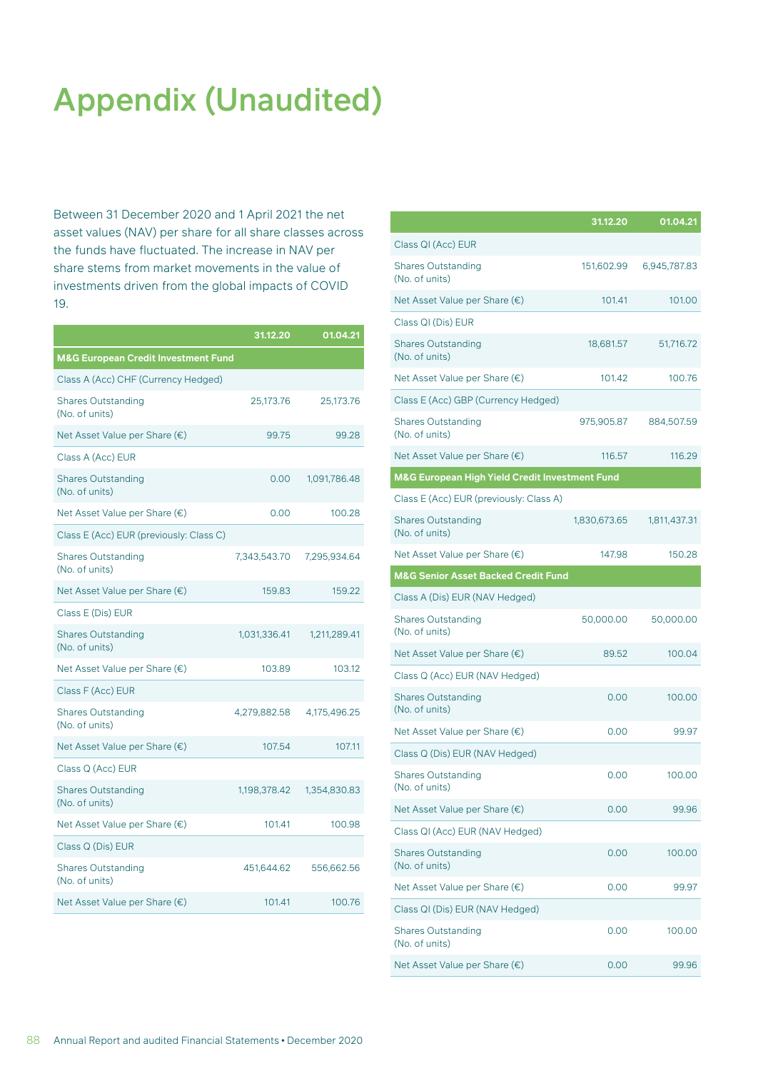# Appendix (Unaudited)

Between 31 December 2020 and 1 April 2021 the net asset values (NAV) per share for all share classes across the funds have fluctuated. The increase in NAV per share stems from market movements in the value of investments driven from the global impacts of COVID 19.

| | 31.12.20 | 01.04.21 |
|---|---|---|
| **M&G European Credit Investment Fund** | | |
| Class A (Acc) CHF (Currency Hedged) | | |
| Shares Outstanding (No. of units) | 25,173.76 | 25,173.76 |
| Net Asset Value per Share (€) | 99.75 | 99.28 |
| Class A (Acc) EUR | | |
| Shares Outstanding (No. of units) | 0.00 | 1,091,786.48 |
| Net Asset Value per Share (€) | 0.00 | 100.28 |
| Class E (Acc) EUR (previously: Class C) | | |
| Shares Outstanding (No. of units) | 7,343,543.70 | 7,295,934.64 |
| Net Asset Value per Share (€) | 159.83 | 159.22 |
| Class E (Dis) EUR | | |
| Shares Outstanding (No. of units) | 1,031,336.41 | 1,211,289.41 |
| Net Asset Value per Share (€) | 103.89 | 103.12 |
| Class F (Acc) EUR | | |
| Shares Outstanding (No. of units) | 4,279,882.58 | 4,175,496.25 |
| Net Asset Value per Share (€) | 107.54 | 107.11 |
| Class Q (Acc) EUR | | |
| Shares Outstanding (No. of units) | 1,198,378.42 | 1,354,830.83 |
| Net Asset Value per Share (€) | 101.41 | 100.98 |
| Class Q (Dis) EUR | | |
| Shares Outstanding (No. of units) | 451,644.62 | 556,662.56 |
| Net Asset Value per Share (€) | 101.41 | 100.76 |
| Class QI (Acc) EUR | | |
| Shares Outstanding (No. of units) | 151,602.99 | 6,945,787.83 |
| Net Asset Value per Share (€) | 101.41 | 101.00 |
| Class QI (Dis) EUR | | |
| Shares Outstanding (No. of units) | 18,681.57 | 51,716.72 |
| Net Asset Value per Share (€) | 101.42 | 100.76 |
| Class E (Acc) GBP (Currency Hedged) | | |
| Shares Outstanding (No. of units) | 975,905.87 | 884,507.59 |
| Net Asset Value per Share (€) | 116.57 | 116.29 |
| **M&G European High Yield Credit Investment Fund** | | |
| Class E (Acc) EUR (previously: Class A) | | |
| Shares Outstanding (No. of units) | 1,830,673.65 | 1,811,437.31 |
| Net Asset Value per Share (€) | 147.98 | 150.28 |
| **M&G Senior Asset Backed Credit Fund** | | |
| Class A (Dis) EUR (NAV Hedged) | | |
| Shares Outstanding (No. of units) | 50,000.00 | 50,000.00 |
| Net Asset Value per Share (€) | 89.52 | 100.04 |
| Class Q (Acc) EUR (NAV Hedged) | | |
| Shares Outstanding (No. of units) | 0.00 | 100.00 |
| Net Asset Value per Share (€) | 0.00 | 99.97 |
| Class Q (Dis) EUR (NAV Hedged) | | |
| Shares Outstanding (No. of units) | 0.00 | 100.00 |
| Net Asset Value per Share (€) | 0.00 | 99.96 |
| Class QI (Acc) EUR (NAV Hedged) | | |
| Shares Outstanding (No. of units) | 0.00 | 100.00 |
| Net Asset Value per Share (€) | 0.00 | 99.97 |
| Class QI (Dis) EUR (NAV Hedged) | | |
| Shares Outstanding (No. of units) | 0.00 | 100.00 |
| Net Asset Value per Share (€) | 0.00 | 99.96 |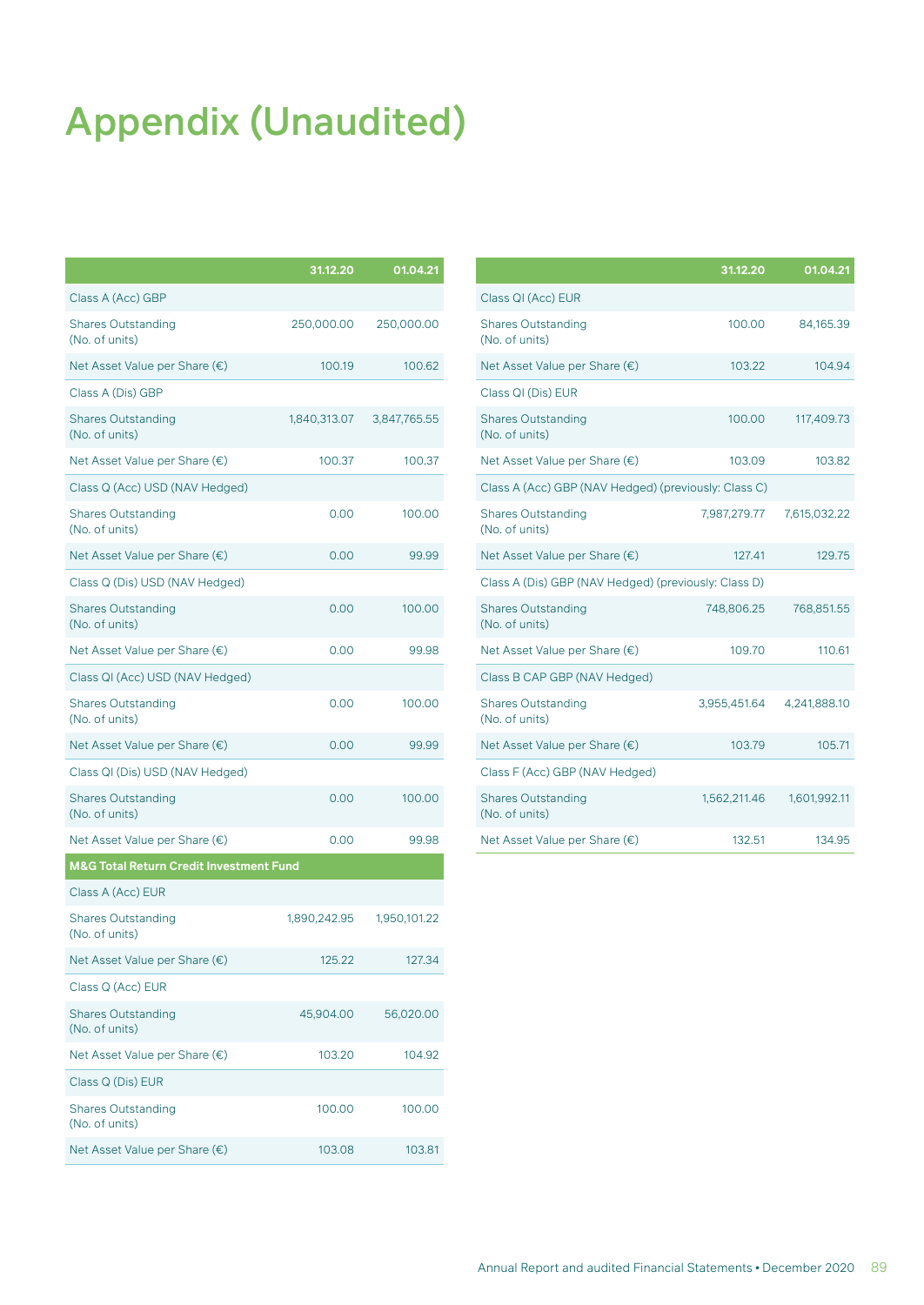# Appendix (Unaudited)

| | 31.12.20 | 01.04.21 |
|---|---|---|
| Class A (Acc) GBP | | |
| Shares Outstanding (No. of units) | 250,000.00 | 250,000.00 |
| Net Asset Value per Share (€) | 100.19 | 100.62 |
| Class A (Dis) GBP | | |
| Shares Outstanding (No. of units) | 1,840,313.07 | 3,847,765.55 |
| Net Asset Value per Share (€) | 100.37 | 100.37 |
| Class Q (Acc) USD (NAV Hedged) | | |
| Shares Outstanding (No. of units) | 0.00 | 100.00 |
| Net Asset Value per Share (€) | 0.00 | 99.99 |
| Class Q (Dis) USD (NAV Hedged) | | |
| Shares Outstanding (No. of units) | 0.00 | 100.00 |
| Net Asset Value per Share (€) | 0.00 | 99.98 |
| Class QI (Acc) USD (NAV Hedged) | | |
| Shares Outstanding (No. of units) | 0.00 | 100.00 |
| Net Asset Value per Share (€) | 0.00 | 99.99 |
| Class QI (Dis) USD (NAV Hedged) | | |
| Shares Outstanding (No. of units) | 0.00 | 100.00 |
| Net Asset Value per Share (€) | 0.00 | 99.98 |
| **M&G Total Return Credit Investment Fund** | | |
| Class A (Acc) EUR | | |
| Shares Outstanding (No. of units) | 1,890,242.95 | 1,950,101.22 |
| Net Asset Value per Share (€) | 125.22 | 127.34 |
| Class Q (Acc) EUR | | |
| Shares Outstanding (No. of units) | 45,904.00 | 56,020.00 |
| Net Asset Value per Share (€) | 103.20 | 104.92 |
| Class Q (Dis) EUR | | |
| Shares Outstanding (No. of units) | 100.00 | 100.00 |
| Net Asset Value per Share (€) | 103.08 | 103.81 |

| | 31.12.20 | 01.04.21 |
|---|---|---|
| Class QI (Acc) EUR | | |
| Shares Outstanding (No. of units) | 100.00 | 84,165.39 |
| Net Asset Value per Share (€) | 103.22 | 104.94 |
| Class QI (Dis) EUR | | |
| Shares Outstanding (No. of units) | 100.00 | 117,409.73 |
| Net Asset Value per Share (€) | 103.09 | 103.82 |
| Class A (Acc) GBP (NAV Hedged) (previously: Class C) | | |
| Shares Outstanding (No. of units) | 7,987,279.77 | 7,615,032.22 |
| Net Asset Value per Share (€) | 127.41 | 129.75 |
| Class A (Dis) GBP (NAV Hedged) (previously: Class D) | | |
| Shares Outstanding (No. of units) | 748,806.25 | 768,851.55 |
| Net Asset Value per Share (€) | 109.70 | 110.61 |
| Class B CAP GBP (NAV Hedged) | | |
| Shares Outstanding (No. of units) | 3,955,451.64 | 4,241,888.10 |
| Net Asset Value per Share (€) | 103.79 | 105.71 |
| Class F (Acc) GBP (NAV Hedged) | | |
| Shares Outstanding (No. of units) | 1,562,211.46 | 1,601,992.11 |
| Net Asset Value per Share (€) | 132.51 | 134.95 |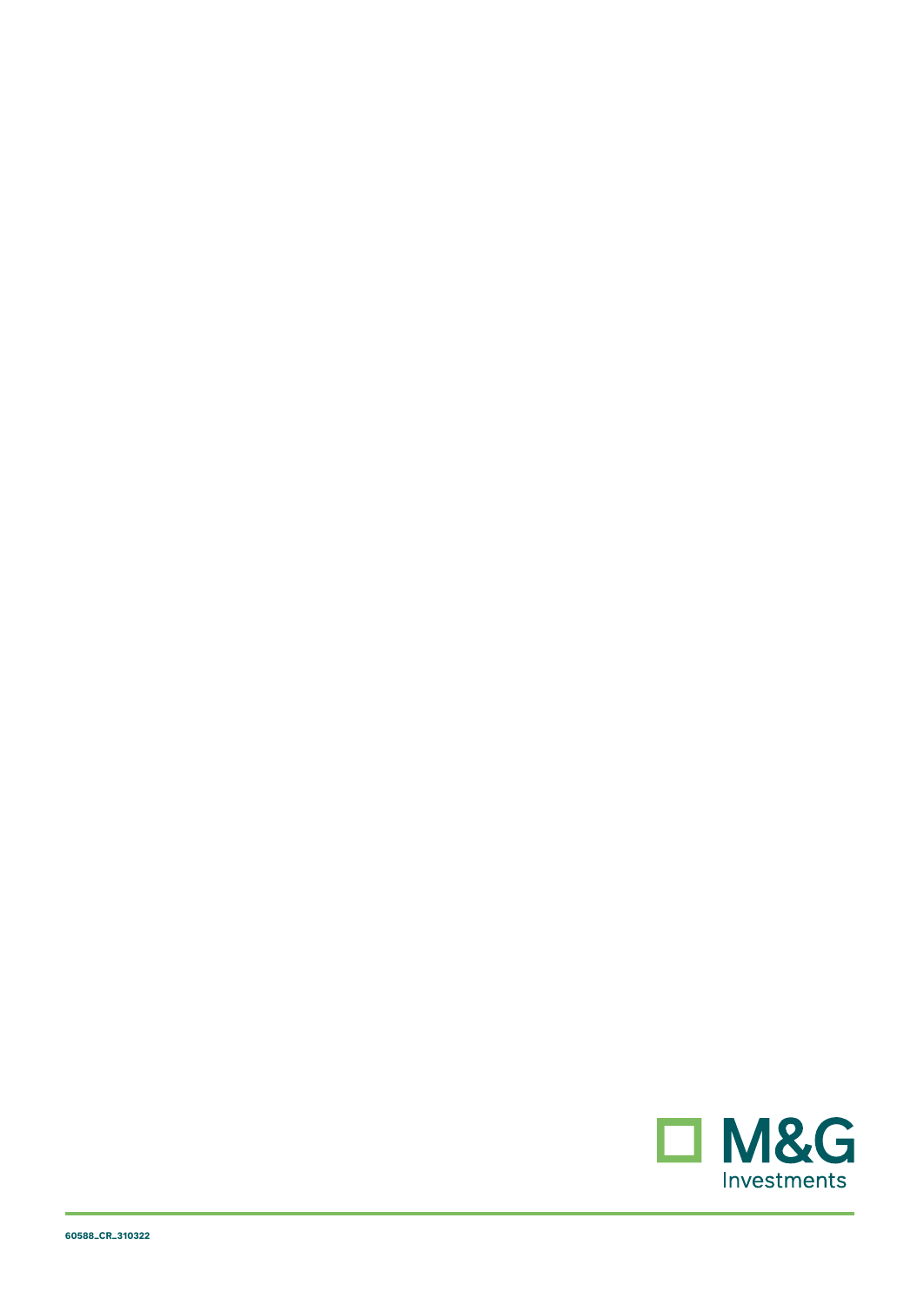M&G Investments

60588_CR_310322